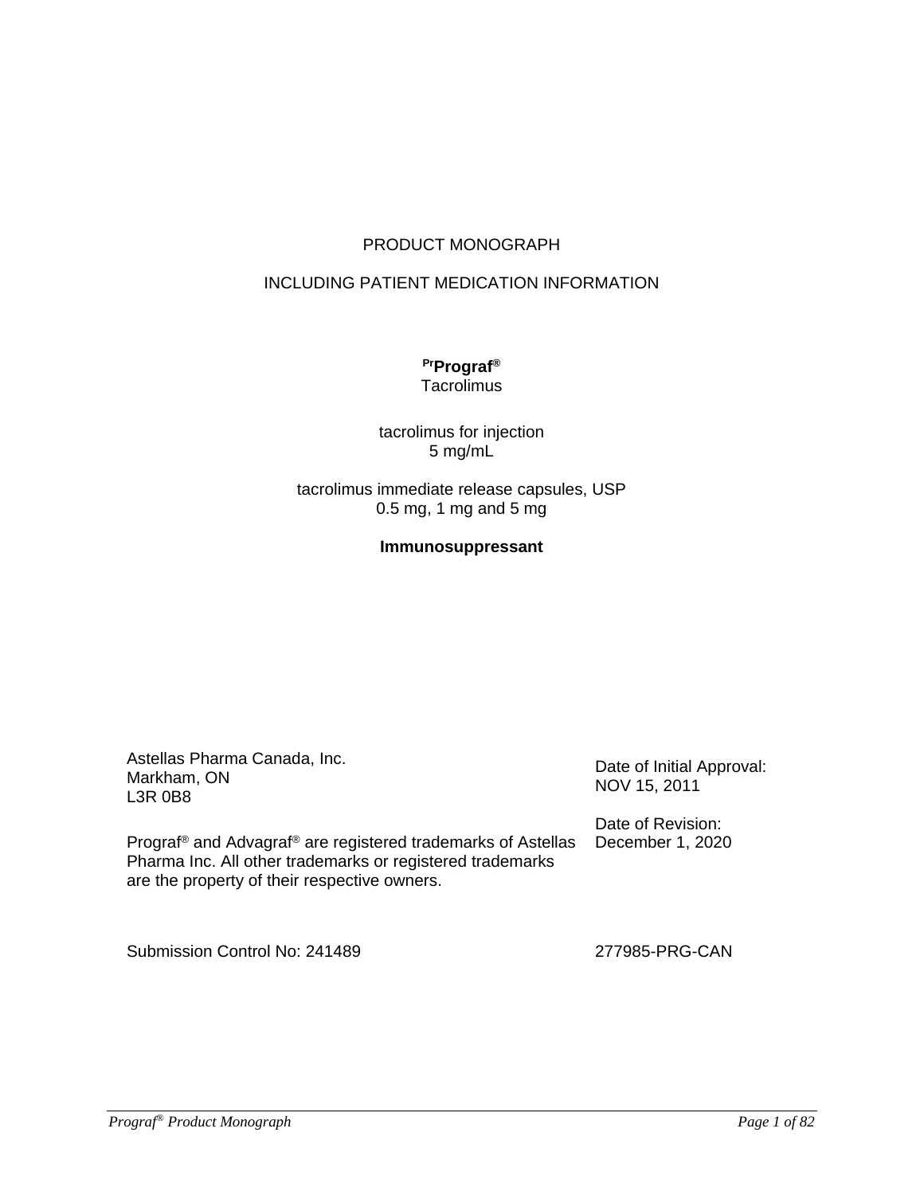PRODUCT MONOGRAPH

INCLUDING PATIENT MEDICATION INFORMATION

**[Pr]Prograf®**
Tacrolimus

tacrolimus for injection
5 mg/mL

tacrolimus immediate release capsules, USP
0.5 mg, 1 mg and 5 mg

**Immunosuppressant**

Astellas Pharma Canada, Inc.
Markham, ON
L3R 0B8

Date of Initial Approval:
NOV 15, 2011

Date of Revision:
December 1, 2020

Prograf® and Advagraf® are registered trademarks of Astellas Pharma Inc. All other trademarks or registered trademarks are the property of their respective owners.

Submission Control No: 241489

277985-PRG-CAN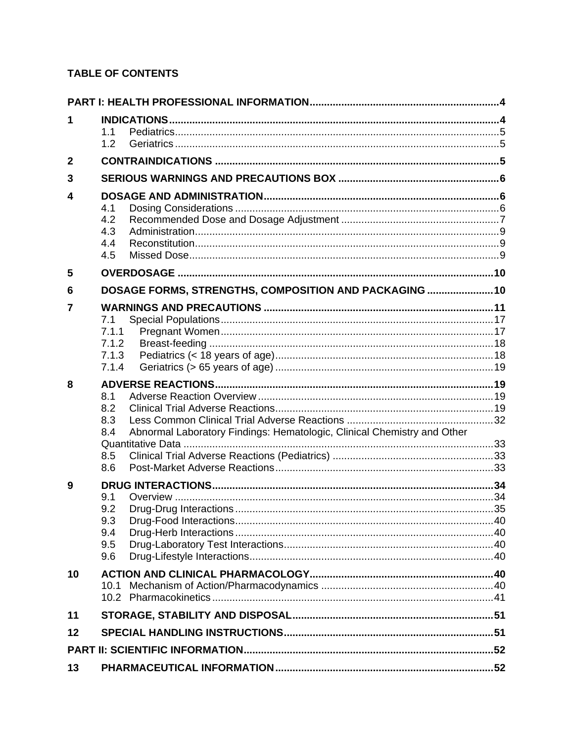## TABLE OF CONTENTS

**PART I: HEALTH PROFESSIONAL INFORMATION** .......... 4

**1 INDICATIONS** .......... 4
- 1.1 Pediatrics .......... 5
- 1.2 Geriatrics .......... 5

**2 CONTRAINDICATIONS** .......... 5

**3 SERIOUS WARNINGS AND PRECAUTIONS BOX** .......... 6

**4 DOSAGE AND ADMINISTRATION** .......... 6
- 4.1 Dosing Considerations .......... 6
- 4.2 Recommended Dose and Dosage Adjustment .......... 7
- 4.3 Administration .......... 9
- 4.4 Reconstitution .......... 9
- 4.5 Missed Dose .......... 9

**5 OVERDOSAGE** .......... 10

**6 DOSAGE FORMS, STRENGTHS, COMPOSITION AND PACKAGING** .......... 10

**7 WARNINGS AND PRECAUTIONS** .......... 11
- 7.1 Special Populations .......... 17
- 7.1.1 Pregnant Women .......... 17
- 7.1.2 Breast-feeding .......... 18
- 7.1.3 Pediatrics (< 18 years of age) .......... 18
- 7.1.4 Geriatrics (> 65 years of age) .......... 19

**8 ADVERSE REACTIONS** .......... 19
- 8.1 Adverse Reaction Overview .......... 19
- 8.2 Clinical Trial Adverse Reactions .......... 19
- 8.3 Less Common Clinical Trial Adverse Reactions .......... 32
- 8.4 Abnormal Laboratory Findings: Hematologic, Clinical Chemistry and Other Quantitative Data .......... 33
- 8.5 Clinical Trial Adverse Reactions (Pediatrics) .......... 33
- 8.6 Post-Market Adverse Reactions .......... 33

**9 DRUG INTERACTIONS** .......... 34
- 9.1 Overview .......... 34
- 9.2 Drug-Drug Interactions .......... 35
- 9.3 Drug-Food Interactions .......... 40
- 9.4 Drug-Herb Interactions .......... 40
- 9.5 Drug-Laboratory Test Interactions .......... 40
- 9.6 Drug-Lifestyle Interactions .......... 40

**10 ACTION AND CLINICAL PHARMACOLOGY** .......... 40
- 10.1 Mechanism of Action/Pharmacodynamics .......... 40
- 10.2 Pharmacokinetics .......... 41

**11 STORAGE, STABILITY AND DISPOSAL** .......... 51

**12 SPECIAL HANDLING INSTRUCTIONS** .......... 51

**PART II: SCIENTIFIC INFORMATION** .......... 52

**13 PHARMACEUTICAL INFORMATION** .......... 52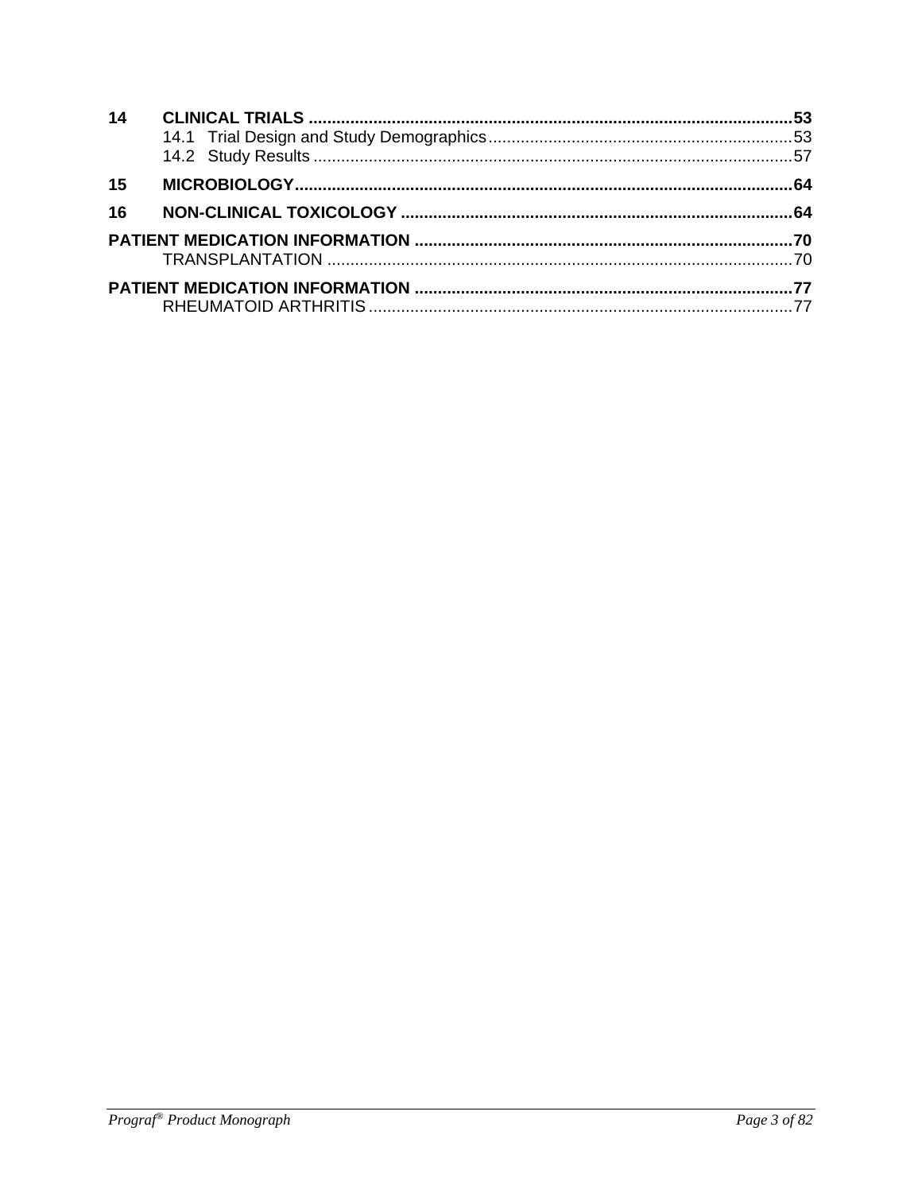**14 CLINICAL TRIALS** .......................................................................................................**53**

14.1 Trial Design and Study Demographics.................................................................53

14.2 Study Results .......................................................................................................57

**15 MICROBIOLOGY**.........................................................................................................**64**

**16 NON-CLINICAL TOXICOLOGY** ...................................................................................**64**

**PATIENT MEDICATION INFORMATION** ................................................................................**70**

TRANSPLANTATION ...................................................................................................70

**PATIENT MEDICATION INFORMATION** ................................................................................**77**

RHEUMATOID ARTHRITIS ...........................................................................................77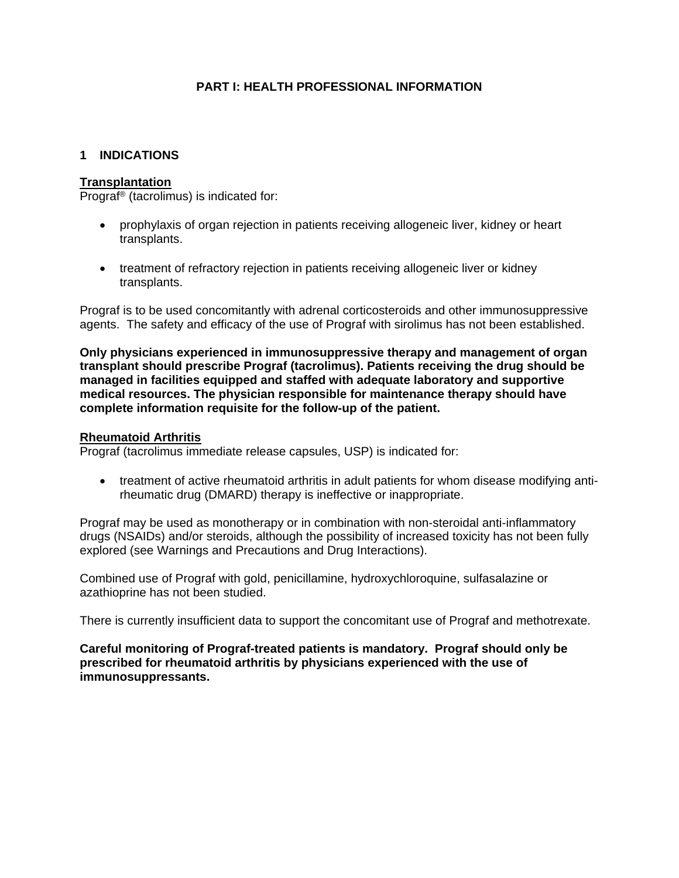## PART I: HEALTH PROFESSIONAL INFORMATION

### 1 INDICATIONS

**Transplantation**

Prograf® (tacrolimus) is indicated for:

- prophylaxis of organ rejection in patients receiving allogeneic liver, kidney or heart transplants.
- treatment of refractory rejection in patients receiving allogeneic liver or kidney transplants.

Prograf is to be used concomitantly with adrenal corticosteroids and other immunosuppressive agents. The safety and efficacy of the use of Prograf with sirolimus has not been established.

**Only physicians experienced in immunosuppressive therapy and management of organ transplant should prescribe Prograf (tacrolimus). Patients receiving the drug should be managed in facilities equipped and staffed with adequate laboratory and supportive medical resources. The physician responsible for maintenance therapy should have complete information requisite for the follow-up of the patient.**

**Rheumatoid Arthritis**

Prograf (tacrolimus immediate release capsules, USP) is indicated for:

- treatment of active rheumatoid arthritis in adult patients for whom disease modifying anti-rheumatic drug (DMARD) therapy is ineffective or inappropriate.

Prograf may be used as monotherapy or in combination with non-steroidal anti-inflammatory drugs (NSAIDs) and/or steroids, although the possibility of increased toxicity has not been fully explored (see Warnings and Precautions and Drug Interactions).

Combined use of Prograf with gold, penicillamine, hydroxychloroquine, sulfasalazine or azathioprine has not been studied.

There is currently insufficient data to support the concomitant use of Prograf and methotrexate.

**Careful monitoring of Prograf-treated patients is mandatory. Prograf should only be prescribed for rheumatoid arthritis by physicians experienced with the use of immunosuppressants.**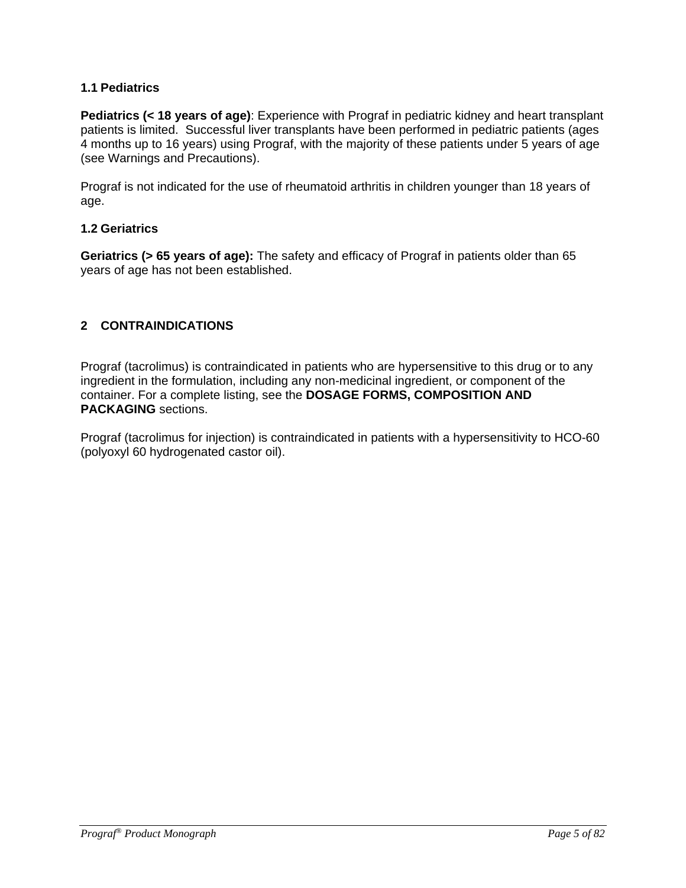### 1.1 Pediatrics

**Pediatrics (< 18 years of age)**: Experience with Prograf in pediatric kidney and heart transplant patients is limited. Successful liver transplants have been performed in pediatric patients (ages 4 months up to 16 years) using Prograf, with the majority of these patients under 5 years of age (see Warnings and Precautions).

Prograf is not indicated for the use of rheumatoid arthritis in children younger than 18 years of age.

### 1.2 Geriatrics

**Geriatrics (> 65 years of age):** The safety and efficacy of Prograf in patients older than 65 years of age has not been established.

## 2 CONTRAINDICATIONS

Prograf (tacrolimus) is contraindicated in patients who are hypersensitive to this drug or to any ingredient in the formulation, including any non-medicinal ingredient, or component of the container. For a complete listing, see the **DOSAGE FORMS, COMPOSITION AND PACKAGING** sections.

Prograf (tacrolimus for injection) is contraindicated in patients with a hypersensitivity to HCO-60 (polyoxyl 60 hydrogenated castor oil).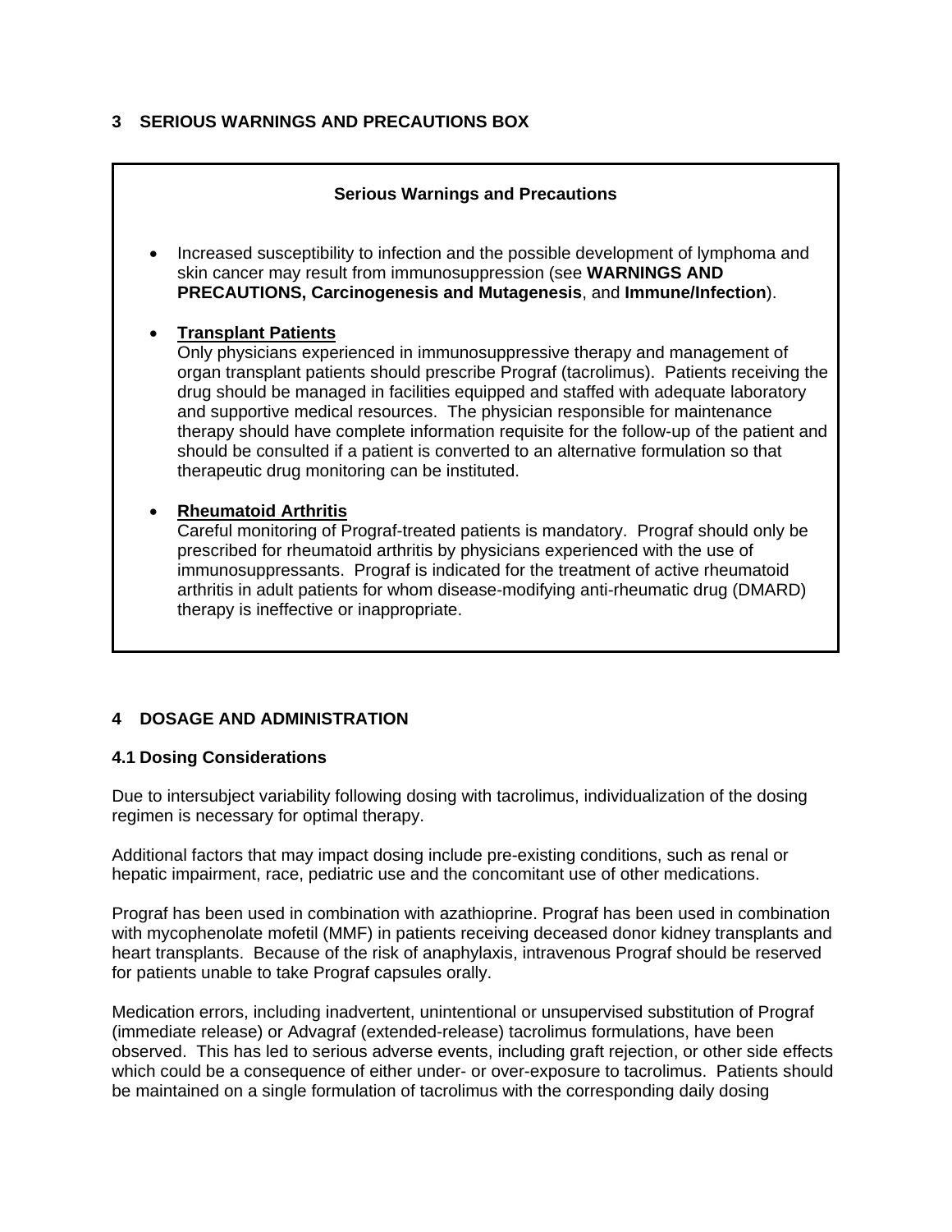## 3 SERIOUS WARNINGS AND PRECAUTIONS BOX

**Serious Warnings and Precautions**

- Increased susceptibility to infection and the possible development of lymphoma and skin cancer may result from immunosuppression (see **WARNINGS AND PRECAUTIONS, Carcinogenesis and Mutagenesis**, and **Immune/Infection**).

- **Transplant Patients**
  Only physicians experienced in immunosuppressive therapy and management of organ transplant patients should prescribe Prograf (tacrolimus). Patients receiving the drug should be managed in facilities equipped and staffed with adequate laboratory and supportive medical resources. The physician responsible for maintenance therapy should have complete information requisite for the follow-up of the patient and should be consulted if a patient is converted to an alternative formulation so that therapeutic drug monitoring can be instituted.

- **Rheumatoid Arthritis**
  Careful monitoring of Prograf-treated patients is mandatory. Prograf should only be prescribed for rheumatoid arthritis by physicians experienced with the use of immunosuppressants. Prograf is indicated for the treatment of active rheumatoid arthritis in adult patients for whom disease-modifying anti-rheumatic drug (DMARD) therapy is ineffective or inappropriate.

## 4 DOSAGE AND ADMINISTRATION

### 4.1 Dosing Considerations

Due to intersubject variability following dosing with tacrolimus, individualization of the dosing regimen is necessary for optimal therapy.

Additional factors that may impact dosing include pre-existing conditions, such as renal or hepatic impairment, race, pediatric use and the concomitant use of other medications.

Prograf has been used in combination with azathioprine. Prograf has been used in combination with mycophenolate mofetil (MMF) in patients receiving deceased donor kidney transplants and heart transplants. Because of the risk of anaphylaxis, intravenous Prograf should be reserved for patients unable to take Prograf capsules orally.

Medication errors, including inadvertent, unintentional or unsupervised substitution of Prograf (immediate release) or Advagraf (extended-release) tacrolimus formulations, have been observed. This has led to serious adverse events, including graft rejection, or other side effects which could be a consequence of either under- or over-exposure to tacrolimus. Patients should be maintained on a single formulation of tacrolimus with the corresponding daily dosing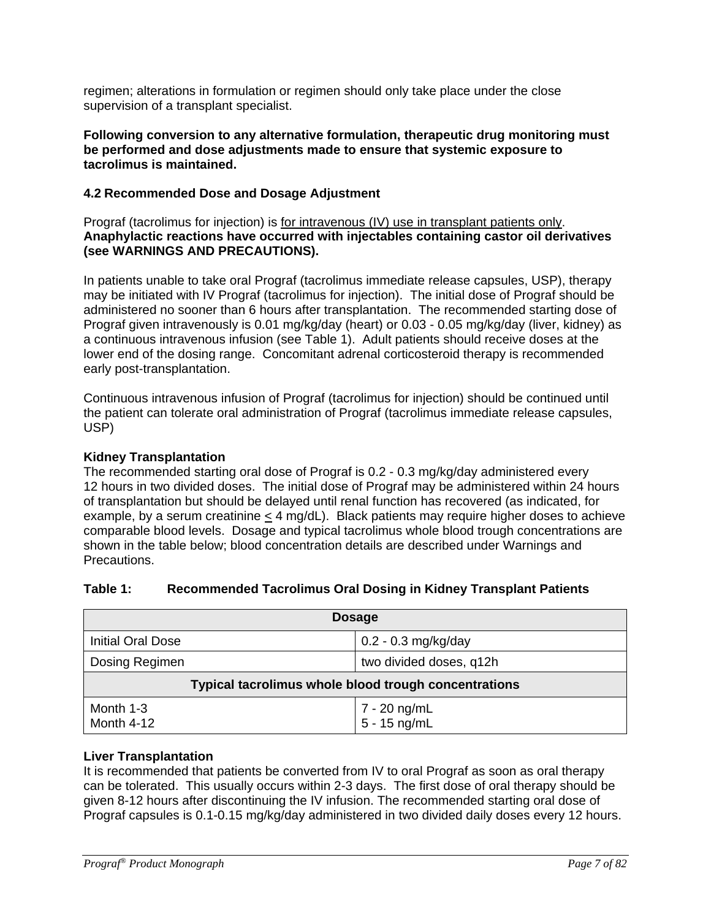regimen; alterations in formulation or regimen should only take place under the close supervision of a transplant specialist.

**Following conversion to any alternative formulation, therapeutic drug monitoring must be performed and dose adjustments made to ensure that systemic exposure to tacrolimus is maintained.**

## 4.2 Recommended Dose and Dosage Adjustment

Prograf (tacrolimus for injection) is <u>for intravenous (IV) use in transplant patients only</u>. **Anaphylactic reactions have occurred with injectables containing castor oil derivatives (see WARNINGS AND PRECAUTIONS).**

In patients unable to take oral Prograf (tacrolimus immediate release capsules, USP), therapy may be initiated with IV Prograf (tacrolimus for injection). The initial dose of Prograf should be administered no sooner than 6 hours after transplantation. The recommended starting dose of Prograf given intravenously is 0.01 mg/kg/day (heart) or 0.03 - 0.05 mg/kg/day (liver, kidney) as a continuous intravenous infusion (see Table 1). Adult patients should receive doses at the lower end of the dosing range. Concomitant adrenal corticosteroid therapy is recommended early post-transplantation.

Continuous intravenous infusion of Prograf (tacrolimus for injection) should be continued until the patient can tolerate oral administration of Prograf (tacrolimus immediate release capsules, USP)

**Kidney Transplantation**

The recommended starting oral dose of Prograf is 0.2 - 0.3 mg/kg/day administered every 12 hours in two divided doses. The initial dose of Prograf may be administered within 24 hours of transplantation but should be delayed until renal function has recovered (as indicated, for example, by a serum creatinine ≤ 4 mg/dL). Black patients may require higher doses to achieve comparable blood levels. Dosage and typical tacrolimus whole blood trough concentrations are shown in the table below; blood concentration details are described under Warnings and Precautions.

**Table 1: Recommended Tacrolimus Oral Dosing in Kidney Transplant Patients**

| **Dosage** | |
|---|---|
| Initial Oral Dose | 0.2 - 0.3 mg/kg/day |
| Dosing Regimen | two divided doses, q12h |
| **Typical tacrolimus whole blood trough concentrations** | |
| Month 1-3<br>Month 4-12 | 7 - 20 ng/mL<br>5 - 15 ng/mL |

**Liver Transplantation**

It is recommended that patients be converted from IV to oral Prograf as soon as oral therapy can be tolerated. This usually occurs within 2-3 days. The first dose of oral therapy should be given 8-12 hours after discontinuing the IV infusion. The recommended starting oral dose of Prograf capsules is 0.1-0.15 mg/kg/day administered in two divided daily doses every 12 hours.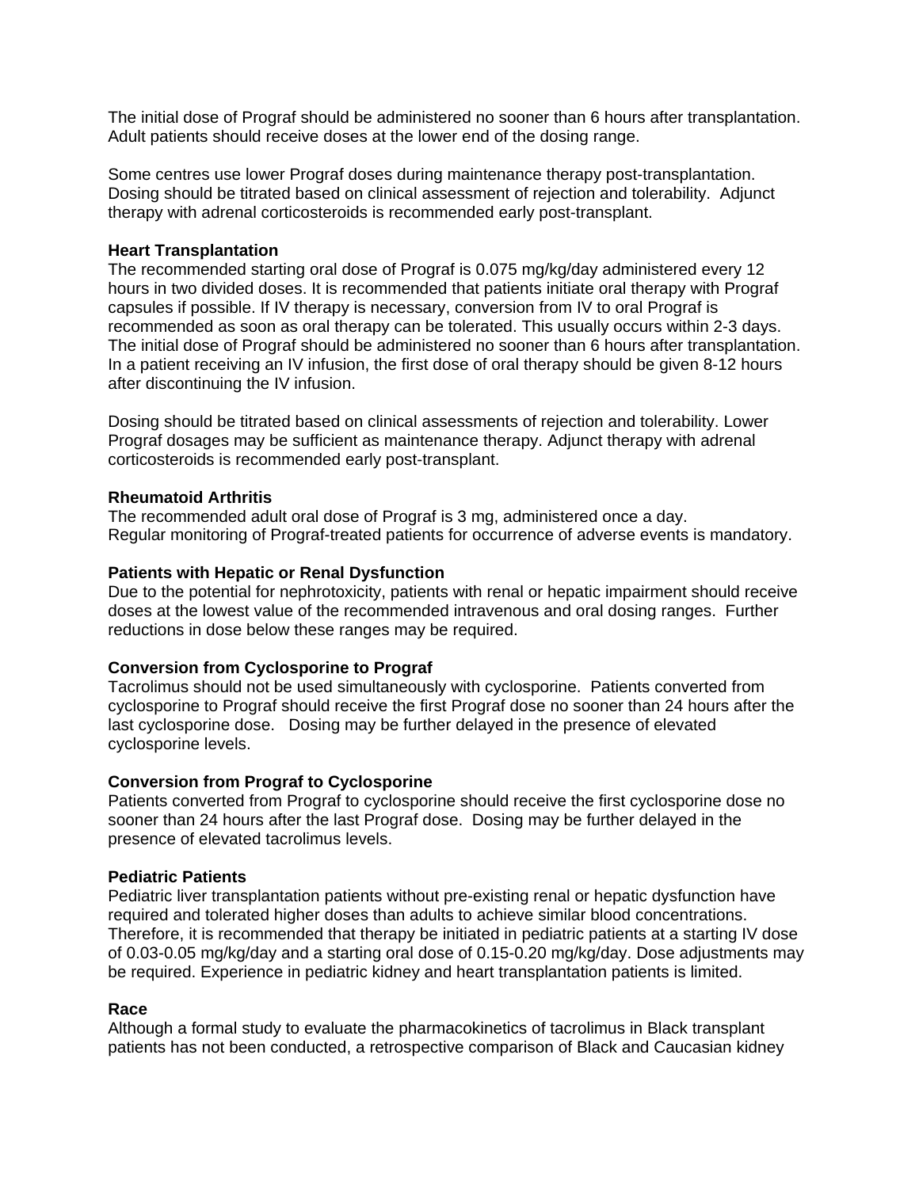The initial dose of Prograf should be administered no sooner than 6 hours after transplantation. Adult patients should receive doses at the lower end of the dosing range.

Some centres use lower Prograf doses during maintenance therapy post-transplantation. Dosing should be titrated based on clinical assessment of rejection and tolerability. Adjunct therapy with adrenal corticosteroids is recommended early post-transplant.

**Heart Transplantation**
The recommended starting oral dose of Prograf is 0.075 mg/kg/day administered every 12 hours in two divided doses. It is recommended that patients initiate oral therapy with Prograf capsules if possible. If IV therapy is necessary, conversion from IV to oral Prograf is recommended as soon as oral therapy can be tolerated. This usually occurs within 2-3 days. The initial dose of Prograf should be administered no sooner than 6 hours after transplantation. In a patient receiving an IV infusion, the first dose of oral therapy should be given 8-12 hours after discontinuing the IV infusion.

Dosing should be titrated based on clinical assessments of rejection and tolerability. Lower Prograf dosages may be sufficient as maintenance therapy. Adjunct therapy with adrenal corticosteroids is recommended early post-transplant.

**Rheumatoid Arthritis**
The recommended adult oral dose of Prograf is 3 mg, administered once a day.
Regular monitoring of Prograf-treated patients for occurrence of adverse events is mandatory.

**Patients with Hepatic or Renal Dysfunction**
Due to the potential for nephrotoxicity, patients with renal or hepatic impairment should receive doses at the lowest value of the recommended intravenous and oral dosing ranges. Further reductions in dose below these ranges may be required.

**Conversion from Cyclosporine to Prograf**
Tacrolimus should not be used simultaneously with cyclosporine. Patients converted from cyclosporine to Prograf should receive the first Prograf dose no sooner than 24 hours after the last cyclosporine dose. Dosing may be further delayed in the presence of elevated cyclosporine levels.

**Conversion from Prograf to Cyclosporine**
Patients converted from Prograf to cyclosporine should receive the first cyclosporine dose no sooner than 24 hours after the last Prograf dose. Dosing may be further delayed in the presence of elevated tacrolimus levels.

**Pediatric Patients**
Pediatric liver transplantation patients without pre-existing renal or hepatic dysfunction have required and tolerated higher doses than adults to achieve similar blood concentrations. Therefore, it is recommended that therapy be initiated in pediatric patients at a starting IV dose of 0.03-0.05 mg/kg/day and a starting oral dose of 0.15-0.20 mg/kg/day. Dose adjustments may be required. Experience in pediatric kidney and heart transplantation patients is limited.

**Race**
Although a formal study to evaluate the pharmacokinetics of tacrolimus in Black transplant patients has not been conducted, a retrospective comparison of Black and Caucasian kidney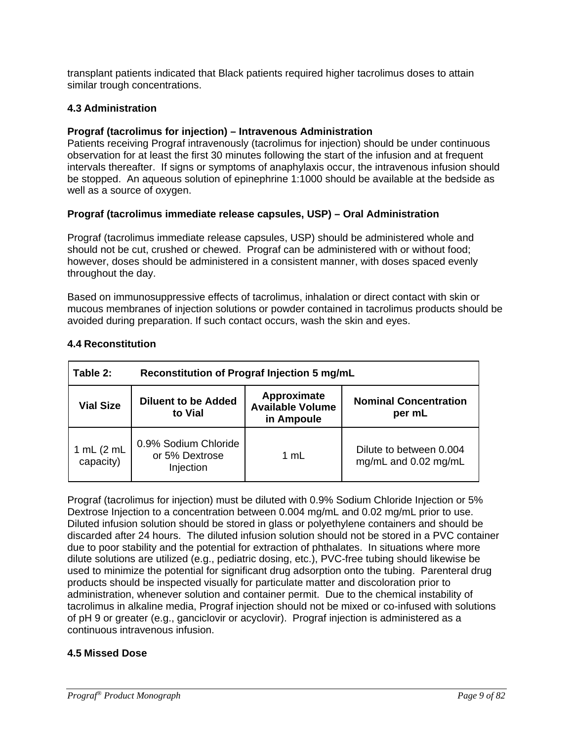transplant patients indicated that Black patients required higher tacrolimus doses to attain similar trough concentrations.

### 4.3 Administration

**Prograf (tacrolimus for injection) – Intravenous Administration**

Patients receiving Prograf intravenously (tacrolimus for injection) should be under continuous observation for at least the first 30 minutes following the start of the infusion and at frequent intervals thereafter. If signs or symptoms of anaphylaxis occur, the intravenous infusion should be stopped. An aqueous solution of epinephrine 1:1000 should be available at the bedside as well as a source of oxygen.

**Prograf (tacrolimus immediate release capsules, USP) – Oral Administration**

Prograf (tacrolimus immediate release capsules, USP) should be administered whole and should not be cut, crushed or chewed. Prograf can be administered with or without food; however, doses should be administered in a consistent manner, with doses spaced evenly throughout the day.

Based on immunosuppressive effects of tacrolimus, inhalation or direct contact with skin or mucous membranes of injection solutions or powder contained in tacrolimus products should be avoided during preparation. If such contact occurs, wash the skin and eyes.

### 4.4 Reconstitution

**Table 2: Reconstitution of Prograf Injection 5 mg/mL**

| Vial Size | Diluent to be Added to Vial | Approximate Available Volume in Ampoule | Nominal Concentration per mL |
|---|---|---|---|
| 1 mL (2 mL capacity) | 0.9% Sodium Chloride or 5% Dextrose Injection | 1 mL | Dilute to between 0.004 mg/mL and 0.02 mg/mL |

Prograf (tacrolimus for injection) must be diluted with 0.9% Sodium Chloride Injection or 5% Dextrose Injection to a concentration between 0.004 mg/mL and 0.02 mg/mL prior to use. Diluted infusion solution should be stored in glass or polyethylene containers and should be discarded after 24 hours. The diluted infusion solution should not be stored in a PVC container due to poor stability and the potential for extraction of phthalates. In situations where more dilute solutions are utilized (e.g., pediatric dosing, etc.), PVC-free tubing should likewise be used to minimize the potential for significant drug adsorption onto the tubing. Parenteral drug products should be inspected visually for particulate matter and discoloration prior to administration, whenever solution and container permit. Due to the chemical instability of tacrolimus in alkaline media, Prograf injection should not be mixed or co-infused with solutions of pH 9 or greater (e.g., ganciclovir or acyclovir). Prograf injection is administered as a continuous intravenous infusion.

### 4.5 Missed Dose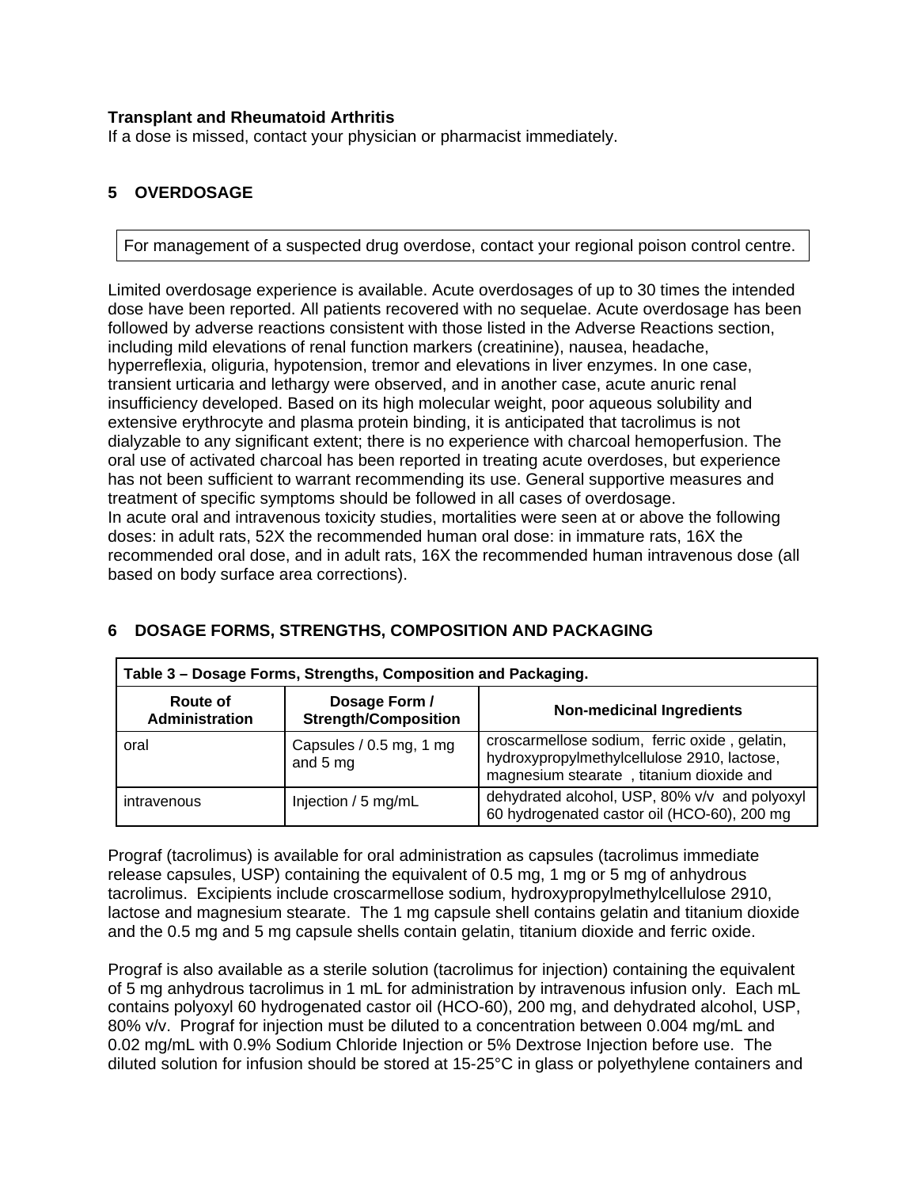**Transplant and Rheumatoid Arthritis**
If a dose is missed, contact your physician or pharmacist immediately.

## 5 OVERDOSAGE

For management of a suspected drug overdose, contact your regional poison control centre.

Limited overdosage experience is available. Acute overdosages of up to 30 times the intended dose have been reported. All patients recovered with no sequelae. Acute overdosage has been followed by adverse reactions consistent with those listed in the Adverse Reactions section, including mild elevations of renal function markers (creatinine), nausea, headache, hyperreflexia, oliguria, hypotension, tremor and elevations in liver enzymes. In one case, transient urticaria and lethargy were observed, and in another case, acute anuric renal insufficiency developed. Based on its high molecular weight, poor aqueous solubility and extensive erythrocyte and plasma protein binding, it is anticipated that tacrolimus is not dialyzable to any significant extent; there is no experience with charcoal hemoperfusion. The oral use of activated charcoal has been reported in treating acute overdoses, but experience has not been sufficient to warrant recommending its use. General supportive measures and treatment of specific symptoms should be followed in all cases of overdosage.
In acute oral and intravenous toxicity studies, mortalities were seen at or above the following doses: in adult rats, 52X the recommended human oral dose: in immature rats, 16X the recommended oral dose, and in adult rats, 16X the recommended human intravenous dose (all based on body surface area corrections).

## 6 DOSAGE FORMS, STRENGTHS, COMPOSITION AND PACKAGING

**Table 3 – Dosage Forms, Strengths, Composition and Packaging.**

| Route of Administration | Dosage Form / Strength/Composition | Non-medicinal Ingredients |
|---|---|---|
| oral | Capsules / 0.5 mg, 1 mg and 5 mg | croscarmellose sodium, ferric oxide , gelatin, hydroxypropylmethylcellulose 2910, lactose, magnesium stearate , titanium dioxide and |
| intravenous | Injection / 5 mg/mL | dehydrated alcohol, USP, 80% v/v and polyoxyl 60 hydrogenated castor oil (HCO-60), 200 mg |

Prograf (tacrolimus) is available for oral administration as capsules (tacrolimus immediate release capsules, USP) containing the equivalent of 0.5 mg, 1 mg or 5 mg of anhydrous tacrolimus. Excipients include croscarmellose sodium, hydroxypropylmethylcellulose 2910, lactose and magnesium stearate. The 1 mg capsule shell contains gelatin and titanium dioxide and the 0.5 mg and 5 mg capsule shells contain gelatin, titanium dioxide and ferric oxide.

Prograf is also available as a sterile solution (tacrolimus for injection) containing the equivalent of 5 mg anhydrous tacrolimus in 1 mL for administration by intravenous infusion only. Each mL contains polyoxyl 60 hydrogenated castor oil (HCO-60), 200 mg, and dehydrated alcohol, USP, 80% v/v. Prograf for injection must be diluted to a concentration between 0.004 mg/mL and 0.02 mg/mL with 0.9% Sodium Chloride Injection or 5% Dextrose Injection before use. The diluted solution for infusion should be stored at 15-25°C in glass or polyethylene containers and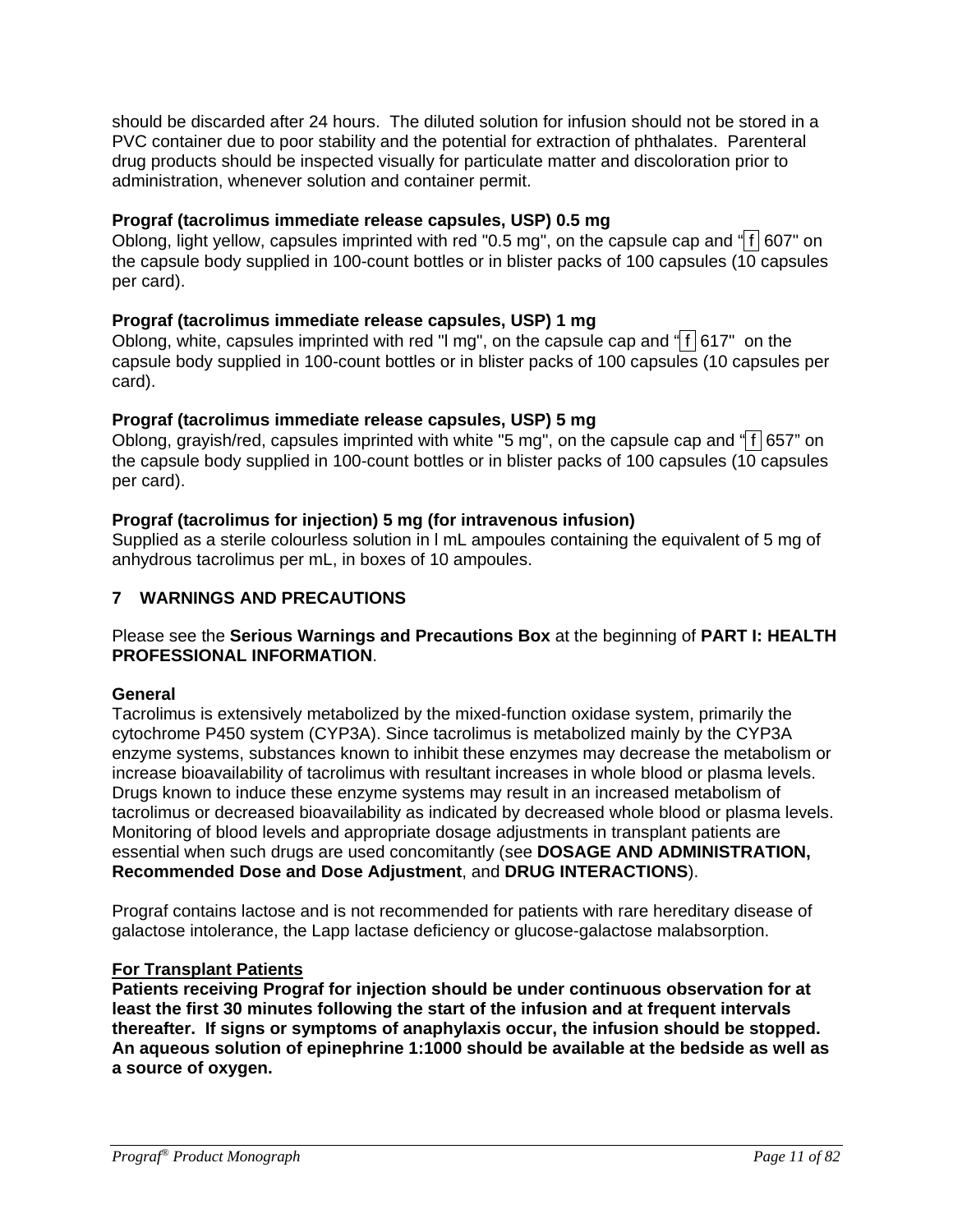should be discarded after 24 hours. The diluted solution for infusion should not be stored in a PVC container due to poor stability and the potential for extraction of phthalates. Parenteral drug products should be inspected visually for particulate matter and discoloration prior to administration, whenever solution and container permit.

**Prograf (tacrolimus immediate release capsules, USP) 0.5 mg**
Oblong, light yellow, capsules imprinted with red "0.5 mg", on the capsule cap and "f 607" on the capsule body supplied in 100-count bottles or in blister packs of 100 capsules (10 capsules per card).

**Prograf (tacrolimus immediate release capsules, USP) 1 mg**
Oblong, white, capsules imprinted with red "l mg", on the capsule cap and "f 617" on the capsule body supplied in 100-count bottles or in blister packs of 100 capsules (10 capsules per card).

**Prograf (tacrolimus immediate release capsules, USP) 5 mg**
Oblong, grayish/red, capsules imprinted with white "5 mg", on the capsule cap and "f 657" on the capsule body supplied in 100-count bottles or in blister packs of 100 capsules (10 capsules per card).

**Prograf (tacrolimus for injection) 5 mg (for intravenous infusion)**
Supplied as a sterile colourless solution in l mL ampoules containing the equivalent of 5 mg of anhydrous tacrolimus per mL, in boxes of 10 ampoules.

## 7 WARNINGS AND PRECAUTIONS

Please see the **Serious Warnings and Precautions Box** at the beginning of **PART I: HEALTH PROFESSIONAL INFORMATION**.

**General**
Tacrolimus is extensively metabolized by the mixed-function oxidase system, primarily the cytochrome P450 system (CYP3A). Since tacrolimus is metabolized mainly by the CYP3A enzyme systems, substances known to inhibit these enzymes may decrease the metabolism or increase bioavailability of tacrolimus with resultant increases in whole blood or plasma levels. Drugs known to induce these enzyme systems may result in an increased metabolism of tacrolimus or decreased bioavailability as indicated by decreased whole blood or plasma levels. Monitoring of blood levels and appropriate dosage adjustments in transplant patients are essential when such drugs are used concomitantly (see **DOSAGE AND ADMINISTRATION, Recommended Dose and Dose Adjustment**, and **DRUG INTERACTIONS**).

Prograf contains lactose and is not recommended for patients with rare hereditary disease of galactose intolerance, the Lapp lactase deficiency or glucose-galactose malabsorption.

**For Transplant Patients**
**Patients receiving Prograf for injection should be under continuous observation for at least the first 30 minutes following the start of the infusion and at frequent intervals thereafter. If signs or symptoms of anaphylaxis occur, the infusion should be stopped. An aqueous solution of epinephrine 1:1000 should be available at the bedside as well as a source of oxygen.**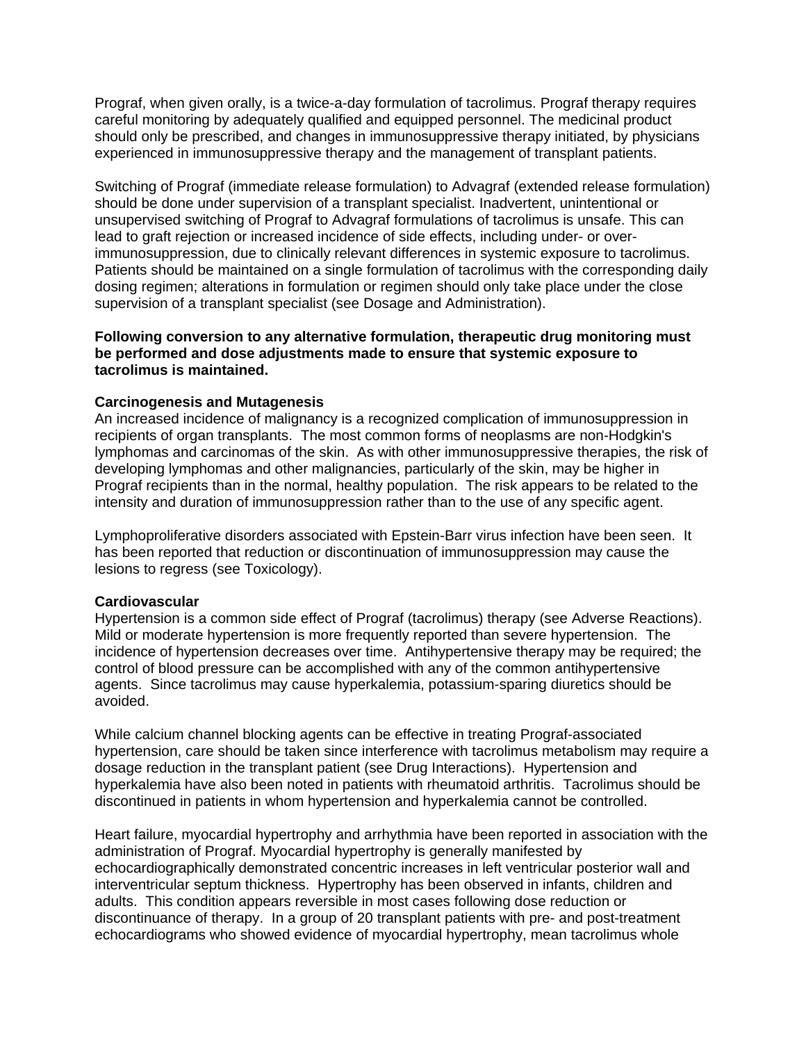Prograf, when given orally, is a twice-a-day formulation of tacrolimus. Prograf therapy requires careful monitoring by adequately qualified and equipped personnel. The medicinal product should only be prescribed, and changes in immunosuppressive therapy initiated, by physicians experienced in immunosuppressive therapy and the management of transplant patients.

Switching of Prograf (immediate release formulation) to Advagraf (extended release formulation) should be done under supervision of a transplant specialist. Inadvertent, unintentional or unsupervised switching of Prograf to Advagraf formulations of tacrolimus is unsafe. This can lead to graft rejection or increased incidence of side effects, including under- or over-immunosuppression, due to clinically relevant differences in systemic exposure to tacrolimus. Patients should be maintained on a single formulation of tacrolimus with the corresponding daily dosing regimen; alterations in formulation or regimen should only take place under the close supervision of a transplant specialist (see Dosage and Administration).

**Following conversion to any alternative formulation, therapeutic drug monitoring must be performed and dose adjustments made to ensure that systemic exposure to tacrolimus is maintained.**

**Carcinogenesis and Mutagenesis**

An increased incidence of malignancy is a recognized complication of immunosuppression in recipients of organ transplants. The most common forms of neoplasms are non-Hodgkin's lymphomas and carcinomas of the skin. As with other immunosuppressive therapies, the risk of developing lymphomas and other malignancies, particularly of the skin, may be higher in Prograf recipients than in the normal, healthy population. The risk appears to be related to the intensity and duration of immunosuppression rather than to the use of any specific agent.

Lymphoproliferative disorders associated with Epstein-Barr virus infection have been seen. It has been reported that reduction or discontinuation of immunosuppression may cause the lesions to regress (see Toxicology).

**Cardiovascular**

Hypertension is a common side effect of Prograf (tacrolimus) therapy (see Adverse Reactions). Mild or moderate hypertension is more frequently reported than severe hypertension. The incidence of hypertension decreases over time. Antihypertensive therapy may be required; the control of blood pressure can be accomplished with any of the common antihypertensive agents. Since tacrolimus may cause hyperkalemia, potassium-sparing diuretics should be avoided.

While calcium channel blocking agents can be effective in treating Prograf-associated hypertension, care should be taken since interference with tacrolimus metabolism may require a dosage reduction in the transplant patient (see Drug Interactions). Hypertension and hyperkalemia have also been noted in patients with rheumatoid arthritis. Tacrolimus should be discontinued in patients in whom hypertension and hyperkalemia cannot be controlled.

Heart failure, myocardial hypertrophy and arrhythmia have been reported in association with the administration of Prograf. Myocardial hypertrophy is generally manifested by echocardiographically demonstrated concentric increases in left ventricular posterior wall and interventricular septum thickness. Hypertrophy has been observed in infants, children and adults. This condition appears reversible in most cases following dose reduction or discontinuance of therapy. In a group of 20 transplant patients with pre- and post-treatment echocardiograms who showed evidence of myocardial hypertrophy, mean tacrolimus whole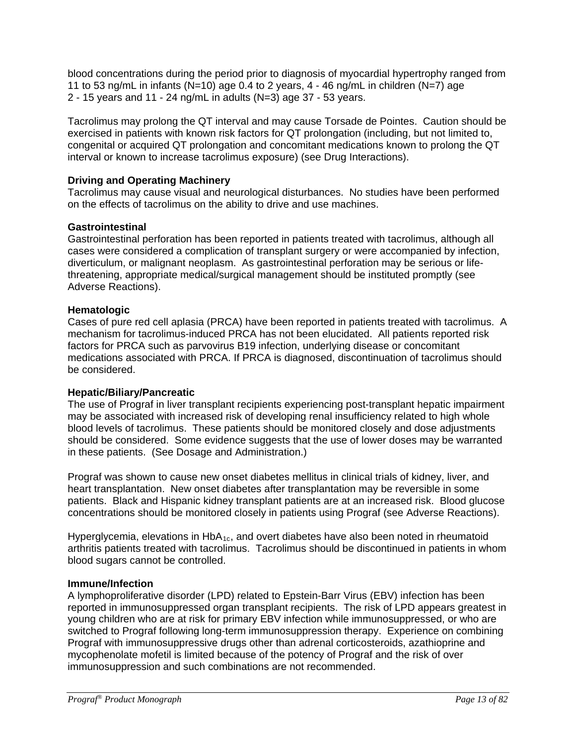blood concentrations during the period prior to diagnosis of myocardial hypertrophy ranged from 11 to 53 ng/mL in infants (N=10) age 0.4 to 2 years, 4 - 46 ng/mL in children (N=7) age 2 - 15 years and 11 - 24 ng/mL in adults (N=3) age 37 - 53 years.

Tacrolimus may prolong the QT interval and may cause Torsade de Pointes. Caution should be exercised in patients with known risk factors for QT prolongation (including, but not limited to, congenital or acquired QT prolongation and concomitant medications known to prolong the QT interval or known to increase tacrolimus exposure) (see Drug Interactions).

**Driving and Operating Machinery**

Tacrolimus may cause visual and neurological disturbances. No studies have been performed on the effects of tacrolimus on the ability to drive and use machines.

**Gastrointestinal**

Gastrointestinal perforation has been reported in patients treated with tacrolimus, although all cases were considered a complication of transplant surgery or were accompanied by infection, diverticulum, or malignant neoplasm. As gastrointestinal perforation may be serious or life-threatening, appropriate medical/surgical management should be instituted promptly (see Adverse Reactions).

**Hematologic**

Cases of pure red cell aplasia (PRCA) have been reported in patients treated with tacrolimus. A mechanism for tacrolimus-induced PRCA has not been elucidated. All patients reported risk factors for PRCA such as parvovirus B19 infection, underlying disease or concomitant medications associated with PRCA. If PRCA is diagnosed, discontinuation of tacrolimus should be considered.

**Hepatic/Biliary/Pancreatic**

The use of Prograf in liver transplant recipients experiencing post-transplant hepatic impairment may be associated with increased risk of developing renal insufficiency related to high whole blood levels of tacrolimus. These patients should be monitored closely and dose adjustments should be considered. Some evidence suggests that the use of lower doses may be warranted in these patients. (See Dosage and Administration.)

Prograf was shown to cause new onset diabetes mellitus in clinical trials of kidney, liver, and heart transplantation. New onset diabetes after transplantation may be reversible in some patients. Black and Hispanic kidney transplant patients are at an increased risk. Blood glucose concentrations should be monitored closely in patients using Prograf (see Adverse Reactions).

Hyperglycemia, elevations in $HbA_{1c}$, and overt diabetes have also been noted in rheumatoid arthritis patients treated with tacrolimus. Tacrolimus should be discontinued in patients in whom blood sugars cannot be controlled.

**Immune/Infection**

A lymphoproliferative disorder (LPD) related to Epstein-Barr Virus (EBV) infection has been reported in immunosuppressed organ transplant recipients. The risk of LPD appears greatest in young children who are at risk for primary EBV infection while immunosuppressed, or who are switched to Prograf following long-term immunosuppression therapy. Experience on combining Prograf with immunosuppressive drugs other than adrenal corticosteroids, azathioprine and mycophenolate mofetil is limited because of the potency of Prograf and the risk of over immunosuppression and such combinations are not recommended.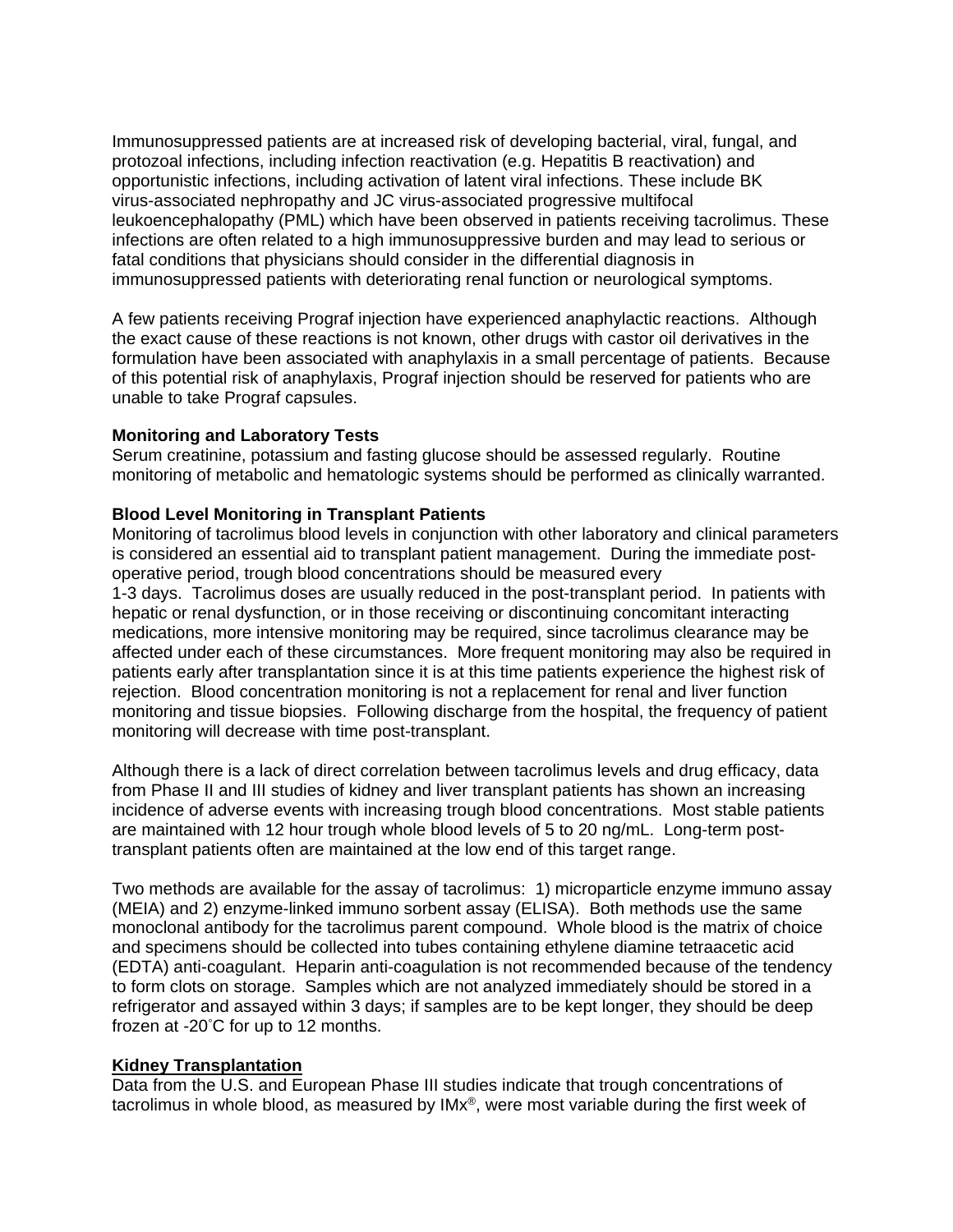Immunosuppressed patients are at increased risk of developing bacterial, viral, fungal, and protozoal infections, including infection reactivation (e.g. Hepatitis B reactivation) and opportunistic infections, including activation of latent viral infections. These include BK virus-associated nephropathy and JC virus-associated progressive multifocal leukoencephalopathy (PML) which have been observed in patients receiving tacrolimus. These infections are often related to a high immunosuppressive burden and may lead to serious or fatal conditions that physicians should consider in the differential diagnosis in immunosuppressed patients with deteriorating renal function or neurological symptoms.

A few patients receiving Prograf injection have experienced anaphylactic reactions. Although the exact cause of these reactions is not known, other drugs with castor oil derivatives in the formulation have been associated with anaphylaxis in a small percentage of patients. Because of this potential risk of anaphylaxis, Prograf injection should be reserved for patients who are unable to take Prograf capsules.

**Monitoring and Laboratory Tests**

Serum creatinine, potassium and fasting glucose should be assessed regularly. Routine monitoring of metabolic and hematologic systems should be performed as clinically warranted.

**Blood Level Monitoring in Transplant Patients**

Monitoring of tacrolimus blood levels in conjunction with other laboratory and clinical parameters is considered an essential aid to transplant patient management. During the immediate post-operative period, trough blood concentrations should be measured every 1-3 days. Tacrolimus doses are usually reduced in the post-transplant period. In patients with hepatic or renal dysfunction, or in those receiving or discontinuing concomitant interacting medications, more intensive monitoring may be required, since tacrolimus clearance may be affected under each of these circumstances. More frequent monitoring may also be required in patients early after transplantation since it is at this time patients experience the highest risk of rejection. Blood concentration monitoring is not a replacement for renal and liver function monitoring and tissue biopsies. Following discharge from the hospital, the frequency of patient monitoring will decrease with time post-transplant.

Although there is a lack of direct correlation between tacrolimus levels and drug efficacy, data from Phase II and III studies of kidney and liver transplant patients has shown an increasing incidence of adverse events with increasing trough blood concentrations. Most stable patients are maintained with 12 hour trough whole blood levels of 5 to 20 ng/mL. Long-term post-transplant patients often are maintained at the low end of this target range.

Two methods are available for the assay of tacrolimus: 1) microparticle enzyme immuno assay (MEIA) and 2) enzyme-linked immuno sorbent assay (ELISA). Both methods use the same monoclonal antibody for the tacrolimus parent compound. Whole blood is the matrix of choice and specimens should be collected into tubes containing ethylene diamine tetraacetic acid (EDTA) anti-coagulant. Heparin anti-coagulation is not recommended because of the tendency to form clots on storage. Samples which are not analyzed immediately should be stored in a refrigerator and assayed within 3 days; if samples are to be kept longer, they should be deep frozen at -20˚C for up to 12 months.

**Kidney Transplantation**

Data from the U.S. and European Phase III studies indicate that trough concentrations of tacrolimus in whole blood, as measured by IMx®, were most variable during the first week of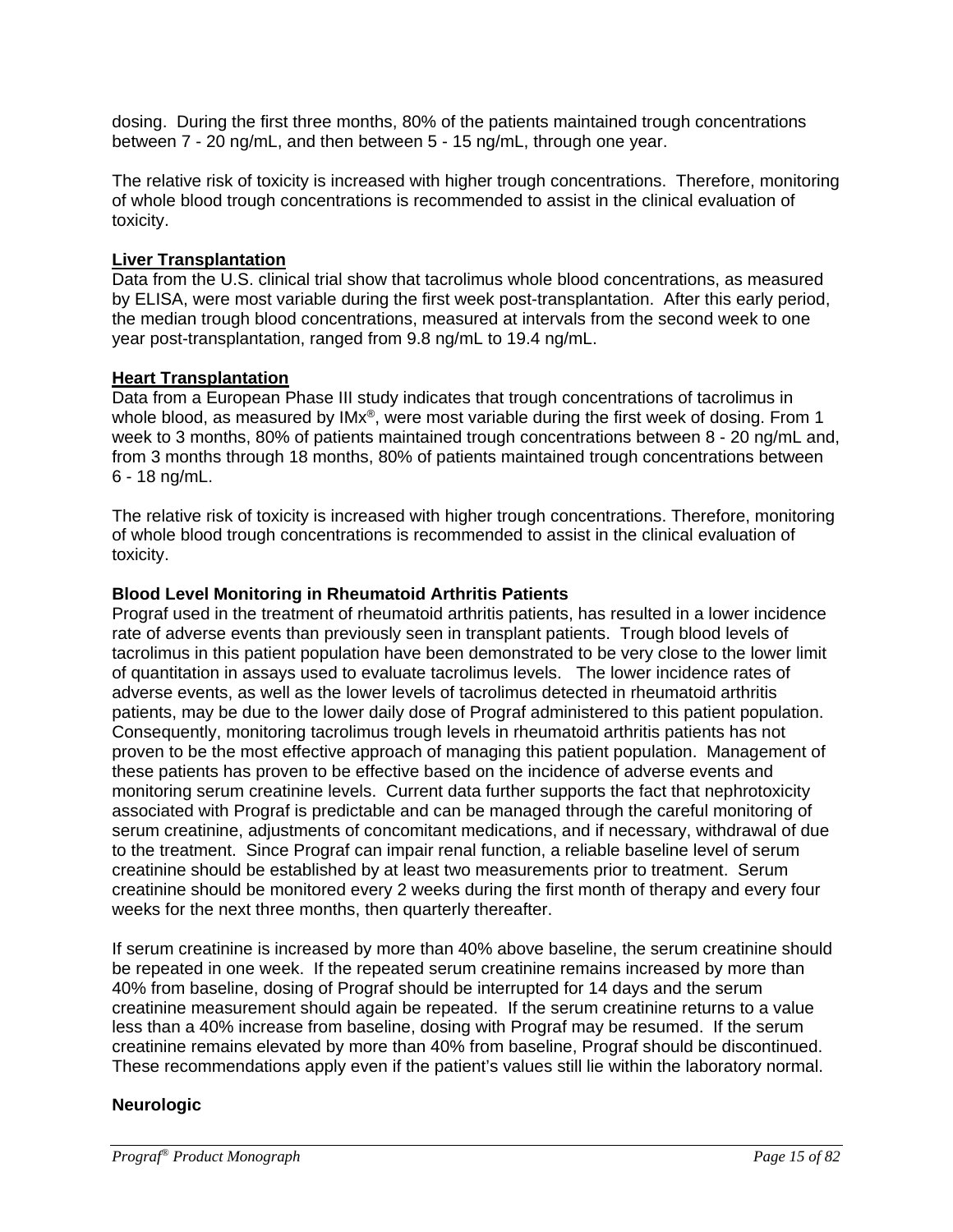dosing. During the first three months, 80% of the patients maintained trough concentrations between 7 - 20 ng/mL, and then between 5 - 15 ng/mL, through one year.

The relative risk of toxicity is increased with higher trough concentrations. Therefore, monitoring of whole blood trough concentrations is recommended to assist in the clinical evaluation of toxicity.

**Liver Transplantation**

Data from the U.S. clinical trial show that tacrolimus whole blood concentrations, as measured by ELISA, were most variable during the first week post-transplantation. After this early period, the median trough blood concentrations, measured at intervals from the second week to one year post-transplantation, ranged from 9.8 ng/mL to 19.4 ng/mL.

**Heart Transplantation**

Data from a European Phase III study indicates that trough concentrations of tacrolimus in whole blood, as measured by IMx®, were most variable during the first week of dosing. From 1 week to 3 months, 80% of patients maintained trough concentrations between 8 - 20 ng/mL and, from 3 months through 18 months, 80% of patients maintained trough concentrations between 6 - 18 ng/mL.

The relative risk of toxicity is increased with higher trough concentrations. Therefore, monitoring of whole blood trough concentrations is recommended to assist in the clinical evaluation of toxicity.

**Blood Level Monitoring in Rheumatoid Arthritis Patients**

Prograf used in the treatment of rheumatoid arthritis patients, has resulted in a lower incidence rate of adverse events than previously seen in transplant patients. Trough blood levels of tacrolimus in this patient population have been demonstrated to be very close to the lower limit of quantitation in assays used to evaluate tacrolimus levels. The lower incidence rates of adverse events, as well as the lower levels of tacrolimus detected in rheumatoid arthritis patients, may be due to the lower daily dose of Prograf administered to this patient population. Consequently, monitoring tacrolimus trough levels in rheumatoid arthritis patients has not proven to be the most effective approach of managing this patient population. Management of these patients has proven to be effective based on the incidence of adverse events and monitoring serum creatinine levels. Current data further supports the fact that nephrotoxicity associated with Prograf is predictable and can be managed through the careful monitoring of serum creatinine, adjustments of concomitant medications, and if necessary, withdrawal of due to the treatment. Since Prograf can impair renal function, a reliable baseline level of serum creatinine should be established by at least two measurements prior to treatment. Serum creatinine should be monitored every 2 weeks during the first month of therapy and every four weeks for the next three months, then quarterly thereafter.

If serum creatinine is increased by more than 40% above baseline, the serum creatinine should be repeated in one week. If the repeated serum creatinine remains increased by more than 40% from baseline, dosing of Prograf should be interrupted for 14 days and the serum creatinine measurement should again be repeated. If the serum creatinine returns to a value less than a 40% increase from baseline, dosing with Prograf may be resumed. If the serum creatinine remains elevated by more than 40% from baseline, Prograf should be discontinued. These recommendations apply even if the patient's values still lie within the laboratory normal.

**Neurologic**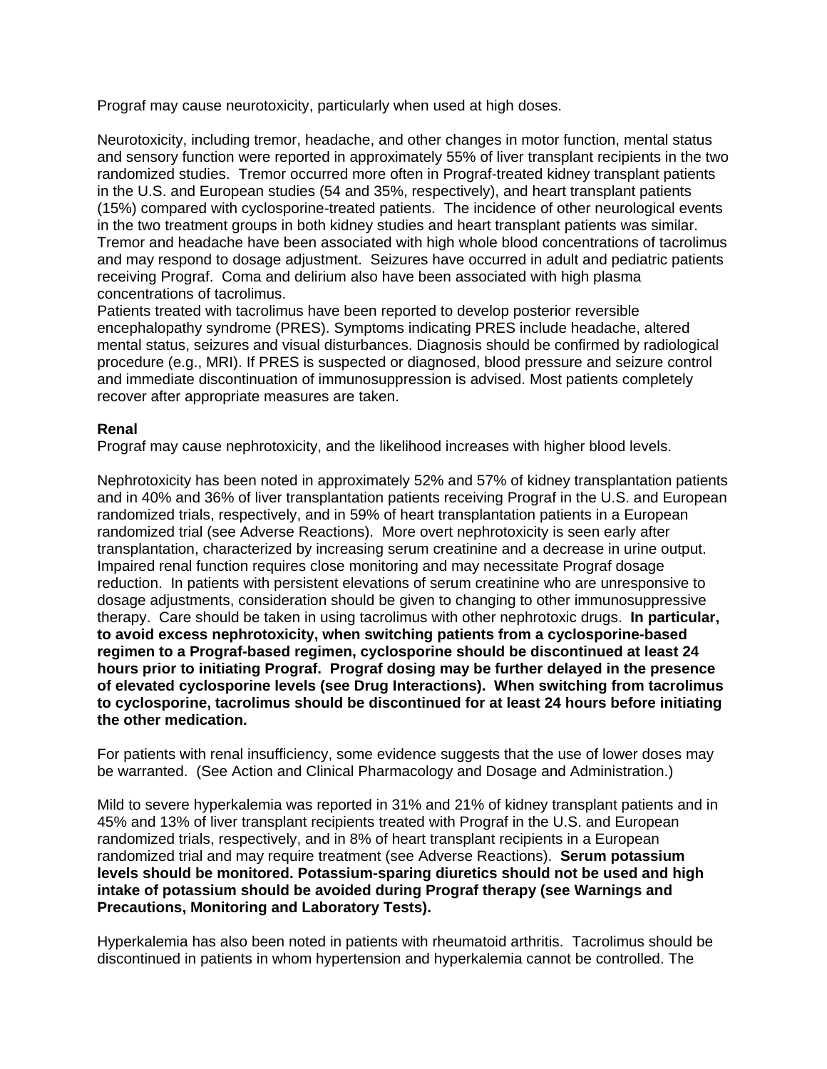Prograf may cause neurotoxicity, particularly when used at high doses.

Neurotoxicity, including tremor, headache, and other changes in motor function, mental status and sensory function were reported in approximately 55% of liver transplant recipients in the two randomized studies. Tremor occurred more often in Prograf-treated kidney transplant patients in the U.S. and European studies (54 and 35%, respectively), and heart transplant patients (15%) compared with cyclosporine-treated patients. The incidence of other neurological events in the two treatment groups in both kidney studies and heart transplant patients was similar. Tremor and headache have been associated with high whole blood concentrations of tacrolimus and may respond to dosage adjustment. Seizures have occurred in adult and pediatric patients receiving Prograf. Coma and delirium also have been associated with high plasma concentrations of tacrolimus.
Patients treated with tacrolimus have been reported to develop posterior reversible encephalopathy syndrome (PRES). Symptoms indicating PRES include headache, altered mental status, seizures and visual disturbances. Diagnosis should be confirmed by radiological procedure (e.g., MRI). If PRES is suspected or diagnosed, blood pressure and seizure control and immediate discontinuation of immunosuppression is advised. Most patients completely recover after appropriate measures are taken.

**Renal**
Prograf may cause nephrotoxicity, and the likelihood increases with higher blood levels.

Nephrotoxicity has been noted in approximately 52% and 57% of kidney transplantation patients and in 40% and 36% of liver transplantation patients receiving Prograf in the U.S. and European randomized trials, respectively, and in 59% of heart transplantation patients in a European randomized trial (see Adverse Reactions). More overt nephrotoxicity is seen early after transplantation, characterized by increasing serum creatinine and a decrease in urine output. Impaired renal function requires close monitoring and may necessitate Prograf dosage reduction. In patients with persistent elevations of serum creatinine who are unresponsive to dosage adjustments, consideration should be given to changing to other immunosuppressive therapy. Care should be taken in using tacrolimus with other nephrotoxic drugs. **In particular, to avoid excess nephrotoxicity, when switching patients from a cyclosporine-based regimen to a Prograf-based regimen, cyclosporine should be discontinued at least 24 hours prior to initiating Prograf. Prograf dosing may be further delayed in the presence of elevated cyclosporine levels (see Drug Interactions). When switching from tacrolimus to cyclosporine, tacrolimus should be discontinued for at least 24 hours before initiating the other medication.**

For patients with renal insufficiency, some evidence suggests that the use of lower doses may be warranted. (See Action and Clinical Pharmacology and Dosage and Administration.)

Mild to severe hyperkalemia was reported in 31% and 21% of kidney transplant patients and in 45% and 13% of liver transplant recipients treated with Prograf in the U.S. and European randomized trials, respectively, and in 8% of heart transplant recipients in a European randomized trial and may require treatment (see Adverse Reactions). **Serum potassium levels should be monitored. Potassium-sparing diuretics should not be used and high intake of potassium should be avoided during Prograf therapy (see Warnings and Precautions, Monitoring and Laboratory Tests).**

Hyperkalemia has also been noted in patients with rheumatoid arthritis. Tacrolimus should be discontinued in patients in whom hypertension and hyperkalemia cannot be controlled. The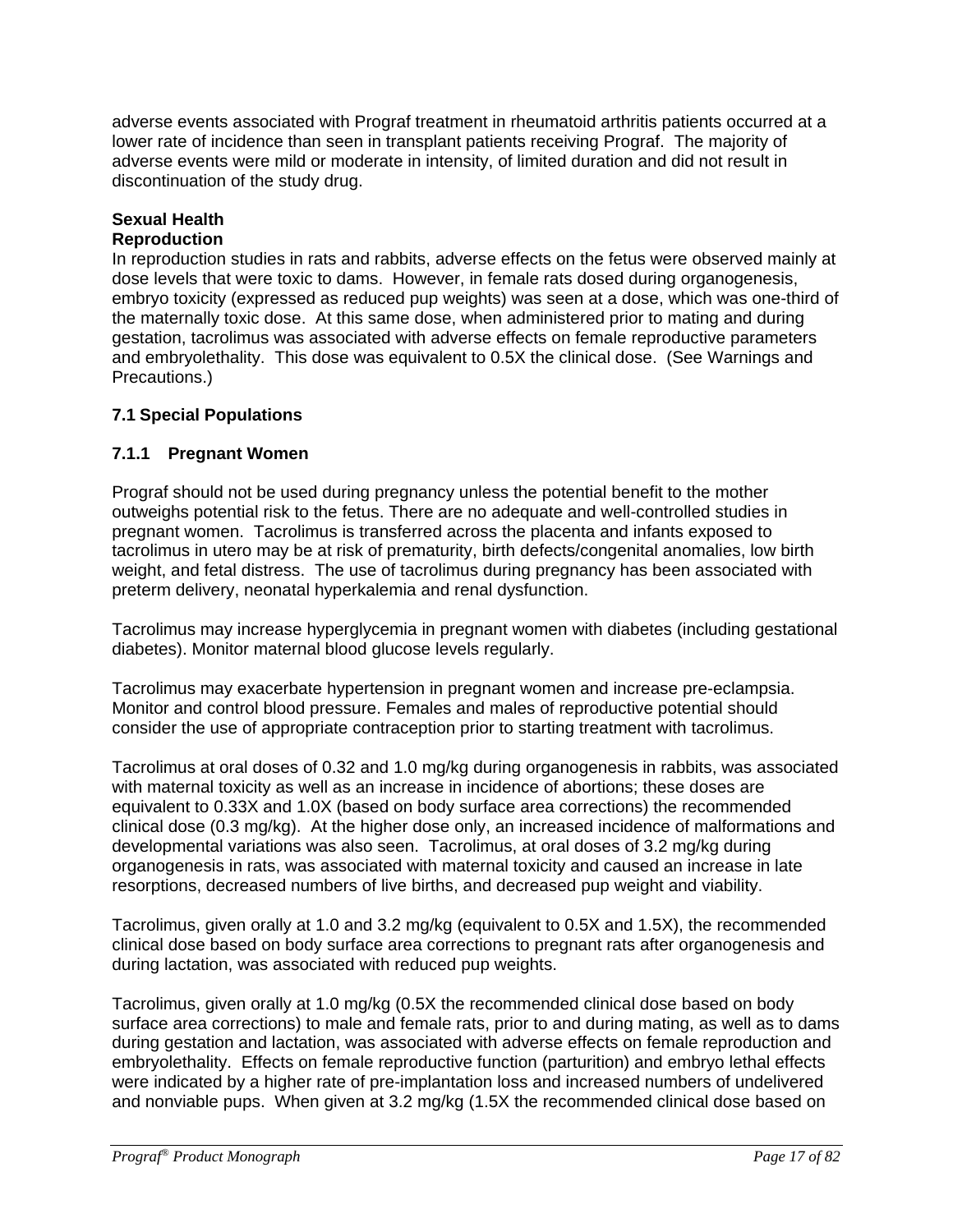adverse events associated with Prograf treatment in rheumatoid arthritis patients occurred at a lower rate of incidence than seen in transplant patients receiving Prograf. The majority of adverse events were mild or moderate in intensity, of limited duration and did not result in discontinuation of the study drug.

**Sexual Health**
**Reproduction**

In reproduction studies in rats and rabbits, adverse effects on the fetus were observed mainly at dose levels that were toxic to dams. However, in female rats dosed during organogenesis, embryo toxicity (expressed as reduced pup weights) was seen at a dose, which was one-third of the maternally toxic dose. At this same dose, when administered prior to mating and during gestation, tacrolimus was associated with adverse effects on female reproductive parameters and embryolethality. This dose was equivalent to 0.5X the clinical dose. (See Warnings and Precautions.)

## 7.1 Special Populations

### 7.1.1 Pregnant Women

Prograf should not be used during pregnancy unless the potential benefit to the mother outweighs potential risk to the fetus. There are no adequate and well-controlled studies in pregnant women. Tacrolimus is transferred across the placenta and infants exposed to tacrolimus in utero may be at risk of prematurity, birth defects/congenital anomalies, low birth weight, and fetal distress. The use of tacrolimus during pregnancy has been associated with preterm delivery, neonatal hyperkalemia and renal dysfunction.

Tacrolimus may increase hyperglycemia in pregnant women with diabetes (including gestational diabetes). Monitor maternal blood glucose levels regularly.

Tacrolimus may exacerbate hypertension in pregnant women and increase pre-eclampsia. Monitor and control blood pressure. Females and males of reproductive potential should consider the use of appropriate contraception prior to starting treatment with tacrolimus.

Tacrolimus at oral doses of 0.32 and 1.0 mg/kg during organogenesis in rabbits, was associated with maternal toxicity as well as an increase in incidence of abortions; these doses are equivalent to 0.33X and 1.0X (based on body surface area corrections) the recommended clinical dose (0.3 mg/kg). At the higher dose only, an increased incidence of malformations and developmental variations was also seen. Tacrolimus, at oral doses of 3.2 mg/kg during organogenesis in rats, was associated with maternal toxicity and caused an increase in late resorptions, decreased numbers of live births, and decreased pup weight and viability.

Tacrolimus, given orally at 1.0 and 3.2 mg/kg (equivalent to 0.5X and 1.5X), the recommended clinical dose based on body surface area corrections to pregnant rats after organogenesis and during lactation, was associated with reduced pup weights.

Tacrolimus, given orally at 1.0 mg/kg (0.5X the recommended clinical dose based on body surface area corrections) to male and female rats, prior to and during mating, as well as to dams during gestation and lactation, was associated with adverse effects on female reproduction and embryolethality. Effects on female reproductive function (parturition) and embryo lethal effects were indicated by a higher rate of pre-implantation loss and increased numbers of undelivered and nonviable pups. When given at 3.2 mg/kg (1.5X the recommended clinical dose based on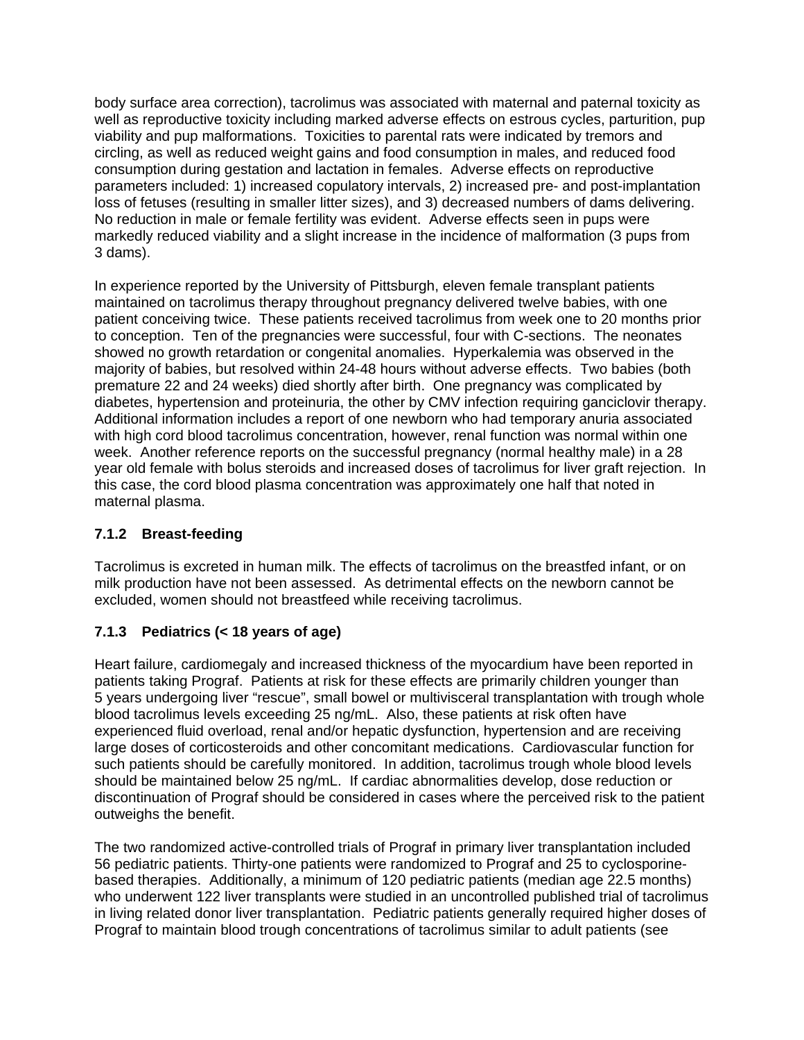body surface area correction), tacrolimus was associated with maternal and paternal toxicity as well as reproductive toxicity including marked adverse effects on estrous cycles, parturition, pup viability and pup malformations. Toxicities to parental rats were indicated by tremors and circling, as well as reduced weight gains and food consumption in males, and reduced food consumption during gestation and lactation in females. Adverse effects on reproductive parameters included: 1) increased copulatory intervals, 2) increased pre- and post-implantation loss of fetuses (resulting in smaller litter sizes), and 3) decreased numbers of dams delivering. No reduction in male or female fertility was evident. Adverse effects seen in pups were markedly reduced viability and a slight increase in the incidence of malformation (3 pups from 3 dams).

In experience reported by the University of Pittsburgh, eleven female transplant patients maintained on tacrolimus therapy throughout pregnancy delivered twelve babies, with one patient conceiving twice. These patients received tacrolimus from week one to 20 months prior to conception. Ten of the pregnancies were successful, four with C-sections. The neonates showed no growth retardation or congenital anomalies. Hyperkalemia was observed in the majority of babies, but resolved within 24-48 hours without adverse effects. Two babies (both premature 22 and 24 weeks) died shortly after birth. One pregnancy was complicated by diabetes, hypertension and proteinuria, the other by CMV infection requiring ganciclovir therapy. Additional information includes a report of one newborn who had temporary anuria associated with high cord blood tacrolimus concentration, however, renal function was normal within one week. Another reference reports on the successful pregnancy (normal healthy male) in a 28 year old female with bolus steroids and increased doses of tacrolimus for liver graft rejection. In this case, the cord blood plasma concentration was approximately one half that noted in maternal plasma.

### 7.1.2 Breast-feeding

Tacrolimus is excreted in human milk. The effects of tacrolimus on the breastfed infant, or on milk production have not been assessed. As detrimental effects on the newborn cannot be excluded, women should not breastfeed while receiving tacrolimus.

### 7.1.3 Pediatrics (< 18 years of age)

Heart failure, cardiomegaly and increased thickness of the myocardium have been reported in patients taking Prograf. Patients at risk for these effects are primarily children younger than 5 years undergoing liver “rescue”, small bowel or multivisceral transplantation with trough whole blood tacrolimus levels exceeding 25 ng/mL. Also, these patients at risk often have experienced fluid overload, renal and/or hepatic dysfunction, hypertension and are receiving large doses of corticosteroids and other concomitant medications. Cardiovascular function for such patients should be carefully monitored. In addition, tacrolimus trough whole blood levels should be maintained below 25 ng/mL. If cardiac abnormalities develop, dose reduction or discontinuation of Prograf should be considered in cases where the perceived risk to the patient outweighs the benefit.

The two randomized active-controlled trials of Prograf in primary liver transplantation included 56 pediatric patients. Thirty-one patients were randomized to Prograf and 25 to cyclosporine-based therapies. Additionally, a minimum of 120 pediatric patients (median age 22.5 months) who underwent 122 liver transplants were studied in an uncontrolled published trial of tacrolimus in living related donor liver transplantation. Pediatric patients generally required higher doses of Prograf to maintain blood trough concentrations of tacrolimus similar to adult patients (see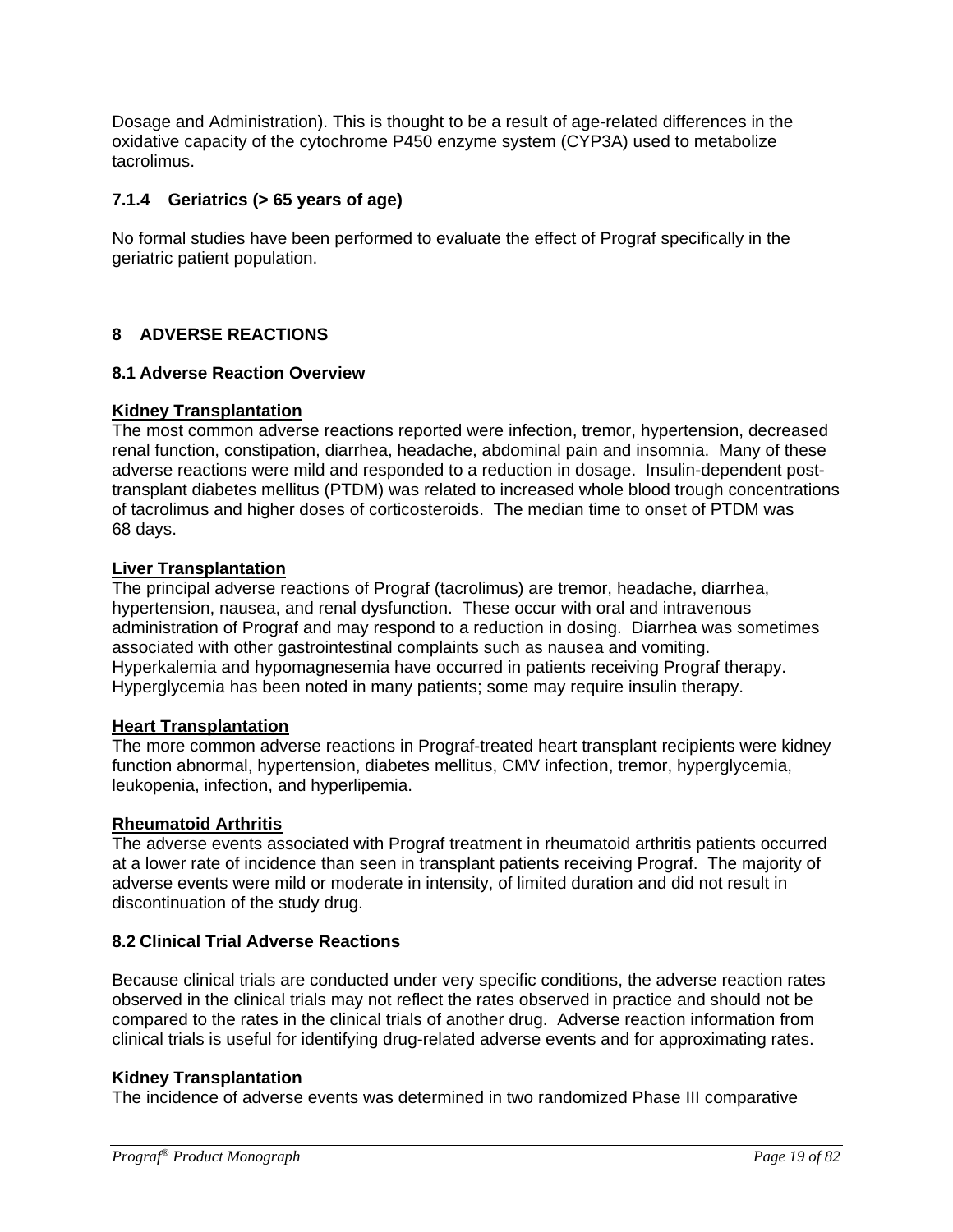Dosage and Administration). This is thought to be a result of age-related differences in the oxidative capacity of the cytochrome P450 enzyme system (CYP3A) used to metabolize tacrolimus.

### 7.1.4 Geriatrics (> 65 years of age)

No formal studies have been performed to evaluate the effect of Prograf specifically in the geriatric patient population.

# 8 ADVERSE REACTIONS

## 8.1 Adverse Reaction Overview

**Kidney Transplantation**
The most common adverse reactions reported were infection, tremor, hypertension, decreased renal function, constipation, diarrhea, headache, abdominal pain and insomnia. Many of these adverse reactions were mild and responded to a reduction in dosage. Insulin-dependent post-transplant diabetes mellitus (PTDM) was related to increased whole blood trough concentrations of tacrolimus and higher doses of corticosteroids. The median time to onset of PTDM was 68 days.

**Liver Transplantation**
The principal adverse reactions of Prograf (tacrolimus) are tremor, headache, diarrhea, hypertension, nausea, and renal dysfunction. These occur with oral and intravenous administration of Prograf and may respond to a reduction in dosing. Diarrhea was sometimes associated with other gastrointestinal complaints such as nausea and vomiting. Hyperkalemia and hypomagnesemia have occurred in patients receiving Prograf therapy. Hyperglycemia has been noted in many patients; some may require insulin therapy.

**Heart Transplantation**
The more common adverse reactions in Prograf-treated heart transplant recipients were kidney function abnormal, hypertension, diabetes mellitus, CMV infection, tremor, hyperglycemia, leukopenia, infection, and hyperlipemia.

**Rheumatoid Arthritis**
The adverse events associated with Prograf treatment in rheumatoid arthritis patients occurred at a lower rate of incidence than seen in transplant patients receiving Prograf. The majority of adverse events were mild or moderate in intensity, of limited duration and did not result in discontinuation of the study drug.

## 8.2 Clinical Trial Adverse Reactions

Because clinical trials are conducted under very specific conditions, the adverse reaction rates observed in the clinical trials may not reflect the rates observed in practice and should not be compared to the rates in the clinical trials of another drug. Adverse reaction information from clinical trials is useful for identifying drug-related adverse events and for approximating rates.

**Kidney Transplantation**
The incidence of adverse events was determined in two randomized Phase III comparative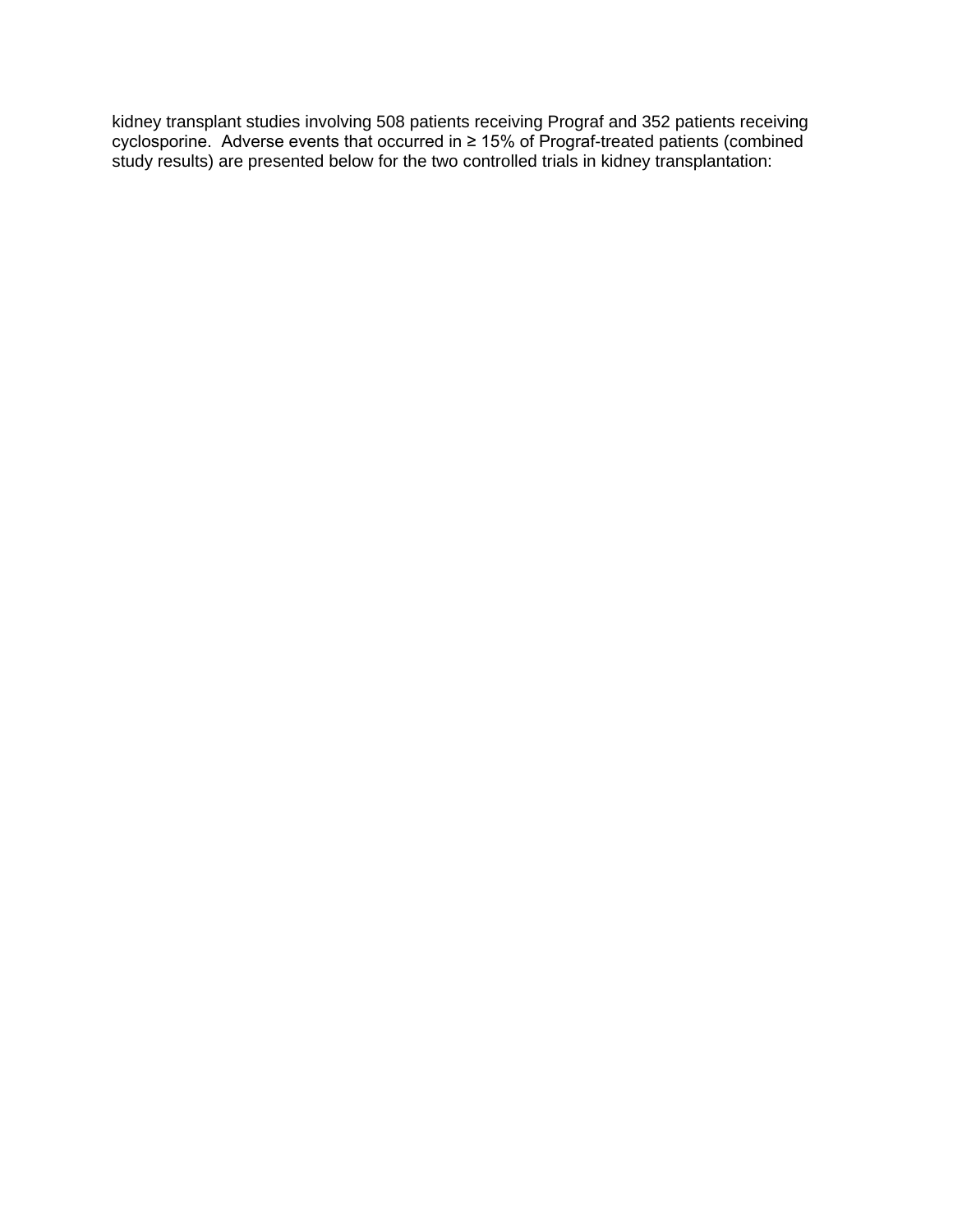kidney transplant studies involving 508 patients receiving Prograf and 352 patients receiving cyclosporine. Adverse events that occurred in ≥ 15% of Prograf-treated patients (combined study results) are presented below for the two controlled trials in kidney transplantation: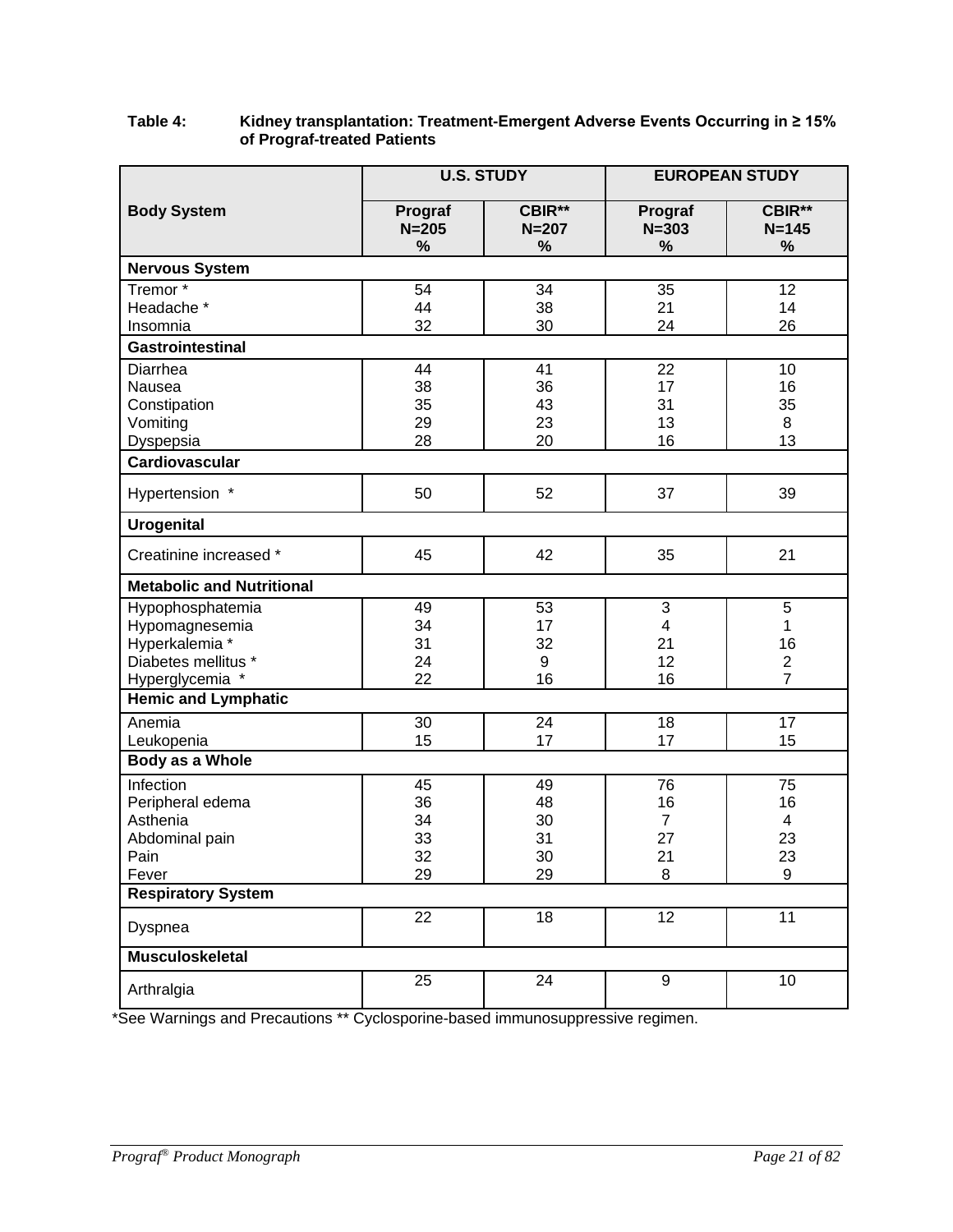**Table 4: Kidney transplantation: Treatment-Emergent Adverse Events Occurring in ≥ 15% of Prograf-treated Patients**

| Body System | U.S. STUDY | | EUROPEAN STUDY | |
|---|---|---|---|---|
| | Prograf N=205 % | CBIR** N=207 % | Prograf N=303 % | CBIR** N=145 % |
| **Nervous System** | | | | |
| Tremor * | 54 | 34 | 35 | 12 |
| Headache * | 44 | 38 | 21 | 14 |
| Insomnia | 32 | 30 | 24 | 26 |
| **Gastrointestinal** | | | | |
| Diarrhea | 44 | 41 | 22 | 10 |
| Nausea | 38 | 36 | 17 | 16 |
| Constipation | 35 | 43 | 31 | 35 |
| Vomiting | 29 | 23 | 13 | 8 |
| Dyspepsia | 28 | 20 | 16 | 13 |
| **Cardiovascular** | | | | |
| Hypertension * | 50 | 52 | 37 | 39 |
| **Urogenital** | | | | |
| Creatinine increased * | 45 | 42 | 35 | 21 |
| **Metabolic and Nutritional** | | | | |
| Hypophosphatemia | 49 | 53 | 3 | 5 |
| Hypomagnesemia | 34 | 17 | 4 | 1 |
| Hyperkalemia * | 31 | 32 | 21 | 16 |
| Diabetes mellitus * | 24 | 9 | 12 | 2 |
| Hyperglycemia * | 22 | 16 | 16 | 7 |
| **Hemic and Lymphatic** | | | | |
| Anemia | 30 | 24 | 18 | 17 |
| Leukopenia | 15 | 17 | 17 | 15 |
| **Body as a Whole** | | | | |
| Infection | 45 | 49 | 76 | 75 |
| Peripheral edema | 36 | 48 | 16 | 16 |
| Asthenia | 34 | 30 | 7 | 4 |
| Abdominal pain | 33 | 31 | 27 | 23 |
| Pain | 32 | 30 | 21 | 23 |
| Fever | 29 | 29 | 8 | 9 |
| **Respiratory System** | | | | |
| Dyspnea | 22 | 18 | 12 | 11 |
| **Musculoskeletal** | | | | |
| Arthralgia | 25 | 24 | 9 | 10 |

*See Warnings and Precautions ** Cyclosporine-based immunosuppressive regimen.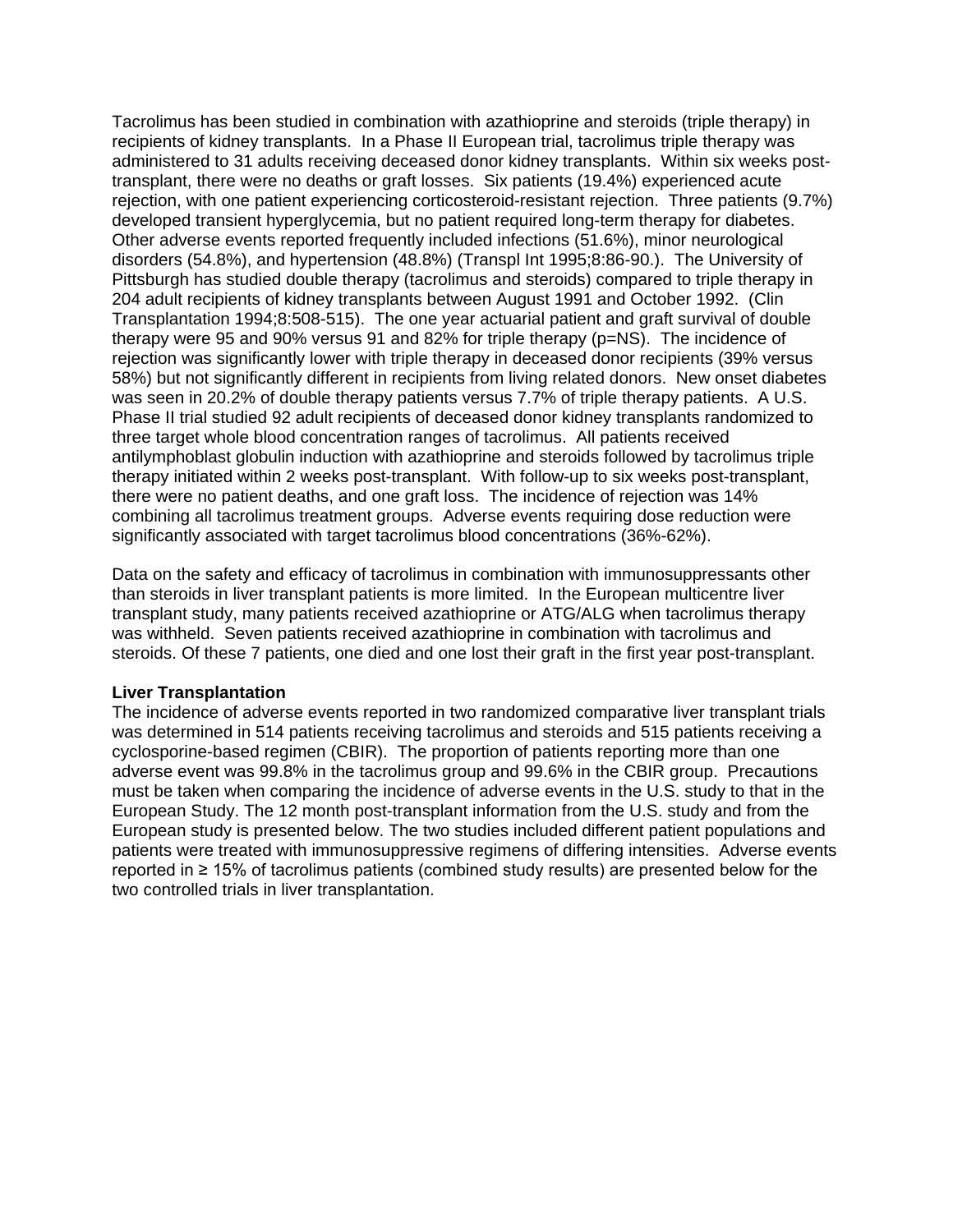Tacrolimus has been studied in combination with azathioprine and steroids (triple therapy) in recipients of kidney transplants. In a Phase II European trial, tacrolimus triple therapy was administered to 31 adults receiving deceased donor kidney transplants. Within six weeks post-transplant, there were no deaths or graft losses. Six patients (19.4%) experienced acute rejection, with one patient experiencing corticosteroid-resistant rejection. Three patients (9.7%) developed transient hyperglycemia, but no patient required long-term therapy for diabetes. Other adverse events reported frequently included infections (51.6%), minor neurological disorders (54.8%), and hypertension (48.8%) (Transpl Int 1995;8:86-90.). The University of Pittsburgh has studied double therapy (tacrolimus and steroids) compared to triple therapy in 204 adult recipients of kidney transplants between August 1991 and October 1992. (Clin Transplantation 1994;8:508-515). The one year actuarial patient and graft survival of double therapy were 95 and 90% versus 91 and 82% for triple therapy (p=NS). The incidence of rejection was significantly lower with triple therapy in deceased donor recipients (39% versus 58%) but not significantly different in recipients from living related donors. New onset diabetes was seen in 20.2% of double therapy patients versus 7.7% of triple therapy patients. A U.S. Phase II trial studied 92 adult recipients of deceased donor kidney transplants randomized to three target whole blood concentration ranges of tacrolimus. All patients received antilymphoblast globulin induction with azathioprine and steroids followed by tacrolimus triple therapy initiated within 2 weeks post-transplant. With follow-up to six weeks post-transplant, there were no patient deaths, and one graft loss. The incidence of rejection was 14% combining all tacrolimus treatment groups. Adverse events requiring dose reduction were significantly associated with target tacrolimus blood concentrations (36%-62%).

Data on the safety and efficacy of tacrolimus in combination with immunosuppressants other than steroids in liver transplant patients is more limited. In the European multicentre liver transplant study, many patients received azathioprine or ATG/ALG when tacrolimus therapy was withheld. Seven patients received azathioprine in combination with tacrolimus and steroids. Of these 7 patients, one died and one lost their graft in the first year post-transplant.

**Liver Transplantation**

The incidence of adverse events reported in two randomized comparative liver transplant trials was determined in 514 patients receiving tacrolimus and steroids and 515 patients receiving a cyclosporine-based regimen (CBIR). The proportion of patients reporting more than one adverse event was 99.8% in the tacrolimus group and 99.6% in the CBIR group. Precautions must be taken when comparing the incidence of adverse events in the U.S. study to that in the European Study. The 12 month post-transplant information from the U.S. study and from the European study is presented below. The two studies included different patient populations and patients were treated with immunosuppressive regimens of differing intensities. Adverse events reported in ≥ 15% of tacrolimus patients (combined study results) are presented below for the two controlled trials in liver transplantation.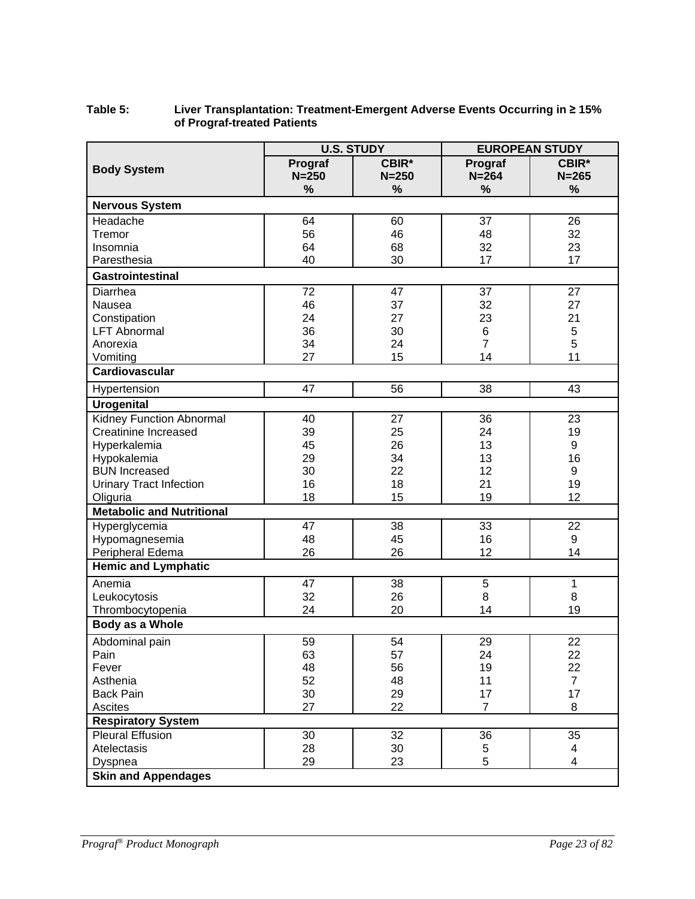**Table 5: Liver Transplantation: Treatment-Emergent Adverse Events Occurring in ≥ 15% of Prograf-treated Patients**

| Body System | U.S. STUDY | | EUROPEAN STUDY | |
|---|---|---|---|---|
| | Prograf N=250 % | CBIR* N=250 % | Prograf N=264 % | CBIR* N=265 % |
| **Nervous System** | | | | |
| Headache | 64 | 60 | 37 | 26 |
| Tremor | 56 | 46 | 48 | 32 |
| Insomnia | 64 | 68 | 32 | 23 |
| Paresthesia | 40 | 30 | 17 | 17 |
| **Gastrointestinal** | | | | |
| Diarrhea | 72 | 47 | 37 | 27 |
| Nausea | 46 | 37 | 32 | 27 |
| Constipation | 24 | 27 | 23 | 21 |
| LFT Abnormal | 36 | 30 | 6 | 5 |
| Anorexia | 34 | 24 | 7 | 5 |
| Vomiting | 27 | 15 | 14 | 11 |
| **Cardiovascular** | | | | |
| Hypertension | 47 | 56 | 38 | 43 |
| **Urogenital** | | | | |
| Kidney Function Abnormal | 40 | 27 | 36 | 23 |
| Creatinine Increased | 39 | 25 | 24 | 19 |
| Hyperkalemia | 45 | 26 | 13 | 9 |
| Hypokalemia | 29 | 34 | 13 | 16 |
| BUN Increased | 30 | 22 | 12 | 9 |
| Urinary Tract Infection | 16 | 18 | 21 | 19 |
| Oliguria | 18 | 15 | 19 | 12 |
| **Metabolic and Nutritional** | | | | |
| Hyperglycemia | 47 | 38 | 33 | 22 |
| Hypomagnesemia | 48 | 45 | 16 | 9 |
| Peripheral Edema | 26 | 26 | 12 | 14 |
| **Hemic and Lymphatic** | | | | |
| Anemia | 47 | 38 | 5 | 1 |
| Leukocytosis | 32 | 26 | 8 | 8 |
| Thrombocytopenia | 24 | 20 | 14 | 19 |
| **Body as a Whole** | | | | |
| Abdominal pain | 59 | 54 | 29 | 22 |
| Pain | 63 | 57 | 24 | 22 |
| Fever | 48 | 56 | 19 | 22 |
| Asthenia | 52 | 48 | 11 | 7 |
| Back Pain | 30 | 29 | 17 | 17 |
| Ascites | 27 | 22 | 7 | 8 |
| **Respiratory System** | | | | |
| Pleural Effusion | 30 | 32 | 36 | 35 |
| Atelectasis | 28 | 30 | 5 | 4 |
| Dyspnea | 29 | 23 | 5 | 4 |
| **Skin and Appendages** | | | | |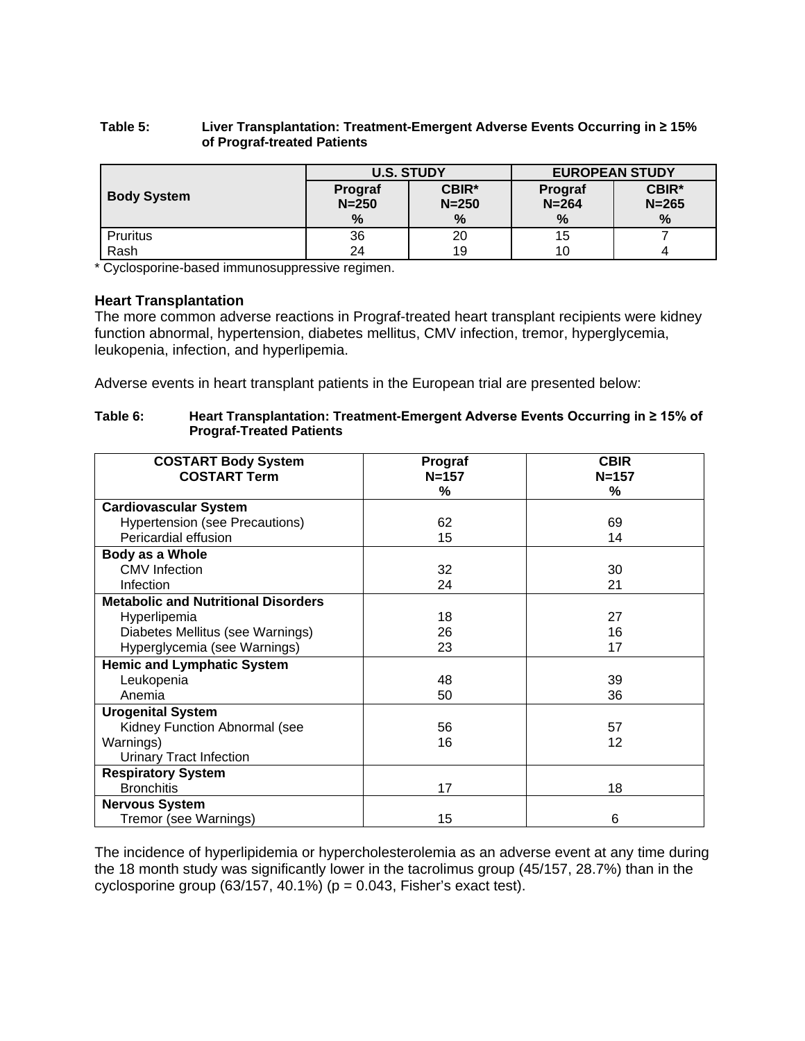**Table 5: Liver Transplantation: Treatment-Emergent Adverse Events Occurring in ≥ 15% of Prograf-treated Patients**

| Body System | U.S. STUDY | | EUROPEAN STUDY | |
|---|---|---|---|---|
| | Prograf N=250 % | CBIR* N=250 % | Prograf N=264 % | CBIR* N=265 % |
| Pruritus | 36 | 20 | 15 | 7 |
| Rash | 24 | 19 | 10 | 4 |

\* Cyclosporine-based immunosuppressive regimen.

### Heart Transplantation

The more common adverse reactions in Prograf-treated heart transplant recipients were kidney function abnormal, hypertension, diabetes mellitus, CMV infection, tremor, hyperglycemia, leukopenia, infection, and hyperlipemia.

Adverse events in heart transplant patients in the European trial are presented below:

**Table 6: Heart Transplantation: Treatment-Emergent Adverse Events Occurring in ≥ 15% of Prograf-Treated Patients**

| COSTART Body System COSTART Term | Prograf N=157 % | CBIR N=157 % |
|---|---|---|
| **Cardiovascular System** | | |
| Hypertension (see Precautions) | 62 | 69 |
| Pericardial effusion | 15 | 14 |
| **Body as a Whole** | | |
| CMV Infection | 32 | 30 |
| Infection | 24 | 21 |
| **Metabolic and Nutritional Disorders** | | |
| Hyperlipemia | 18 | 27 |
| Diabetes Mellitus (see Warnings) | 26 | 16 |
| Hyperglycemia (see Warnings) | 23 | 17 |
| **Hemic and Lymphatic System** | | |
| Leukopenia | 48 | 39 |
| Anemia | 50 | 36 |
| **Urogenital System** | | |
| Kidney Function Abnormal (see Warnings) | 56 | 57 |
| Urinary Tract Infection | 16 | 12 |
| **Respiratory System** | | |
| Bronchitis | 17 | 18 |
| **Nervous System** | | |
| Tremor (see Warnings) | 15 | 6 |

The incidence of hyperlipidemia or hypercholesterolemia as an adverse event at any time during the 18 month study was significantly lower in the tacrolimus group (45/157, 28.7%) than in the cyclosporine group (63/157, 40.1%) ($p = 0.043$, Fisher's exact test).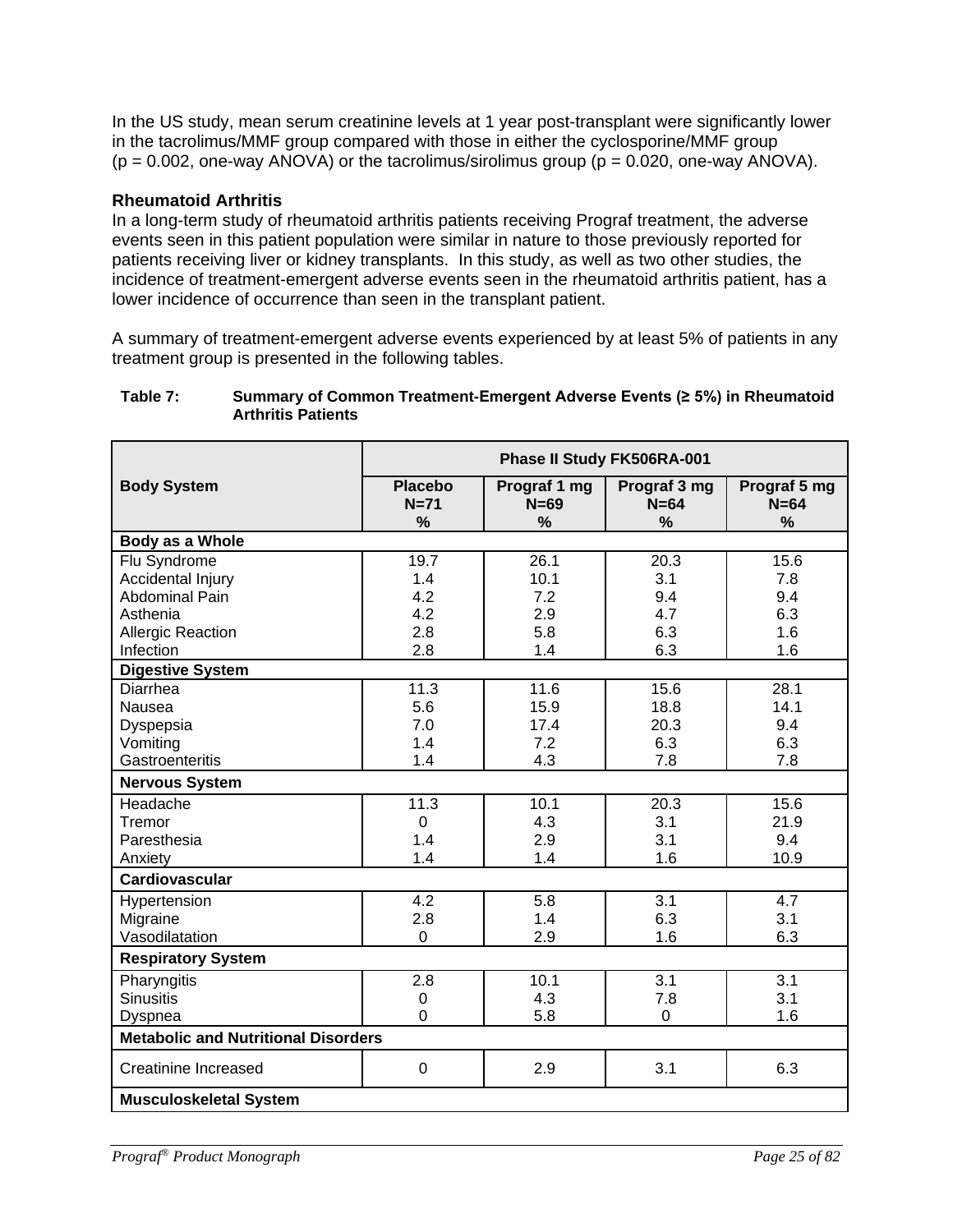In the US study, mean serum creatinine levels at 1 year post-transplant were significantly lower in the tacrolimus/MMF group compared with those in either the cyclosporine/MMF group ($p = 0.002$, one-way ANOVA) or the tacrolimus/sirolimus group ($p = 0.020$, one-way ANOVA).

**Rheumatoid Arthritis**

In a long-term study of rheumatoid arthritis patients receiving Prograf treatment, the adverse events seen in this patient population were similar in nature to those previously reported for patients receiving liver or kidney transplants. In this study, as well as two other studies, the incidence of treatment-emergent adverse events seen in the rheumatoid arthritis patient, has a lower incidence of occurrence than seen in the transplant patient.

A summary of treatment-emergent adverse events experienced by at least 5% of patients in any treatment group is presented in the following tables.

**Table 7: Summary of Common Treatment-Emergent Adverse Events (≥ 5%) in Rheumatoid Arthritis Patients**

| Body System | Phase II Study FK506RA-001 | | | |
|---|---|---|---|---|
| | Placebo N=71 % | Prograf 1 mg N=69 % | Prograf 3 mg N=64 % | Prograf 5 mg N=64 % |
| **Body as a Whole** | | | | |
| Flu Syndrome | 19.7 | 26.1 | 20.3 | 15.6 |
| Accidental Injury | 1.4 | 10.1 | 3.1 | 7.8 |
| Abdominal Pain | 4.2 | 7.2 | 9.4 | 9.4 |
| Asthenia | 4.2 | 2.9 | 4.7 | 6.3 |
| Allergic Reaction | 2.8 | 5.8 | 6.3 | 1.6 |
| Infection | 2.8 | 1.4 | 6.3 | 1.6 |
| **Digestive System** | | | | |
| Diarrhea | 11.3 | 11.6 | 15.6 | 28.1 |
| Nausea | 5.6 | 15.9 | 18.8 | 14.1 |
| Dyspepsia | 7.0 | 17.4 | 20.3 | 9.4 |
| Vomiting | 1.4 | 7.2 | 6.3 | 6.3 |
| Gastroenteritis | 1.4 | 4.3 | 7.8 | 7.8 |
| **Nervous System** | | | | |
| Headache | 11.3 | 10.1 | 20.3 | 15.6 |
| Tremor | 0 | 4.3 | 3.1 | 21.9 |
| Paresthesia | 1.4 | 2.9 | 3.1 | 9.4 |
| Anxiety | 1.4 | 1.4 | 1.6 | 10.9 |
| **Cardiovascular** | | | | |
| Hypertension | 4.2 | 5.8 | 3.1 | 4.7 |
| Migraine | 2.8 | 1.4 | 6.3 | 3.1 |
| Vasodilatation | 0 | 2.9 | 1.6 | 6.3 |
| **Respiratory System** | | | | |
| Pharyngitis | 2.8 | 10.1 | 3.1 | 3.1 |
| Sinusitis | 0 | 4.3 | 7.8 | 3.1 |
| Dyspnea | 0 | 5.8 | 0 | 1.6 |
| **Metabolic and Nutritional Disorders** | | | | |
| Creatinine Increased | 0 | 2.9 | 3.1 | 6.3 |
| **Musculoskeletal System** | | | | |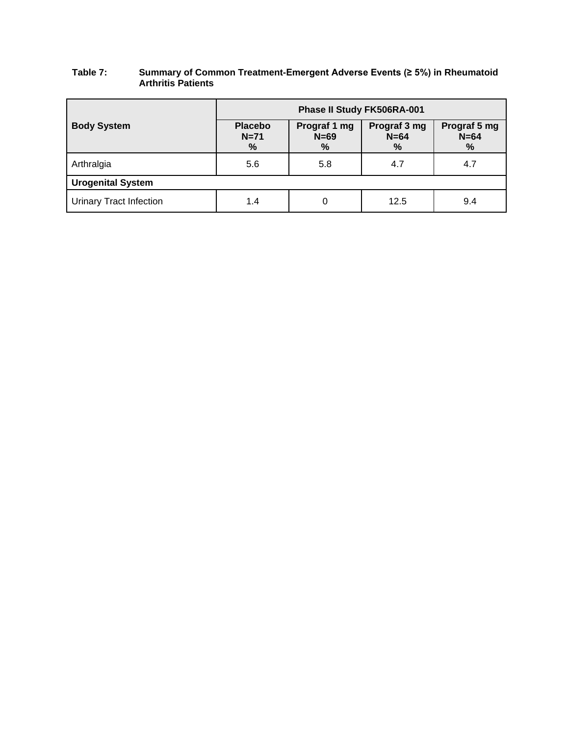**Table 7: Summary of Common Treatment-Emergent Adverse Events (≥ 5%) in Rheumatoid Arthritis Patients**

| Body System | Phase II Study FK506RA-001 | | | |
|---|---|---|---|---|
| | Placebo N=71 % | Prograf 1 mg N=69 % | Prograf 3 mg N=64 % | Prograf 5 mg N=64 % |
| Arthralgia | 5.6 | 5.8 | 4.7 | 4.7 |
| **Urogenital System** | | | | |
| Urinary Tract Infection | 1.4 | 0 | 12.5 | 9.4 |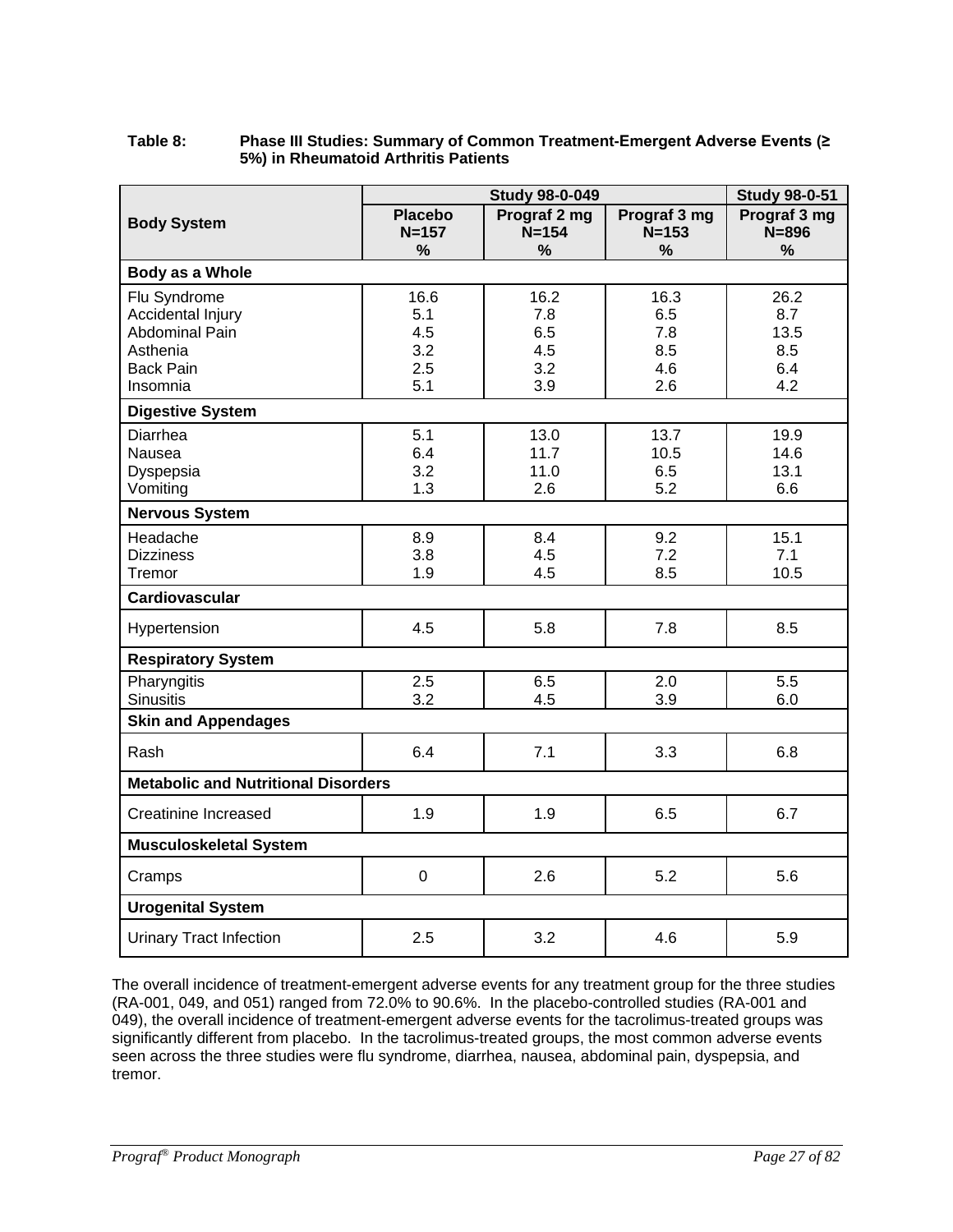**Table 8: Phase III Studies: Summary of Common Treatment-Emergent Adverse Events (≥ 5%) in Rheumatoid Arthritis Patients**

| Body System | Study 98-0-049 | | | Study 98-0-51 |
|---|---|---|---|---|
| | Placebo N=157 % | Prograf 2 mg N=154 % | Prograf 3 mg N=153 % | Prograf 3 mg N=896 % |
| **Body as a Whole** | | | | |
| Flu Syndrome | 16.6 | 16.2 | 16.3 | 26.2 |
| Accidental Injury | 5.1 | 7.8 | 6.5 | 8.7 |
| Abdominal Pain | 4.5 | 6.5 | 7.8 | 13.5 |
| Asthenia | 3.2 | 4.5 | 8.5 | 8.5 |
| Back Pain | 2.5 | 3.2 | 4.6 | 6.4 |
| Insomnia | 5.1 | 3.9 | 2.6 | 4.2 |
| **Digestive System** | | | | |
| Diarrhea | 5.1 | 13.0 | 13.7 | 19.9 |
| Nausea | 6.4 | 11.7 | 10.5 | 14.6 |
| Dyspepsia | 3.2 | 11.0 | 6.5 | 13.1 |
| Vomiting | 1.3 | 2.6 | 5.2 | 6.6 |
| **Nervous System** | | | | |
| Headache | 8.9 | 8.4 | 9.2 | 15.1 |
| Dizziness | 3.8 | 4.5 | 7.2 | 7.1 |
| Tremor | 1.9 | 4.5 | 8.5 | 10.5 |
| **Cardiovascular** | | | | |
| Hypertension | 4.5 | 5.8 | 7.8 | 8.5 |
| **Respiratory System** | | | | |
| Pharyngitis | 2.5 | 6.5 | 2.0 | 5.5 |
| Sinusitis | 3.2 | 4.5 | 3.9 | 6.0 |
| **Skin and Appendages** | | | | |
| Rash | 6.4 | 7.1 | 3.3 | 6.8 |
| **Metabolic and Nutritional Disorders** | | | | |
| Creatinine Increased | 1.9 | 1.9 | 6.5 | 6.7 |
| **Musculoskeletal System** | | | | |
| Cramps | 0 | 2.6 | 5.2 | 5.6 |
| **Urogenital System** | | | | |
| Urinary Tract Infection | 2.5 | 3.2 | 4.6 | 5.9 |

The overall incidence of treatment-emergent adverse events for any treatment group for the three studies (RA-001, 049, and 051) ranged from 72.0% to 90.6%. In the placebo-controlled studies (RA-001 and 049), the overall incidence of treatment-emergent adverse events for the tacrolimus-treated groups was significantly different from placebo. In the tacrolimus-treated groups, the most common adverse events seen across the three studies were flu syndrome, diarrhea, nausea, abdominal pain, dyspepsia, and tremor.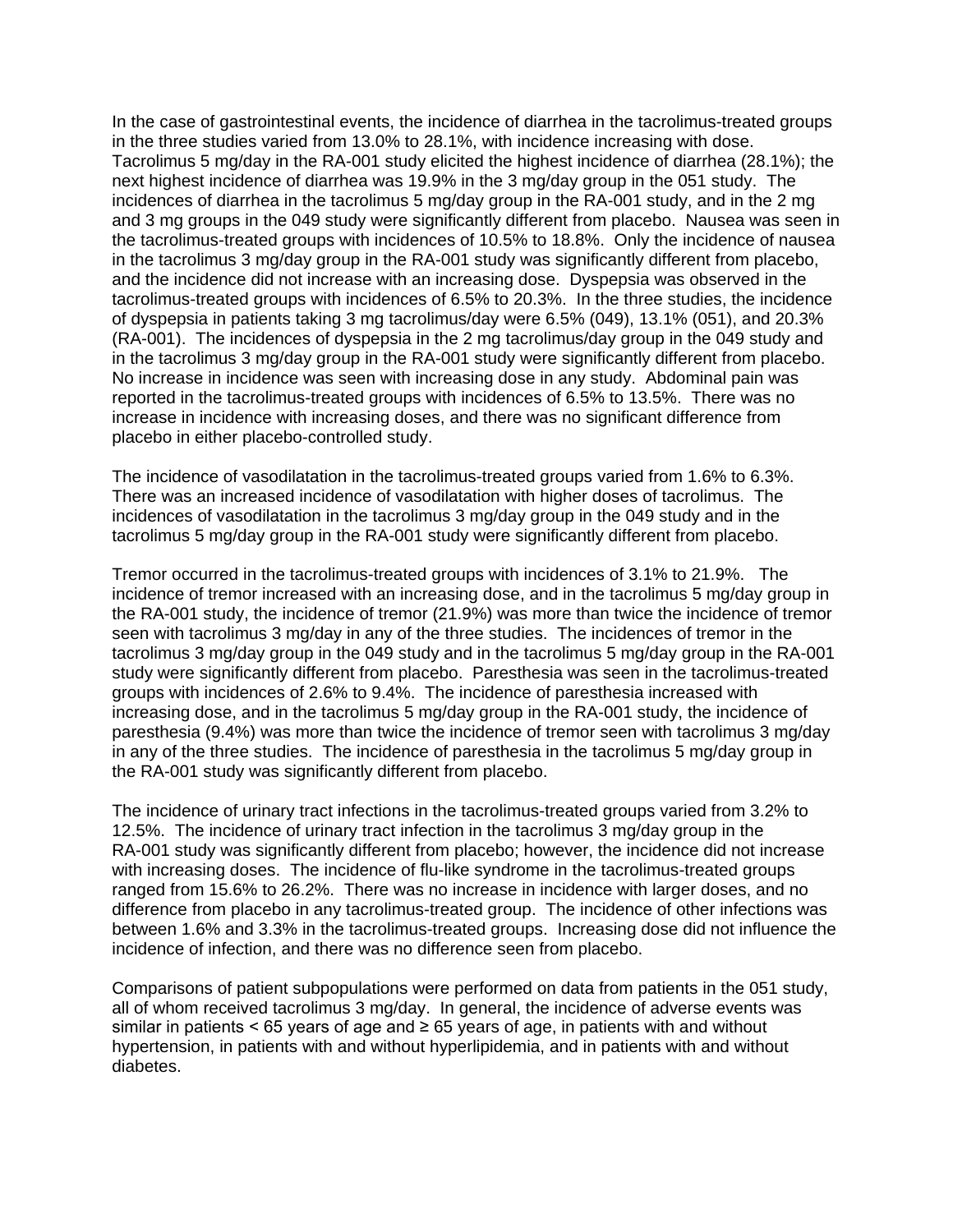In the case of gastrointestinal events, the incidence of diarrhea in the tacrolimus-treated groups in the three studies varied from 13.0% to 28.1%, with incidence increasing with dose. Tacrolimus 5 mg/day in the RA-001 study elicited the highest incidence of diarrhea (28.1%); the next highest incidence of diarrhea was 19.9% in the 3 mg/day group in the 051 study. The incidences of diarrhea in the tacrolimus 5 mg/day group in the RA-001 study, and in the 2 mg and 3 mg groups in the 049 study were significantly different from placebo. Nausea was seen in the tacrolimus-treated groups with incidences of 10.5% to 18.8%. Only the incidence of nausea in the tacrolimus 3 mg/day group in the RA-001 study was significantly different from placebo, and the incidence did not increase with an increasing dose. Dyspepsia was observed in the tacrolimus-treated groups with incidences of 6.5% to 20.3%. In the three studies, the incidence of dyspepsia in patients taking 3 mg tacrolimus/day were 6.5% (049), 13.1% (051), and 20.3% (RA-001). The incidences of dyspepsia in the 2 mg tacrolimus/day group in the 049 study and in the tacrolimus 3 mg/day group in the RA-001 study were significantly different from placebo. No increase in incidence was seen with increasing dose in any study. Abdominal pain was reported in the tacrolimus-treated groups with incidences of 6.5% to 13.5%. There was no increase in incidence with increasing doses, and there was no significant difference from placebo in either placebo-controlled study.

The incidence of vasodilatation in the tacrolimus-treated groups varied from 1.6% to 6.3%. There was an increased incidence of vasodilatation with higher doses of tacrolimus. The incidences of vasodilatation in the tacrolimus 3 mg/day group in the 049 study and in the tacrolimus 5 mg/day group in the RA-001 study were significantly different from placebo.

Tremor occurred in the tacrolimus-treated groups with incidences of 3.1% to 21.9%. The incidence of tremor increased with an increasing dose, and in the tacrolimus 5 mg/day group in the RA-001 study, the incidence of tremor (21.9%) was more than twice the incidence of tremor seen with tacrolimus 3 mg/day in any of the three studies. The incidences of tremor in the tacrolimus 3 mg/day group in the 049 study and in the tacrolimus 5 mg/day group in the RA-001 study were significantly different from placebo. Paresthesia was seen in the tacrolimus-treated groups with incidences of 2.6% to 9.4%. The incidence of paresthesia increased with increasing dose, and in the tacrolimus 5 mg/day group in the RA-001 study, the incidence of paresthesia (9.4%) was more than twice the incidence of tremor seen with tacrolimus 3 mg/day in any of the three studies. The incidence of paresthesia in the tacrolimus 5 mg/day group in the RA-001 study was significantly different from placebo.

The incidence of urinary tract infections in the tacrolimus-treated groups varied from 3.2% to 12.5%. The incidence of urinary tract infection in the tacrolimus 3 mg/day group in the RA-001 study was significantly different from placebo; however, the incidence did not increase with increasing doses. The incidence of flu-like syndrome in the tacrolimus-treated groups ranged from 15.6% to 26.2%. There was no increase in incidence with larger doses, and no difference from placebo in any tacrolimus-treated group. The incidence of other infections was between 1.6% and 3.3% in the tacrolimus-treated groups. Increasing dose did not influence the incidence of infection, and there was no difference seen from placebo.

Comparisons of patient subpopulations were performed on data from patients in the 051 study, all of whom received tacrolimus 3 mg/day. In general, the incidence of adverse events was similar in patients < 65 years of age and ≥ 65 years of age, in patients with and without hypertension, in patients with and without hyperlipidemia, and in patients with and without diabetes.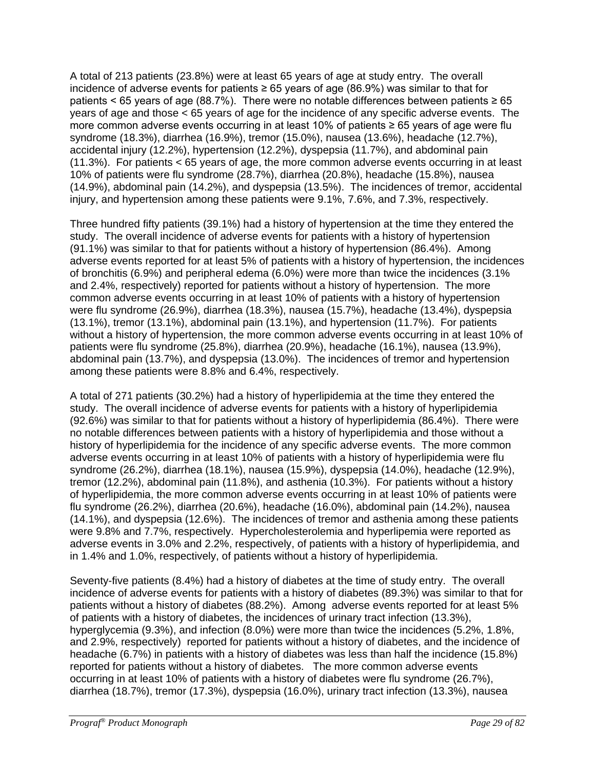A total of 213 patients (23.8%) were at least 65 years of age at study entry. The overall incidence of adverse events for patients ≥ 65 years of age (86.9%) was similar to that for patients < 65 years of age (88.7%). There were no notable differences between patients ≥ 65 years of age and those < 65 years of age for the incidence of any specific adverse events. The more common adverse events occurring in at least 10% of patients ≥ 65 years of age were flu syndrome (18.3%), diarrhea (16.9%), tremor (15.0%), nausea (13.6%), headache (12.7%), accidental injury (12.2%), hypertension (12.2%), dyspepsia (11.7%), and abdominal pain (11.3%). For patients < 65 years of age, the more common adverse events occurring in at least 10% of patients were flu syndrome (28.7%), diarrhea (20.8%), headache (15.8%), nausea (14.9%), abdominal pain (14.2%), and dyspepsia (13.5%). The incidences of tremor, accidental injury, and hypertension among these patients were 9.1%, 7.6%, and 7.3%, respectively.

Three hundred fifty patients (39.1%) had a history of hypertension at the time they entered the study. The overall incidence of adverse events for patients with a history of hypertension (91.1%) was similar to that for patients without a history of hypertension (86.4%). Among adverse events reported for at least 5% of patients with a history of hypertension, the incidences of bronchitis (6.9%) and peripheral edema (6.0%) were more than twice the incidences (3.1% and 2.4%, respectively) reported for patients without a history of hypertension. The more common adverse events occurring in at least 10% of patients with a history of hypertension were flu syndrome (26.9%), diarrhea (18.3%), nausea (15.7%), headache (13.4%), dyspepsia (13.1%), tremor (13.1%), abdominal pain (13.1%), and hypertension (11.7%). For patients without a history of hypertension, the more common adverse events occurring in at least 10% of patients were flu syndrome (25.8%), diarrhea (20.9%), headache (16.1%), nausea (13.9%), abdominal pain (13.7%), and dyspepsia (13.0%). The incidences of tremor and hypertension among these patients were 8.8% and 6.4%, respectively.

A total of 271 patients (30.2%) had a history of hyperlipidemia at the time they entered the study. The overall incidence of adverse events for patients with a history of hyperlipidemia (92.6%) was similar to that for patients without a history of hyperlipidemia (86.4%). There were no notable differences between patients with a history of hyperlipidemia and those without a history of hyperlipidemia for the incidence of any specific adverse events. The more common adverse events occurring in at least 10% of patients with a history of hyperlipidemia were flu syndrome (26.2%), diarrhea (18.1%), nausea (15.9%), dyspepsia (14.0%), headache (12.9%), tremor (12.2%), abdominal pain (11.8%), and asthenia (10.3%). For patients without a history of hyperlipidemia, the more common adverse events occurring in at least 10% of patients were flu syndrome (26.2%), diarrhea (20.6%), headache (16.0%), abdominal pain (14.2%), nausea (14.1%), and dyspepsia (12.6%). The incidences of tremor and asthenia among these patients were 9.8% and 7.7%, respectively. Hypercholesterolemia and hyperlipemia were reported as adverse events in 3.0% and 2.2%, respectively, of patients with a history of hyperlipidemia, and in 1.4% and 1.0%, respectively, of patients without a history of hyperlipidemia.

Seventy-five patients (8.4%) had a history of diabetes at the time of study entry. The overall incidence of adverse events for patients with a history of diabetes (89.3%) was similar to that for patients without a history of diabetes (88.2%). Among adverse events reported for at least 5% of patients with a history of diabetes, the incidences of urinary tract infection (13.3%), hyperglycemia (9.3%), and infection (8.0%) were more than twice the incidences (5.2%, 1.8%, and 2.9%, respectively) reported for patients without a history of diabetes, and the incidence of headache (6.7%) in patients with a history of diabetes was less than half the incidence (15.8%) reported for patients without a history of diabetes. The more common adverse events occurring in at least 10% of patients with a history of diabetes were flu syndrome (26.7%), diarrhea (18.7%), tremor (17.3%), dyspepsia (16.0%), urinary tract infection (13.3%), nausea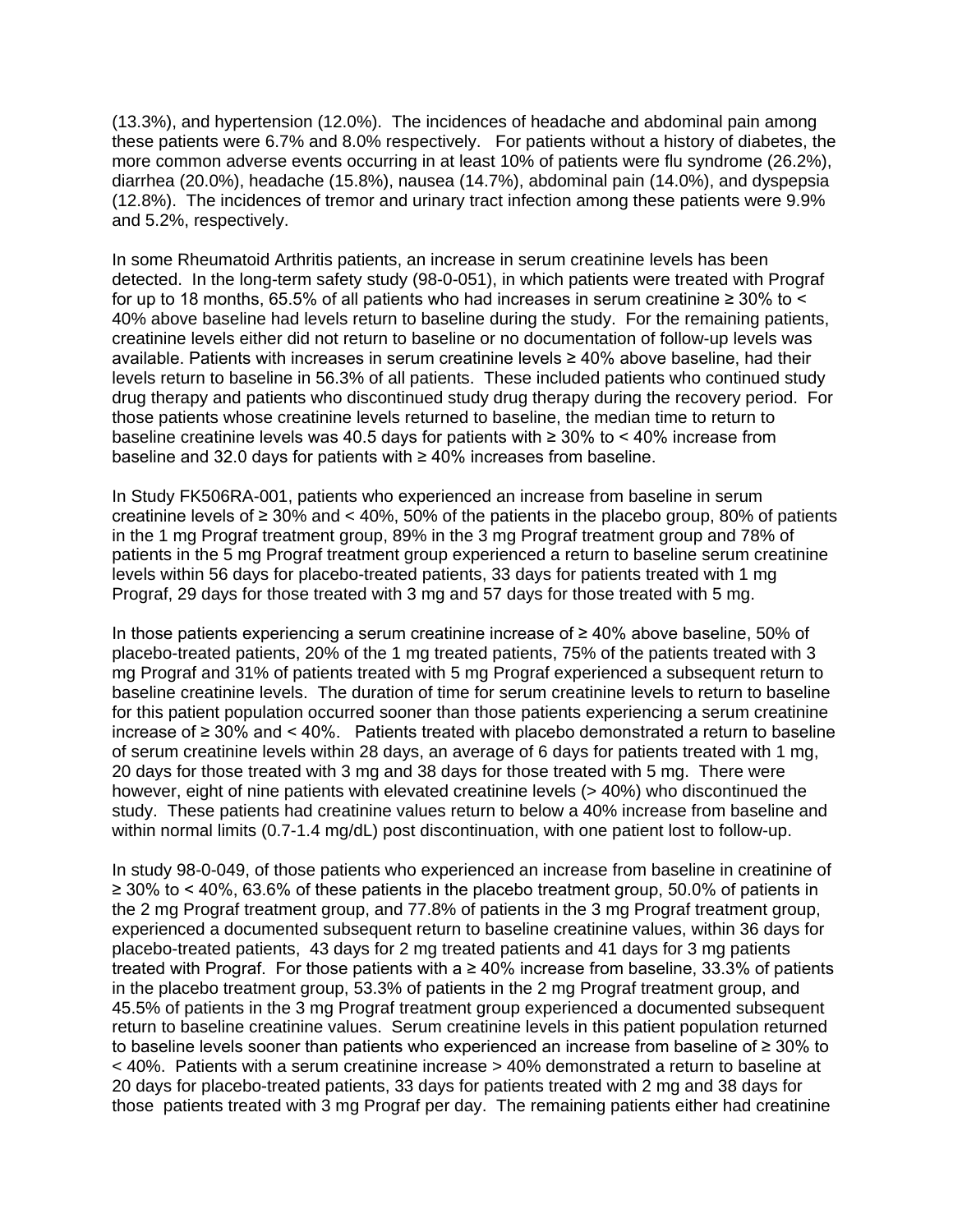(13.3%), and hypertension (12.0%). The incidences of headache and abdominal pain among these patients were 6.7% and 8.0% respectively. For patients without a history of diabetes, the more common adverse events occurring in at least 10% of patients were flu syndrome (26.2%), diarrhea (20.0%), headache (15.8%), nausea (14.7%), abdominal pain (14.0%), and dyspepsia (12.8%). The incidences of tremor and urinary tract infection among these patients were 9.9% and 5.2%, respectively.

In some Rheumatoid Arthritis patients, an increase in serum creatinine levels has been detected. In the long-term safety study (98-0-051), in which patients were treated with Prograf for up to 18 months, 65.5% of all patients who had increases in serum creatinine ≥ 30% to < 40% above baseline had levels return to baseline during the study. For the remaining patients, creatinine levels either did not return to baseline or no documentation of follow-up levels was available. Patients with increases in serum creatinine levels ≥ 40% above baseline, had their levels return to baseline in 56.3% of all patients. These included patients who continued study drug therapy and patients who discontinued study drug therapy during the recovery period. For those patients whose creatinine levels returned to baseline, the median time to return to baseline creatinine levels was 40.5 days for patients with ≥ 30% to < 40% increase from baseline and 32.0 days for patients with ≥ 40% increases from baseline.

In Study FK506RA-001, patients who experienced an increase from baseline in serum creatinine levels of ≥ 30% and < 40%, 50% of the patients in the placebo group, 80% of patients in the 1 mg Prograf treatment group, 89% in the 3 mg Prograf treatment group and 78% of patients in the 5 mg Prograf treatment group experienced a return to baseline serum creatinine levels within 56 days for placebo-treated patients, 33 days for patients treated with 1 mg Prograf, 29 days for those treated with 3 mg and 57 days for those treated with 5 mg.

In those patients experiencing a serum creatinine increase of ≥ 40% above baseline, 50% of placebo-treated patients, 20% of the 1 mg treated patients, 75% of the patients treated with 3 mg Prograf and 31% of patients treated with 5 mg Prograf experienced a subsequent return to baseline creatinine levels. The duration of time for serum creatinine levels to return to baseline for this patient population occurred sooner than those patients experiencing a serum creatinine increase of ≥ 30% and < 40%. Patients treated with placebo demonstrated a return to baseline of serum creatinine levels within 28 days, an average of 6 days for patients treated with 1 mg, 20 days for those treated with 3 mg and 38 days for those treated with 5 mg. There were however, eight of nine patients with elevated creatinine levels (> 40%) who discontinued the study. These patients had creatinine values return to below a 40% increase from baseline and within normal limits (0.7-1.4 mg/dL) post discontinuation, with one patient lost to follow-up.

In study 98-0-049, of those patients who experienced an increase from baseline in creatinine of ≥ 30% to < 40%, 63.6% of these patients in the placebo treatment group, 50.0% of patients in the 2 mg Prograf treatment group, and 77.8% of patients in the 3 mg Prograf treatment group, experienced a documented subsequent return to baseline creatinine values, within 36 days for placebo-treated patients, 43 days for 2 mg treated patients and 41 days for 3 mg patients treated with Prograf. For those patients with a ≥ 40% increase from baseline, 33.3% of patients in the placebo treatment group, 53.3% of patients in the 2 mg Prograf treatment group, and 45.5% of patients in the 3 mg Prograf treatment group experienced a documented subsequent return to baseline creatinine values. Serum creatinine levels in this patient population returned to baseline levels sooner than patients who experienced an increase from baseline of ≥ 30% to < 40%. Patients with a serum creatinine increase > 40% demonstrated a return to baseline at 20 days for placebo-treated patients, 33 days for patients treated with 2 mg and 38 days for those patients treated with 3 mg Prograf per day. The remaining patients either had creatinine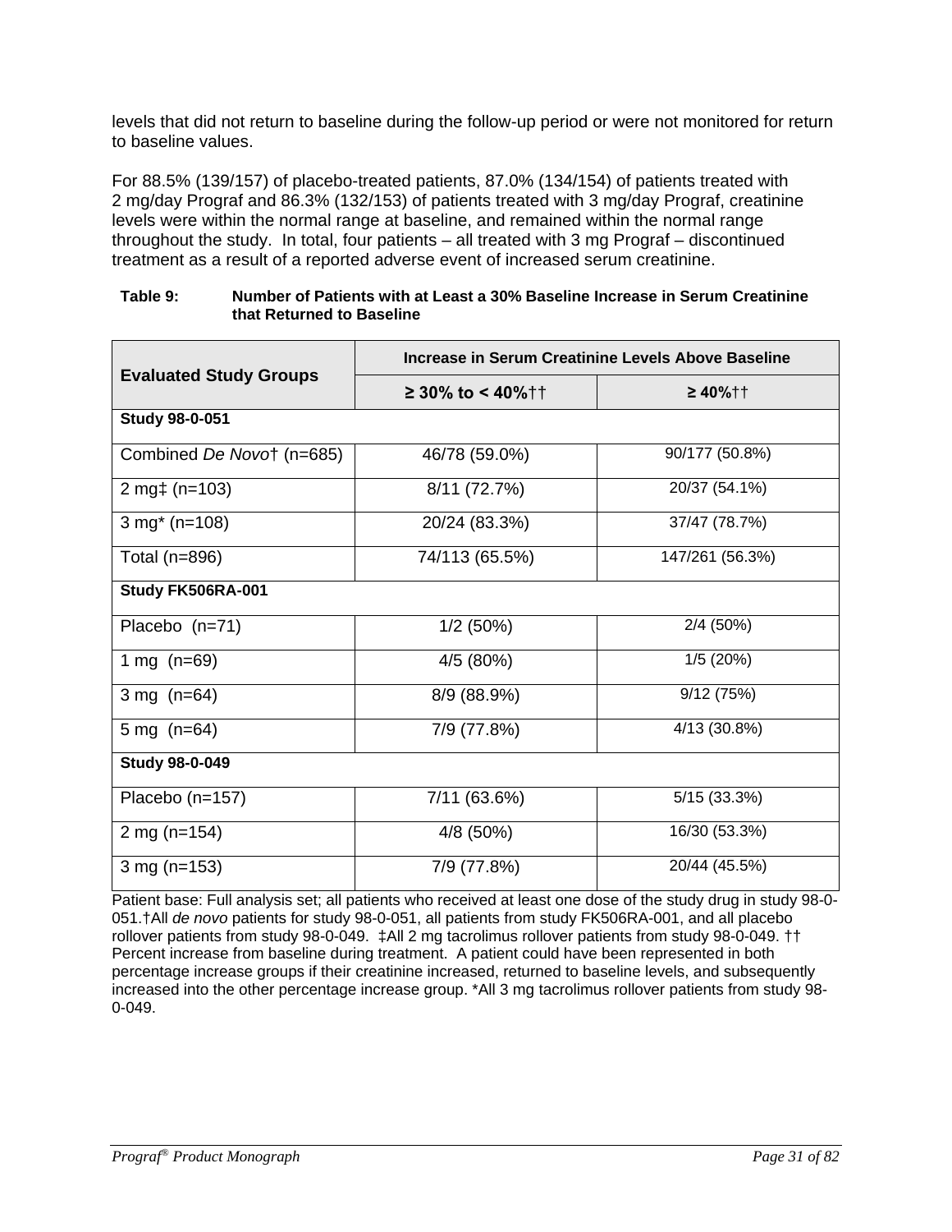levels that did not return to baseline during the follow-up period or were not monitored for return to baseline values.

For 88.5% (139/157) of placebo-treated patients, 87.0% (134/154) of patients treated with 2 mg/day Prograf and 86.3% (132/153) of patients treated with 3 mg/day Prograf, creatinine levels were within the normal range at baseline, and remained within the normal range throughout the study. In total, four patients – all treated with 3 mg Prograf – discontinued treatment as a result of a reported adverse event of increased serum creatinine.

**Table 9: Number of Patients with at Least a 30% Baseline Increase in Serum Creatinine that Returned to Baseline**

| Evaluated Study Groups | Increase in Serum Creatinine Levels Above Baseline | |
|---|---|---|
| | **≥ 30% to < 40%††** | **≥ 40%††** |
| **Study 98-0-051** | | |
| Combined *De Novo*† (n=685) | 46/78 (59.0%) | 90/177 (50.8%) |
| 2 mg‡ (n=103) | 8/11 (72.7%) | 20/37 (54.1%) |
| 3 mg* (n=108) | 20/24 (83.3%) | 37/47 (78.7%) |
| Total (n=896) | 74/113 (65.5%) | 147/261 (56.3%) |
| **Study FK506RA-001** | | |
| Placebo (n=71) | 1/2 (50%) | 2/4 (50%) |
| 1 mg (n=69) | 4/5 (80%) | 1/5 (20%) |
| 3 mg (n=64) | 8/9 (88.9%) | 9/12 (75%) |
| 5 mg (n=64) | 7/9 (77.8%) | 4/13 (30.8%) |
| **Study 98-0-049** | | |
| Placebo (n=157) | 7/11 (63.6%) | 5/15 (33.3%) |
| 2 mg (n=154) | 4/8 (50%) | 16/30 (53.3%) |
| 3 mg (n=153) | 7/9 (77.8%) | 20/44 (45.5%) |

Patient base: Full analysis set; all patients who received at least one dose of the study drug in study 98-0-051.†All *de novo* patients for study 98-0-051, all patients from study FK506RA-001, and all placebo rollover patients from study 98-0-049. ‡All 2 mg tacrolimus rollover patients from study 98-0-049. †† Percent increase from baseline during treatment. A patient could have been represented in both percentage increase groups if their creatinine increased, returned to baseline levels, and subsequently increased into the other percentage increase group. *All 3 mg tacrolimus rollover patients from study 98-0-049.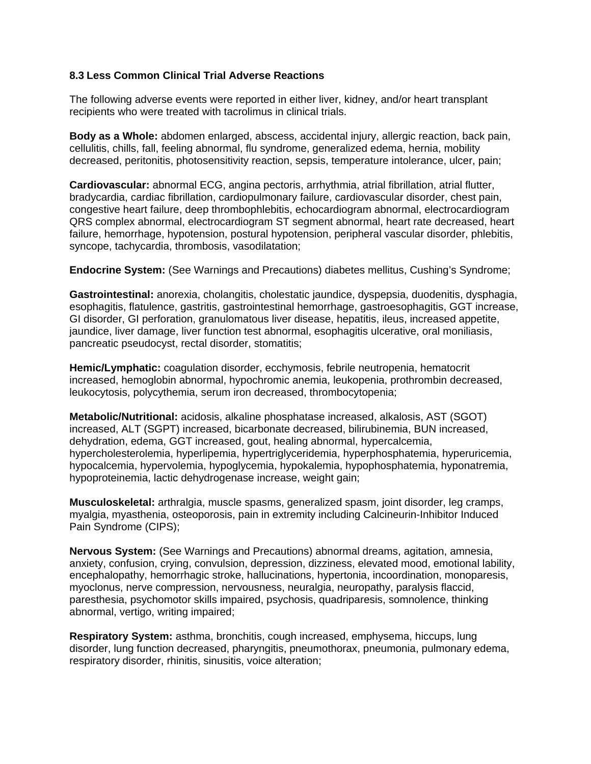### 8.3 Less Common Clinical Trial Adverse Reactions

The following adverse events were reported in either liver, kidney, and/or heart transplant recipients who were treated with tacrolimus in clinical trials.

**Body as a Whole:** abdomen enlarged, abscess, accidental injury, allergic reaction, back pain, cellulitis, chills, fall, feeling abnormal, flu syndrome, generalized edema, hernia, mobility decreased, peritonitis, photosensitivity reaction, sepsis, temperature intolerance, ulcer, pain;

**Cardiovascular:** abnormal ECG, angina pectoris, arrhythmia, atrial fibrillation, atrial flutter, bradycardia, cardiac fibrillation, cardiopulmonary failure, cardiovascular disorder, chest pain, congestive heart failure, deep thrombophlebitis, echocardiogram abnormal, electrocardiogram QRS complex abnormal, electrocardiogram ST segment abnormal, heart rate decreased, heart failure, hemorrhage, hypotension, postural hypotension, peripheral vascular disorder, phlebitis, syncope, tachycardia, thrombosis, vasodilatation;

**Endocrine System:** (See Warnings and Precautions) diabetes mellitus, Cushing's Syndrome;

**Gastrointestinal:** anorexia, cholangitis, cholestatic jaundice, dyspepsia, duodenitis, dysphagia, esophagitis, flatulence, gastritis, gastrointestinal hemorrhage, gastroesophagitis, GGT increase, GI disorder, GI perforation, granulomatous liver disease, hepatitis, ileus, increased appetite, jaundice, liver damage, liver function test abnormal, esophagitis ulcerative, oral moniliasis, pancreatic pseudocyst, rectal disorder, stomatitis;

**Hemic/Lymphatic:** coagulation disorder, ecchymosis, febrile neutropenia, hematocrit increased, hemoglobin abnormal, hypochromic anemia, leukopenia, prothrombin decreased, leukocytosis, polycythemia, serum iron decreased, thrombocytopenia;

**Metabolic/Nutritional:** acidosis, alkaline phosphatase increased, alkalosis, AST (SGOT) increased, ALT (SGPT) increased, bicarbonate decreased, bilirubinemia, BUN increased, dehydration, edema, GGT increased, gout, healing abnormal, hypercalcemia, hypercholesterolemia, hyperlipemia, hypertriglyceridemia, hyperphosphatemia, hyperuricemia, hypocalcemia, hypervolemia, hypoglycemia, hypokalemia, hypophosphatemia, hyponatremia, hypoproteinemia, lactic dehydrogenase increase, weight gain;

**Musculoskeletal:** arthralgia, muscle spasms, generalized spasm, joint disorder, leg cramps, myalgia, myasthenia, osteoporosis, pain in extremity including Calcineurin-Inhibitor Induced Pain Syndrome (CIPS);

**Nervous System:** (See Warnings and Precautions) abnormal dreams, agitation, amnesia, anxiety, confusion, crying, convulsion, depression, dizziness, elevated mood, emotional lability, encephalopathy, hemorrhagic stroke, hallucinations, hypertonia, incoordination, monoparesis, myoclonus, nerve compression, nervousness, neuralgia, neuropathy, paralysis flaccid, paresthesia, psychomotor skills impaired, psychosis, quadriparesis, somnolence, thinking abnormal, vertigo, writing impaired;

**Respiratory System:** asthma, bronchitis, cough increased, emphysema, hiccups, lung disorder, lung function decreased, pharyngitis, pneumothorax, pneumonia, pulmonary edema, respiratory disorder, rhinitis, sinusitis, voice alteration;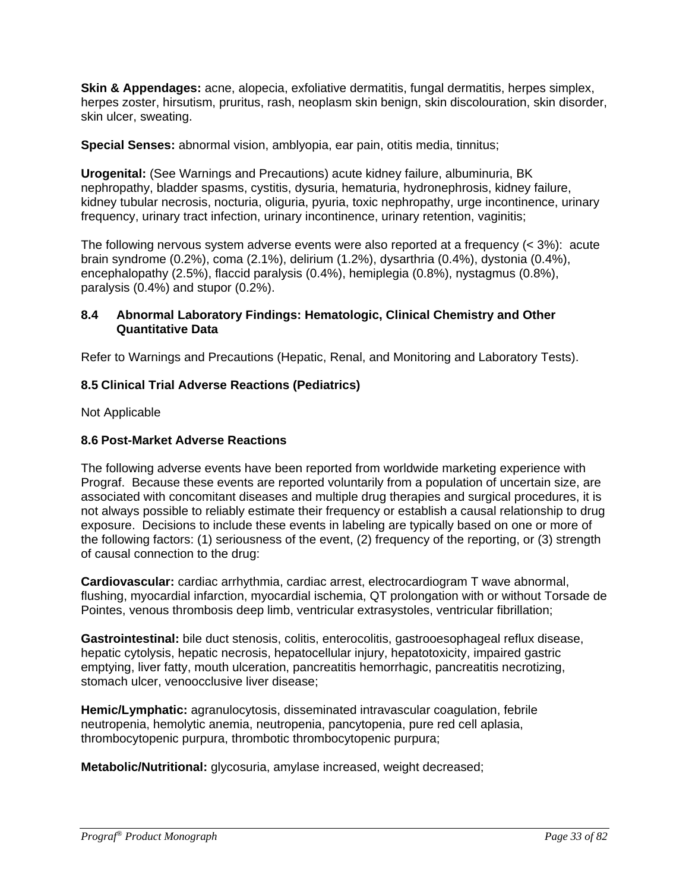**Skin & Appendages:** acne, alopecia, exfoliative dermatitis, fungal dermatitis, herpes simplex, herpes zoster, hirsutism, pruritus, rash, neoplasm skin benign, skin discolouration, skin disorder, skin ulcer, sweating.

**Special Senses:** abnormal vision, amblyopia, ear pain, otitis media, tinnitus;

**Urogenital:** (See Warnings and Precautions) acute kidney failure, albuminuria, BK nephropathy, bladder spasms, cystitis, dysuria, hematuria, hydronephrosis, kidney failure, kidney tubular necrosis, nocturia, oliguria, pyuria, toxic nephropathy, urge incontinence, urinary frequency, urinary tract infection, urinary incontinence, urinary retention, vaginitis;

The following nervous system adverse events were also reported at a frequency (< 3%): acute brain syndrome (0.2%), coma (2.1%), delirium (1.2%), dysarthria (0.4%), dystonia (0.4%), encephalopathy (2.5%), flaccid paralysis (0.4%), hemiplegia (0.8%), nystagmus (0.8%), paralysis (0.4%) and stupor (0.2%).

### 8.4 Abnormal Laboratory Findings: Hematologic, Clinical Chemistry and Other Quantitative Data

Refer to Warnings and Precautions (Hepatic, Renal, and Monitoring and Laboratory Tests).

### 8.5 Clinical Trial Adverse Reactions (Pediatrics)

Not Applicable

### 8.6 Post-Market Adverse Reactions

The following adverse events have been reported from worldwide marketing experience with Prograf. Because these events are reported voluntarily from a population of uncertain size, are associated with concomitant diseases and multiple drug therapies and surgical procedures, it is not always possible to reliably estimate their frequency or establish a causal relationship to drug exposure. Decisions to include these events in labeling are typically based on one or more of the following factors: (1) seriousness of the event, (2) frequency of the reporting, or (3) strength of causal connection to the drug:

**Cardiovascular:** cardiac arrhythmia, cardiac arrest, electrocardiogram T wave abnormal, flushing, myocardial infarction, myocardial ischemia, QT prolongation with or without Torsade de Pointes, venous thrombosis deep limb, ventricular extrasystoles, ventricular fibrillation;

**Gastrointestinal:** bile duct stenosis, colitis, enterocolitis, gastrooesophageal reflux disease, hepatic cytolysis, hepatic necrosis, hepatocellular injury, hepatotoxicity, impaired gastric emptying, liver fatty, mouth ulceration, pancreatitis hemorrhagic, pancreatitis necrotizing, stomach ulcer, venoocclusive liver disease;

**Hemic/Lymphatic:** agranulocytosis, disseminated intravascular coagulation, febrile neutropenia, hemolytic anemia, neutropenia, pancytopenia, pure red cell aplasia, thrombocytopenic purpura, thrombotic thrombocytopenic purpura;

**Metabolic/Nutritional:** glycosuria, amylase increased, weight decreased;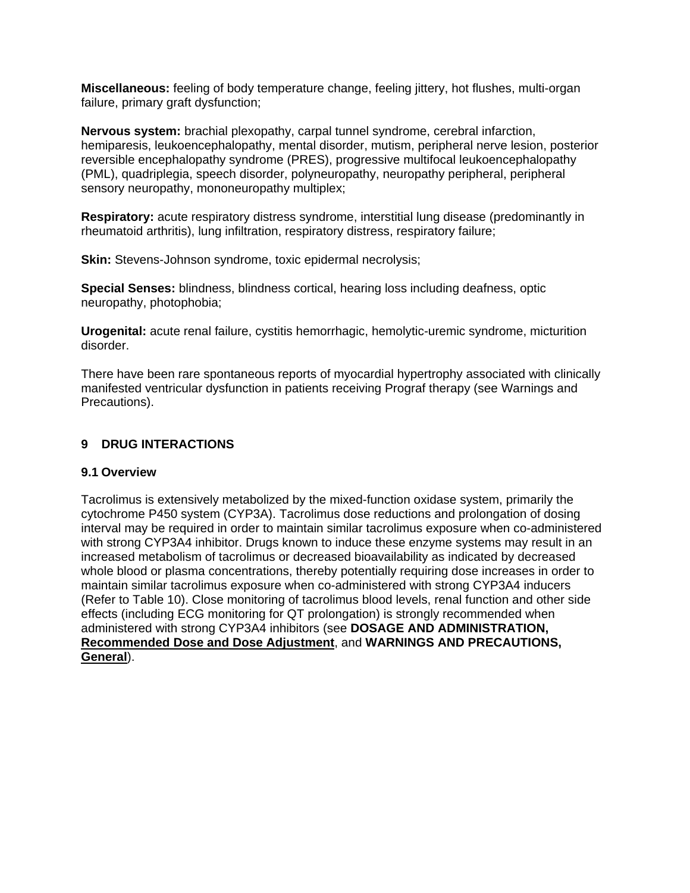**Miscellaneous:** feeling of body temperature change, feeling jittery, hot flushes, multi-organ failure, primary graft dysfunction;

**Nervous system:** brachial plexopathy, carpal tunnel syndrome, cerebral infarction, hemiparesis, leukoencephalopathy, mental disorder, mutism, peripheral nerve lesion, posterior reversible encephalopathy syndrome (PRES), progressive multifocal leukoencephalopathy (PML), quadriplegia, speech disorder, polyneuropathy, neuropathy peripheral, peripheral sensory neuropathy, mononeuropathy multiplex;

**Respiratory:** acute respiratory distress syndrome, interstitial lung disease (predominantly in rheumatoid arthritis), lung infiltration, respiratory distress, respiratory failure;

**Skin:** Stevens-Johnson syndrome, toxic epidermal necrolysis;

**Special Senses:** blindness, blindness cortical, hearing loss including deafness, optic neuropathy, photophobia;

**Urogenital:** acute renal failure, cystitis hemorrhagic, hemolytic-uremic syndrome, micturition disorder.

There have been rare spontaneous reports of myocardial hypertrophy associated with clinically manifested ventricular dysfunction in patients receiving Prograf therapy (see Warnings and Precautions).

## 9 DRUG INTERACTIONS

### 9.1 Overview

Tacrolimus is extensively metabolized by the mixed-function oxidase system, primarily the cytochrome P450 system (CYP3A). Tacrolimus dose reductions and prolongation of dosing interval may be required in order to maintain similar tacrolimus exposure when co-administered with strong CYP3A4 inhibitor. Drugs known to induce these enzyme systems may result in an increased metabolism of tacrolimus or decreased bioavailability as indicated by decreased whole blood or plasma concentrations, thereby potentially requiring dose increases in order to maintain similar tacrolimus exposure when co-administered with strong CYP3A4 inducers (Refer to Table 10). Close monitoring of tacrolimus blood levels, renal function and other side effects (including ECG monitoring for QT prolongation) is strongly recommended when administered with strong CYP3A4 inhibitors (see **DOSAGE AND ADMINISTRATION, Recommended Dose and Dose Adjustment**, and **WARNINGS AND PRECAUTIONS, General**).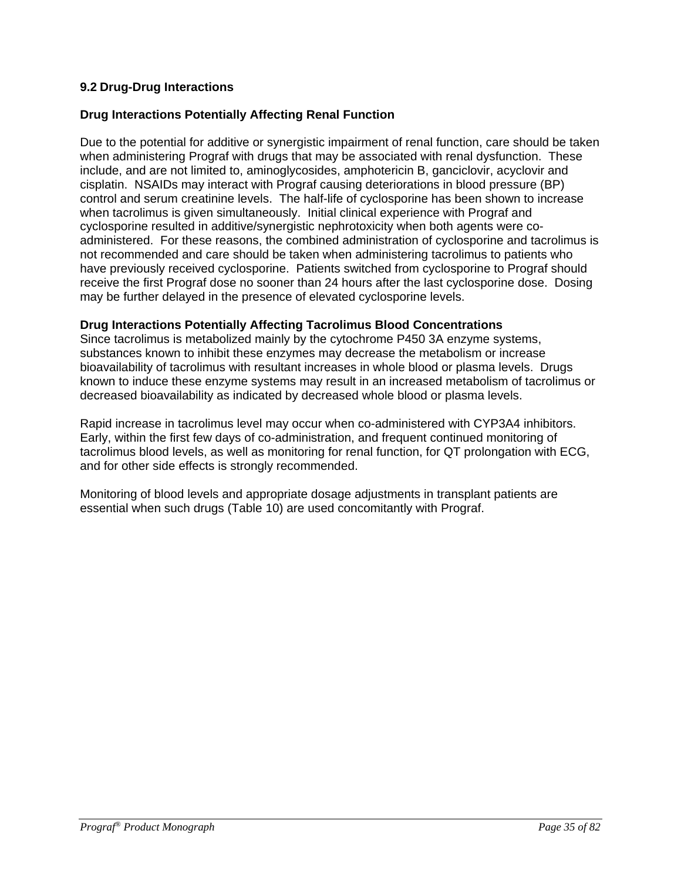## 9.2 Drug-Drug Interactions

### Drug Interactions Potentially Affecting Renal Function

Due to the potential for additive or synergistic impairment of renal function, care should be taken when administering Prograf with drugs that may be associated with renal dysfunction. These include, and are not limited to, aminoglycosides, amphotericin B, ganciclovir, acyclovir and cisplatin. NSAIDs may interact with Prograf causing deteriorations in blood pressure (BP) control and serum creatinine levels. The half-life of cyclosporine has been shown to increase when tacrolimus is given simultaneously. Initial clinical experience with Prograf and cyclosporine resulted in additive/synergistic nephrotoxicity when both agents were co-administered. For these reasons, the combined administration of cyclosporine and tacrolimus is not recommended and care should be taken when administering tacrolimus to patients who have previously received cyclosporine. Patients switched from cyclosporine to Prograf should receive the first Prograf dose no sooner than 24 hours after the last cyclosporine dose. Dosing may be further delayed in the presence of elevated cyclosporine levels.

### Drug Interactions Potentially Affecting Tacrolimus Blood Concentrations

Since tacrolimus is metabolized mainly by the cytochrome P450 3A enzyme systems, substances known to inhibit these enzymes may decrease the metabolism or increase bioavailability of tacrolimus with resultant increases in whole blood or plasma levels. Drugs known to induce these enzyme systems may result in an increased metabolism of tacrolimus or decreased bioavailability as indicated by decreased whole blood or plasma levels.

Rapid increase in tacrolimus level may occur when co-administered with CYP3A4 inhibitors. Early, within the first few days of co-administration, and frequent continued monitoring of tacrolimus blood levels, as well as monitoring for renal function, for QT prolongation with ECG, and for other side effects is strongly recommended.

Monitoring of blood levels and appropriate dosage adjustments in transplant patients are essential when such drugs (Table 10) are used concomitantly with Prograf.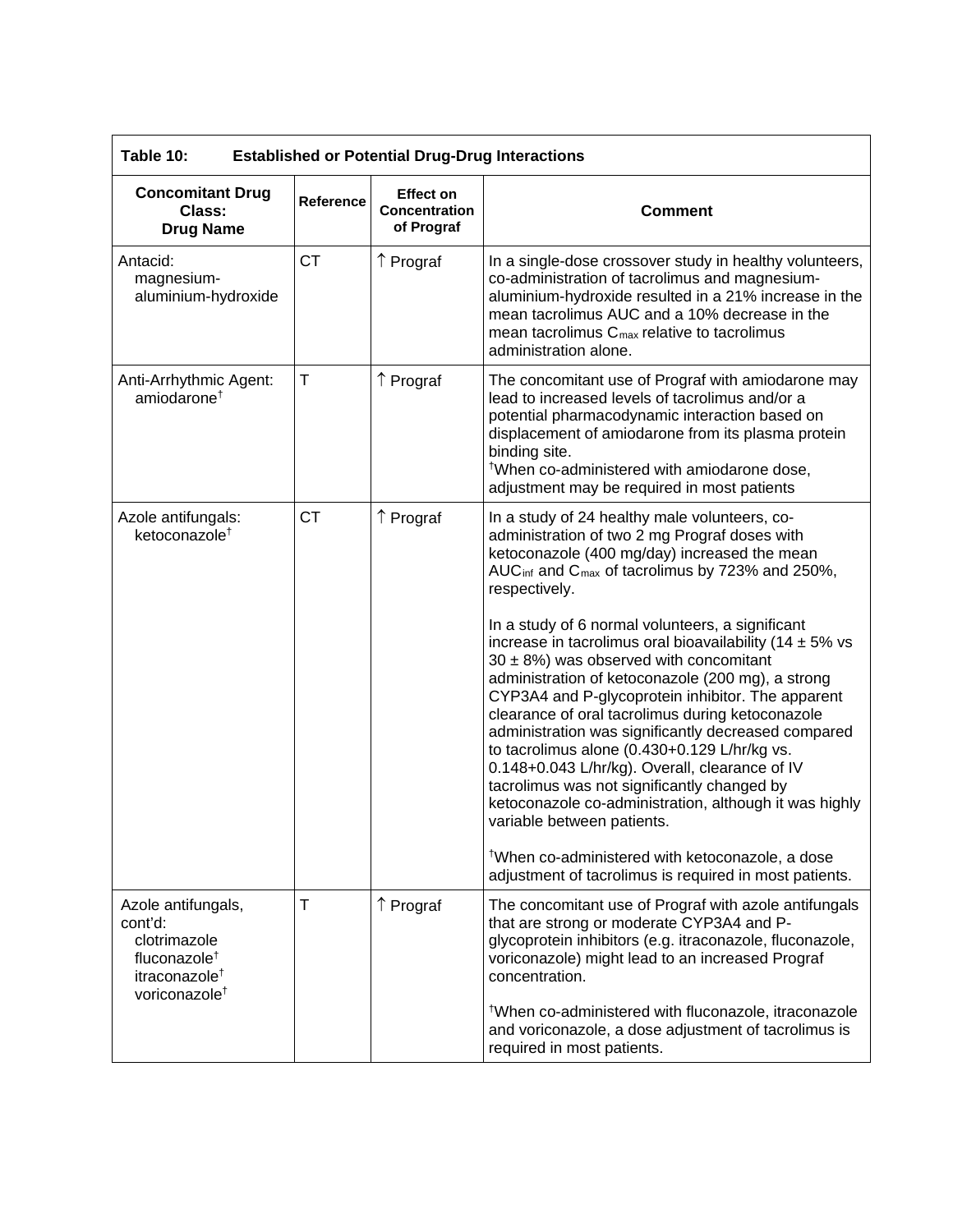| Table 10: Established or Potential Drug-Drug Interactions | | | |
|---|---|---|---|
| **Concomitant Drug Class: Drug Name** | **Reference** | **Effect on Concentration of Prograf** | **Comment** |
| Antacid: magnesium-aluminium-hydroxide | CT | ↑ Prograf | In a single-dose crossover study in healthy volunteers, co-administration of tacrolimus and magnesium-aluminium-hydroxide resulted in a 21% increase in the mean tacrolimus AUC and a 10% decrease in the mean tacrolimus $C_{max}$ relative to tacrolimus administration alone. |
| Anti-Arrhythmic Agent: amiodarone[†] | T | ↑ Prograf | The concomitant use of Prograf with amiodarone may lead to increased levels of tacrolimus and/or a potential pharmacodynamic interaction based on displacement of amiodarone from its plasma protein binding site. [†]When co-administered with amiodarone dose, adjustment may be required in most patients |
| Azole antifungals: ketoconazole[†] | CT | ↑ Prograf | In a study of 24 healthy male volunteers, co-administration of two 2 mg Prograf doses with ketoconazole (400 mg/day) increased the mean $AUC_{inf}$ and $C_{max}$ of tacrolimus by 723% and 250%, respectively. <br><br> In a study of 6 normal volunteers, a significant increase in tacrolimus oral bioavailability (14 ± 5% vs 30 ± 8%) was observed with concomitant administration of ketoconazole (200 mg), a strong CYP3A4 and P-glycoprotein inhibitor. The apparent clearance of oral tacrolimus during ketoconazole administration was significantly decreased compared to tacrolimus alone (0.430+0.129 L/hr/kg vs. 0.148+0.043 L/hr/kg). Overall, clearance of IV tacrolimus was not significantly changed by ketoconazole co-administration, although it was highly variable between patients. <br><br> [†]When co-administered with ketoconazole, a dose adjustment of tacrolimus is required in most patients. |
| Azole antifungals, cont'd: clotrimazole fluconazole[†] itraconazole[†] voriconazole[†] | T | ↑ Prograf | The concomitant use of Prograf with azole antifungals that are strong or moderate CYP3A4 and P-glycoprotein inhibitors (e.g. itraconazole, fluconazole, voriconazole) might lead to an increased Prograf concentration. <br><br> [†]When co-administered with fluconazole, itraconazole and voriconazole, a dose adjustment of tacrolimus is required in most patients. |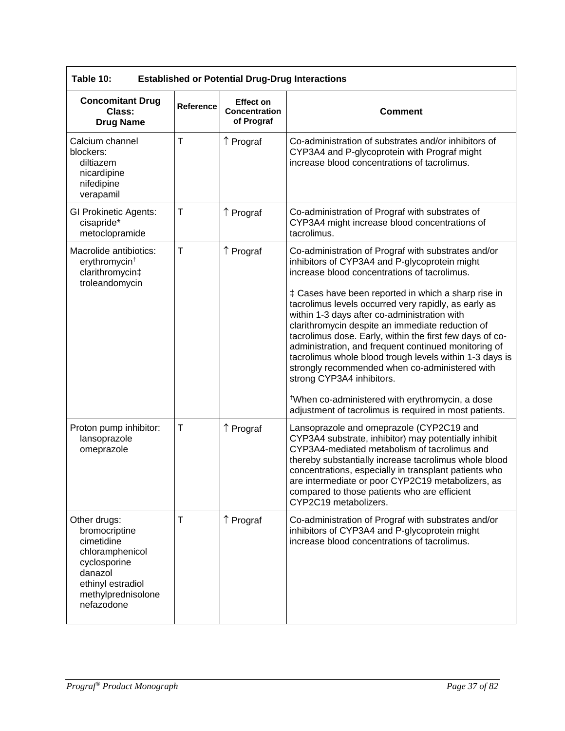**Table 10: Established or Potential Drug-Drug Interactions**

| Concomitant Drug Class: Drug Name | Reference | Effect on Concentration of Prograf | Comment |
|---|---|---|---|
| Calcium channel blockers: diltiazem nicardipine nifedipine verapamil | T | ↑ Prograf | Co-administration of substrates and/or inhibitors of CYP3A4 and P-glycoprotein with Prograf might increase blood concentrations of tacrolimus. |
| GI Prokinetic Agents: cisapride* metoclopramide | T | ↑ Prograf | Co-administration of Prograf with substrates of CYP3A4 might increase blood concentrations of tacrolimus. |
| Macrolide antibiotics: erythromycin† clarithromycin‡ troleandomycin | T | ↑ Prograf | Co-administration of Prograf with substrates and/or inhibitors of CYP3A4 and P-glycoprotein might increase blood concentrations of tacrolimus.<br><br>‡ Cases have been reported in which a sharp rise in tacrolimus levels occurred very rapidly, as early as within 1-3 days after co-administration with clarithromycin despite an immediate reduction of tacrolimus dose. Early, within the first few days of co-administration, and frequent continued monitoring of tacrolimus whole blood trough levels within 1-3 days is strongly recommended when co-administered with strong CYP3A4 inhibitors.<br><br>†When co-administered with erythromycin, a dose adjustment of tacrolimus is required in most patients. |
| Proton pump inhibitor: lansoprazole omeprazole | T | ↑ Prograf | Lansoprazole and omeprazole (CYP2C19 and CYP3A4 substrate, inhibitor) may potentially inhibit CYP3A4-mediated metabolism of tacrolimus and thereby substantially increase tacrolimus whole blood concentrations, especially in transplant patients who are intermediate or poor CYP2C19 metabolizers, as compared to those patients who are efficient CYP2C19 metabolizers. |
| Other drugs: bromocriptine cimetidine chloramphenicol cyclosporine danazol ethinyl estradiol methylprednisolone nefazodone | T | ↑ Prograf | Co-administration of Prograf with substrates and/or inhibitors of CYP3A4 and P-glycoprotein might increase blood concentrations of tacrolimus. |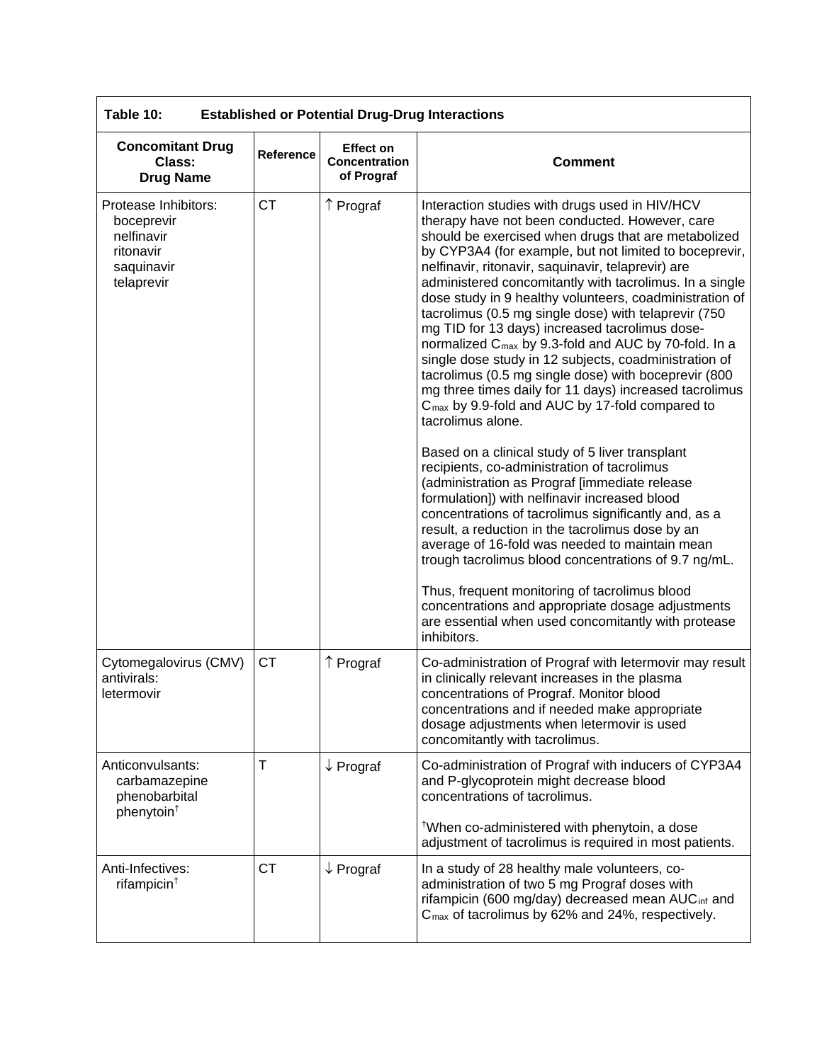**Table 10: Established or Potential Drug-Drug Interactions**

| Concomitant Drug Class: Drug Name | Reference | Effect on Concentration of Prograf | Comment |
|---|---|---|---|
| Protease Inhibitors: boceprevir nelfinavir ritonavir saquinavir telaprevir | CT | ↑ Prograf | Interaction studies with drugs used in HIV/HCV therapy have not been conducted. However, care should be exercised when drugs that are metabolized by CYP3A4 (for example, but not limited to boceprevir, nelfinavir, ritonavir, saquinavir, telaprevir) are administered concomitantly with tacrolimus. In a single dose study in 9 healthy volunteers, coadministration of tacrolimus (0.5 mg single dose) with telaprevir (750 mg TID for 13 days) increased tacrolimus dose-normalized $C_{max}$ by 9.3-fold and AUC by 70-fold. In a single dose study in 12 subjects, coadministration of tacrolimus (0.5 mg single dose) with boceprevir (800 mg three times daily for 11 days) increased tacrolimus $C_{max}$ by 9.9-fold and AUC by 17-fold compared to tacrolimus alone.<br><br>Based on a clinical study of 5 liver transplant recipients, co-administration of tacrolimus (administration as Prograf [immediate release formulation]) with nelfinavir increased blood concentrations of tacrolimus significantly and, as a result, a reduction in the tacrolimus dose by an average of 16-fold was needed to maintain mean trough tacrolimus blood concentrations of 9.7 ng/mL.<br><br>Thus, frequent monitoring of tacrolimus blood concentrations and appropriate dosage adjustments are essential when used concomitantly with protease inhibitors. |
| Cytomegalovirus (CMV) antivirals: letermovir | CT | ↑ Prograf | Co-administration of Prograf with letermovir may result in clinically relevant increases in the plasma concentrations of Prograf. Monitor blood concentrations and if needed make appropriate dosage adjustments when letermovir is used concomitantly with tacrolimus. |
| Anticonvulsants: carbamazepine phenobarbital phenytoin† | T | ↓ Prograf | Co-administration of Prograf with inducers of CYP3A4 and P-glycoprotein might decrease blood concentrations of tacrolimus.<br><br>†When co-administered with phenytoin, a dose adjustment of tacrolimus is required in most patients. |
| Anti-Infectives: rifampicin† | CT | ↓ Prograf | In a study of 28 healthy male volunteers, co-administration of two 5 mg Prograf doses with rifampicin (600 mg/day) decreased mean $AUC_{inf}$ and $C_{max}$ of tacrolimus by 62% and 24%, respectively. |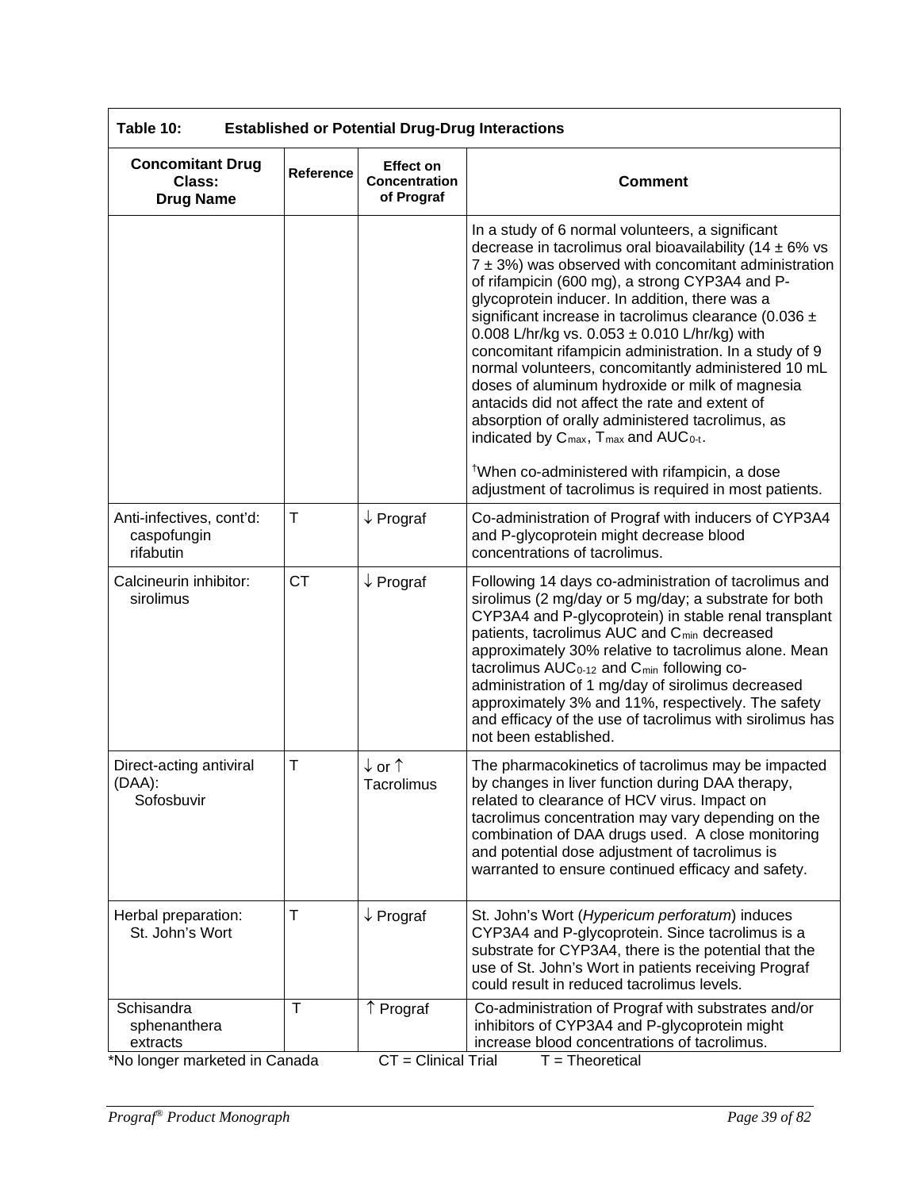| **Table 10: Established or Potential Drug-Drug Interactions** | | | |
|---|---|---|---|
| **Concomitant Drug Class: Drug Name** | **Reference** | **Effect on Concentration of Prograf** | **Comment** |
| | | | In a study of 6 normal volunteers, a significant decrease in tacrolimus oral bioavailability (14 ± 6% vs 7 ± 3%) was observed with concomitant administration of rifampicin (600 mg), a strong CYP3A4 and P-glycoprotein inducer. In addition, there was a significant increase in tacrolimus clearance (0.036 ± 0.008 L/hr/kg vs. 0.053 ± 0.010 L/hr/kg) with concomitant rifampicin administration. In a study of 9 normal volunteers, concomitantly administered 10 mL doses of aluminum hydroxide or milk of magnesia antacids did not affect the rate and extent of absorption of orally administered tacrolimus, as indicated by $C_{max}$, $T_{max}$ and $AUC_{0-t}$. <br><br> †When co-administered with rifampicin, a dose adjustment of tacrolimus is required in most patients. |
| Anti-infectives, cont'd: caspofungin rifabutin | T | ↓ Prograf | Co-administration of Prograf with inducers of CYP3A4 and P-glycoprotein might decrease blood concentrations of tacrolimus. |
| Calcineurin inhibitor: sirolimus | CT | ↓ Prograf | Following 14 days co-administration of tacrolimus and sirolimus (2 mg/day or 5 mg/day; a substrate for both CYP3A4 and P-glycoprotein) in stable renal transplant patients, tacrolimus AUC and $C_{min}$ decreased approximately 30% relative to tacrolimus alone. Mean tacrolimus $AUC_{0-12}$ and $C_{min}$ following co-administration of 1 mg/day of sirolimus decreased approximately 3% and 11%, respectively. The safety and efficacy of the use of tacrolimus with sirolimus has not been established. |
| Direct-acting antiviral (DAA): Sofosbuvir | T | ↓ or ↑ Tacrolimus | The pharmacokinetics of tacrolimus may be impacted by changes in liver function during DAA therapy, related to clearance of HCV virus. Impact on tacrolimus concentration may vary depending on the combination of DAA drugs used. A close monitoring and potential dose adjustment of tacrolimus is warranted to ensure continued efficacy and safety. |
| Herbal preparation: St. John's Wort | T | ↓ Prograf | St. John's Wort (*Hypericum perforatum*) induces CYP3A4 and P-glycoprotein. Since tacrolimus is a substrate for CYP3A4, there is the potential that the use of St. John's Wort in patients receiving Prograf could result in reduced tacrolimus levels. |
| Schisandra sphenanthera extracts | T | ↑ Prograf | Co-administration of Prograf with substrates and/or inhibitors of CYP3A4 and P-glycoprotein might increase blood concentrations of tacrolimus. |

*No longer marketed in Canada CT = Clinical Trial T = Theoretical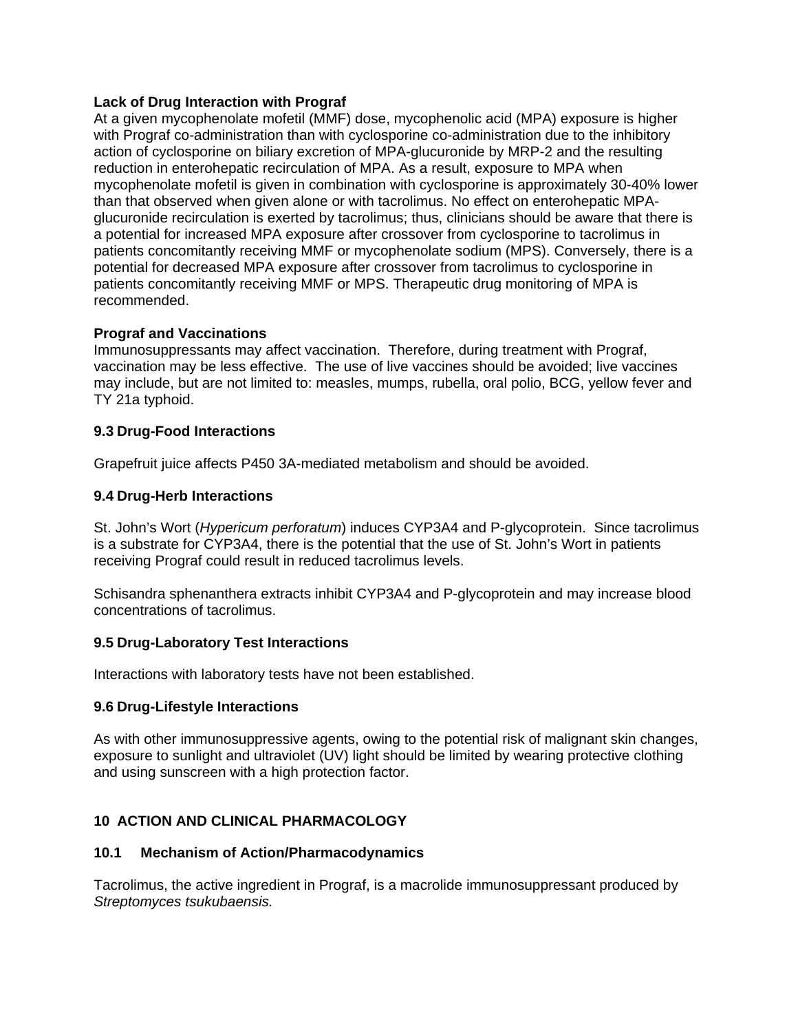**Lack of Drug Interaction with Prograf**

At a given mycophenolate mofetil (MMF) dose, mycophenolic acid (MPA) exposure is higher with Prograf co-administration than with cyclosporine co-administration due to the inhibitory action of cyclosporine on biliary excretion of MPA-glucuronide by MRP-2 and the resulting reduction in enterohepatic recirculation of MPA. As a result, exposure to MPA when mycophenolate mofetil is given in combination with cyclosporine is approximately 30-40% lower than that observed when given alone or with tacrolimus. No effect on enterohepatic MPA-glucuronide recirculation is exerted by tacrolimus; thus, clinicians should be aware that there is a potential for increased MPA exposure after crossover from cyclosporine to tacrolimus in patients concomitantly receiving MMF or mycophenolate sodium (MPS). Conversely, there is a potential for decreased MPA exposure after crossover from tacrolimus to cyclosporine in patients concomitantly receiving MMF or MPS. Therapeutic drug monitoring of MPA is recommended.

**Prograf and Vaccinations**

Immunosuppressants may affect vaccination. Therefore, during treatment with Prograf, vaccination may be less effective. The use of live vaccines should be avoided; live vaccines may include, but are not limited to: measles, mumps, rubella, oral polio, BCG, yellow fever and TY 21a typhoid.

### 9.3 Drug-Food Interactions

Grapefruit juice affects P450 3A-mediated metabolism and should be avoided.

### 9.4 Drug-Herb Interactions

St. John's Wort (*Hypericum perforatum*) induces CYP3A4 and P-glycoprotein. Since tacrolimus is a substrate for CYP3A4, there is the potential that the use of St. John's Wort in patients receiving Prograf could result in reduced tacrolimus levels.

Schisandra sphenanthera extracts inhibit CYP3A4 and P-glycoprotein and may increase blood concentrations of tacrolimus.

### 9.5 Drug-Laboratory Test Interactions

Interactions with laboratory tests have not been established.

### 9.6 Drug-Lifestyle Interactions

As with other immunosuppressive agents, owing to the potential risk of malignant skin changes, exposure to sunlight and ultraviolet (UV) light should be limited by wearing protective clothing and using sunscreen with a high protection factor.

## 10 ACTION AND CLINICAL PHARMACOLOGY

### 10.1 Mechanism of Action/Pharmacodynamics

Tacrolimus, the active ingredient in Prograf, is a macrolide immunosuppressant produced by *Streptomyces tsukubaensis.*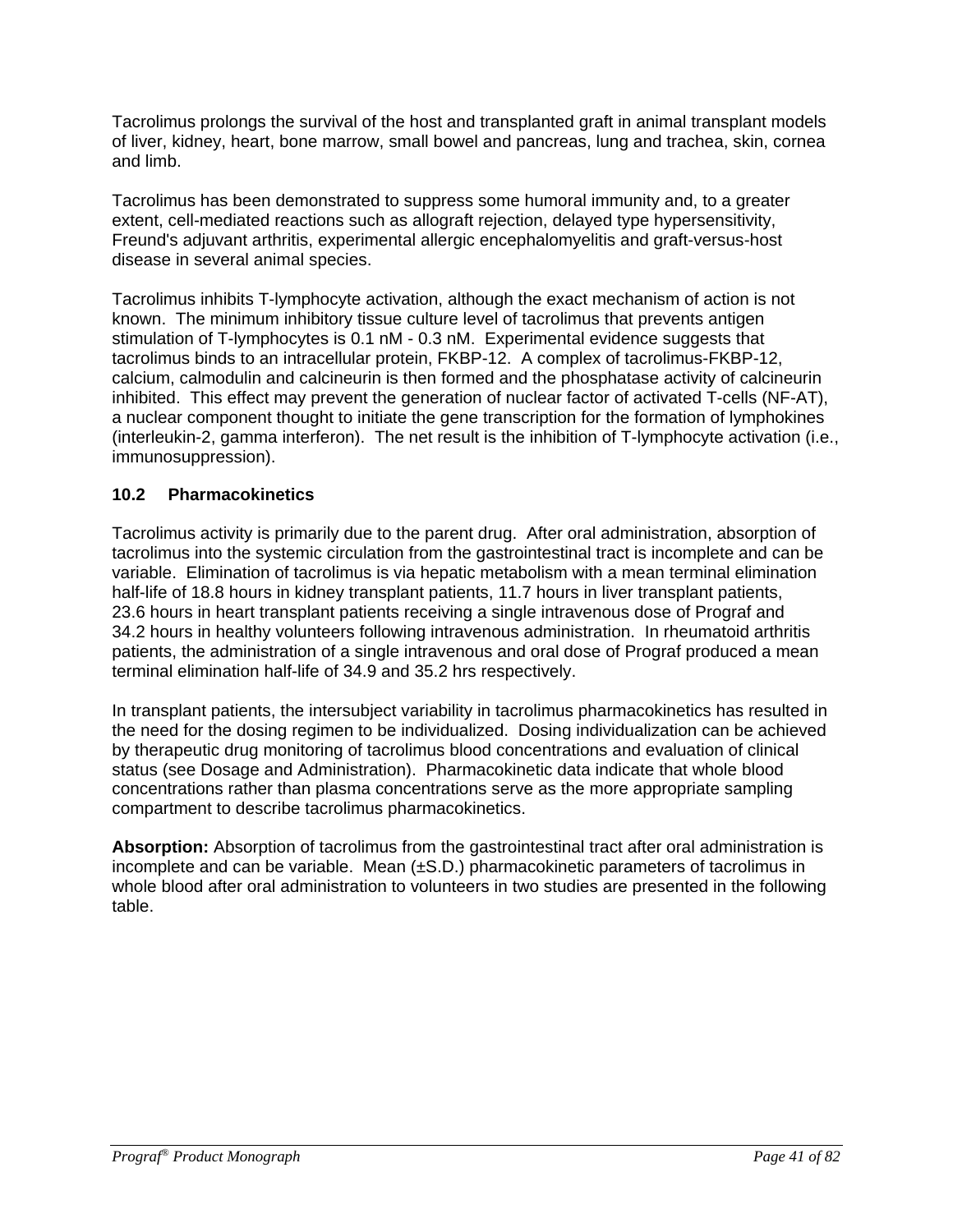Tacrolimus prolongs the survival of the host and transplanted graft in animal transplant models of liver, kidney, heart, bone marrow, small bowel and pancreas, lung and trachea, skin, cornea and limb.

Tacrolimus has been demonstrated to suppress some humoral immunity and, to a greater extent, cell-mediated reactions such as allograft rejection, delayed type hypersensitivity, Freund's adjuvant arthritis, experimental allergic encephalomyelitis and graft-versus-host disease in several animal species.

Tacrolimus inhibits T-lymphocyte activation, although the exact mechanism of action is not known. The minimum inhibitory tissue culture level of tacrolimus that prevents antigen stimulation of T-lymphocytes is 0.1 nM - 0.3 nM. Experimental evidence suggests that tacrolimus binds to an intracellular protein, FKBP-12. A complex of tacrolimus-FKBP-12, calcium, calmodulin and calcineurin is then formed and the phosphatase activity of calcineurin inhibited. This effect may prevent the generation of nuclear factor of activated T-cells (NF-AT), a nuclear component thought to initiate the gene transcription for the formation of lymphokines (interleukin-2, gamma interferon). The net result is the inhibition of T-lymphocyte activation (i.e., immunosuppression).

### 10.2 Pharmacokinetics

Tacrolimus activity is primarily due to the parent drug. After oral administration, absorption of tacrolimus into the systemic circulation from the gastrointestinal tract is incomplete and can be variable. Elimination of tacrolimus is via hepatic metabolism with a mean terminal elimination half-life of 18.8 hours in kidney transplant patients, 11.7 hours in liver transplant patients, 23.6 hours in heart transplant patients receiving a single intravenous dose of Prograf and 34.2 hours in healthy volunteers following intravenous administration. In rheumatoid arthritis patients, the administration of a single intravenous and oral dose of Prograf produced a mean terminal elimination half-life of 34.9 and 35.2 hrs respectively.

In transplant patients, the intersubject variability in tacrolimus pharmacokinetics has resulted in the need for the dosing regimen to be individualized. Dosing individualization can be achieved by therapeutic drug monitoring of tacrolimus blood concentrations and evaluation of clinical status (see Dosage and Administration). Pharmacokinetic data indicate that whole blood concentrations rather than plasma concentrations serve as the more appropriate sampling compartment to describe tacrolimus pharmacokinetics.

**Absorption:** Absorption of tacrolimus from the gastrointestinal tract after oral administration is incomplete and can be variable. Mean (±S.D.) pharmacokinetic parameters of tacrolimus in whole blood after oral administration to volunteers in two studies are presented in the following table.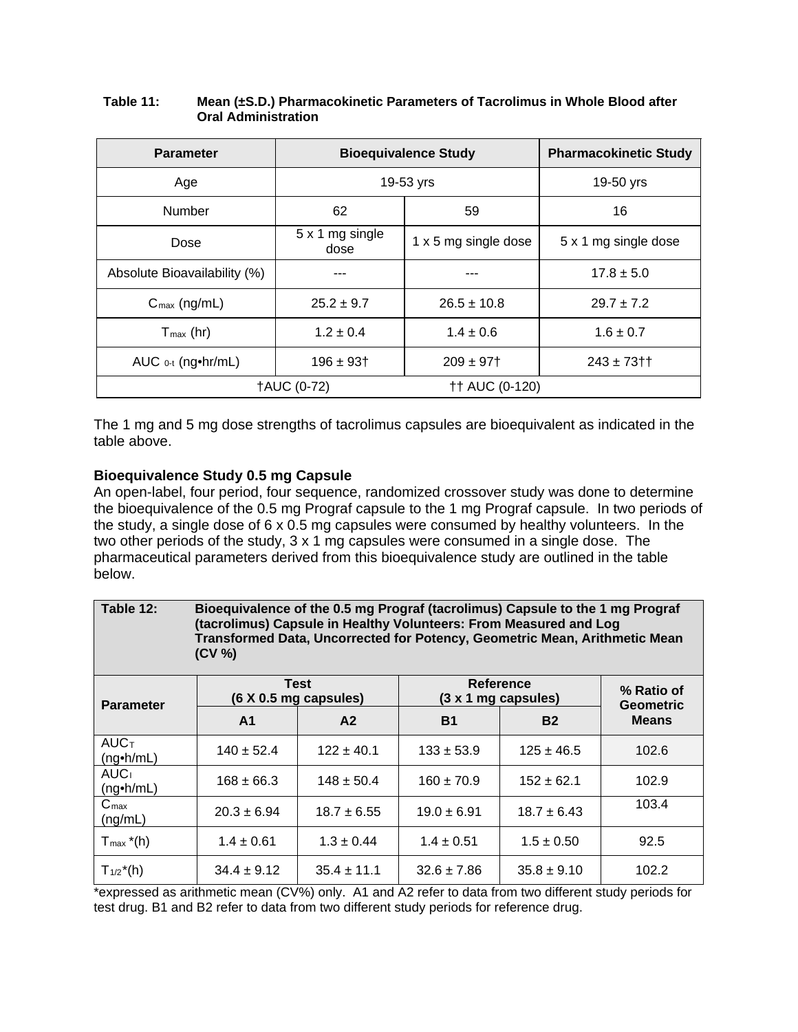**Table 11: Mean (±S.D.) Pharmacokinetic Parameters of Tacrolimus in Whole Blood after Oral Administration**

| Parameter | Bioequivalence Study | | Pharmacokinetic Study |
|---|---|---|---|
| Age | 19-53 yrs | | 19-50 yrs |
| Number | 62 | 59 | 16 |
| Dose | 5 x 1 mg single dose | 1 x 5 mg single dose | 5 x 1 mg single dose |
| Absolute Bioavailability (%) | --- | --- | 17.8 ± 5.0 |
| $C_{max}$ (ng/mL) | 25.2 ± 9.7 | 26.5 ± 10.8 | 29.7 ± 7.2 |
| $T_{max}$ (hr) | 1.2 ± 0.4 | 1.4 ± 0.6 | 1.6 ± 0.7 |
| $AUC_{0-t}$ (ng•hr/mL) | 196 ± 93† | 209 ± 97† | 243 ± 73†† |

†AUC (0-72) ††AUC (0-120)

The 1 mg and 5 mg dose strengths of tacrolimus capsules are bioequivalent as indicated in the table above.

**Bioequivalence Study 0.5 mg Capsule**

An open-label, four period, four sequence, randomized crossover study was done to determine the bioequivalence of the 0.5 mg Prograf capsule to the 1 mg Prograf capsule. In two periods of the study, a single dose of 6 x 0.5 mg capsules were consumed by healthy volunteers. In the two other periods of the study, 3 x 1 mg capsules were consumed in a single dose. The pharmaceutical parameters derived from this bioequivalence study are outlined in the table below.

**Table 12: Bioequivalence of the 0.5 mg Prograf (tacrolimus) Capsule to the 1 mg Prograf (tacrolimus) Capsule in Healthy Volunteers: From Measured and Log Transformed Data, Uncorrected for Potency, Geometric Mean, Arithmetic Mean (CV %)**

| Parameter | Test (6 X 0.5 mg capsules) | | Reference (3 x 1 mg capsules) | | % Ratio of Geometric Means |
|---|---|---|---|---|---|
| | A1 | A2 | B1 | B2 | |
| $AUC_T$ (ng•h/mL) | 140 ± 52.4 | 122 ± 40.1 | 133 ± 53.9 | 125 ± 46.5 | 102.6 |
| $AUC_I$ (ng•h/mL) | 168 ± 66.3 | 148 ± 50.4 | 160 ± 70.9 | 152 ± 62.1 | 102.9 |
| $C_{max}$ (ng/mL) | 20.3 ± 6.94 | 18.7 ± 6.55 | 19.0 ± 6.91 | 18.7 ± 6.43 | 103.4 |
| $T_{max}$*(h) | 1.4 ± 0.61 | 1.3 ± 0.44 | 1.4 ± 0.51 | 1.5 ± 0.50 | 92.5 |
| $T_{1/2}$*(h) | 34.4 ± 9.12 | 35.4 ± 11.1 | 32.6 ± 7.86 | 35.8 ± 9.10 | 102.2 |

*expressed as arithmetic mean (CV%) only. A1 and A2 refer to data from two different study periods for test drug. B1 and B2 refer to data from two different study periods for reference drug.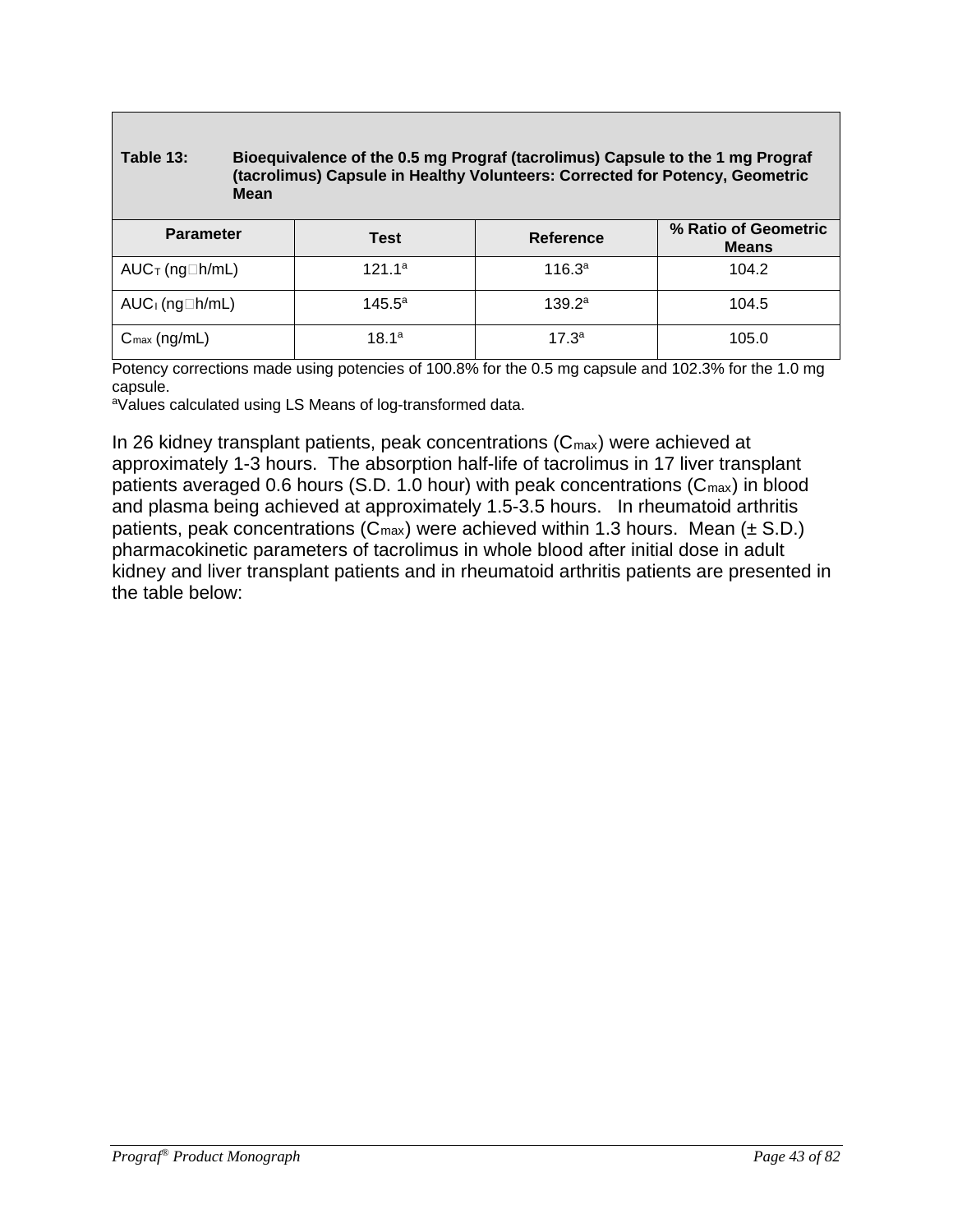**Table 13: Bioequivalence of the 0.5 mg Prograf (tacrolimus) Capsule to the 1 mg Prograf (tacrolimus) Capsule in Healthy Volunteers: Corrected for Potency, Geometric Mean**

| Parameter | Test | Reference | % Ratio of Geometric Means |
|---|---|---|---|
| $AUC_T$ (ng□h/mL) | 121.1[a] | 116.3[a] | 104.2 |
| $AUC_I$ (ng□h/mL) | 145.5[a] | 139.2[a] | 104.5 |
| $C_{max}$ (ng/mL) | 18.1[a] | 17.3[a] | 105.0 |

Potency corrections made using potencies of 100.8% for the 0.5 mg capsule and 102.3% for the 1.0 mg capsule.
[a]Values calculated using LS Means of log-transformed data.

In 26 kidney transplant patients, peak concentrations ($C_{max}$) were achieved at approximately 1-3 hours. The absorption half-life of tacrolimus in 17 liver transplant patients averaged 0.6 hours (S.D. 1.0 hour) with peak concentrations ($C_{max}$) in blood and plasma being achieved at approximately 1.5-3.5 hours. In rheumatoid arthritis patients, peak concentrations ($C_{max}$) were achieved within 1.3 hours. Mean (± S.D.) pharmacokinetic parameters of tacrolimus in whole blood after initial dose in adult kidney and liver transplant patients and in rheumatoid arthritis patients are presented in the table below: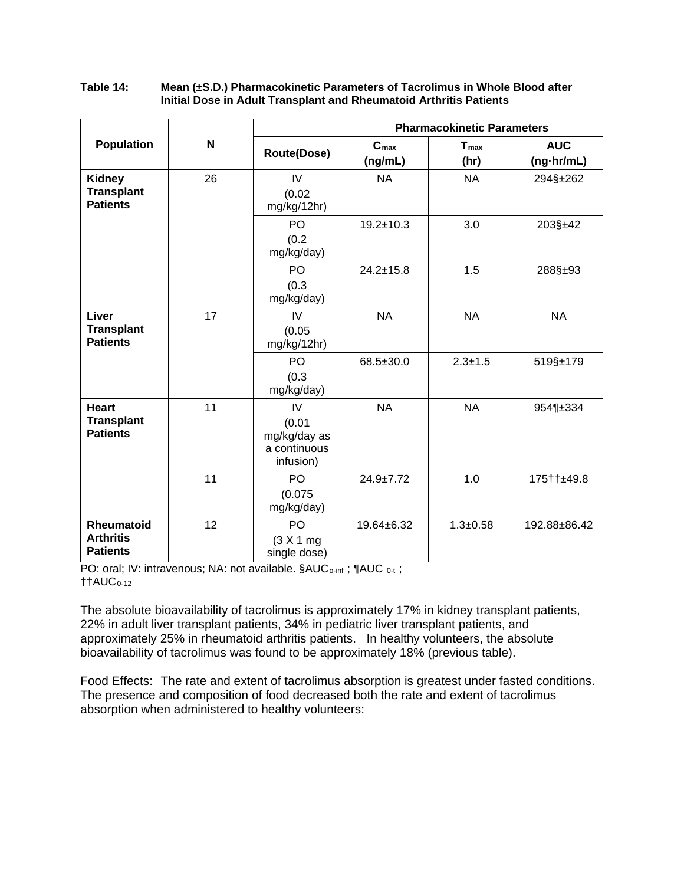**Table 14: Mean (±S.D.) Pharmacokinetic Parameters of Tacrolimus in Whole Blood after Initial Dose in Adult Transplant and Rheumatoid Arthritis Patients**

| Population | N | Route(Dose) | Pharmacokinetic Parameters | | |
|---|---|---|---|---|---|
| | | | $C_{max}$ (ng/mL) | $T_{max}$ (hr) | AUC (ng·hr/mL) |
| **Kidney Transplant Patients** | 26 | IV (0.02 mg/kg/12hr) | NA | NA | 294§±262 |
| | | PO (0.2 mg/kg/day) | 19.2±10.3 | 3.0 | 203§±42 |
| | | PO (0.3 mg/kg/day) | 24.2±15.8 | 1.5 | 288§±93 |
| **Liver Transplant Patients** | 17 | IV (0.05 mg/kg/12hr) | NA | NA | NA |
| | | PO (0.3 mg/kg/day) | 68.5±30.0 | 2.3±1.5 | 519§±179 |
| **Heart Transplant Patients** | 11 | IV (0.01 mg/kg/day as a continuous infusion) | NA | NA | 954¶±334 |
| | 11 | PO (0.075 mg/kg/day) | 24.9±7.72 | 1.0 | 175††±49.8 |
| **Rheumatoid Arthritis Patients** | 12 | PO (3 X 1 mg single dose) | 19.64±6.32 | 1.3±0.58 | 192.88±86.42 |

PO: oral; IV: intravenous; NA: not available. §$AUC_{0\text{-}inf}$ ; ¶$AUC_{0\text{-}t}$ ; ††$AUC_{0\text{-}12}$

The absolute bioavailability of tacrolimus is approximately 17% in kidney transplant patients, 22% in adult liver transplant patients, 34% in pediatric liver transplant patients, and approximately 25% in rheumatoid arthritis patients. In healthy volunteers, the absolute bioavailability of tacrolimus was found to be approximately 18% (previous table).

Food Effects: The rate and extent of tacrolimus absorption is greatest under fasted conditions. The presence and composition of food decreased both the rate and extent of tacrolimus absorption when administered to healthy volunteers: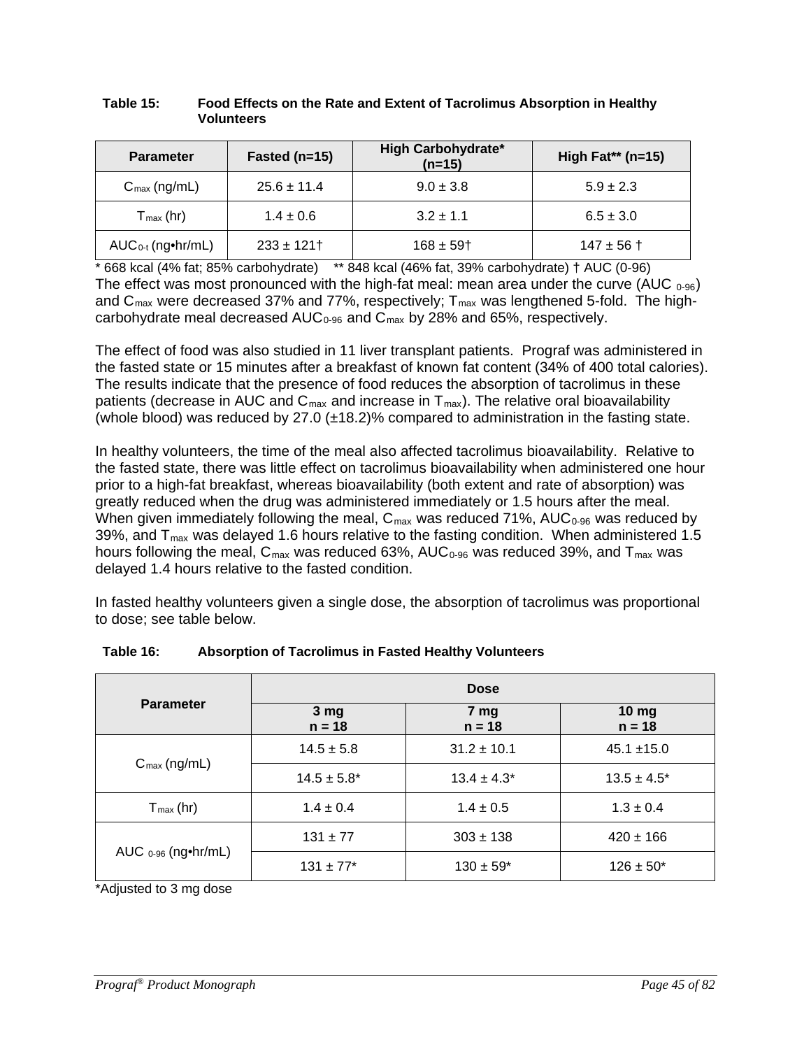**Table 15: Food Effects on the Rate and Extent of Tacrolimus Absorption in Healthy Volunteers**

| Parameter | Fasted (n=15) | High Carbohydrate* (n=15) | High Fat** (n=15) |
|---|---|---|---|
| $C_{max}$ (ng/mL) | 25.6 ± 11.4 | 9.0 ± 3.8 | 5.9 ± 2.3 |
| $T_{max}$ (hr) | 1.4 ± 0.6 | 3.2 ± 1.1 | 6.5 ± 3.0 |
| $AUC_{0-t}$ (ng•hr/mL) | 233 ± 121† | 168 ± 59† | 147 ± 56 † |

* 668 kcal (4% fat; 85% carbohydrate) ** 848 kcal (46% fat, 39% carbohydrate) † AUC (0-96)

The effect was most pronounced with the high-fat meal: mean area under the curve ($AUC_{0-96}$) and $C_{max}$ were decreased 37% and 77%, respectively; $T_{max}$ was lengthened 5-fold. The high-carbohydrate meal decreased $AUC_{0-96}$ and $C_{max}$ by 28% and 65%, respectively.

The effect of food was also studied in 11 liver transplant patients. Prograf was administered in the fasted state or 15 minutes after a breakfast of known fat content (34% of 400 total calories). The results indicate that the presence of food reduces the absorption of tacrolimus in these patients (decrease in AUC and $C_{max}$ and increase in $T_{max}$). The relative oral bioavailability (whole blood) was reduced by 27.0 (±18.2)% compared to administration in the fasting state.

In healthy volunteers, the time of the meal also affected tacrolimus bioavailability. Relative to the fasted state, there was little effect on tacrolimus bioavailability when administered one hour prior to a high-fat breakfast, whereas bioavailability (both extent and rate of absorption) was greatly reduced when the drug was administered immediately or 1.5 hours after the meal. When given immediately following the meal, $C_{max}$ was reduced 71%, $AUC_{0-96}$ was reduced by 39%, and $T_{max}$ was delayed 1.6 hours relative to the fasting condition. When administered 1.5 hours following the meal, $C_{max}$ was reduced 63%, $AUC_{0-96}$ was reduced 39%, and $T_{max}$ was delayed 1.4 hours relative to the fasted condition.

In fasted healthy volunteers given a single dose, the absorption of tacrolimus was proportional to dose; see table below.

**Table 16: Absorption of Tacrolimus in Fasted Healthy Volunteers**

| Parameter | Dose | | |
|---|---|---|---|
| | 3 mg n = 18 | 7 mg n = 18 | 10 mg n = 18 |
| $C_{max}$ (ng/mL) | 14.5 ± 5.8 | 31.2 ± 10.1 | 45.1 ±15.0 |
| | 14.5 ± 5.8* | 13.4 ± 4.3* | 13.5 ± 4.5* |
| $T_{max}$ (hr) | 1.4 ± 0.4 | 1.4 ± 0.5 | 1.3 ± 0.4 |
| $AUC_{0-96}$ (ng•hr/mL) | 131 ± 77 | 303 ± 138 | 420 ± 166 |
| | 131 ± 77* | 130 ± 59* | 126 ± 50* |

*Adjusted to 3 mg dose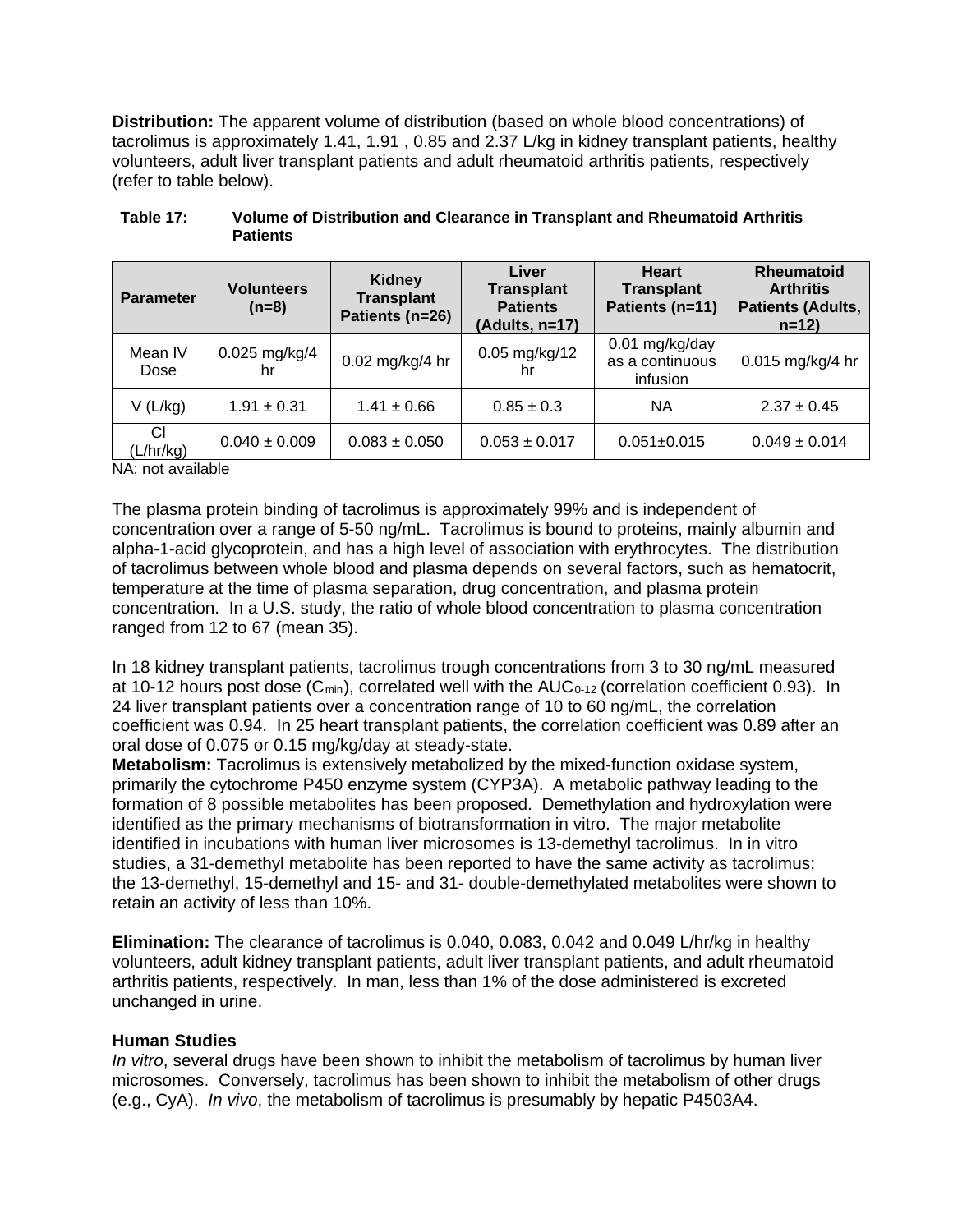**Distribution:** The apparent volume of distribution (based on whole blood concentrations) of tacrolimus is approximately 1.41, 1.91 , 0.85 and 2.37 L/kg in kidney transplant patients, healthy volunteers, adult liver transplant patients and adult rheumatoid arthritis patients, respectively (refer to table below).

**Table 17: Volume of Distribution and Clearance in Transplant and Rheumatoid Arthritis Patients**

| Parameter | Volunteers (n=8) | Kidney Transplant Patients (n=26) | Liver Transplant Patients (Adults, n=17) | Heart Transplant Patients (n=11) | Rheumatoid Arthritis Patients (Adults, n=12) |
|---|---|---|---|---|---|
| Mean IV Dose | 0.025 mg/kg/4 hr | 0.02 mg/kg/4 hr | 0.05 mg/kg/12 hr | 0.01 mg/kg/day as a continuous infusion | 0.015 mg/kg/4 hr |
| V (L/kg) | 1.91 ± 0.31 | 1.41 ± 0.66 | 0.85 ± 0.3 | NA | 2.37 ± 0.45 |
| Cl (L/hr/kg) | 0.040 ± 0.009 | 0.083 ± 0.050 | 0.053 ± 0.017 | 0.051±0.015 | 0.049 ± 0.014 |

NA: not available

The plasma protein binding of tacrolimus is approximately 99% and is independent of concentration over a range of 5-50 ng/mL. Tacrolimus is bound to proteins, mainly albumin and alpha-1-acid glycoprotein, and has a high level of association with erythrocytes. The distribution of tacrolimus between whole blood and plasma depends on several factors, such as hematocrit, temperature at the time of plasma separation, drug concentration, and plasma protein concentration. In a U.S. study, the ratio of whole blood concentration to plasma concentration ranged from 12 to 67 (mean 35).

In 18 kidney transplant patients, tacrolimus trough concentrations from 3 to 30 ng/mL measured at 10-12 hours post dose ($C_{min}$), correlated well with the $AUC_{0-12}$ (correlation coefficient 0.93). In 24 liver transplant patients over a concentration range of 10 to 60 ng/mL, the correlation coefficient was 0.94. In 25 heart transplant patients, the correlation coefficient was 0.89 after an oral dose of 0.075 or 0.15 mg/kg/day at steady-state.

**Metabolism:** Tacrolimus is extensively metabolized by the mixed-function oxidase system, primarily the cytochrome P450 enzyme system (CYP3A). A metabolic pathway leading to the formation of 8 possible metabolites has been proposed. Demethylation and hydroxylation were identified as the primary mechanisms of biotransformation in vitro. The major metabolite identified in incubations with human liver microsomes is 13-demethyl tacrolimus. In in vitro studies, a 31-demethyl metabolite has been reported to have the same activity as tacrolimus; the 13-demethyl, 15-demethyl and 15- and 31- double-demethylated metabolites were shown to retain an activity of less than 10%.

**Elimination:** The clearance of tacrolimus is 0.040, 0.083, 0.042 and 0.049 L/hr/kg in healthy volunteers, adult kidney transplant patients, adult liver transplant patients, and adult rheumatoid arthritis patients, respectively. In man, less than 1% of the dose administered is excreted unchanged in urine.

**Human Studies**

*In vitro*, several drugs have been shown to inhibit the metabolism of tacrolimus by human liver microsomes. Conversely, tacrolimus has been shown to inhibit the metabolism of other drugs (e.g., CyA). *In vivo*, the metabolism of tacrolimus is presumably by hepatic P4503A4.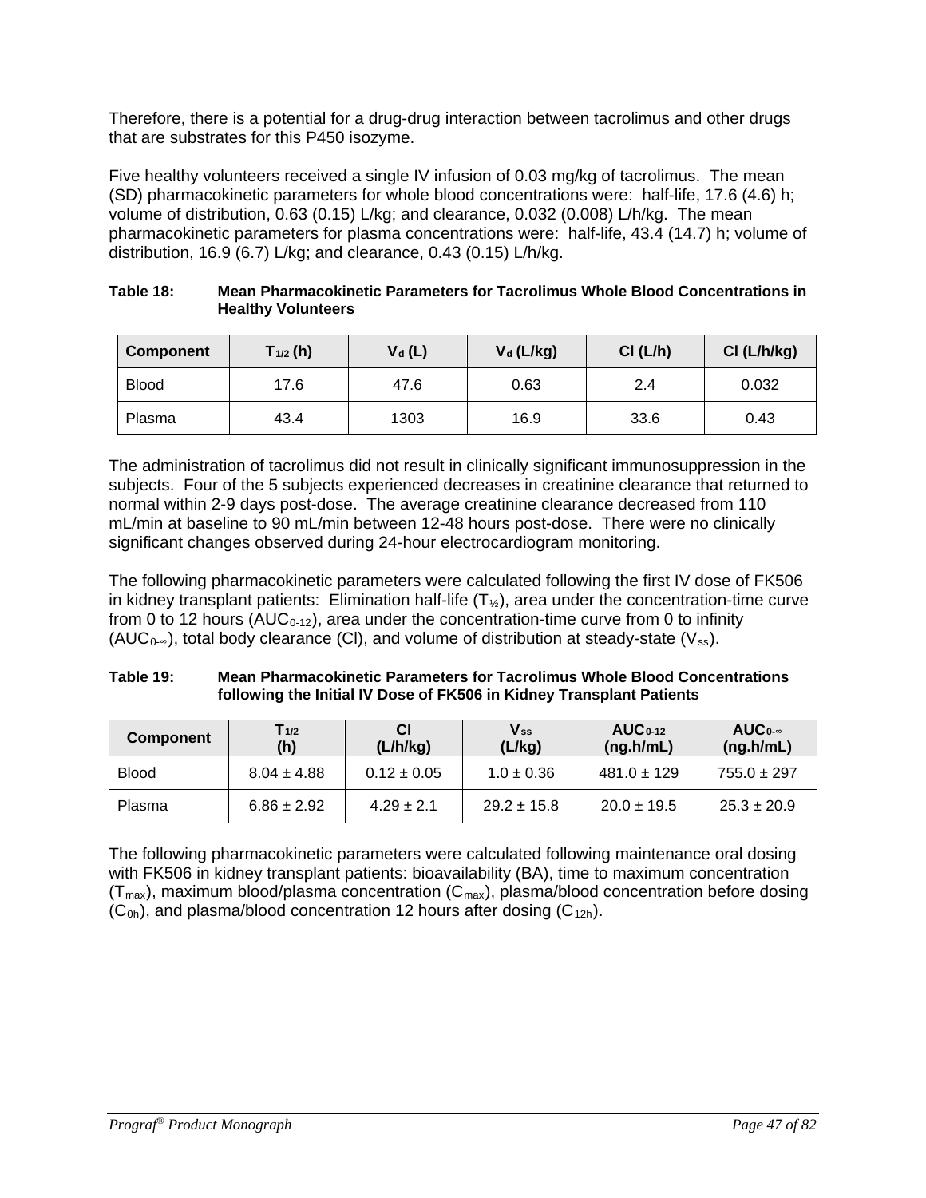Therefore, there is a potential for a drug-drug interaction between tacrolimus and other drugs that are substrates for this P450 isozyme.

Five healthy volunteers received a single IV infusion of 0.03 mg/kg of tacrolimus. The mean (SD) pharmacokinetic parameters for whole blood concentrations were: half-life, 17.6 (4.6) h; volume of distribution, 0.63 (0.15) L/kg; and clearance, 0.032 (0.008) L/h/kg. The mean pharmacokinetic parameters for plasma concentrations were: half-life, 43.4 (14.7) h; volume of distribution, 16.9 (6.7) L/kg; and clearance, 0.43 (0.15) L/h/kg.

**Table 18: Mean Pharmacokinetic Parameters for Tacrolimus Whole Blood Concentrations in Healthy Volunteers**

| Component | $T_{1/2}$ (h) | $V_d$ (L) | $V_d$ (L/kg) | Cl (L/h) | Cl (L/h/kg) |
|---|---|---|---|---|---|
| Blood | 17.6 | 47.6 | 0.63 | 2.4 | 0.032 |
| Plasma | 43.4 | 1303 | 16.9 | 33.6 | 0.43 |

The administration of tacrolimus did not result in clinically significant immunosuppression in the subjects. Four of the 5 subjects experienced decreases in creatinine clearance that returned to normal within 2-9 days post-dose. The average creatinine clearance decreased from 110 mL/min at baseline to 90 mL/min between 12-48 hours post-dose. There were no clinically significant changes observed during 24-hour electrocardiogram monitoring.

The following pharmacokinetic parameters were calculated following the first IV dose of FK506 in kidney transplant patients: Elimination half-life ($T_{½}$), area under the concentration-time curve from 0 to 12 hours ($AUC_{0-12}$), area under the concentration-time curve from 0 to infinity ($AUC_{0-\infty}$), total body clearance (Cl), and volume of distribution at steady-state ($V_{ss}$).

**Table 19: Mean Pharmacokinetic Parameters for Tacrolimus Whole Blood Concentrations following the Initial IV Dose of FK506 in Kidney Transplant Patients**

| Component | $T_{1/2}$ (h) | Cl (L/h/kg) | $V_{ss}$ (L/kg) | $AUC_{0-12}$ (ng.h/mL) | $AUC_{0-\infty}$ (ng.h/mL) |
|---|---|---|---|---|---|
| Blood | 8.04 ± 4.88 | 0.12 ± 0.05 | 1.0 ± 0.36 | 481.0 ± 129 | 755.0 ± 297 |
| Plasma | 6.86 ± 2.92 | 4.29 ± 2.1 | 29.2 ± 15.8 | 20.0 ± 19.5 | 25.3 ± 20.9 |

The following pharmacokinetic parameters were calculated following maintenance oral dosing with FK506 in kidney transplant patients: bioavailability (BA), time to maximum concentration ($T_{max}$), maximum blood/plasma concentration ($C_{max}$), plasma/blood concentration before dosing ($C_{0h}$), and plasma/blood concentration 12 hours after dosing ($C_{12h}$).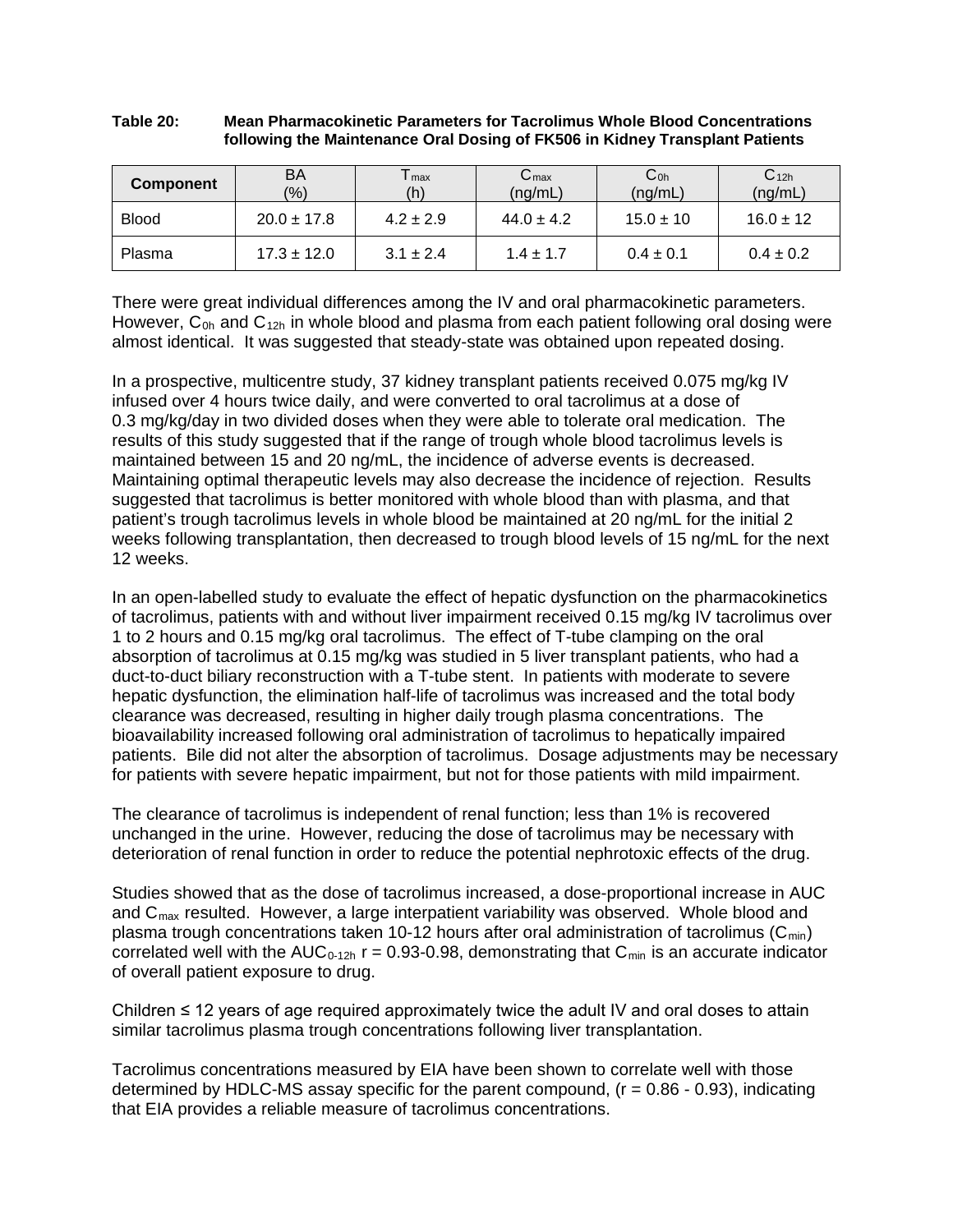**Table 20: Mean Pharmacokinetic Parameters for Tacrolimus Whole Blood Concentrations following the Maintenance Oral Dosing of FK506 in Kidney Transplant Patients**

| Component | BA (%) | $T_{max}$ (h) | $C_{max}$ (ng/mL) | $C_{0h}$ (ng/mL) | $C_{12h}$ (ng/mL) |
|---|---|---|---|---|---|
| Blood | 20.0 ± 17.8 | 4.2 ± 2.9 | 44.0 ± 4.2 | 15.0 ± 10 | 16.0 ± 12 |
| Plasma | 17.3 ± 12.0 | 3.1 ± 2.4 | 1.4 ± 1.7 | 0.4 ± 0.1 | 0.4 ± 0.2 |

There were great individual differences among the IV and oral pharmacokinetic parameters. However, $C_{0h}$ and $C_{12h}$ in whole blood and plasma from each patient following oral dosing were almost identical. It was suggested that steady-state was obtained upon repeated dosing.

In a prospective, multicentre study, 37 kidney transplant patients received 0.075 mg/kg IV infused over 4 hours twice daily, and were converted to oral tacrolimus at a dose of 0.3 mg/kg/day in two divided doses when they were able to tolerate oral medication. The results of this study suggested that if the range of trough whole blood tacrolimus levels is maintained between 15 and 20 ng/mL, the incidence of adverse events is decreased. Maintaining optimal therapeutic levels may also decrease the incidence of rejection. Results suggested that tacrolimus is better monitored with whole blood than with plasma, and that patient's trough tacrolimus levels in whole blood be maintained at 20 ng/mL for the initial 2 weeks following transplantation, then decreased to trough blood levels of 15 ng/mL for the next 12 weeks.

In an open-labelled study to evaluate the effect of hepatic dysfunction on the pharmacokinetics of tacrolimus, patients with and without liver impairment received 0.15 mg/kg IV tacrolimus over 1 to 2 hours and 0.15 mg/kg oral tacrolimus. The effect of T-tube clamping on the oral absorption of tacrolimus at 0.15 mg/kg was studied in 5 liver transplant patients, who had a duct-to-duct biliary reconstruction with a T-tube stent. In patients with moderate to severe hepatic dysfunction, the elimination half-life of tacrolimus was increased and the total body clearance was decreased, resulting in higher daily trough plasma concentrations. The bioavailability increased following oral administration of tacrolimus to hepatically impaired patients. Bile did not alter the absorption of tacrolimus. Dosage adjustments may be necessary for patients with severe hepatic impairment, but not for those patients with mild impairment.

The clearance of tacrolimus is independent of renal function; less than 1% is recovered unchanged in the urine. However, reducing the dose of tacrolimus may be necessary with deterioration of renal function in order to reduce the potential nephrotoxic effects of the drug.

Studies showed that as the dose of tacrolimus increased, a dose-proportional increase in AUC and $C_{max}$ resulted. However, a large interpatient variability was observed. Whole blood and plasma trough concentrations taken 10-12 hours after oral administration of tacrolimus ($C_{min}$) correlated well with the $AUC_{0\text{-}12h}$ $r = 0.93\text{-}0.98$, demonstrating that $C_{min}$ is an accurate indicator of overall patient exposure to drug.

Children ≤ 12 years of age required approximately twice the adult IV and oral doses to attain similar tacrolimus plasma trough concentrations following liver transplantation.

Tacrolimus concentrations measured by EIA have been shown to correlate well with those determined by HDLC-MS assay specific for the parent compound, ($r = 0.86 - 0.93$), indicating that EIA provides a reliable measure of tacrolimus concentrations.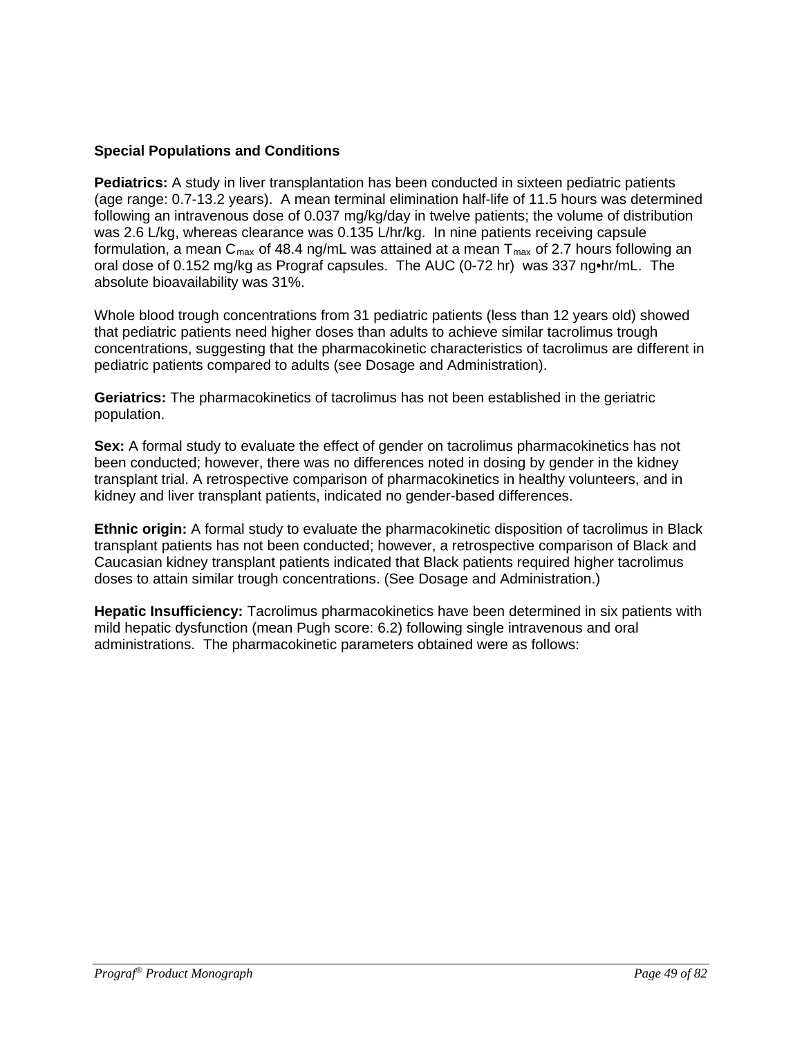### Special Populations and Conditions

**Pediatrics:** A study in liver transplantation has been conducted in sixteen pediatric patients (age range: 0.7-13.2 years). A mean terminal elimination half-life of 11.5 hours was determined following an intravenous dose of 0.037 mg/kg/day in twelve patients; the volume of distribution was 2.6 L/kg, whereas clearance was 0.135 L/hr/kg. In nine patients receiving capsule formulation, a mean $C_{max}$ of 48.4 ng/mL was attained at a mean $T_{max}$ of 2.7 hours following an oral dose of 0.152 mg/kg as Prograf capsules. The AUC (0-72 hr) was 337 ng•hr/mL. The absolute bioavailability was 31%.

Whole blood trough concentrations from 31 pediatric patients (less than 12 years old) showed that pediatric patients need higher doses than adults to achieve similar tacrolimus trough concentrations, suggesting that the pharmacokinetic characteristics of tacrolimus are different in pediatric patients compared to adults (see Dosage and Administration).

**Geriatrics:** The pharmacokinetics of tacrolimus has not been established in the geriatric population.

**Sex:** A formal study to evaluate the effect of gender on tacrolimus pharmacokinetics has not been conducted; however, there was no differences noted in dosing by gender in the kidney transplant trial. A retrospective comparison of pharmacokinetics in healthy volunteers, and in kidney and liver transplant patients, indicated no gender-based differences.

**Ethnic origin:** A formal study to evaluate the pharmacokinetic disposition of tacrolimus in Black transplant patients has not been conducted; however, a retrospective comparison of Black and Caucasian kidney transplant patients indicated that Black patients required higher tacrolimus doses to attain similar trough concentrations. (See Dosage and Administration.)

**Hepatic Insufficiency:** Tacrolimus pharmacokinetics have been determined in six patients with mild hepatic dysfunction (mean Pugh score: 6.2) following single intravenous and oral administrations. The pharmacokinetic parameters obtained were as follows: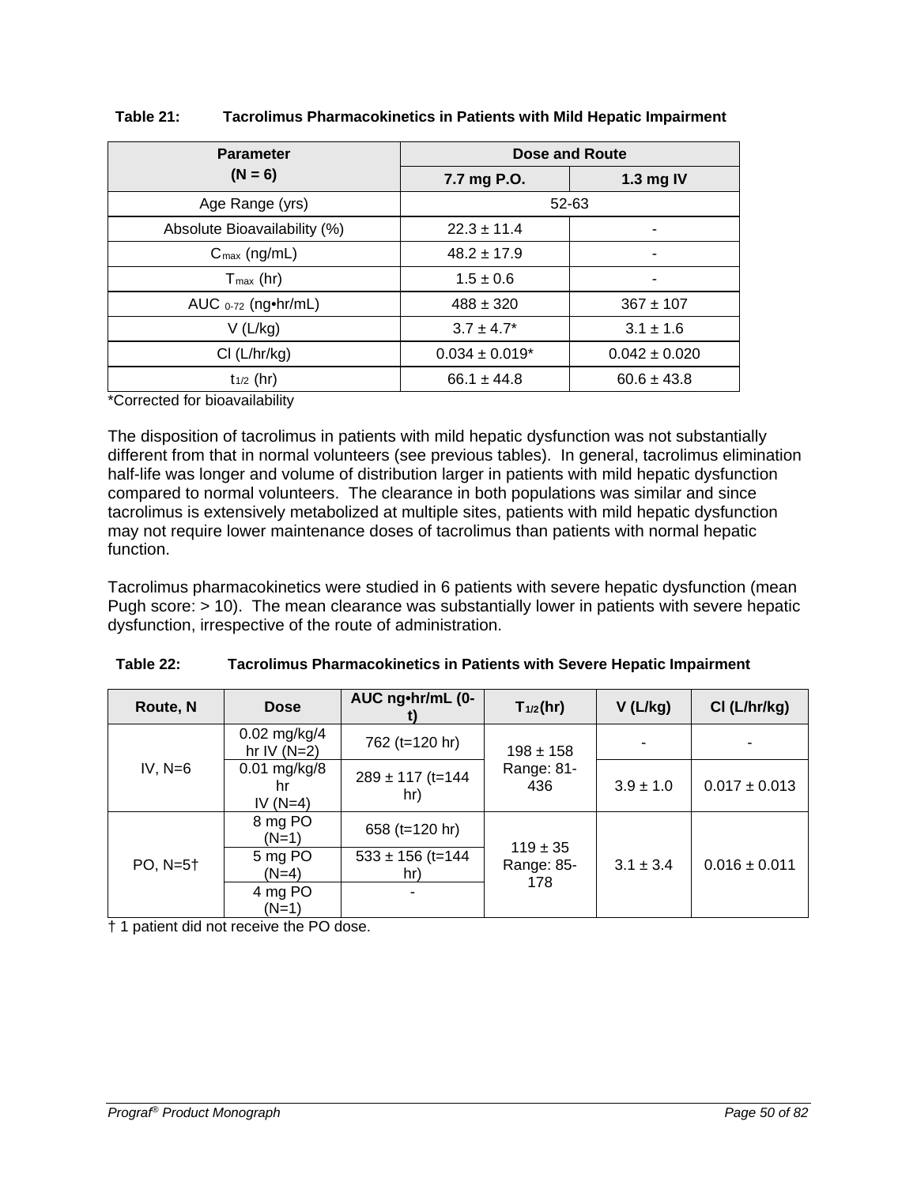**Table 21: Tacrolimus Pharmacokinetics in Patients with Mild Hepatic Impairment**

| Parameter (N = 6) | Dose and Route | |
|---|---|---|
| | 7.7 mg P.O. | 1.3 mg IV |
| Age Range (yrs) | 52-63 | |
| Absolute Bioavailability (%) | 22.3 ± 11.4 | - |
| $C_{max}$ (ng/mL) | 48.2 ± 17.9 | - |
| $T_{max}$ (hr) | 1.5 ± 0.6 | - |
| $AUC_{0-72}$ (ng•hr/mL) | 488 ± 320 | 367 ± 107 |
| V (L/kg) | 3.7 ± 4.7* | 3.1 ± 1.6 |
| Cl (L/hr/kg) | 0.034 ± 0.019* | 0.042 ± 0.020 |
| $t_{1/2}$ (hr) | 66.1 ± 44.8 | 60.6 ± 43.8 |

*Corrected for bioavailability

The disposition of tacrolimus in patients with mild hepatic dysfunction was not substantially different from that in normal volunteers (see previous tables). In general, tacrolimus elimination half-life was longer and volume of distribution larger in patients with mild hepatic dysfunction compared to normal volunteers. The clearance in both populations was similar and since tacrolimus is extensively metabolized at multiple sites, patients with mild hepatic dysfunction may not require lower maintenance doses of tacrolimus than patients with normal hepatic function.

Tacrolimus pharmacokinetics were studied in 6 patients with severe hepatic dysfunction (mean Pugh score: > 10). The mean clearance was substantially lower in patients with severe hepatic dysfunction, irrespective of the route of administration.

**Table 22: Tacrolimus Pharmacokinetics in Patients with Severe Hepatic Impairment**

| Route, N | Dose | AUC ng•hr/mL (0-t) | $T_{1/2}$(hr) | V (L/kg) | Cl (L/hr/kg) |
|---|---|---|---|---|---|
| IV, N=6 | 0.02 mg/kg/4 hr IV (N=2) | 762 (t=120 hr) | 198 ± 158 Range: 81-436 | - | - |
| | 0.01 mg/kg/8 hr IV (N=4) | 289 ± 117 (t=144 hr) | | 3.9 ± 1.0 | 0.017 ± 0.013 |
| PO, N=5† | 8 mg PO (N=1) | 658 (t=120 hr) | 119 ± 35 Range: 85-178 | 3.1 ± 3.4 | 0.016 ± 0.011 |
| | 5 mg PO (N=4) | 533 ± 156 (t=144 hr) | | | |
| | 4 mg PO (N=1) | - | | | |

† 1 patient did not receive the PO dose.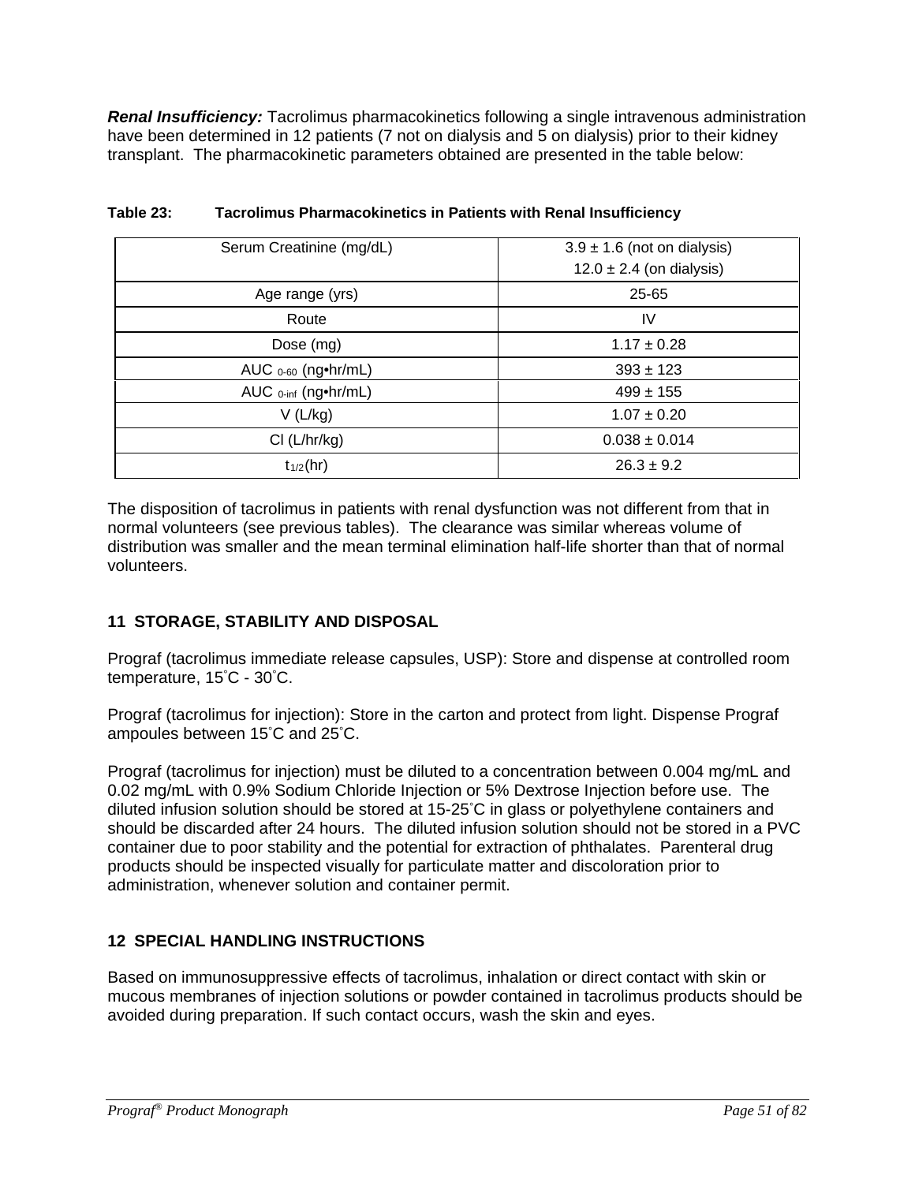***Renal Insufficiency:*** Tacrolimus pharmacokinetics following a single intravenous administration have been determined in 12 patients (7 not on dialysis and 5 on dialysis) prior to their kidney transplant. The pharmacokinetic parameters obtained are presented in the table below:

**Table 23: Tacrolimus Pharmacokinetics in Patients with Renal Insufficiency**

| Serum Creatinine (mg/dL) | 3.9 ± 1.6 (not on dialysis)<br>12.0 ± 2.4 (on dialysis) |
|---|---|
| Age range (yrs) | 25-65 |
| Route | IV |
| Dose (mg) | 1.17 ± 0.28 |
| AUC $_{0-60}$ (ng•hr/mL) | 393 ± 123 |
| AUC $_{0-inf}$ (ng•hr/mL) | 499 ± 155 |
| V (L/kg) | 1.07 ± 0.20 |
| Cl (L/hr/kg) | 0.038 ± 0.014 |
| $t_{1/2}$(hr) | 26.3 ± 9.2 |

The disposition of tacrolimus in patients with renal dysfunction was not different from that in normal volunteers (see previous tables). The clearance was similar whereas volume of distribution was smaller and the mean terminal elimination half-life shorter than that of normal volunteers.

## 11 STORAGE, STABILITY AND DISPOSAL

Prograf (tacrolimus immediate release capsules, USP): Store and dispense at controlled room temperature, 15˚C - 30˚C.

Prograf (tacrolimus for injection): Store in the carton and protect from light. Dispense Prograf ampoules between 15˚C and 25˚C.

Prograf (tacrolimus for injection) must be diluted to a concentration between 0.004 mg/mL and 0.02 mg/mL with 0.9% Sodium Chloride Injection or 5% Dextrose Injection before use. The diluted infusion solution should be stored at 15-25˚C in glass or polyethylene containers and should be discarded after 24 hours. The diluted infusion solution should not be stored in a PVC container due to poor stability and the potential for extraction of phthalates. Parenteral drug products should be inspected visually for particulate matter and discoloration prior to administration, whenever solution and container permit.

## 12 SPECIAL HANDLING INSTRUCTIONS

Based on immunosuppressive effects of tacrolimus, inhalation or direct contact with skin or mucous membranes of injection solutions or powder contained in tacrolimus products should be avoided during preparation. If such contact occurs, wash the skin and eyes.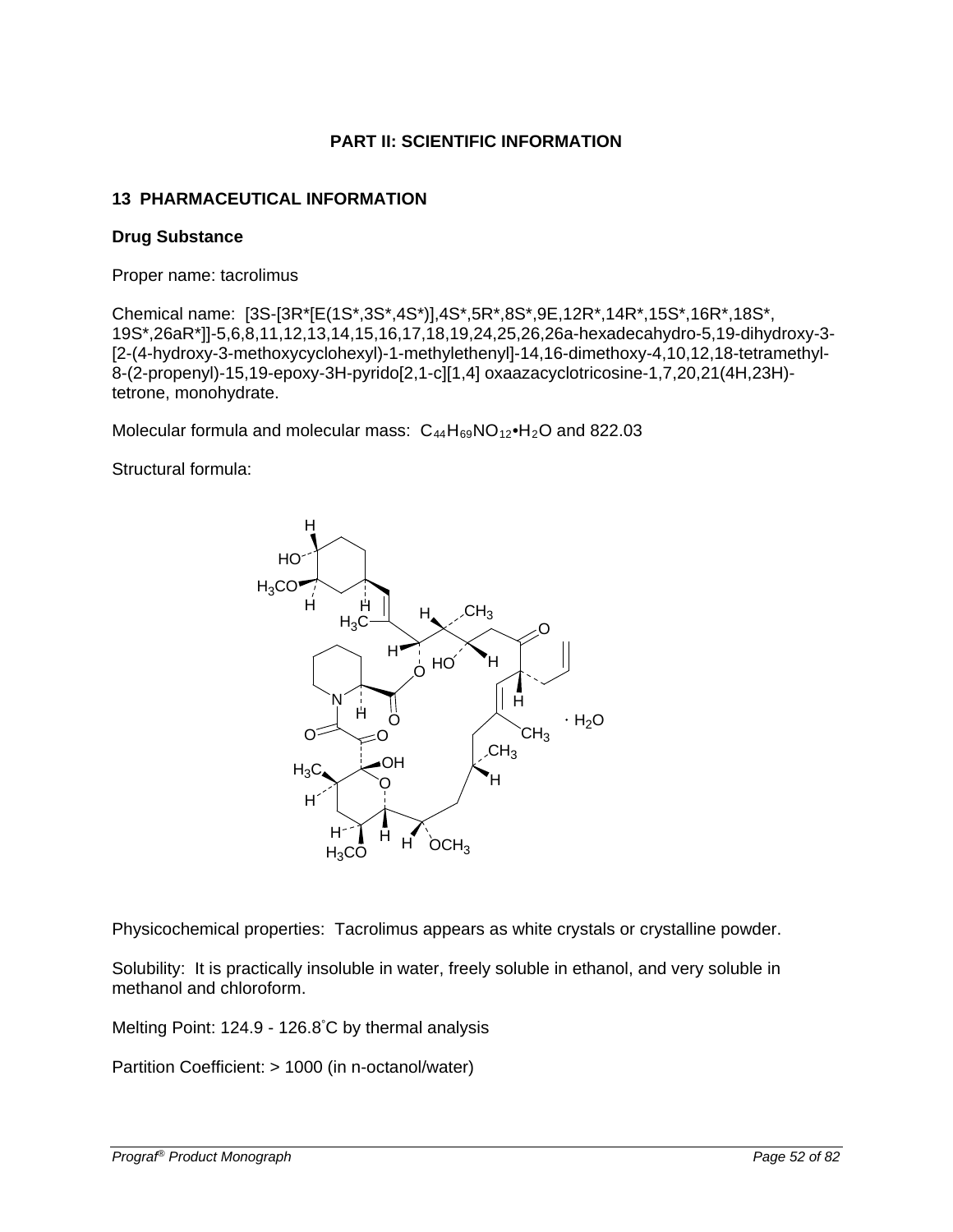## PART II: SCIENTIFIC INFORMATION

### 13 PHARMACEUTICAL INFORMATION

**Drug Substance**

Proper name: tacrolimus

Chemical name: [3S-[3R*[E(1S*,3S*,4S*)],4S*,5R*,8S*,9E,12R*,14R*,15S*,16R*,18S*, 19S*,26aR*]]-5,6,8,11,12,13,14,15,16,17,18,19,24,25,26,26a-hexadecahydro-5,19-dihydroxy-3-[2-(4-hydroxy-3-methoxycyclohexyl)-1-methylethenyl]-14,16-dimethoxy-4,10,12,18-tetramethyl-8-(2-propenyl)-15,19-epoxy-3H-pyrido[2,1-c][1,4] oxaazacyclotricosine-1,7,20,21(4H,23H)-tetrone, monohydrate.

Molecular formula and molecular mass: $C_{44}H_{69}NO_{12}$•$H_2O$ and 822.03

Structural formula:

Physicochemical properties: Tacrolimus appears as white crystals or crystalline powder.

Solubility: It is practically insoluble in water, freely soluble in ethanol, and very soluble in methanol and chloroform.

Melting Point: 124.9 - 126.8˚C by thermal analysis

Partition Coefficient: > 1000 (in n-octanol/water)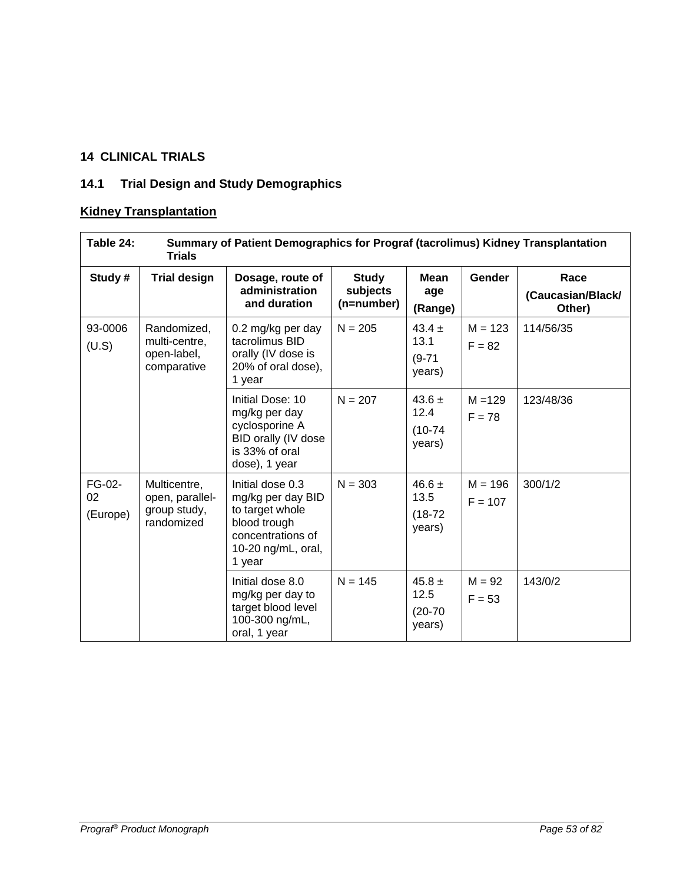## 14 CLINICAL TRIALS

### 14.1 Trial Design and Study Demographics

**Kidney Transplantation**

**Table 24: Summary of Patient Demographics for Prograf (tacrolimus) Kidney Transplantation Trials**

| Study # | Trial design | Dosage, route of administration and duration | Study subjects (n=number) | Mean age (Range) | Gender | Race (Caucasian/Black/ Other) |
|---|---|---|---|---|---|---|
| 93-0006 (U.S) | Randomized, multi-centre, open-label, comparative | 0.2 mg/kg per day tacrolimus BID orally (IV dose is 20% of oral dose), 1 year | N = 205 | 43.4 ± 13.1 (9-71 years) | M = 123 F = 82 | 114/56/35 |
| | | Initial Dose: 10 mg/kg per day cyclosporine A BID orally (IV dose is 33% of oral dose), 1 year | N = 207 | 43.6 ± 12.4 (10-74 years) | M =129 F = 78 | 123/48/36 |
| FG-02-02 (Europe) | Multicentre, open, parallel-group study, randomized | Initial dose 0.3 mg/kg per day BID to target whole blood trough concentrations of 10-20 ng/mL, oral, 1 year | N = 303 | 46.6 ± 13.5 (18-72 years) | M = 196 F = 107 | 300/1/2 |
| | | Initial dose 8.0 mg/kg per day to target blood level 100-300 ng/mL, oral, 1 year | N = 145 | 45.8 ± 12.5 (20-70 years) | M = 92 F = 53 | 143/0/2 |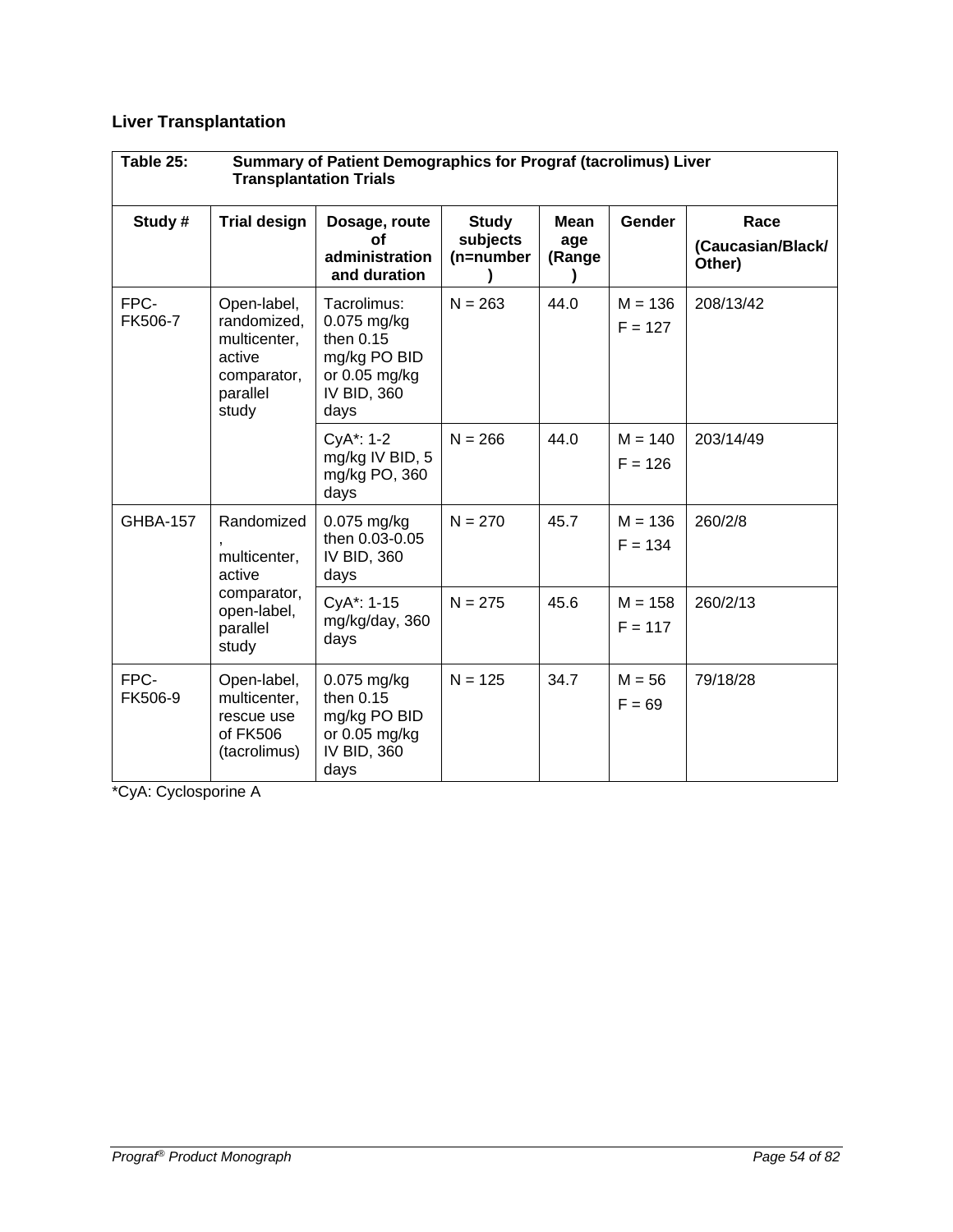## Liver Transplantation

**Table 25: Summary of Patient Demographics for Prograf (tacrolimus) Liver Transplantation Trials**

| Study # | Trial design | Dosage, route of administration and duration | Study subjects (n=number) | Mean age (Range) | Gender | Race (Caucasian/Black/ Other) |
|---|---|---|---|---|---|---|
| FPC-FK506-7 | Open-label, randomized, multicenter, active comparator, parallel study | Tacrolimus: 0.075 mg/kg then 0.15 mg/kg PO BID or 0.05 mg/kg IV BID, 360 days | N = 263 | 44.0 | M = 136<br>F = 127 | 208/13/42 |
| | | CyA*: 1-2 mg/kg IV BID, 5 mg/kg PO, 360 days | N = 266 | 44.0 | M = 140<br>F = 126 | 203/14/49 |
| GHBA-157 | Randomized, multicenter, active comparator, open-label, parallel study | 0.075 mg/kg then 0.03-0.05 IV BID, 360 days | N = 270 | 45.7 | M = 136<br>F = 134 | 260/2/8 |
| | | CyA*: 1-15 mg/kg/day, 360 days | N = 275 | 45.6 | M = 158<br>F = 117 | 260/2/13 |
| FPC-FK506-9 | Open-label, multicenter, rescue use of FK506 (tacrolimus) | 0.075 mg/kg then 0.15 mg/kg PO BID or 0.05 mg/kg IV BID, 360 days | N = 125 | 34.7 | M = 56<br>F = 69 | 79/18/28 |

*CyA: Cyclosporine A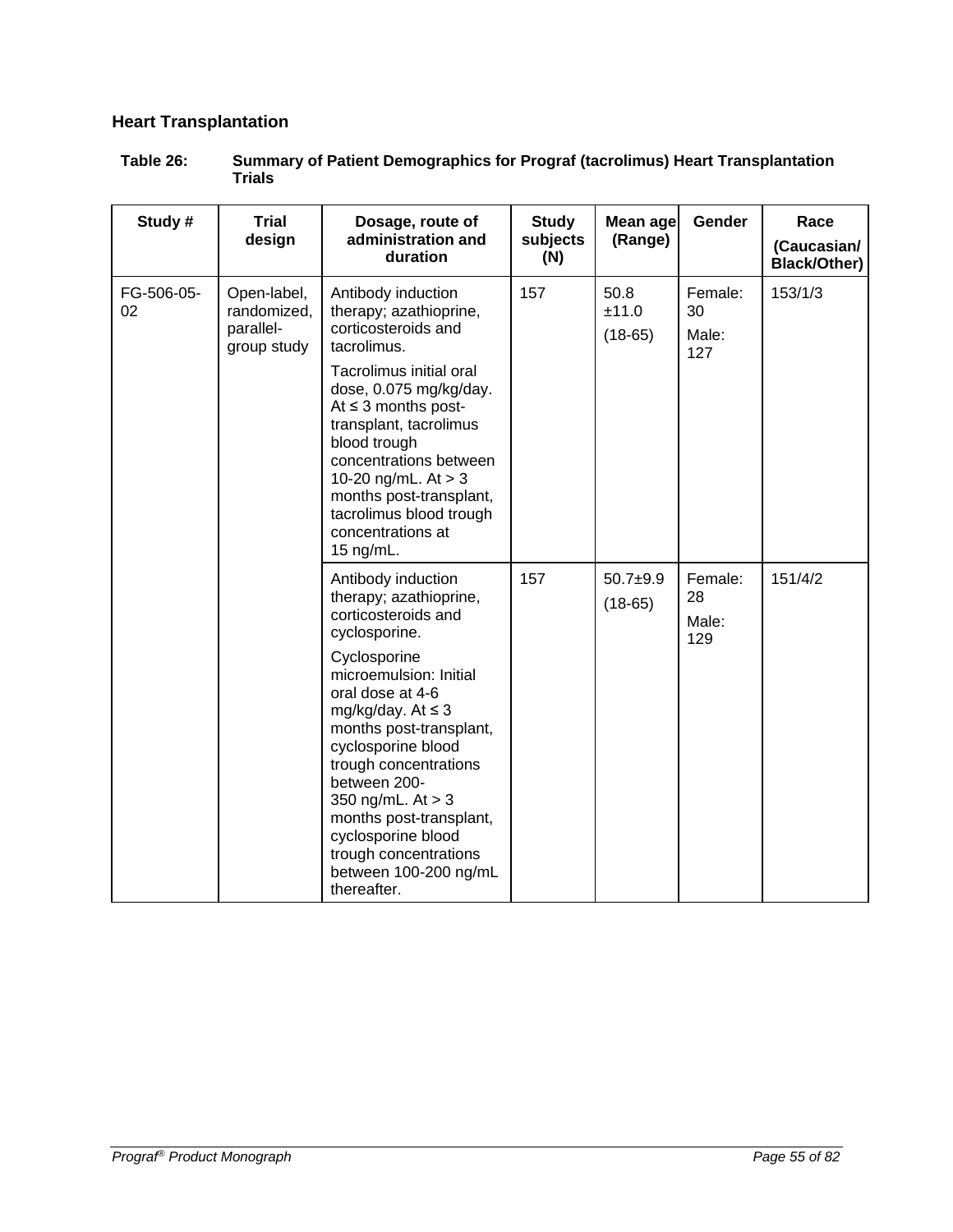## Heart Transplantation

**Table 26: Summary of Patient Demographics for Prograf (tacrolimus) Heart Transplantation Trials**

| Study # | Trial design | Dosage, route of administration and duration | Study subjects (N) | Mean age (Range) | Gender | Race (Caucasian/ Black/Other) |
|---|---|---|---|---|---|---|
| FG-506-05-02 | Open-label, randomized, parallel-group study | Antibody induction therapy; azathioprine, corticosteroids and tacrolimus. Tacrolimus initial oral dose, 0.075 mg/kg/day. At ≤ 3 months post-transplant, tacrolimus blood trough concentrations between 10-20 ng/mL. At > 3 months post-transplant, tacrolimus blood trough concentrations at 15 ng/mL. | 157 | 50.8 ±11.0 (18-65) | Female: 30 Male: 127 | 153/1/3 |
| | | Antibody induction therapy; azathioprine, corticosteroids and cyclosporine. Cyclosporine microemulsion: Initial oral dose at 4-6 mg/kg/day. At ≤ 3 months post-transplant, cyclosporine blood trough concentrations between 200-350 ng/mL. At > 3 months post-transplant, cyclosporine blood trough concentrations between 100-200 ng/mL thereafter. | 157 | 50.7±9.9 (18-65) | Female: 28 Male: 129 | 151/4/2 |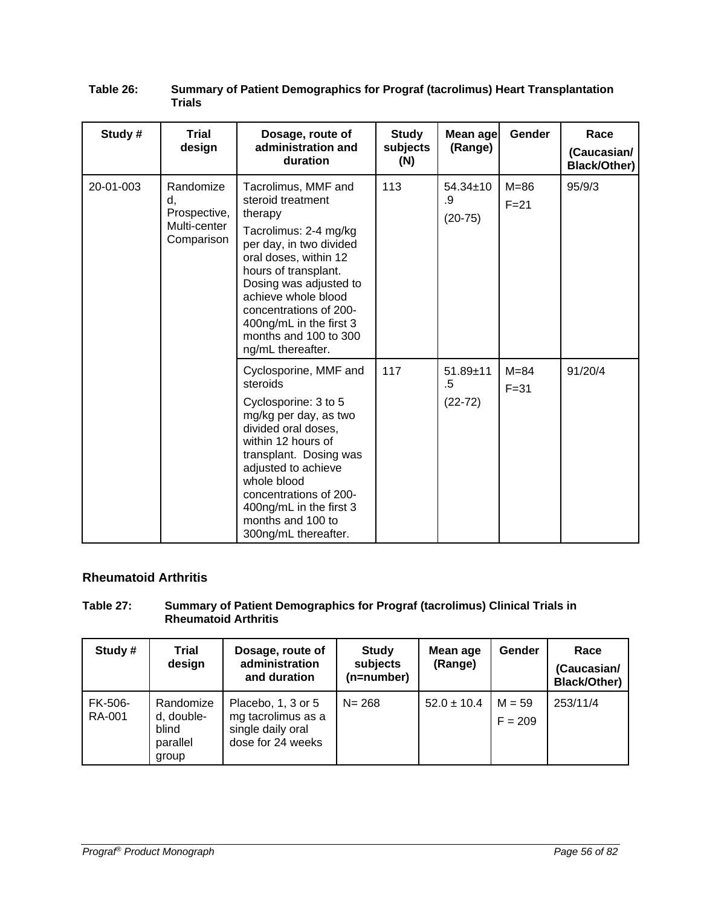**Table 26: Summary of Patient Demographics for Prograf (tacrolimus) Heart Transplantation Trials**

| Study # | Trial design | Dosage, route of administration and duration | Study subjects (N) | Mean age (Range) | Gender | Race (Caucasian/ Black/Other) |
|---|---|---|---|---|---|---|
| 20-01-003 | Randomized, Prospective, Multi-center Comparison | Tacrolimus, MMF and steroid treatment therapy<br>Tacrolimus: 2-4 mg/kg per day, in two divided oral doses, within 12 hours of transplant. Dosing was adjusted to achieve whole blood concentrations of 200-400ng/mL in the first 3 months and 100 to 300 ng/mL thereafter. | 113 | 54.34±10.9<br>(20-75) | M=86<br>F=21 | 95/9/3 |
| | | Cyclosporine, MMF and steroids<br>Cyclosporine: 3 to 5 mg/kg per day, as two divided oral doses, within 12 hours of transplant. Dosing was adjusted to achieve whole blood concentrations of 200-400ng/mL in the first 3 months and 100 to 300ng/mL thereafter. | 117 | 51.89±11.5<br>(22-72) | M=84<br>F=31 | 91/20/4 |

## Rheumatoid Arthritis

**Table 27: Summary of Patient Demographics for Prograf (tacrolimus) Clinical Trials in Rheumatoid Arthritis**

| Study # | Trial design | Dosage, route of administration and duration | Study subjects (n=number) | Mean age (Range) | Gender | Race (Caucasian/ Black/Other) |
|---|---|---|---|---|---|---|
| FK-506-RA-001 | Randomized, double-blind parallel group | Placebo, 1, 3 or 5 mg tacrolimus as a single daily oral dose for 24 weeks | N= 268 | 52.0 ± 10.4 | M = 59<br>F = 209 | 253/11/4 |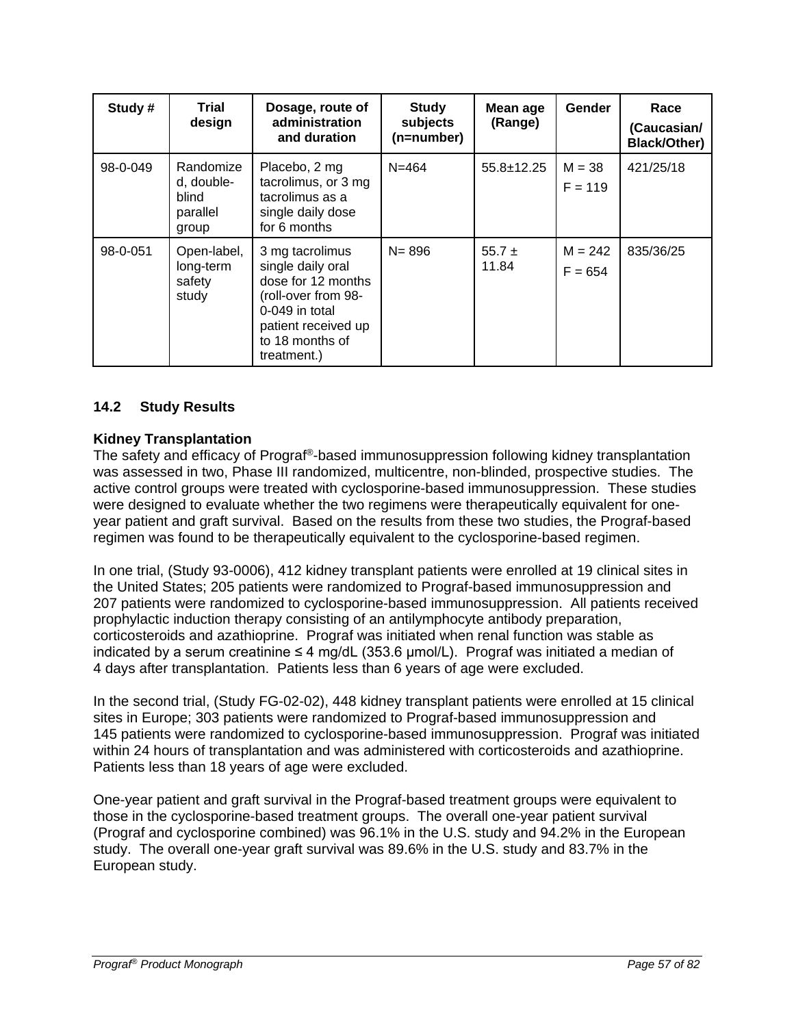| Study # | Trial design | Dosage, route of administration and duration | Study subjects (n=number) | Mean age (Range) | Gender | Race (Caucasian/ Black/Other) |
|---|---|---|---|---|---|---|
| 98-0-049 | Randomized, double-blind parallel group | Placebo, 2 mg tacrolimus, or 3 mg tacrolimus as a single daily dose for 6 months | N=464 | 55.8±12.25 | M = 38<br>F = 119 | 421/25/18 |
| 98-0-051 | Open-label, long-term safety study | 3 mg tacrolimus single daily oral dose for 12 months (roll-over from 98-0-049 in total patient received up to 18 months of treatment.) | N= 896 | 55.7 ± 11.84 | M = 242<br>F = 654 | 835/36/25 |

## 14.2 Study Results

**Kidney Transplantation**

The safety and efficacy of Prograf®-based immunosuppression following kidney transplantation was assessed in two, Phase III randomized, multicentre, non-blinded, prospective studies. The active control groups were treated with cyclosporine-based immunosuppression. These studies were designed to evaluate whether the two regimens were therapeutically equivalent for one-year patient and graft survival. Based on the results from these two studies, the Prograf-based regimen was found to be therapeutically equivalent to the cyclosporine-based regimen.

In one trial, (Study 93-0006), 412 kidney transplant patients were enrolled at 19 clinical sites in the United States; 205 patients were randomized to Prograf-based immunosuppression and 207 patients were randomized to cyclosporine-based immunosuppression. All patients received prophylactic induction therapy consisting of an antilymphocyte antibody preparation, corticosteroids and azathioprine. Prograf was initiated when renal function was stable as indicated by a serum creatinine ≤ 4 mg/dL (353.6 μmol/L). Prograf was initiated a median of 4 days after transplantation. Patients less than 6 years of age were excluded.

In the second trial, (Study FG-02-02), 448 kidney transplant patients were enrolled at 15 clinical sites in Europe; 303 patients were randomized to Prograf-based immunosuppression and 145 patients were randomized to cyclosporine-based immunosuppression. Prograf was initiated within 24 hours of transplantation and was administered with corticosteroids and azathioprine. Patients less than 18 years of age were excluded.

One-year patient and graft survival in the Prograf-based treatment groups were equivalent to those in the cyclosporine-based treatment groups. The overall one-year patient survival (Prograf and cyclosporine combined) was 96.1% in the U.S. study and 94.2% in the European study. The overall one-year graft survival was 89.6% in the U.S. study and 83.7% in the European study.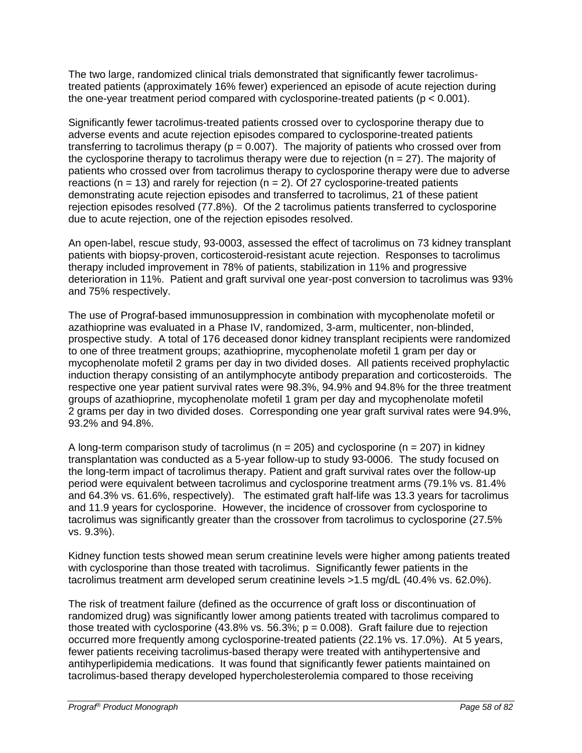The two large, randomized clinical trials demonstrated that significantly fewer tacrolimus-treated patients (approximately 16% fewer) experienced an episode of acute rejection during the one-year treatment period compared with cyclosporine-treated patients ($p < 0.001$).

Significantly fewer tacrolimus-treated patients crossed over to cyclosporine therapy due to adverse events and acute rejection episodes compared to cyclosporine-treated patients transferring to tacrolimus therapy ($p = 0.007$). The majority of patients who crossed over from the cyclosporine therapy to tacrolimus therapy were due to rejection ($n = 27$). The majority of patients who crossed over from tacrolimus therapy to cyclosporine therapy were due to adverse reactions ($n = 13$) and rarely for rejection ($n = 2$). Of 27 cyclosporine-treated patients demonstrating acute rejection episodes and transferred to tacrolimus, 21 of these patient rejection episodes resolved (77.8%). Of the 2 tacrolimus patients transferred to cyclosporine due to acute rejection, one of the rejection episodes resolved.

An open-label, rescue study, 93-0003, assessed the effect of tacrolimus on 73 kidney transplant patients with biopsy-proven, corticosteroid-resistant acute rejection. Responses to tacrolimus therapy included improvement in 78% of patients, stabilization in 11% and progressive deterioration in 11%. Patient and graft survival one year-post conversion to tacrolimus was 93% and 75% respectively.

The use of Prograf-based immunosuppression in combination with mycophenolate mofetil or azathioprine was evaluated in a Phase IV, randomized, 3-arm, multicenter, non-blinded, prospective study. A total of 176 deceased donor kidney transplant recipients were randomized to one of three treatment groups; azathioprine, mycophenolate mofetil 1 gram per day or mycophenolate mofetil 2 grams per day in two divided doses. All patients received prophylactic induction therapy consisting of an antilymphocyte antibody preparation and corticosteroids. The respective one year patient survival rates were 98.3%, 94.9% and 94.8% for the three treatment groups of azathioprine, mycophenolate mofetil 1 gram per day and mycophenolate mofetil 2 grams per day in two divided doses. Corresponding one year graft survival rates were 94.9%, 93.2% and 94.8%.

A long-term comparison study of tacrolimus ($n = 205$) and cyclosporine ($n = 207$) in kidney transplantation was conducted as a 5-year follow-up to study 93-0006. The study focused on the long-term impact of tacrolimus therapy. Patient and graft survival rates over the follow-up period were equivalent between tacrolimus and cyclosporine treatment arms (79.1% vs. 81.4% and 64.3% vs. 61.6%, respectively). The estimated graft half-life was 13.3 years for tacrolimus and 11.9 years for cyclosporine. However, the incidence of crossover from cyclosporine to tacrolimus was significantly greater than the crossover from tacrolimus to cyclosporine (27.5% vs. 9.3%).

Kidney function tests showed mean serum creatinine levels were higher among patients treated with cyclosporine than those treated with tacrolimus. Significantly fewer patients in the tacrolimus treatment arm developed serum creatinine levels >1.5 mg/dL (40.4% vs. 62.0%).

The risk of treatment failure (defined as the occurrence of graft loss or discontinuation of randomized drug) was significantly lower among patients treated with tacrolimus compared to those treated with cyclosporine (43.8% vs. 56.3%; $p = 0.008$). Graft failure due to rejection occurred more frequently among cyclosporine-treated patients (22.1% vs. 17.0%). At 5 years, fewer patients receiving tacrolimus-based therapy were treated with antihypertensive and antihyperlipidemia medications. It was found that significantly fewer patients maintained on tacrolimus-based therapy developed hypercholesterolemia compared to those receiving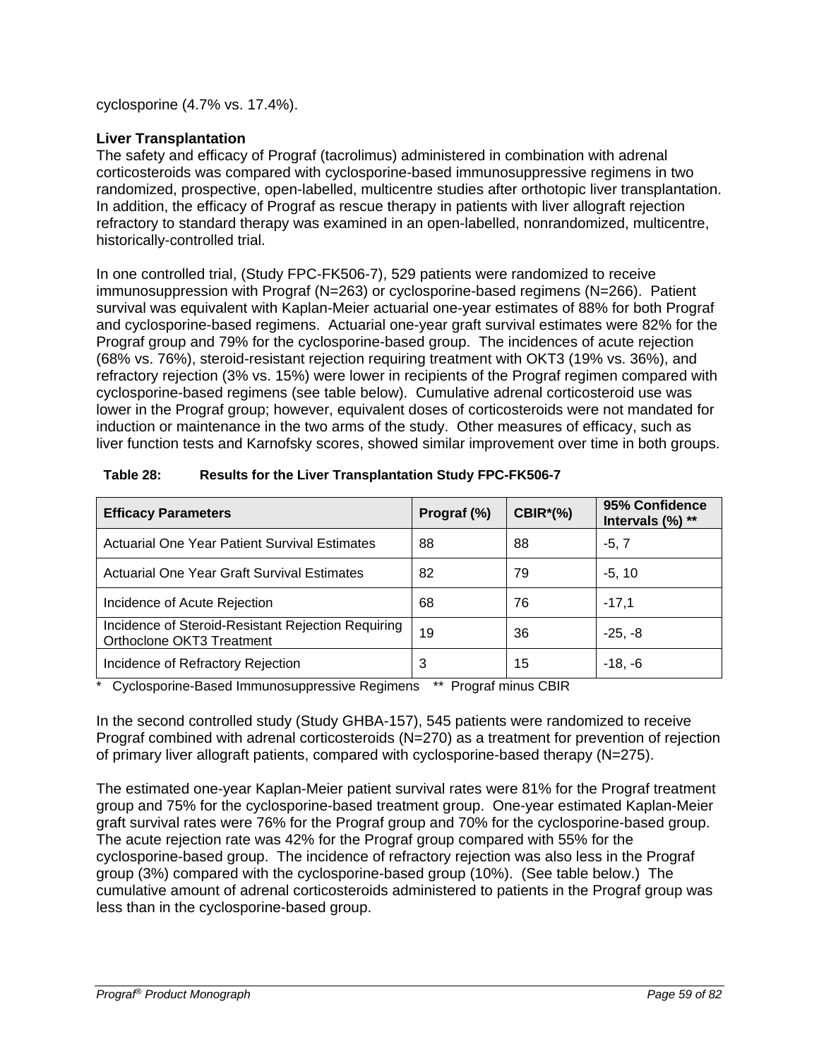cyclosporine (4.7% vs. 17.4%).

**Liver Transplantation**

The safety and efficacy of Prograf (tacrolimus) administered in combination with adrenal corticosteroids was compared with cyclosporine-based immunosuppressive regimens in two randomized, prospective, open-labelled, multicentre studies after orthotopic liver transplantation. In addition, the efficacy of Prograf as rescue therapy in patients with liver allograft rejection refractory to standard therapy was examined in an open-labelled, nonrandomized, multicentre, historically-controlled trial.

In one controlled trial, (Study FPC-FK506-7), 529 patients were randomized to receive immunosuppression with Prograf (N=263) or cyclosporine-based regimens (N=266). Patient survival was equivalent with Kaplan-Meier actuarial one-year estimates of 88% for both Prograf and cyclosporine-based regimens. Actuarial one-year graft survival estimates were 82% for the Prograf group and 79% for the cyclosporine-based group. The incidences of acute rejection (68% vs. 76%), steroid-resistant rejection requiring treatment with OKT3 (19% vs. 36%), and refractory rejection (3% vs. 15%) were lower in recipients of the Prograf regimen compared with cyclosporine-based regimens (see table below). Cumulative adrenal corticosteroid use was lower in the Prograf group; however, equivalent doses of corticosteroids were not mandated for induction or maintenance in the two arms of the study. Other measures of efficacy, such as liver function tests and Karnofsky scores, showed similar improvement over time in both groups.

**Table 28: Results for the Liver Transplantation Study FPC-FK506-7**

| Efficacy Parameters | Prograf (%) | CBIR*(%) | 95% Confidence Intervals (%) ** |
|---|---|---|---|
| Actuarial One Year Patient Survival Estimates | 88 | 88 | -5, 7 |
| Actuarial One Year Graft Survival Estimates | 82 | 79 | -5, 10 |
| Incidence of Acute Rejection | 68 | 76 | -17,1 |
| Incidence of Steroid-Resistant Rejection Requiring Orthoclone OKT3 Treatment | 19 | 36 | -25, -8 |
| Incidence of Refractory Rejection | 3 | 15 | -18, -6 |

\* Cyclosporine-Based Immunosuppressive Regimens ** Prograf minus CBIR

In the second controlled study (Study GHBA-157), 545 patients were randomized to receive Prograf combined with adrenal corticosteroids (N=270) as a treatment for prevention of rejection of primary liver allograft patients, compared with cyclosporine-based therapy (N=275).

The estimated one-year Kaplan-Meier patient survival rates were 81% for the Prograf treatment group and 75% for the cyclosporine-based treatment group. One-year estimated Kaplan-Meier graft survival rates were 76% for the Prograf group and 70% for the cyclosporine-based group. The acute rejection rate was 42% for the Prograf group compared with 55% for the cyclosporine-based group. The incidence of refractory rejection was also less in the Prograf group (3%) compared with the cyclosporine-based group (10%). (See table below.) The cumulative amount of adrenal corticosteroids administered to patients in the Prograf group was less than in the cyclosporine-based group.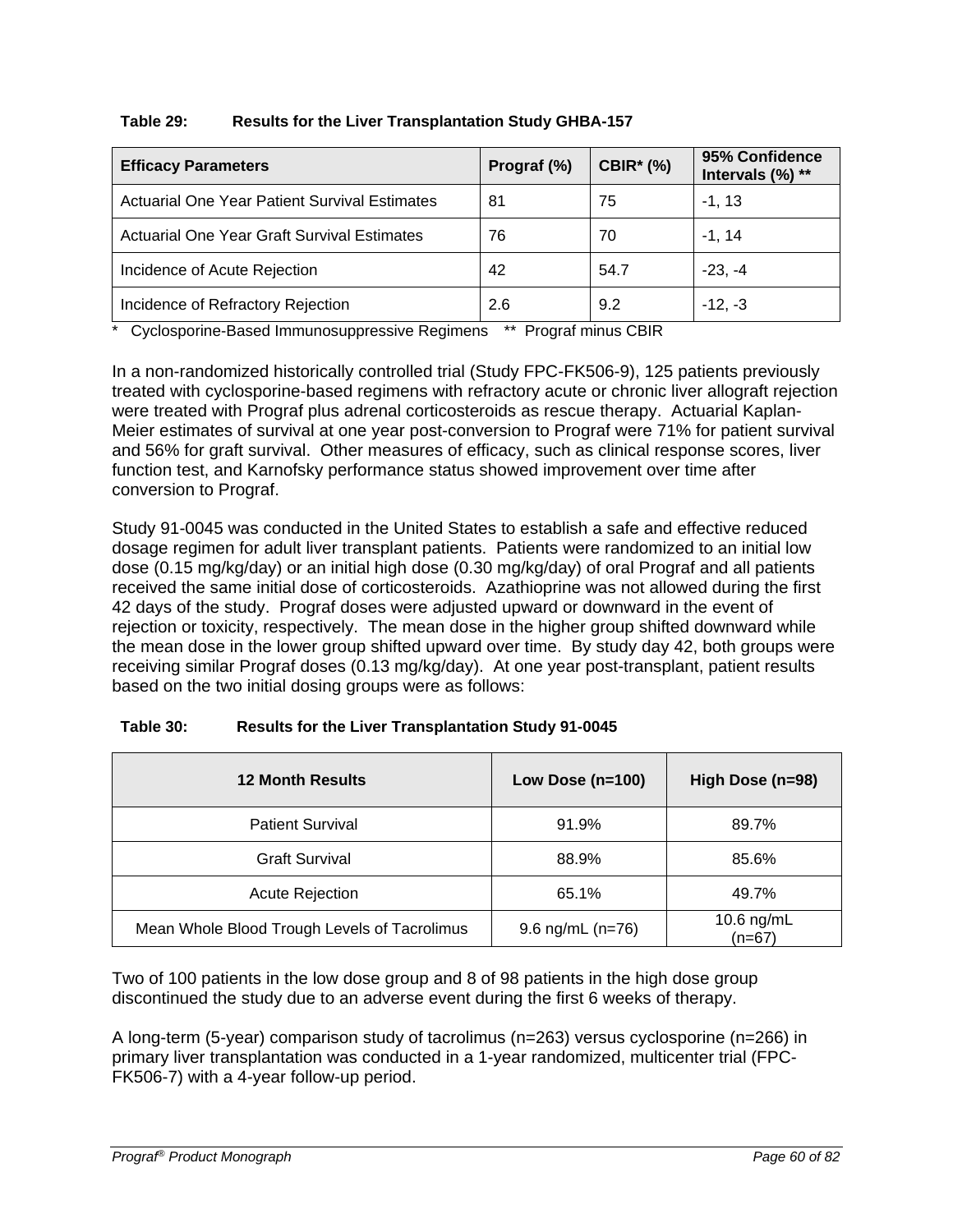**Table 29: Results for the Liver Transplantation Study GHBA-157**

| Efficacy Parameters | Prograf (%) | CBIR* (%) | 95% Confidence Intervals (%) ** |
|---|---|---|---|
| Actuarial One Year Patient Survival Estimates | 81 | 75 | -1, 13 |
| Actuarial One Year Graft Survival Estimates | 76 | 70 | -1, 14 |
| Incidence of Acute Rejection | 42 | 54.7 | -23, -4 |
| Incidence of Refractory Rejection | 2.6 | 9.2 | -12, -3 |

\* Cyclosporine-Based Immunosuppressive Regimens ** Prograf minus CBIR

In a non-randomized historically controlled trial (Study FPC-FK506-9), 125 patients previously treated with cyclosporine-based regimens with refractory acute or chronic liver allograft rejection were treated with Prograf plus adrenal corticosteroids as rescue therapy. Actuarial Kaplan-Meier estimates of survival at one year post-conversion to Prograf were 71% for patient survival and 56% for graft survival. Other measures of efficacy, such as clinical response scores, liver function test, and Karnofsky performance status showed improvement over time after conversion to Prograf.

Study 91-0045 was conducted in the United States to establish a safe and effective reduced dosage regimen for adult liver transplant patients. Patients were randomized to an initial low dose (0.15 mg/kg/day) or an initial high dose (0.30 mg/kg/day) of oral Prograf and all patients received the same initial dose of corticosteroids. Azathioprine was not allowed during the first 42 days of the study. Prograf doses were adjusted upward or downward in the event of rejection or toxicity, respectively. The mean dose in the higher group shifted downward while the mean dose in the lower group shifted upward over time. By study day 42, both groups were receiving similar Prograf doses (0.13 mg/kg/day). At one year post-transplant, patient results based on the two initial dosing groups were as follows:

**Table 30: Results for the Liver Transplantation Study 91-0045**

| 12 Month Results | Low Dose (n=100) | High Dose (n=98) |
|---|---|---|
| Patient Survival | 91.9% | 89.7% |
| Graft Survival | 88.9% | 85.6% |
| Acute Rejection | 65.1% | 49.7% |
| Mean Whole Blood Trough Levels of Tacrolimus | 9.6 ng/mL (n=76) | 10.6 ng/mL (n=67) |

Two of 100 patients in the low dose group and 8 of 98 patients in the high dose group discontinued the study due to an adverse event during the first 6 weeks of therapy.

A long-term (5-year) comparison study of tacrolimus (n=263) versus cyclosporine (n=266) in primary liver transplantation was conducted in a 1-year randomized, multicenter trial (FPC-FK506-7) with a 4-year follow-up period.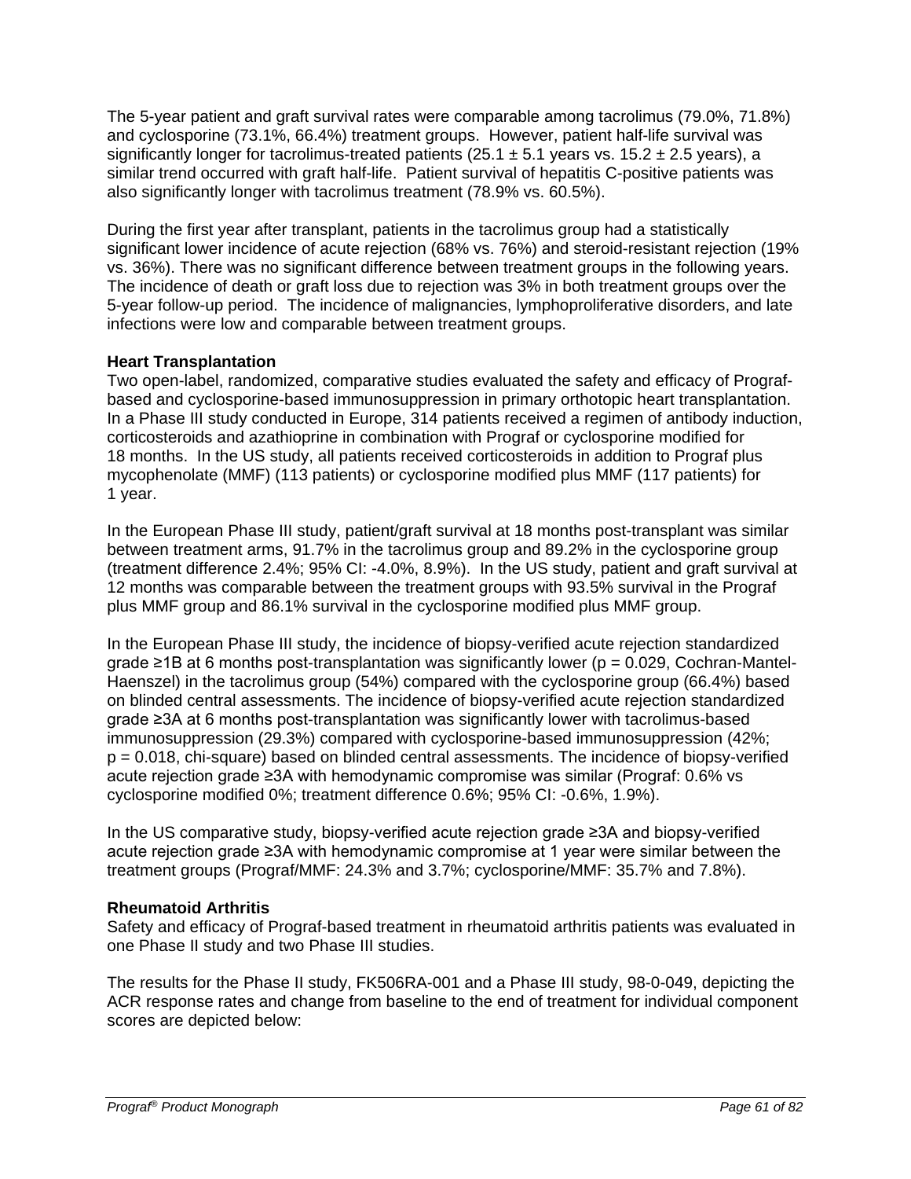The 5-year patient and graft survival rates were comparable among tacrolimus (79.0%, 71.8%) and cyclosporine (73.1%, 66.4%) treatment groups. However, patient half-life survival was significantly longer for tacrolimus-treated patients (25.1 ± 5.1 years vs. 15.2 ± 2.5 years), a similar trend occurred with graft half-life. Patient survival of hepatitis C-positive patients was also significantly longer with tacrolimus treatment (78.9% vs. 60.5%).

During the first year after transplant, patients in the tacrolimus group had a statistically significant lower incidence of acute rejection (68% vs. 76%) and steroid-resistant rejection (19% vs. 36%). There was no significant difference between treatment groups in the following years. The incidence of death or graft loss due to rejection was 3% in both treatment groups over the 5-year follow-up period. The incidence of malignancies, lymphoproliferative disorders, and late infections were low and comparable between treatment groups.

**Heart Transplantation**

Two open-label, randomized, comparative studies evaluated the safety and efficacy of Prograf-based and cyclosporine-based immunosuppression in primary orthotopic heart transplantation. In a Phase III study conducted in Europe, 314 patients received a regimen of antibody induction, corticosteroids and azathioprine in combination with Prograf or cyclosporine modified for 18 months. In the US study, all patients received corticosteroids in addition to Prograf plus mycophenolate (MMF) (113 patients) or cyclosporine modified plus MMF (117 patients) for 1 year.

In the European Phase III study, patient/graft survival at 18 months post-transplant was similar between treatment arms, 91.7% in the tacrolimus group and 89.2% in the cyclosporine group (treatment difference 2.4%; 95% CI: -4.0%, 8.9%). In the US study, patient and graft survival at 12 months was comparable between the treatment groups with 93.5% survival in the Prograf plus MMF group and 86.1% survival in the cyclosporine modified plus MMF group.

In the European Phase III study, the incidence of biopsy-verified acute rejection standardized grade ≥1B at 6 months post-transplantation was significantly lower (p = 0.029, Cochran-Mantel-Haenszel) in the tacrolimus group (54%) compared with the cyclosporine group (66.4%) based on blinded central assessments. The incidence of biopsy-verified acute rejection standardized grade ≥3A at 6 months post-transplantation was significantly lower with tacrolimus-based immunosuppression (29.3%) compared with cyclosporine-based immunosuppression (42%; p = 0.018, chi-square) based on blinded central assessments. The incidence of biopsy-verified acute rejection grade ≥3A with hemodynamic compromise was similar (Prograf: 0.6% vs cyclosporine modified 0%; treatment difference 0.6%; 95% CI: -0.6%, 1.9%).

In the US comparative study, biopsy-verified acute rejection grade ≥3A and biopsy-verified acute rejection grade ≥3A with hemodynamic compromise at 1 year were similar between the treatment groups (Prograf/MMF: 24.3% and 3.7%; cyclosporine/MMF: 35.7% and 7.8%).

**Rheumatoid Arthritis**

Safety and efficacy of Prograf-based treatment in rheumatoid arthritis patients was evaluated in one Phase II study and two Phase III studies.

The results for the Phase II study, FK506RA-001 and a Phase III study, 98-0-049, depicting the ACR response rates and change from baseline to the end of treatment for individual component scores are depicted below: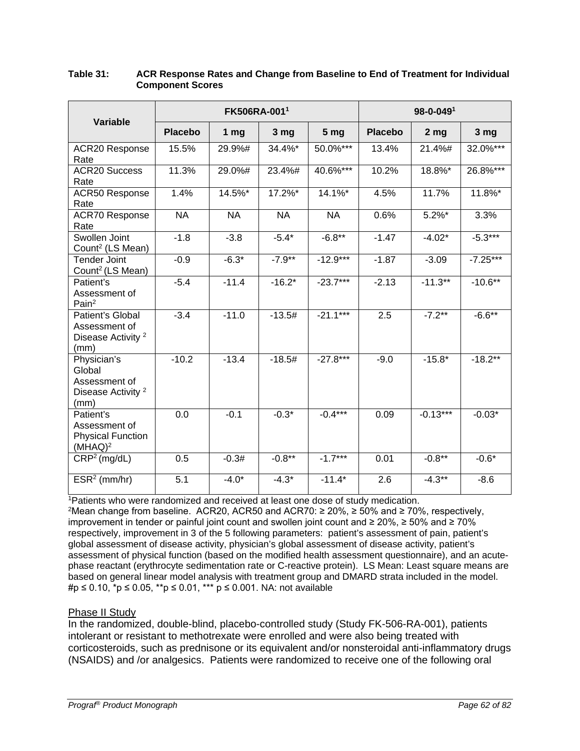**Table 31: ACR Response Rates and Change from Baseline to End of Treatment for Individual Component Scores**

| Variable | FK506RA-001[1] | | | | 98-0-049[1] | | |
|---|---|---|---|---|---|---|---|
| | Placebo | 1 mg | 3 mg | 5 mg | Placebo | 2 mg | 3 mg |
| ACR20 Response Rate | 15.5% | 29.9%# | 34.4%* | 50.0%*** | 13.4% | 21.4%# | 32.0%*** |
| ACR20 Success Rate | 11.3% | 29.0%# | 23.4%# | 40.6%*** | 10.2% | 18.8%* | 26.8%*** |
| ACR50 Response Rate | 1.4% | 14.5%* | 17.2%* | 14.1%* | 4.5% | 11.7% | 11.8%* |
| ACR70 Response Rate | NA | NA | NA | NA | 0.6% | 5.2%* | 3.3% |
| Swollen Joint Count[2] (LS Mean) | -1.8 | -3.8 | -5.4* | -6.8** | -1.47 | -4.02* | -5.3*** |
| Tender Joint Count[2] (LS Mean) | -0.9 | -6.3* | -7.9** | -12.9*** | -1.87 | -3.09 | -7.25*** |
| Patient's Assessment of Pain[2] | -5.4 | -11.4 | -16.2* | -23.7*** | -2.13 | -11.3** | -10.6** |
| Patient's Global Assessment of Disease Activity [2] (mm) | -3.4 | -11.0 | -13.5# | -21.1*** | 2.5 | -7.2** | -6.6** |
| Physician's Global Assessment of Disease Activity [2] (mm) | -10.2 | -13.4 | -18.5# | -27.8*** | -9.0 | -15.8* | -18.2** |
| Patient's Assessment of Physical Function (MHAQ)[2] | 0.0 | -0.1 | -0.3* | -0.4*** | 0.09 | -0.13*** | -0.03* |
| CRP[2] (mg/dL) | 0.5 | -0.3# | -0.8** | -1.7*** | 0.01 | -0.8** | -0.6* |
| ESR[2] (mm/hr) | 5.1 | -4.0* | -4.3* | -11.4* | 2.6 | -4.3** | -8.6 |

[1]Patients who were randomized and received at least one dose of study medication.
[2]Mean change from baseline. ACR20, ACR50 and ACR70: ≥ 20%, ≥ 50% and ≥ 70%, respectively, improvement in tender or painful joint count and swollen joint count and ≥ 20%, ≥ 50% and ≥ 70% respectively, improvement in 3 of the 5 following parameters: patient's assessment of pain, patient's global assessment of disease activity, physician's global assessment of disease activity, patient's assessment of physical function (based on the modified health assessment questionnaire), and an acute-phase reactant (erythrocyte sedimentation rate or C-reactive protein). LS Mean: Least square means are based on general linear model analysis with treatment group and DMARD strata included in the model. #p ≤ 0.10, *p ≤ 0.05, **p ≤ 0.01, *** p ≤ 0.001. NA: not available

Phase II Study

In the randomized, double-blind, placebo-controlled study (Study FK-506-RA-001), patients intolerant or resistant to methotrexate were enrolled and were also being treated with corticosteroids, such as prednisone or its equivalent and/or nonsteroidal anti-inflammatory drugs (NSAIDS) and /or analgesics. Patients were randomized to receive one of the following oral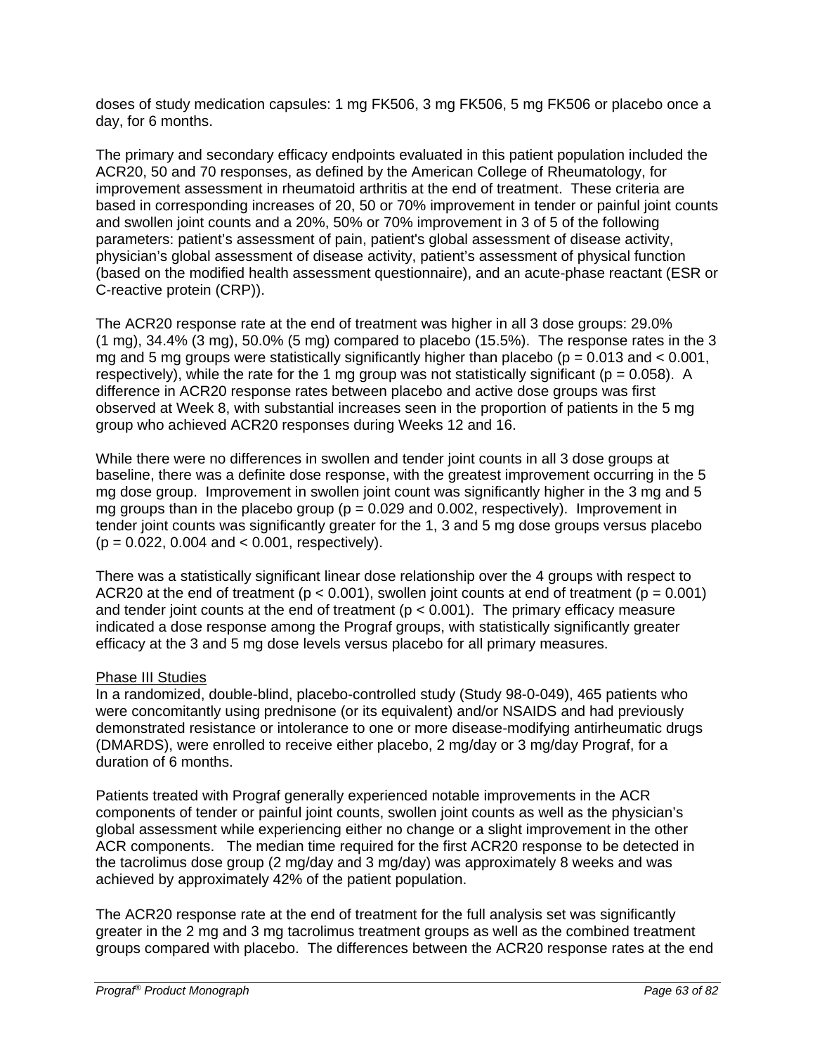doses of study medication capsules: 1 mg FK506, 3 mg FK506, 5 mg FK506 or placebo once a day, for 6 months.

The primary and secondary efficacy endpoints evaluated in this patient population included the ACR20, 50 and 70 responses, as defined by the American College of Rheumatology, for improvement assessment in rheumatoid arthritis at the end of treatment. These criteria are based in corresponding increases of 20, 50 or 70% improvement in tender or painful joint counts and swollen joint counts and a 20%, 50% or 70% improvement in 3 of 5 of the following parameters: patient's assessment of pain, patient's global assessment of disease activity, physician's global assessment of disease activity, patient's assessment of physical function (based on the modified health assessment questionnaire), and an acute-phase reactant (ESR or C-reactive protein (CRP)).

The ACR20 response rate at the end of treatment was higher in all 3 dose groups: 29.0% (1 mg), 34.4% (3 mg), 50.0% (5 mg) compared to placebo (15.5%). The response rates in the 3 mg and 5 mg groups were statistically significantly higher than placebo ($p = 0.013$ and $< 0.001$, respectively), while the rate for the 1 mg group was not statistically significant ($p = 0.058$). A difference in ACR20 response rates between placebo and active dose groups was first observed at Week 8, with substantial increases seen in the proportion of patients in the 5 mg group who achieved ACR20 responses during Weeks 12 and 16.

While there were no differences in swollen and tender joint counts in all 3 dose groups at baseline, there was a definite dose response, with the greatest improvement occurring in the 5 mg dose group. Improvement in swollen joint count was significantly higher in the 3 mg and 5 mg groups than in the placebo group ($p = 0.029$ and $0.002$, respectively). Improvement in tender joint counts was significantly greater for the 1, 3 and 5 mg dose groups versus placebo ($p = 0.022$, $0.004$ and $< 0.001$, respectively).

There was a statistically significant linear dose relationship over the 4 groups with respect to ACR20 at the end of treatment ($p < 0.001$), swollen joint counts at end of treatment ($p = 0.001$) and tender joint counts at the end of treatment ($p < 0.001$). The primary efficacy measure indicated a dose response among the Prograf groups, with statistically significantly greater efficacy at the 3 and 5 mg dose levels versus placebo for all primary measures.

Phase III Studies

In a randomized, double-blind, placebo-controlled study (Study 98-0-049), 465 patients who were concomitantly using prednisone (or its equivalent) and/or NSAIDS and had previously demonstrated resistance or intolerance to one or more disease-modifying antirheumatic drugs (DMARDS), were enrolled to receive either placebo, 2 mg/day or 3 mg/day Prograf, for a duration of 6 months.

Patients treated with Prograf generally experienced notable improvements in the ACR components of tender or painful joint counts, swollen joint counts as well as the physician's global assessment while experiencing either no change or a slight improvement in the other ACR components. The median time required for the first ACR20 response to be detected in the tacrolimus dose group (2 mg/day and 3 mg/day) was approximately 8 weeks and was achieved by approximately 42% of the patient population.

The ACR20 response rate at the end of treatment for the full analysis set was significantly greater in the 2 mg and 3 mg tacrolimus treatment groups as well as the combined treatment groups compared with placebo. The differences between the ACR20 response rates at the end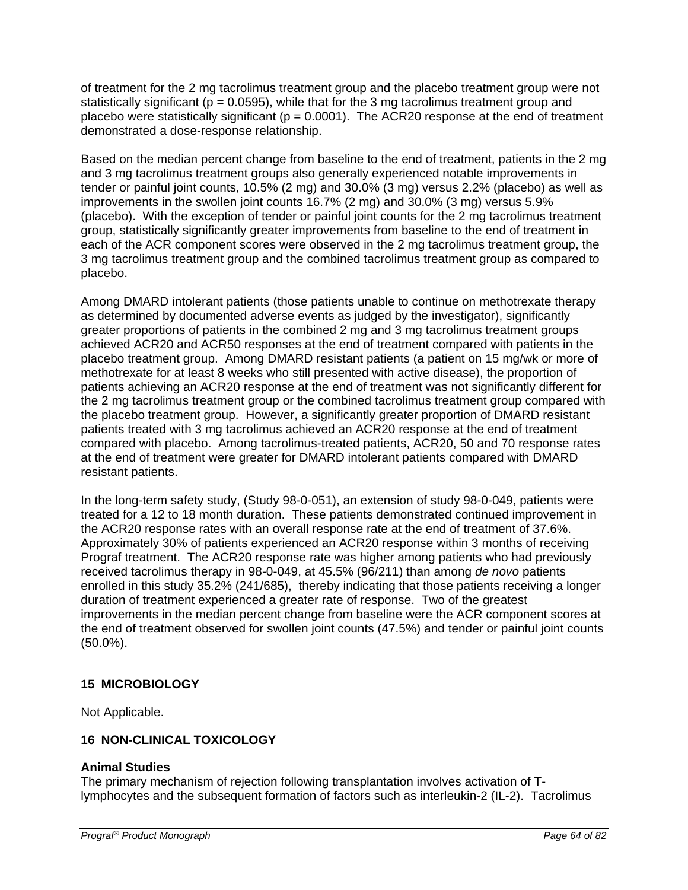of treatment for the 2 mg tacrolimus treatment group and the placebo treatment group were not statistically significant ($p = 0.0595$), while that for the 3 mg tacrolimus treatment group and placebo were statistically significant ($p = 0.0001$). The ACR20 response at the end of treatment demonstrated a dose-response relationship.

Based on the median percent change from baseline to the end of treatment, patients in the 2 mg and 3 mg tacrolimus treatment groups also generally experienced notable improvements in tender or painful joint counts, 10.5% (2 mg) and 30.0% (3 mg) versus 2.2% (placebo) as well as improvements in the swollen joint counts 16.7% (2 mg) and 30.0% (3 mg) versus 5.9% (placebo). With the exception of tender or painful joint counts for the 2 mg tacrolimus treatment group, statistically significantly greater improvements from baseline to the end of treatment in each of the ACR component scores were observed in the 2 mg tacrolimus treatment group, the 3 mg tacrolimus treatment group and the combined tacrolimus treatment group as compared to placebo.

Among DMARD intolerant patients (those patients unable to continue on methotrexate therapy as determined by documented adverse events as judged by the investigator), significantly greater proportions of patients in the combined 2 mg and 3 mg tacrolimus treatment groups achieved ACR20 and ACR50 responses at the end of treatment compared with patients in the placebo treatment group. Among DMARD resistant patients (a patient on 15 mg/wk or more of methotrexate for at least 8 weeks who still presented with active disease), the proportion of patients achieving an ACR20 response at the end of treatment was not significantly different for the 2 mg tacrolimus treatment group or the combined tacrolimus treatment group compared with the placebo treatment group. However, a significantly greater proportion of DMARD resistant patients treated with 3 mg tacrolimus achieved an ACR20 response at the end of treatment compared with placebo. Among tacrolimus-treated patients, ACR20, 50 and 70 response rates at the end of treatment were greater for DMARD intolerant patients compared with DMARD resistant patients.

In the long-term safety study, (Study 98-0-051), an extension of study 98-0-049, patients were treated for a 12 to 18 month duration. These patients demonstrated continued improvement in the ACR20 response rates with an overall response rate at the end of treatment of 37.6%. Approximately 30% of patients experienced an ACR20 response within 3 months of receiving Prograf treatment. The ACR20 response rate was higher among patients who had previously received tacrolimus therapy in 98-0-049, at 45.5% (96/211) than among *de novo* patients enrolled in this study 35.2% (241/685), thereby indicating that those patients receiving a longer duration of treatment experienced a greater rate of response. Two of the greatest improvements in the median percent change from baseline were the ACR component scores at the end of treatment observed for swollen joint counts (47.5%) and tender or painful joint counts (50.0%).

## 15 MICROBIOLOGY

Not Applicable.

## 16 NON-CLINICAL TOXICOLOGY

### Animal Studies

The primary mechanism of rejection following transplantation involves activation of T-lymphocytes and the subsequent formation of factors such as interleukin-2 (IL-2). Tacrolimus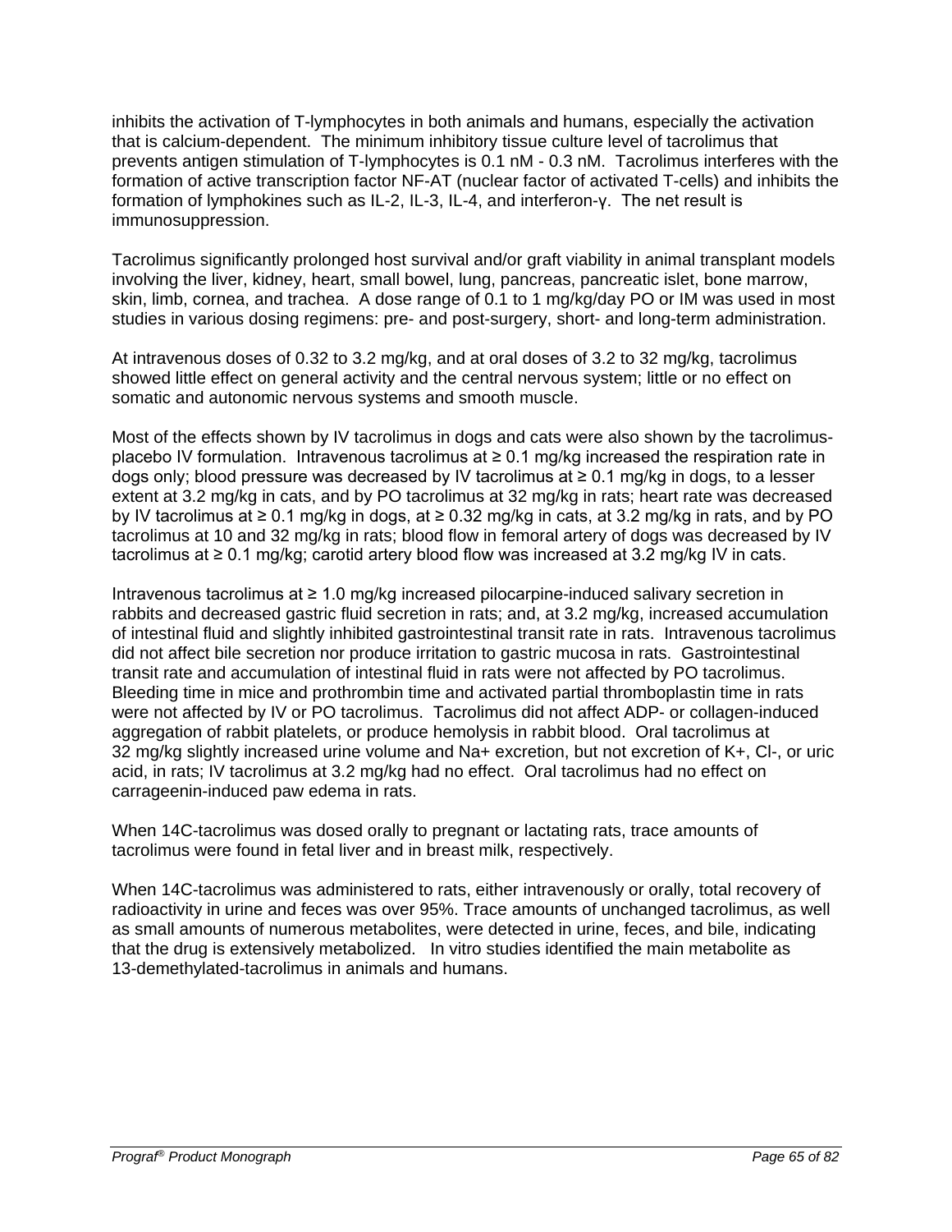inhibits the activation of T-lymphocytes in both animals and humans, especially the activation that is calcium-dependent. The minimum inhibitory tissue culture level of tacrolimus that prevents antigen stimulation of T-lymphocytes is 0.1 nM - 0.3 nM. Tacrolimus interferes with the formation of active transcription factor NF-AT (nuclear factor of activated T-cells) and inhibits the formation of lymphokines such as IL-2, IL-3, IL-4, and interferon-γ. The net result is immunosuppression.

Tacrolimus significantly prolonged host survival and/or graft viability in animal transplant models involving the liver, kidney, heart, small bowel, lung, pancreas, pancreatic islet, bone marrow, skin, limb, cornea, and trachea. A dose range of 0.1 to 1 mg/kg/day PO or IM was used in most studies in various dosing regimens: pre- and post-surgery, short- and long-term administration.

At intravenous doses of 0.32 to 3.2 mg/kg, and at oral doses of 3.2 to 32 mg/kg, tacrolimus showed little effect on general activity and the central nervous system; little or no effect on somatic and autonomic nervous systems and smooth muscle.

Most of the effects shown by IV tacrolimus in dogs and cats were also shown by the tacrolimus-placebo IV formulation. Intravenous tacrolimus at ≥ 0.1 mg/kg increased the respiration rate in dogs only; blood pressure was decreased by IV tacrolimus at ≥ 0.1 mg/kg in dogs, to a lesser extent at 3.2 mg/kg in cats, and by PO tacrolimus at 32 mg/kg in rats; heart rate was decreased by IV tacrolimus at ≥ 0.1 mg/kg in dogs, at ≥ 0.32 mg/kg in cats, at 3.2 mg/kg in rats, and by PO tacrolimus at 10 and 32 mg/kg in rats; blood flow in femoral artery of dogs was decreased by IV tacrolimus at ≥ 0.1 mg/kg; carotid artery blood flow was increased at 3.2 mg/kg IV in cats.

Intravenous tacrolimus at ≥ 1.0 mg/kg increased pilocarpine-induced salivary secretion in rabbits and decreased gastric fluid secretion in rats; and, at 3.2 mg/kg, increased accumulation of intestinal fluid and slightly inhibited gastrointestinal transit rate in rats. Intravenous tacrolimus did not affect bile secretion nor produce irritation to gastric mucosa in rats. Gastrointestinal transit rate and accumulation of intestinal fluid in rats were not affected by PO tacrolimus. Bleeding time in mice and prothrombin time and activated partial thromboplastin time in rats were not affected by IV or PO tacrolimus. Tacrolimus did not affect ADP- or collagen-induced aggregation of rabbit platelets, or produce hemolysis in rabbit blood. Oral tacrolimus at 32 mg/kg slightly increased urine volume and $Na^+$ excretion, but not excretion of $K^+$, $Cl^-$, or uric acid, in rats; IV tacrolimus at 3.2 mg/kg had no effect. Oral tacrolimus had no effect on carrageenin-induced paw edema in rats.

When 14C-tacrolimus was dosed orally to pregnant or lactating rats, trace amounts of tacrolimus were found in fetal liver and in breast milk, respectively.

When 14C-tacrolimus was administered to rats, either intravenously or orally, total recovery of radioactivity in urine and feces was over 95%. Trace amounts of unchanged tacrolimus, as well as small amounts of numerous metabolites, were detected in urine, feces, and bile, indicating that the drug is extensively metabolized. In vitro studies identified the main metabolite as 13-demethylated-tacrolimus in animals and humans.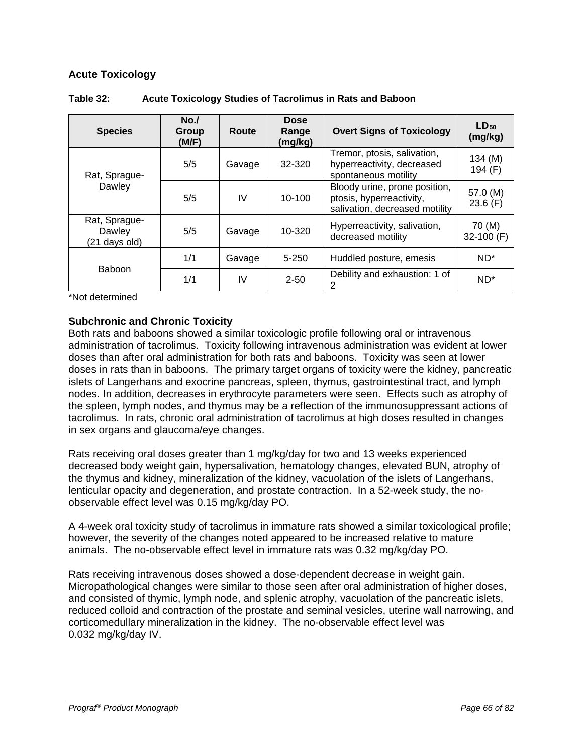## Acute Toxicology

**Table 32: Acute Toxicology Studies of Tacrolimus in Rats and Baboon**

| Species | No./ Group (M/F) | Route | Dose Range (mg/kg) | Overt Signs of Toxicology | $LD_{50}$ (mg/kg) |
|---|---|---|---|---|---|
| Rat, Sprague-Dawley | 5/5 | Gavage | 32-320 | Tremor, ptosis, salivation, hyperreactivity, decreased spontaneous motility | 134 (M) 194 (F) |
| | 5/5 | IV | 10-100 | Bloody urine, prone position, ptosis, hyperreactivity, salivation, decreased motility | 57.0 (M) 23.6 (F) |
| Rat, Sprague-Dawley (21 days old) | 5/5 | Gavage | 10-320 | Hyperreactivity, salivation, decreased motility | 70 (M) 32-100 (F) |
| Baboon | 1/1 | Gavage | 5-250 | Huddled posture, emesis | ND* |
| | 1/1 | IV | 2-50 | Debility and exhaustion: 1 of 2 | ND* |

*Not determined

### Subchronic and Chronic Toxicity

Both rats and baboons showed a similar toxicologic profile following oral or intravenous administration of tacrolimus. Toxicity following intravenous administration was evident at lower doses than after oral administration for both rats and baboons. Toxicity was seen at lower doses in rats than in baboons. The primary target organs of toxicity were the kidney, pancreatic islets of Langerhans and exocrine pancreas, spleen, thymus, gastrointestinal tract, and lymph nodes. In addition, decreases in erythrocyte parameters were seen. Effects such as atrophy of the spleen, lymph nodes, and thymus may be a reflection of the immunosuppressant actions of tacrolimus. In rats, chronic oral administration of tacrolimus at high doses resulted in changes in sex organs and glaucoma/eye changes.

Rats receiving oral doses greater than 1 mg/kg/day for two and 13 weeks experienced decreased body weight gain, hypersalivation, hematology changes, elevated BUN, atrophy of the thymus and kidney, mineralization of the kidney, vacuolation of the islets of Langerhans, lenticular opacity and degeneration, and prostate contraction. In a 52-week study, the no-observable effect level was 0.15 mg/kg/day PO.

A 4-week oral toxicity study of tacrolimus in immature rats showed a similar toxicological profile; however, the severity of the changes noted appeared to be increased relative to mature animals. The no-observable effect level in immature rats was 0.32 mg/kg/day PO.

Rats receiving intravenous doses showed a dose-dependent decrease in weight gain. Micropathological changes were similar to those seen after oral administration of higher doses, and consisted of thymic, lymph node, and splenic atrophy, vacuolation of the pancreatic islets, reduced colloid and contraction of the prostate and seminal vesicles, uterine wall narrowing, and corticomedullary mineralization in the kidney. The no-observable effect level was 0.032 mg/kg/day IV.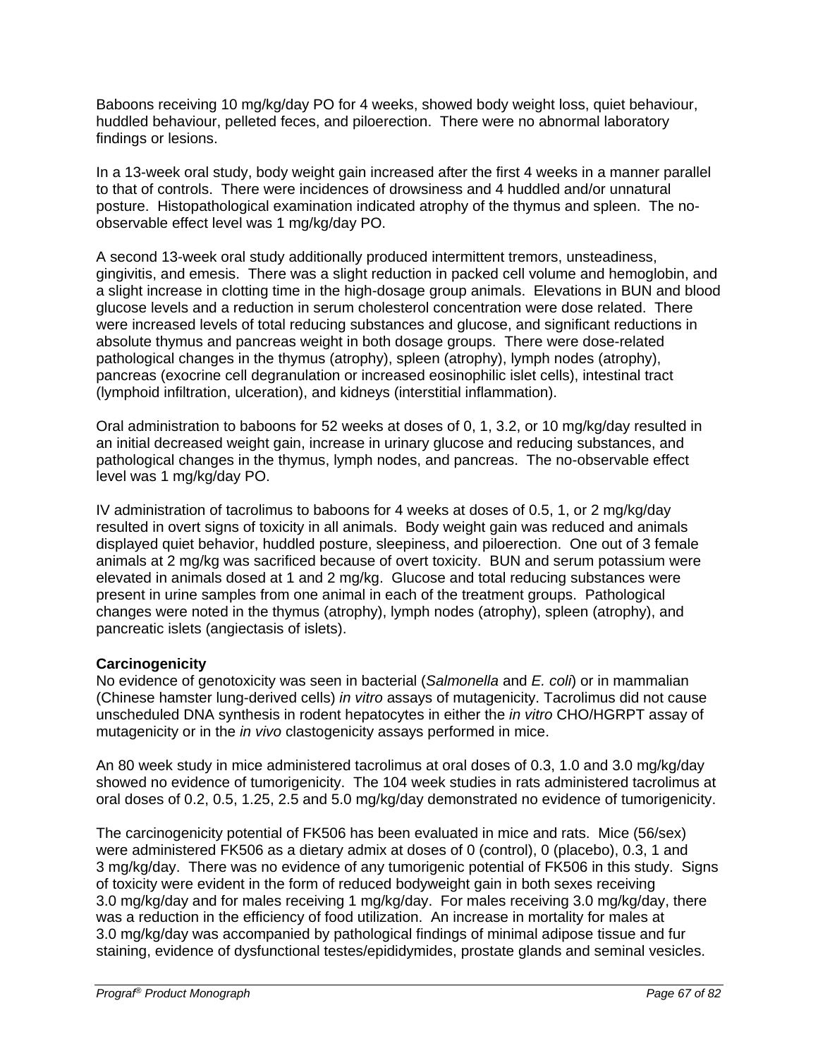Baboons receiving 10 mg/kg/day PO for 4 weeks, showed body weight loss, quiet behaviour, huddled behaviour, pelleted feces, and piloerection. There were no abnormal laboratory findings or lesions.

In a 13-week oral study, body weight gain increased after the first 4 weeks in a manner parallel to that of controls. There were incidences of drowsiness and 4 huddled and/or unnatural posture. Histopathological examination indicated atrophy of the thymus and spleen. The no-observable effect level was 1 mg/kg/day PO.

A second 13-week oral study additionally produced intermittent tremors, unsteadiness, gingivitis, and emesis. There was a slight reduction in packed cell volume and hemoglobin, and a slight increase in clotting time in the high-dosage group animals. Elevations in BUN and blood glucose levels and a reduction in serum cholesterol concentration were dose related. There were increased levels of total reducing substances and glucose, and significant reductions in absolute thymus and pancreas weight in both dosage groups. There were dose-related pathological changes in the thymus (atrophy), spleen (atrophy), lymph nodes (atrophy), pancreas (exocrine cell degranulation or increased eosinophilic islet cells), intestinal tract (lymphoid infiltration, ulceration), and kidneys (interstitial inflammation).

Oral administration to baboons for 52 weeks at doses of 0, 1, 3.2, or 10 mg/kg/day resulted in an initial decreased weight gain, increase in urinary glucose and reducing substances, and pathological changes in the thymus, lymph nodes, and pancreas. The no-observable effect level was 1 mg/kg/day PO.

IV administration of tacrolimus to baboons for 4 weeks at doses of 0.5, 1, or 2 mg/kg/day resulted in overt signs of toxicity in all animals. Body weight gain was reduced and animals displayed quiet behavior, huddled posture, sleepiness, and piloerection. One out of 3 female animals at 2 mg/kg was sacrificed because of overt toxicity. BUN and serum potassium were elevated in animals dosed at 1 and 2 mg/kg. Glucose and total reducing substances were present in urine samples from one animal in each of the treatment groups. Pathological changes were noted in the thymus (atrophy), lymph nodes (atrophy), spleen (atrophy), and pancreatic islets (angiectasis of islets).

**Carcinogenicity**

No evidence of genotoxicity was seen in bacterial (*Salmonella* and *E. coli*) or in mammalian (Chinese hamster lung-derived cells) *in vitro* assays of mutagenicity. Tacrolimus did not cause unscheduled DNA synthesis in rodent hepatocytes in either the *in vitro* CHO/HGRPT assay of mutagenicity or in the *in vivo* clastogenicity assays performed in mice.

An 80 week study in mice administered tacrolimus at oral doses of 0.3, 1.0 and 3.0 mg/kg/day showed no evidence of tumorigenicity. The 104 week studies in rats administered tacrolimus at oral doses of 0.2, 0.5, 1.25, 2.5 and 5.0 mg/kg/day demonstrated no evidence of tumorigenicity.

The carcinogenicity potential of FK506 has been evaluated in mice and rats. Mice (56/sex) were administered FK506 as a dietary admix at doses of 0 (control), 0 (placebo), 0.3, 1 and 3 mg/kg/day. There was no evidence of any tumorigenic potential of FK506 in this study. Signs of toxicity were evident in the form of reduced bodyweight gain in both sexes receiving 3.0 mg/kg/day and for males receiving 1 mg/kg/day. For males receiving 3.0 mg/kg/day, there was a reduction in the efficiency of food utilization. An increase in mortality for males at 3.0 mg/kg/day was accompanied by pathological findings of minimal adipose tissue and fur staining, evidence of dysfunctional testes/epididymides, prostate glands and seminal vesicles.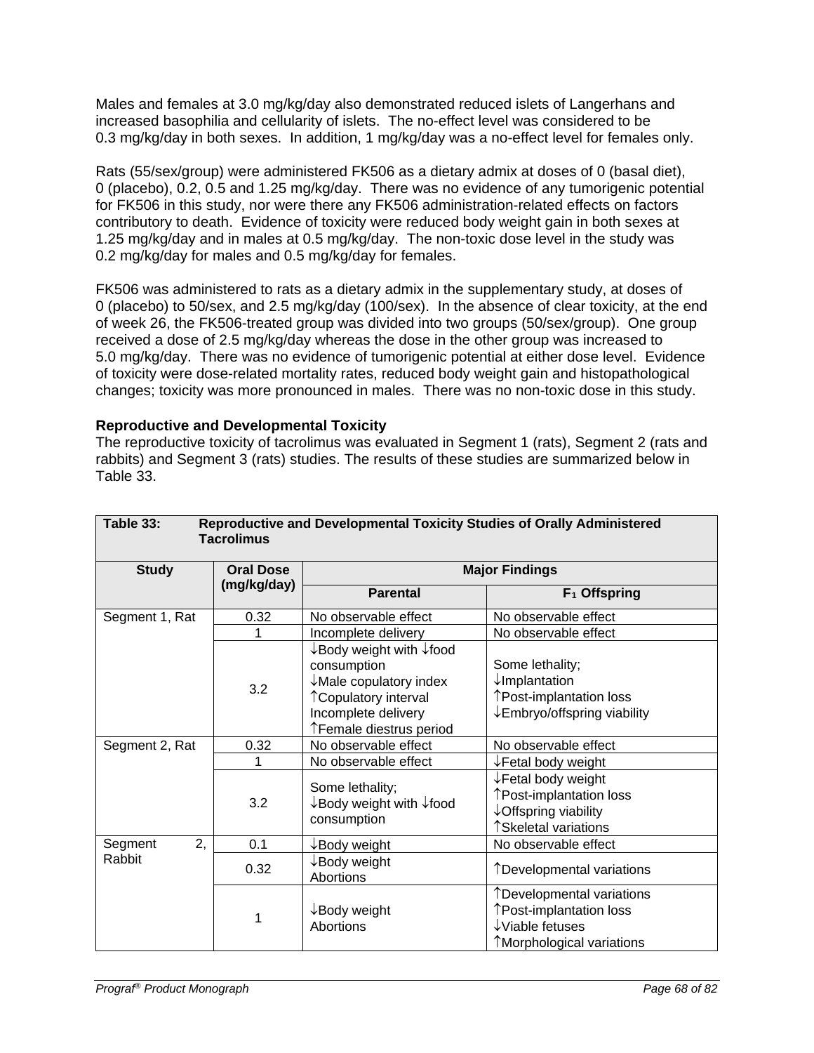Males and females at 3.0 mg/kg/day also demonstrated reduced islets of Langerhans and increased basophilia and cellularity of islets. The no-effect level was considered to be 0.3 mg/kg/day in both sexes. In addition, 1 mg/kg/day was a no-effect level for females only.

Rats (55/sex/group) were administered FK506 as a dietary admix at doses of 0 (basal diet), 0 (placebo), 0.2, 0.5 and 1.25 mg/kg/day. There was no evidence of any tumorigenic potential for FK506 in this study, nor were there any FK506 administration-related effects on factors contributory to death. Evidence of toxicity were reduced body weight gain in both sexes at 1.25 mg/kg/day and in males at 0.5 mg/kg/day. The non-toxic dose level in the study was 0.2 mg/kg/day for males and 0.5 mg/kg/day for females.

FK506 was administered to rats as a dietary admix in the supplementary study, at doses of 0 (placebo) to 50/sex, and 2.5 mg/kg/day (100/sex). In the absence of clear toxicity, at the end of week 26, the FK506-treated group was divided into two groups (50/sex/group). One group received a dose of 2.5 mg/kg/day whereas the dose in the other group was increased to 5.0 mg/kg/day. There was no evidence of tumorigenic potential at either dose level. Evidence of toxicity were dose-related mortality rates, reduced body weight gain and histopathological changes; toxicity was more pronounced in males. There was no non-toxic dose in this study.

**Reproductive and Developmental Toxicity**

The reproductive toxicity of tacrolimus was evaluated in Segment 1 (rats), Segment 2 (rats and rabbits) and Segment 3 (rats) studies. The results of these studies are summarized below in Table 33.

**Table 33: Reproductive and Developmental Toxicity Studies of Orally Administered Tacrolimus**

| Study | Oral Dose (mg/kg/day) | Major Findings | |
|---|---|---|---|
| | | Parental | $F_1$ Offspring |
| Segment 1, Rat | 0.32 | No observable effect | No observable effect |
| | 1 | Incomplete delivery | No observable effect |
| | 3.2 | ↓Body weight with ↓food consumption<br>↓Male copulatory index<br>↑Copulatory interval<br>Incomplete delivery<br>↑Female diestrus period | Some lethality;<br>↓Implantation<br>↑Post-implantation loss<br>↓Embryo/offspring viability |
| Segment 2, Rat | 0.32 | No observable effect | No observable effect |
| | 1 | No observable effect | ↓Fetal body weight |
| | 3.2 | Some lethality;<br>↓Body weight with ↓food consumption | ↓Fetal body weight<br>↑Post-implantation loss<br>↓Offspring viability<br>↑Skeletal variations |
| Segment 2, Rabbit | 0.1 | ↓Body weight | No observable effect |
| | 0.32 | ↓Body weight<br>Abortions | ↑Developmental variations |
| | 1 | ↓Body weight<br>Abortions | ↑Developmental variations<br>↑Post-implantation loss<br>↓Viable fetuses<br>↑Morphological variations |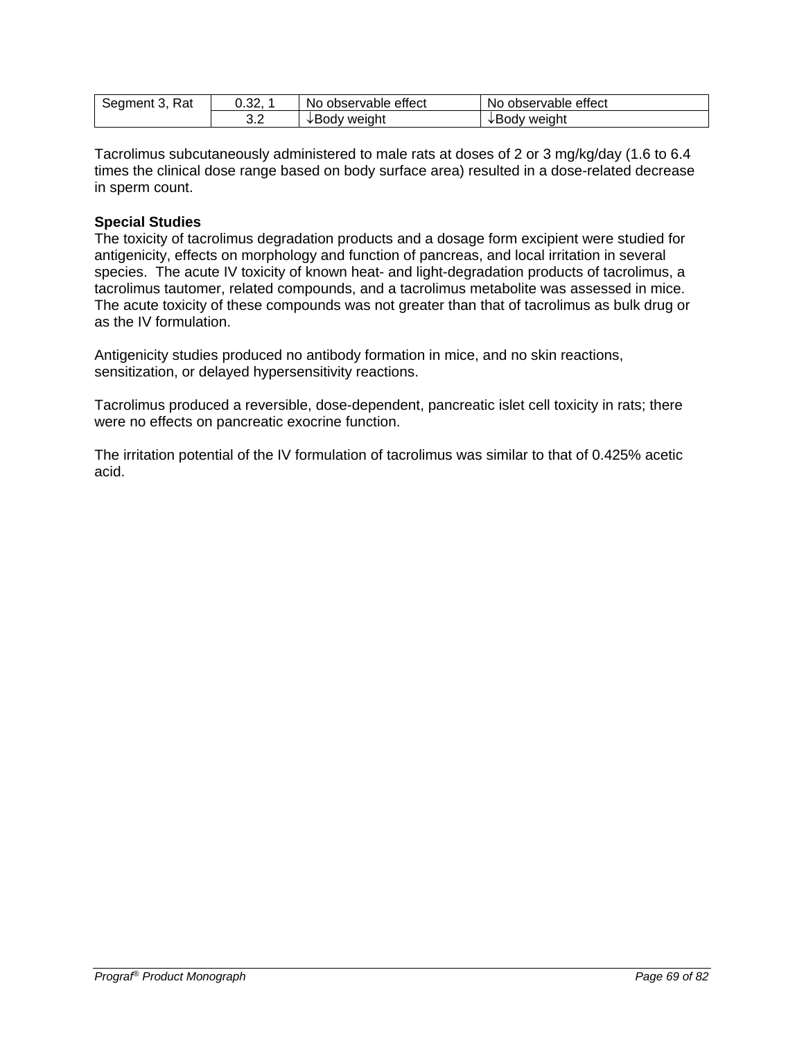| Segment 3, Rat | 0.32, 1 | No observable effect | No observable effect |
|---|---|---|---|
| | 3.2 | ↓Body weight | ↓Body weight |

Tacrolimus subcutaneously administered to male rats at doses of 2 or 3 mg/kg/day (1.6 to 6.4 times the clinical dose range based on body surface area) resulted in a dose-related decrease in sperm count.

**Special Studies**

The toxicity of tacrolimus degradation products and a dosage form excipient were studied for antigenicity, effects on morphology and function of pancreas, and local irritation in several species. The acute IV toxicity of known heat- and light-degradation products of tacrolimus, a tacrolimus tautomer, related compounds, and a tacrolimus metabolite was assessed in mice. The acute toxicity of these compounds was not greater than that of tacrolimus as bulk drug or as the IV formulation.

Antigenicity studies produced no antibody formation in mice, and no skin reactions, sensitization, or delayed hypersensitivity reactions.

Tacrolimus produced a reversible, dose-dependent, pancreatic islet cell toxicity in rats; there were no effects on pancreatic exocrine function.

The irritation potential of the IV formulation of tacrolimus was similar to that of 0.425% acetic acid.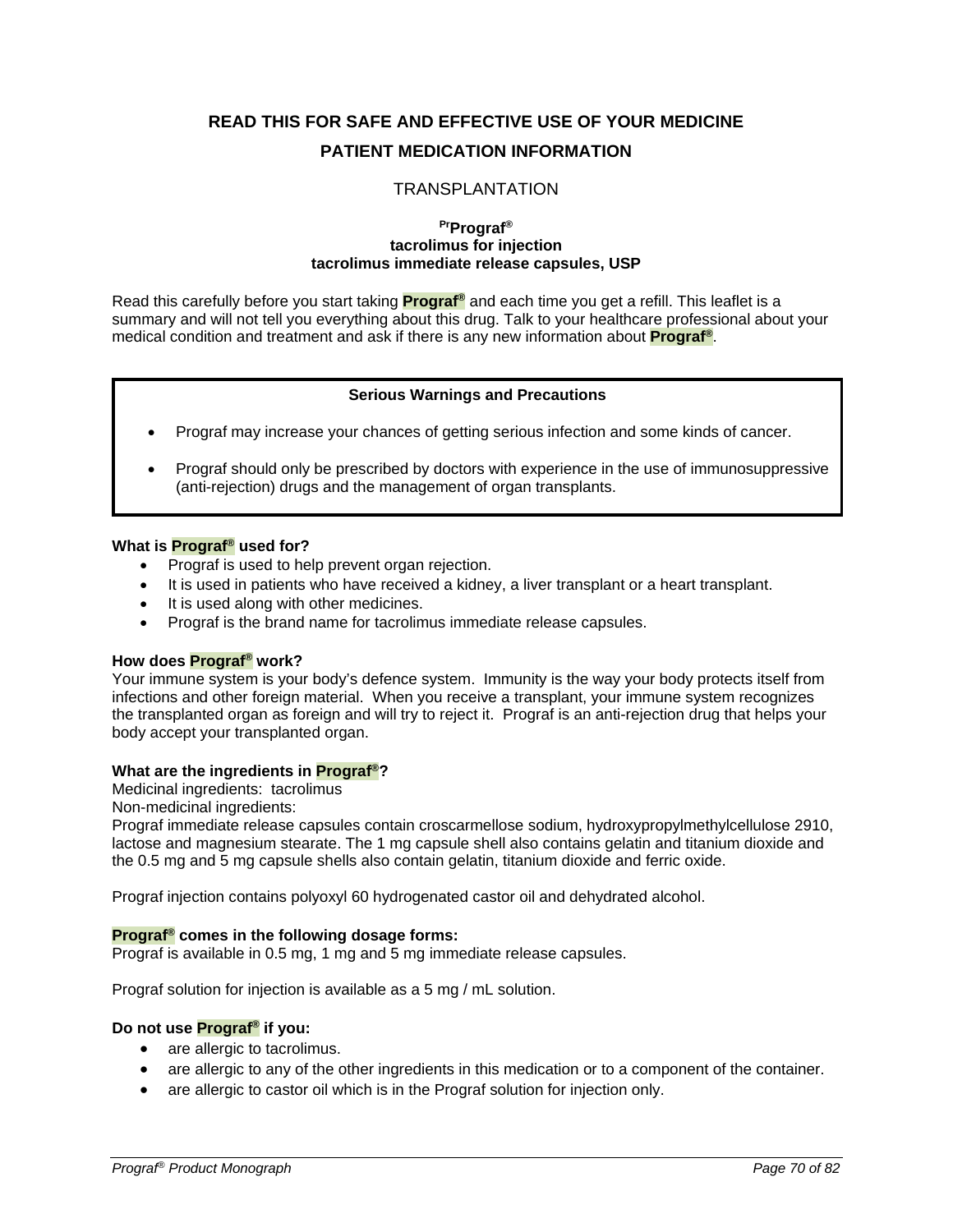**READ THIS FOR SAFE AND EFFECTIVE USE OF YOUR MEDICINE**

**PATIENT MEDICATION INFORMATION**

TRANSPLANTATION

**PrPrograf®**
**tacrolimus for injection**
**tacrolimus immediate release capsules, USP**

Read this carefully before you start taking **Prograf®** and each time you get a refill. This leaflet is a summary and will not tell you everything about this drug. Talk to your healthcare professional about your medical condition and treatment and ask if there is any new information about **Prograf®**.

| **Serious Warnings and Precautions** |
|---|
| • Prograf may increase your chances of getting serious infection and some kinds of cancer.<br>• Prograf should only be prescribed by doctors with experience in the use of immunosuppressive (anti-rejection) drugs and the management of organ transplants. |

**What is Prograf® used for?**

- Prograf is used to help prevent organ rejection.
- It is used in patients who have received a kidney, a liver transplant or a heart transplant.
- It is used along with other medicines.
- Prograf is the brand name for tacrolimus immediate release capsules.

**How does Prograf® work?**

Your immune system is your body's defence system. Immunity is the way your body protects itself from infections and other foreign material. When you receive a transplant, your immune system recognizes the transplanted organ as foreign and will try to reject it. Prograf is an anti-rejection drug that helps your body accept your transplanted organ.

**What are the ingredients in Prograf®?**

Medicinal ingredients: tacrolimus

Non-medicinal ingredients:

Prograf immediate release capsules contain croscarmellose sodium, hydroxypropylmethylcellulose 2910, lactose and magnesium stearate. The 1 mg capsule shell also contains gelatin and titanium dioxide and the 0.5 mg and 5 mg capsule shells also contain gelatin, titanium dioxide and ferric oxide.

Prograf injection contains polyoxyl 60 hydrogenated castor oil and dehydrated alcohol.

**Prograf® comes in the following dosage forms:**

Prograf is available in 0.5 mg, 1 mg and 5 mg immediate release capsules.

Prograf solution for injection is available as a 5 mg / mL solution.

**Do not use Prograf® if you:**

- are allergic to tacrolimus.
- are allergic to any of the other ingredients in this medication or to a component of the container.
- are allergic to castor oil which is in the Prograf solution for injection only.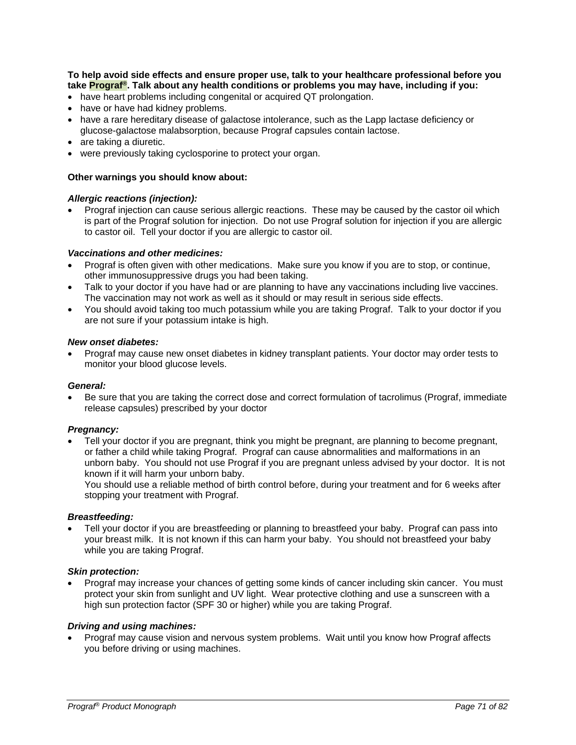**To help avoid side effects and ensure proper use, talk to your healthcare professional before you take Prograf®. Talk about any health conditions or problems you may have, including if you:**

- have heart problems including congenital or acquired QT prolongation.
- have or have had kidney problems.
- have a rare hereditary disease of galactose intolerance, such as the Lapp lactase deficiency or glucose-galactose malabsorption, because Prograf capsules contain lactose.
- are taking a diuretic.
- were previously taking cyclosporine to protect your organ.

**Other warnings you should know about:**

***Allergic reactions (injection):***

- Prograf injection can cause serious allergic reactions. These may be caused by the castor oil which is part of the Prograf solution for injection. Do not use Prograf solution for injection if you are allergic to castor oil. Tell your doctor if you are allergic to castor oil.

***Vaccinations and other medicines:***

- Prograf is often given with other medications. Make sure you know if you are to stop, or continue, other immunosuppressive drugs you had been taking.
- Talk to your doctor if you have had or are planning to have any vaccinations including live vaccines. The vaccination may not work as well as it should or may result in serious side effects.
- You should avoid taking too much potassium while you are taking Prograf. Talk to your doctor if you are not sure if your potassium intake is high.

***New onset diabetes:***

- Prograf may cause new onset diabetes in kidney transplant patients. Your doctor may order tests to monitor your blood glucose levels.

***General:***

- Be sure that you are taking the correct dose and correct formulation of tacrolimus (Prograf, immediate release capsules) prescribed by your doctor

***Pregnancy:***

- Tell your doctor if you are pregnant, think you might be pregnant, are planning to become pregnant, or father a child while taking Prograf. Prograf can cause abnormalities and malformations in an unborn baby. You should not use Prograf if you are pregnant unless advised by your doctor. It is not known if it will harm your unborn baby.
  You should use a reliable method of birth control before, during your treatment and for 6 weeks after stopping your treatment with Prograf.

***Breastfeeding:***

- Tell your doctor if you are breastfeeding or planning to breastfeed your baby. Prograf can pass into your breast milk. It is not known if this can harm your baby. You should not breastfeed your baby while you are taking Prograf.

***Skin protection:***

- Prograf may increase your chances of getting some kinds of cancer including skin cancer. You must protect your skin from sunlight and UV light. Wear protective clothing and use a sunscreen with a high sun protection factor (SPF 30 or higher) while you are taking Prograf.

***Driving and using machines:***

- Prograf may cause vision and nervous system problems. Wait until you know how Prograf affects you before driving or using machines.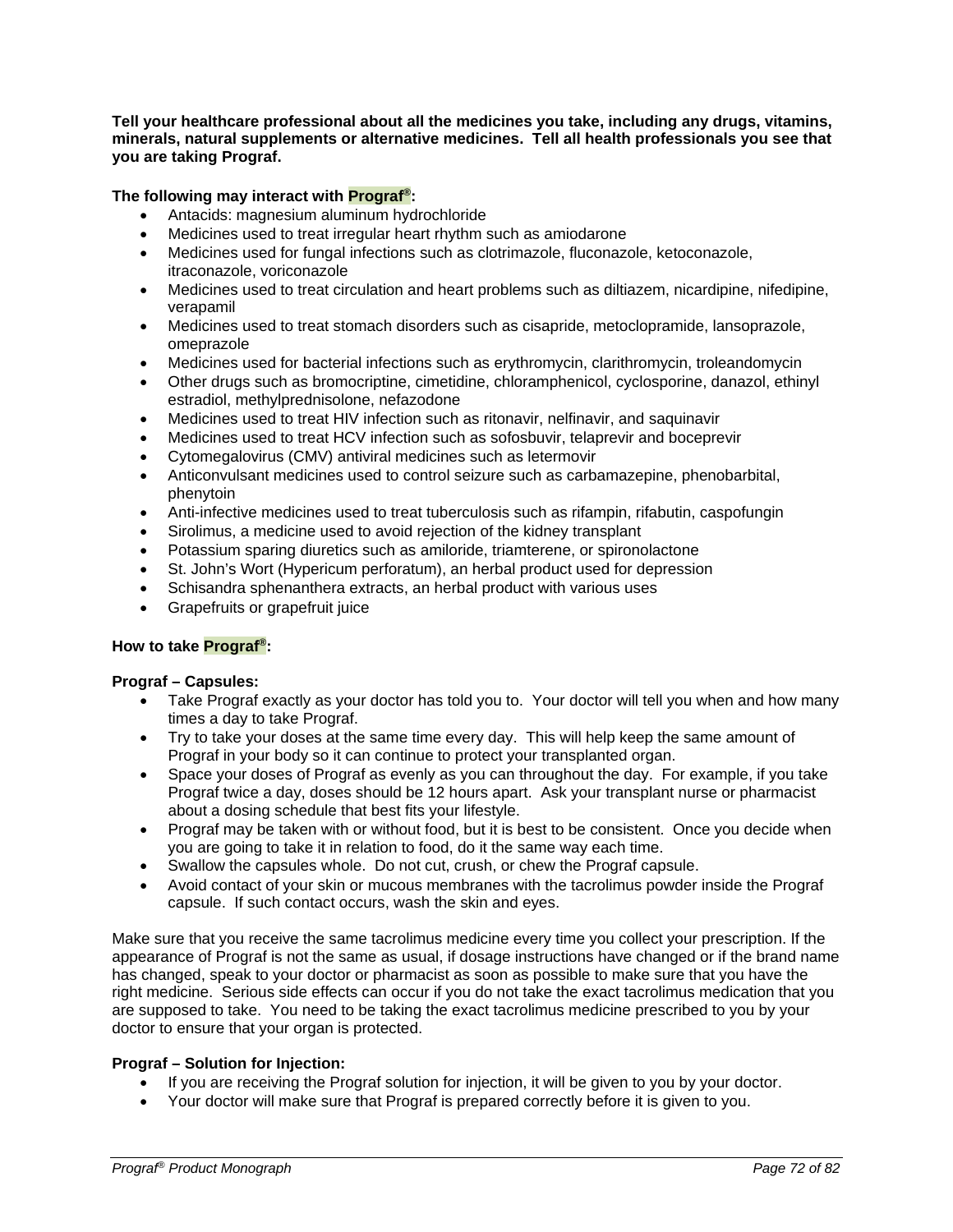**Tell your healthcare professional about all the medicines you take, including any drugs, vitamins, minerals, natural supplements or alternative medicines. Tell all health professionals you see that you are taking Prograf.**

**The following may interact with Prograf®:**

- Antacids: magnesium aluminum hydrochloride
- Medicines used to treat irregular heart rhythm such as amiodarone
- Medicines used for fungal infections such as clotrimazole, fluconazole, ketoconazole, itraconazole, voriconazole
- Medicines used to treat circulation and heart problems such as diltiazem, nicardipine, nifedipine, verapamil
- Medicines used to treat stomach disorders such as cisapride, metoclopramide, lansoprazole, omeprazole
- Medicines used for bacterial infections such as erythromycin, clarithromycin, troleandomycin
- Other drugs such as bromocriptine, cimetidine, chloramphenicol, cyclosporine, danazol, ethinyl estradiol, methylprednisolone, nefazodone
- Medicines used to treat HIV infection such as ritonavir, nelfinavir, and saquinavir
- Medicines used to treat HCV infection such as sofosbuvir, telaprevir and boceprevir
- Cytomegalovirus (CMV) antiviral medicines such as letermovir
- Anticonvulsant medicines used to control seizure such as carbamazepine, phenobarbital, phenytoin
- Anti-infective medicines used to treat tuberculosis such as rifampin, rifabutin, caspofungin
- Sirolimus, a medicine used to avoid rejection of the kidney transplant
- Potassium sparing diuretics such as amiloride, triamterene, or spironolactone
- St. John's Wort (Hypericum perforatum), an herbal product used for depression
- Schisandra sphenanthera extracts, an herbal product with various uses
- Grapefruits or grapefruit juice

**How to take Prograf®:**

**Prograf – Capsules:**

- Take Prograf exactly as your doctor has told you to. Your doctor will tell you when and how many times a day to take Prograf.
- Try to take your doses at the same time every day. This will help keep the same amount of Prograf in your body so it can continue to protect your transplanted organ.
- Space your doses of Prograf as evenly as you can throughout the day. For example, if you take Prograf twice a day, doses should be 12 hours apart. Ask your transplant nurse or pharmacist about a dosing schedule that best fits your lifestyle.
- Prograf may be taken with or without food, but it is best to be consistent. Once you decide when you are going to take it in relation to food, do it the same way each time.
- Swallow the capsules whole. Do not cut, crush, or chew the Prograf capsule.
- Avoid contact of your skin or mucous membranes with the tacrolimus powder inside the Prograf capsule. If such contact occurs, wash the skin and eyes.

Make sure that you receive the same tacrolimus medicine every time you collect your prescription. If the appearance of Prograf is not the same as usual, if dosage instructions have changed or if the brand name has changed, speak to your doctor or pharmacist as soon as possible to make sure that you have the right medicine. Serious side effects can occur if you do not take the exact tacrolimus medication that you are supposed to take. You need to be taking the exact tacrolimus medicine prescribed to you by your doctor to ensure that your organ is protected.

**Prograf – Solution for Injection:**

- If you are receiving the Prograf solution for injection, it will be given to you by your doctor.
- Your doctor will make sure that Prograf is prepared correctly before it is given to you.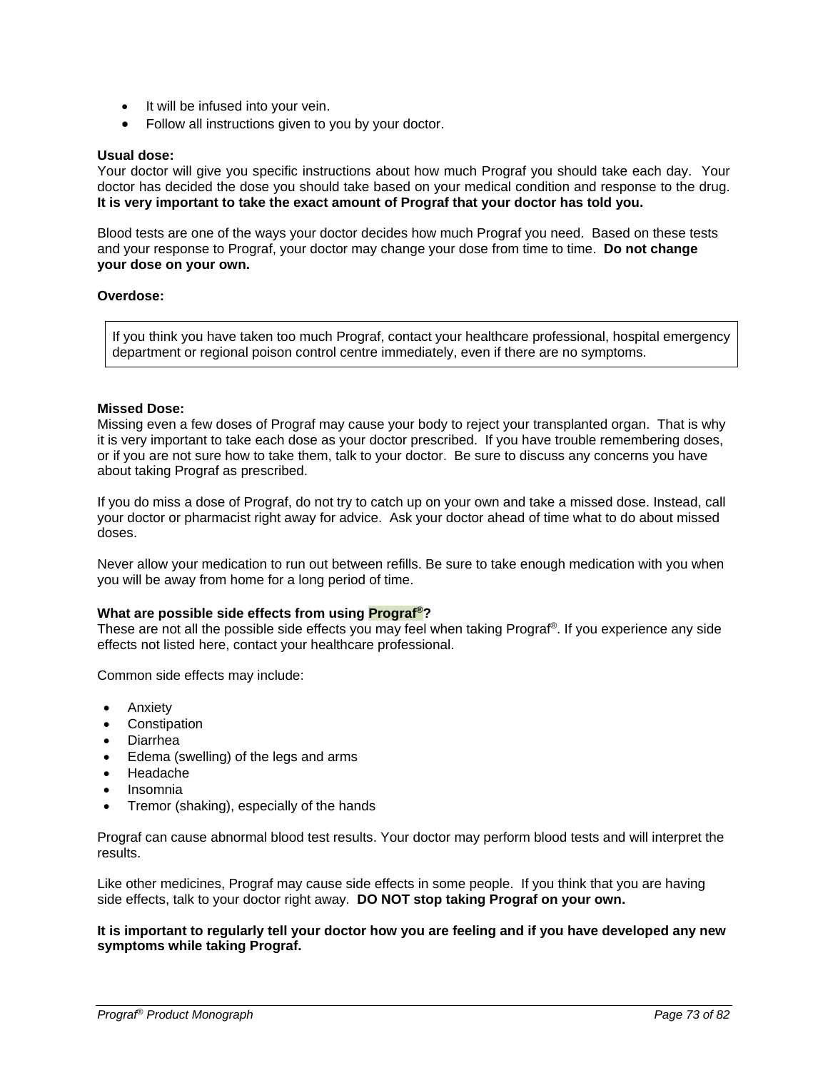- It will be infused into your vein.
- Follow all instructions given to you by your doctor.

**Usual dose:**
Your doctor will give you specific instructions about how much Prograf you should take each day. Your doctor has decided the dose you should take based on your medical condition and response to the drug. **It is very important to take the exact amount of Prograf that your doctor has told you.**

Blood tests are one of the ways your doctor decides how much Prograf you need. Based on these tests and your response to Prograf, your doctor may change your dose from time to time. **Do not change your dose on your own.**

**Overdose:**

> If you think you have taken too much Prograf, contact your healthcare professional, hospital emergency department or regional poison control centre immediately, even if there are no symptoms.

**Missed Dose:**
Missing even a few doses of Prograf may cause your body to reject your transplanted organ. That is why it is very important to take each dose as your doctor prescribed. If you have trouble remembering doses, or if you are not sure how to take them, talk to your doctor. Be sure to discuss any concerns you have about taking Prograf as prescribed.

If you do miss a dose of Prograf, do not try to catch up on your own and take a missed dose. Instead, call your doctor or pharmacist right away for advice. Ask your doctor ahead of time what to do about missed doses.

Never allow your medication to run out between refills. Be sure to take enough medication with you when you will be away from home for a long period of time.

**What are possible side effects from using Prograf®?**
These are not all the possible side effects you may feel when taking Prograf®. If you experience any side effects not listed here, contact your healthcare professional.

Common side effects may include:

- Anxiety
- Constipation
- Diarrhea
- Edema (swelling) of the legs and arms
- Headache
- Insomnia
- Tremor (shaking), especially of the hands

Prograf can cause abnormal blood test results. Your doctor may perform blood tests and will interpret the results.

Like other medicines, Prograf may cause side effects in some people. If you think that you are having side effects, talk to your doctor right away. **DO NOT stop taking Prograf on your own.**

**It is important to regularly tell your doctor how you are feeling and if you have developed any new symptoms while taking Prograf.**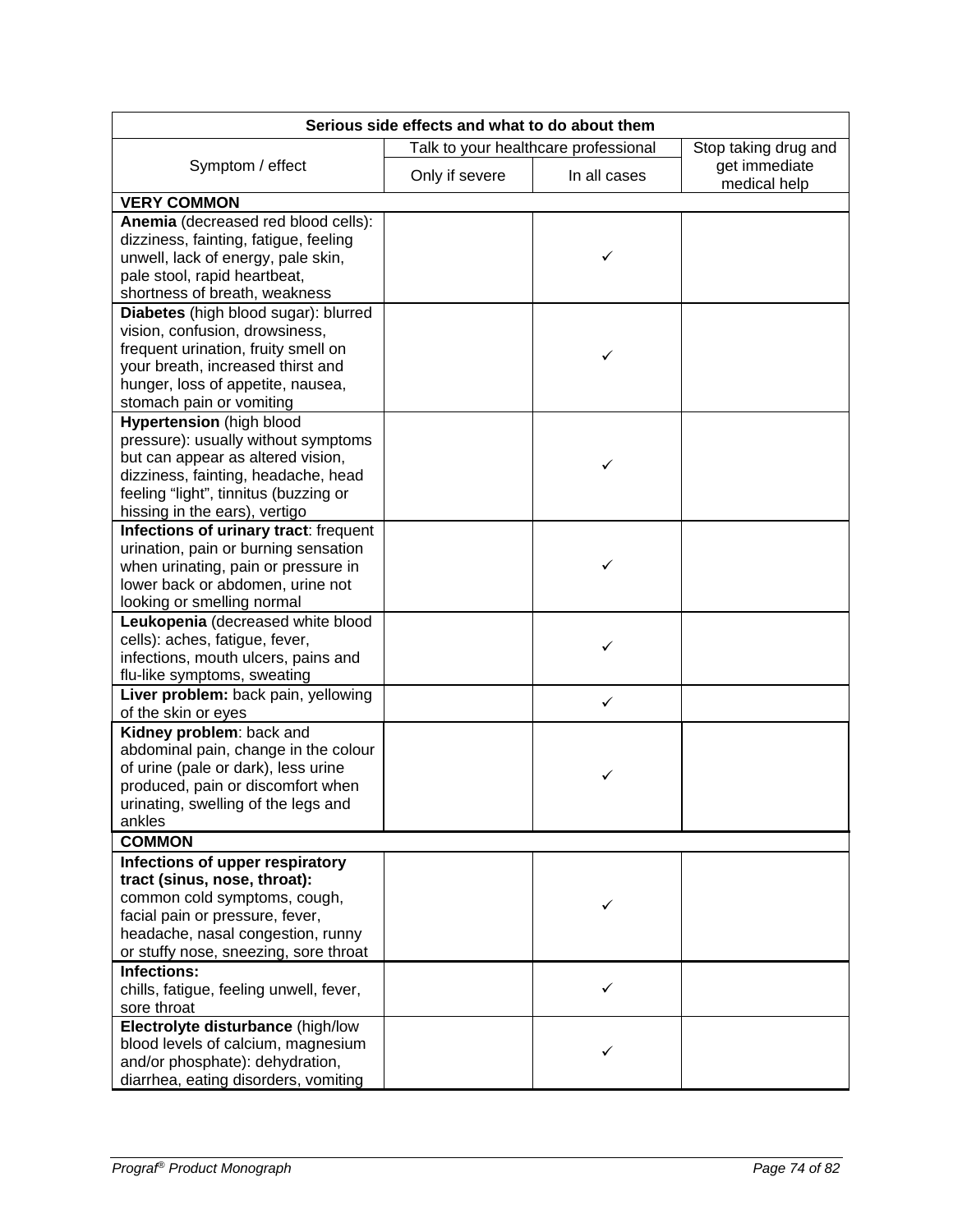| Serious side effects and what to do about them | | | |
|---|---|---|---|
| Symptom / effect | Talk to your healthcare professional | | Stop taking drug and get immediate medical help |
| | Only if severe | In all cases | |
| **VERY COMMON** | | | |
| **Anemia** (decreased red blood cells): dizziness, fainting, fatigue, feeling unwell, lack of energy, pale skin, pale stool, rapid heartbeat, shortness of breath, weakness | | ✓ | |
| **Diabetes** (high blood sugar): blurred vision, confusion, drowsiness, frequent urination, fruity smell on your breath, increased thirst and hunger, loss of appetite, nausea, stomach pain or vomiting | | ✓ | |
| **Hypertension** (high blood pressure): usually without symptoms but can appear as altered vision, dizziness, fainting, headache, head feeling "light", tinnitus (buzzing or hissing in the ears), vertigo | | ✓ | |
| **Infections of urinary tract**: frequent urination, pain or burning sensation when urinating, pain or pressure in lower back or abdomen, urine not looking or smelling normal | | ✓ | |
| **Leukopenia** (decreased white blood cells): aches, fatigue, fever, infections, mouth ulcers, pains and flu-like symptoms, sweating | | ✓ | |
| **Liver problem:** back pain, yellowing of the skin or eyes | | ✓ | |
| **Kidney problem**: back and abdominal pain, change in the colour of urine (pale or dark), less urine produced, pain or discomfort when urinating, swelling of the legs and ankles | | ✓ | |
| **COMMON** | | | |
| **Infections of upper respiratory tract (sinus, nose, throat):** common cold symptoms, cough, facial pain or pressure, fever, headache, nasal congestion, runny or stuffy nose, sneezing, sore throat | | ✓ | |
| **Infections:** chills, fatigue, feeling unwell, fever, sore throat | | ✓ | |
| **Electrolyte disturbance** (high/low blood levels of calcium, magnesium and/or phosphate): dehydration, diarrhea, eating disorders, vomiting | | ✓ | |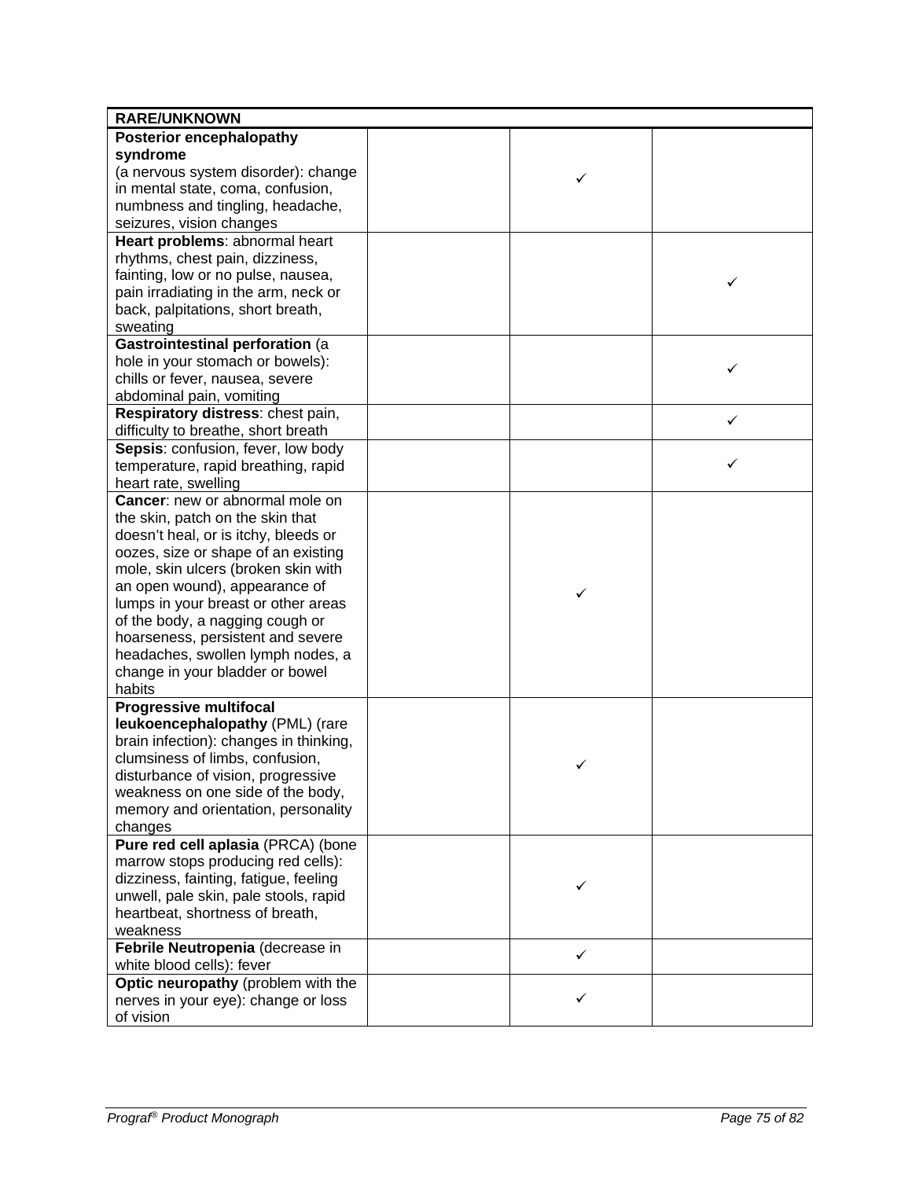| RARE/UNKNOWN | | | |
|---|---|---|---|
| **Posterior encephalopathy syndrome** (a nervous system disorder): change in mental state, coma, confusion, numbness and tingling, headache, seizures, vision changes | | ✓ | |
| **Heart problems**: abnormal heart rhythms, chest pain, dizziness, fainting, low or no pulse, nausea, pain irradiating in the arm, neck or back, palpitations, short breath, sweating | | | ✓ |
| **Gastrointestinal perforation** (a hole in your stomach or bowels): chills or fever, nausea, severe abdominal pain, vomiting | | | ✓ |
| **Respiratory distress**: chest pain, difficulty to breathe, short breath | | | ✓ |
| **Sepsis**: confusion, fever, low body temperature, rapid breathing, rapid heart rate, swelling | | | ✓ |
| **Cancer**: new or abnormal mole on the skin, patch on the skin that doesn't heal, or is itchy, bleeds or oozes, size or shape of an existing mole, skin ulcers (broken skin with an open wound), appearance of lumps in your breast or other areas of the body, a nagging cough or hoarseness, persistent and severe headaches, swollen lymph nodes, a change in your bladder or bowel habits | | ✓ | |
| **Progressive multifocal leukoencephalopathy** (PML) (rare brain infection): changes in thinking, clumsiness of limbs, confusion, disturbance of vision, progressive weakness on one side of the body, memory and orientation, personality changes | | ✓ | |
| **Pure red cell aplasia** (PRCA) (bone marrow stops producing red cells): dizziness, fainting, fatigue, feeling unwell, pale skin, pale stools, rapid heartbeat, shortness of breath, weakness | | ✓ | |
| **Febrile Neutropenia** (decrease in white blood cells): fever | | ✓ | |
| **Optic neuropathy** (problem with the nerves in your eye): change or loss of vision | | ✓ | |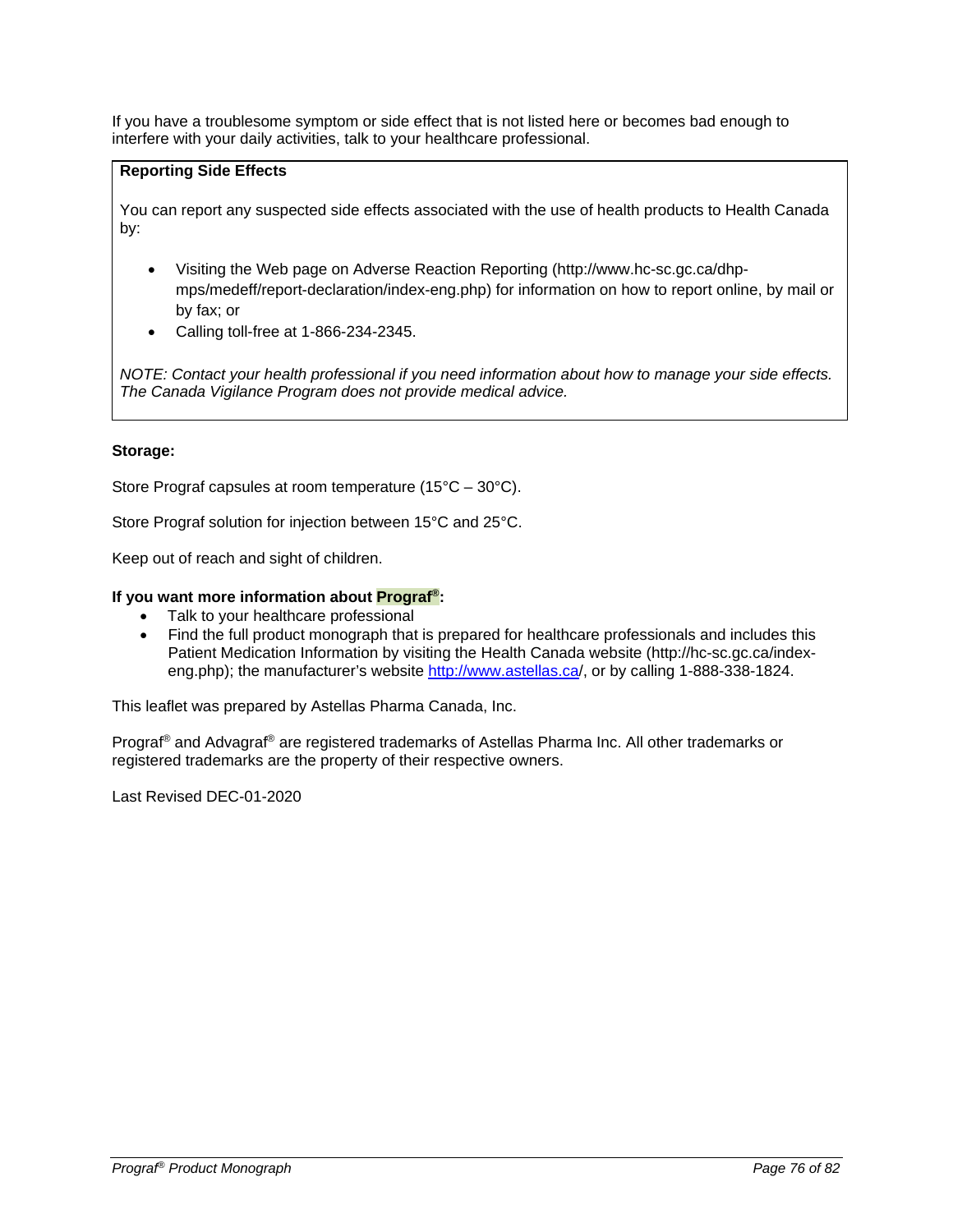If you have a troublesome symptom or side effect that is not listed here or becomes bad enough to interfere with your daily activities, talk to your healthcare professional.

**Reporting Side Effects**

You can report any suspected side effects associated with the use of health products to Health Canada by:

- Visiting the Web page on Adverse Reaction Reporting (http://www.hc-sc.gc.ca/dhp-mps/medeff/report-declaration/index-eng.php) for information on how to report online, by mail or by fax; or
- Calling toll-free at 1-866-234-2345.

*NOTE: Contact your health professional if you need information about how to manage your side effects. The Canada Vigilance Program does not provide medical advice.*

**Storage:**

Store Prograf capsules at room temperature (15°C – 30°C).

Store Prograf solution for injection between 15°C and 25°C.

Keep out of reach and sight of children.

**If you want more information about Prograf®:**

- Talk to your healthcare professional
- Find the full product monograph that is prepared for healthcare professionals and includes this Patient Medication Information by visiting the Health Canada website (http://hc-sc.gc.ca/index-eng.php); the manufacturer's website http://www.astellas.ca/, or by calling 1-888-338-1824.

This leaflet was prepared by Astellas Pharma Canada, Inc.

Prograf® and Advagraf® are registered trademarks of Astellas Pharma Inc. All other trademarks or registered trademarks are the property of their respective owners.

Last Revised DEC-01-2020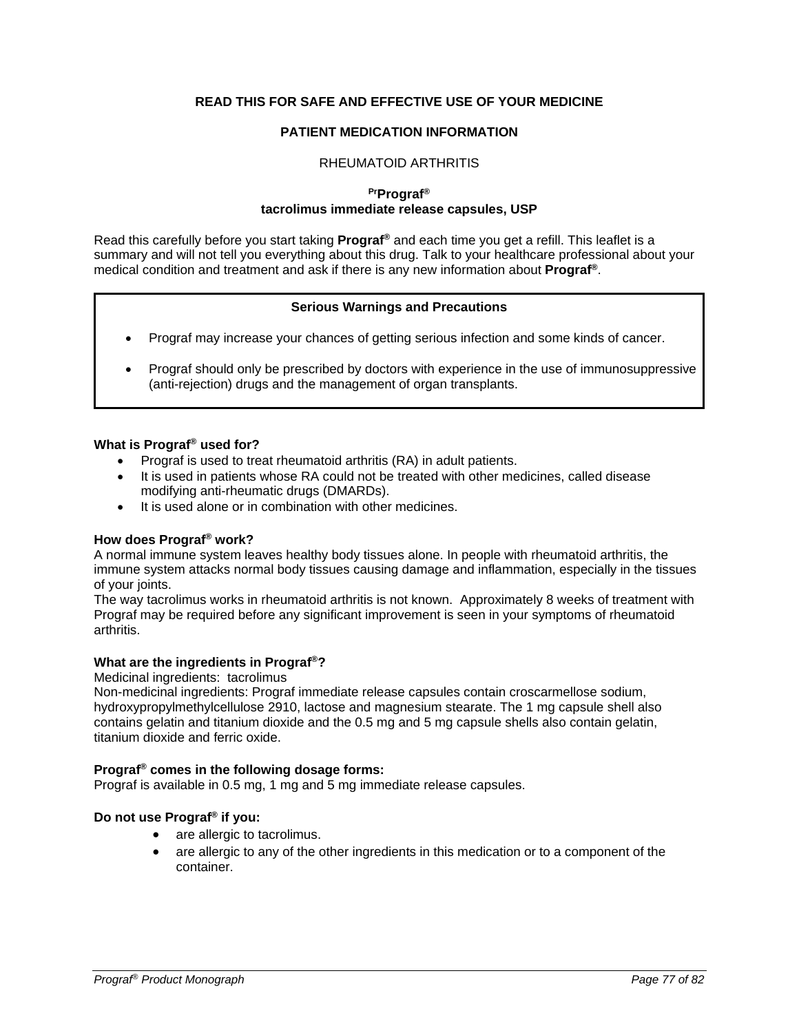**READ THIS FOR SAFE AND EFFECTIVE USE OF YOUR MEDICINE**

**PATIENT MEDICATION INFORMATION**

RHEUMATOID ARTHRITIS

**[Pr]Prograf®**
**tacrolimus immediate release capsules, USP**

Read this carefully before you start taking **Prograf®** and each time you get a refill. This leaflet is a summary and will not tell you everything about this drug. Talk to your healthcare professional about your medical condition and treatment and ask if there is any new information about **Prograf®**.

| **Serious Warnings and Precautions** |
|---|
| • Prograf may increase your chances of getting serious infection and some kinds of cancer.<br>• Prograf should only be prescribed by doctors with experience in the use of immunosuppressive (anti-rejection) drugs and the management of organ transplants. |

**What is Prograf® used for?**

- Prograf is used to treat rheumatoid arthritis (RA) in adult patients.
- It is used in patients whose RA could not be treated with other medicines, called disease modifying anti-rheumatic drugs (DMARDs).
- It is used alone or in combination with other medicines.

**How does Prograf® work?**

A normal immune system leaves healthy body tissues alone. In people with rheumatoid arthritis, the immune system attacks normal body tissues causing damage and inflammation, especially in the tissues of your joints.

The way tacrolimus works in rheumatoid arthritis is not known. Approximately 8 weeks of treatment with Prograf may be required before any significant improvement is seen in your symptoms of rheumatoid arthritis.

**What are the ingredients in Prograf®?**

Medicinal ingredients: tacrolimus

Non-medicinal ingredients: Prograf immediate release capsules contain croscarmellose sodium, hydroxypropylmethylcellulose 2910, lactose and magnesium stearate. The 1 mg capsule shell also contains gelatin and titanium dioxide and the 0.5 mg and 5 mg capsule shells also contain gelatin, titanium dioxide and ferric oxide.

**Prograf® comes in the following dosage forms:**

Prograf is available in 0.5 mg, 1 mg and 5 mg immediate release capsules.

**Do not use Prograf® if you:**

- are allergic to tacrolimus.
- are allergic to any of the other ingredients in this medication or to a component of the container.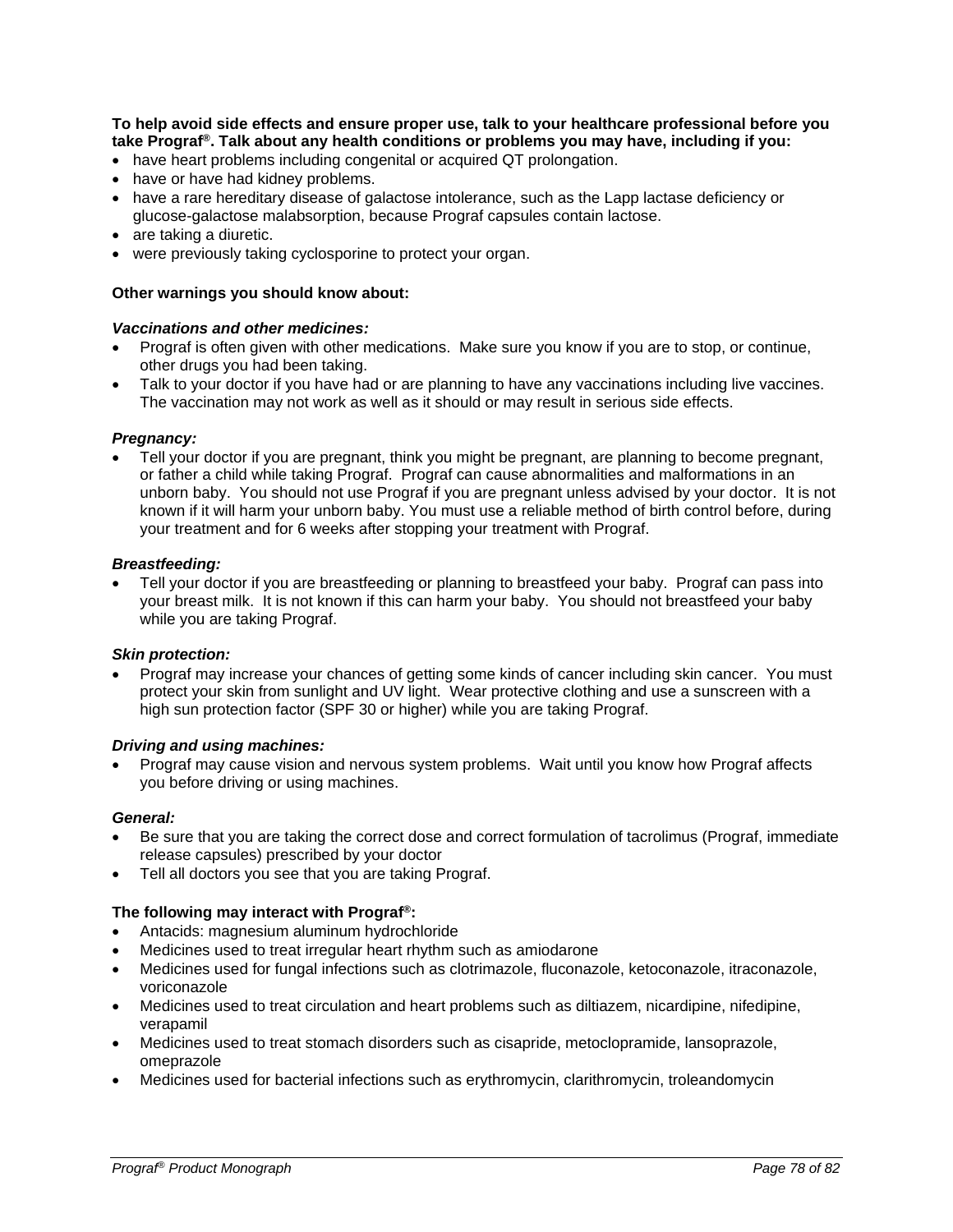**To help avoid side effects and ensure proper use, talk to your healthcare professional before you take Prograf®. Talk about any health conditions or problems you may have, including if you:**

- have heart problems including congenital or acquired QT prolongation.
- have or have had kidney problems.
- have a rare hereditary disease of galactose intolerance, such as the Lapp lactase deficiency or glucose-galactose malabsorption, because Prograf capsules contain lactose.
- are taking a diuretic.
- were previously taking cyclosporine to protect your organ.

**Other warnings you should know about:**

***Vaccinations and other medicines:***

- Prograf is often given with other medications. Make sure you know if you are to stop, or continue, other drugs you had been taking.
- Talk to your doctor if you have had or are planning to have any vaccinations including live vaccines. The vaccination may not work as well as it should or may result in serious side effects.

***Pregnancy:***

- Tell your doctor if you are pregnant, think you might be pregnant, are planning to become pregnant, or father a child while taking Prograf. Prograf can cause abnormalities and malformations in an unborn baby. You should not use Prograf if you are pregnant unless advised by your doctor. It is not known if it will harm your unborn baby. You must use a reliable method of birth control before, during your treatment and for 6 weeks after stopping your treatment with Prograf.

***Breastfeeding:***

- Tell your doctor if you are breastfeeding or planning to breastfeed your baby. Prograf can pass into your breast milk. It is not known if this can harm your baby. You should not breastfeed your baby while you are taking Prograf.

***Skin protection:***

- Prograf may increase your chances of getting some kinds of cancer including skin cancer. You must protect your skin from sunlight and UV light. Wear protective clothing and use a sunscreen with a high sun protection factor (SPF 30 or higher) while you are taking Prograf.

***Driving and using machines:***

- Prograf may cause vision and nervous system problems. Wait until you know how Prograf affects you before driving or using machines.

***General:***

- Be sure that you are taking the correct dose and correct formulation of tacrolimus (Prograf, immediate release capsules) prescribed by your doctor
- Tell all doctors you see that you are taking Prograf.

**The following may interact with Prograf®:**

- Antacids: magnesium aluminum hydrochloride
- Medicines used to treat irregular heart rhythm such as amiodarone
- Medicines used for fungal infections such as clotrimazole, fluconazole, ketoconazole, itraconazole, voriconazole
- Medicines used to treat circulation and heart problems such as diltiazem, nicardipine, nifedipine, verapamil
- Medicines used to treat stomach disorders such as cisapride, metoclopramide, lansoprazole, omeprazole
- Medicines used for bacterial infections such as erythromycin, clarithromycin, troleandomycin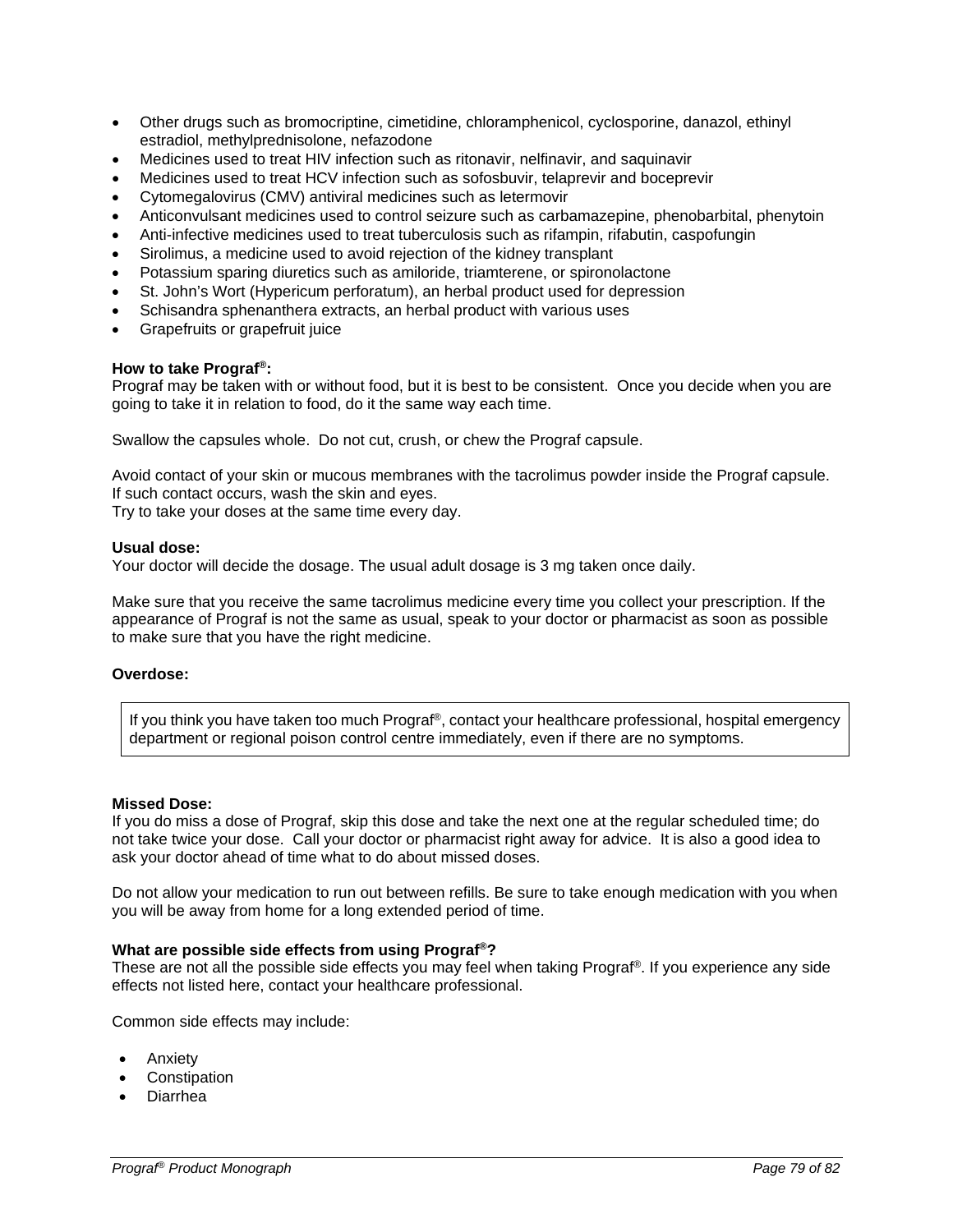- Other drugs such as bromocriptine, cimetidine, chloramphenicol, cyclosporine, danazol, ethinyl estradiol, methylprednisolone, nefazodone
- Medicines used to treat HIV infection such as ritonavir, nelfinavir, and saquinavir
- Medicines used to treat HCV infection such as sofosbuvir, telaprevir and boceprevir
- Cytomegalovirus (CMV) antiviral medicines such as letermovir
- Anticonvulsant medicines used to control seizure such as carbamazepine, phenobarbital, phenytoin
- Anti-infective medicines used to treat tuberculosis such as rifampin, rifabutin, caspofungin
- Sirolimus, a medicine used to avoid rejection of the kidney transplant
- Potassium sparing diuretics such as amiloride, triamterene, or spironolactone
- St. John's Wort (Hypericum perforatum), an herbal product used for depression
- Schisandra sphenanthera extracts, an herbal product with various uses
- Grapefruits or grapefruit juice

**How to take Prograf®:**
Prograf may be taken with or without food, but it is best to be consistent. Once you decide when you are going to take it in relation to food, do it the same way each time.

Swallow the capsules whole. Do not cut, crush, or chew the Prograf capsule.

Avoid contact of your skin or mucous membranes with the tacrolimus powder inside the Prograf capsule. If such contact occurs, wash the skin and eyes.
Try to take your doses at the same time every day.

**Usual dose:**
Your doctor will decide the dosage. The usual adult dosage is 3 mg taken once daily.

Make sure that you receive the same tacrolimus medicine every time you collect your prescription. If the appearance of Prograf is not the same as usual, speak to your doctor or pharmacist as soon as possible to make sure that you have the right medicine.

**Overdose:**

| If you think you have taken too much Prograf®, contact your healthcare professional, hospital emergency department or regional poison control centre immediately, even if there are no symptoms. |
|---|

**Missed Dose:**
If you do miss a dose of Prograf, skip this dose and take the next one at the regular scheduled time; do not take twice your dose. Call your doctor or pharmacist right away for advice. It is also a good idea to ask your doctor ahead of time what to do about missed doses.

Do not allow your medication to run out between refills. Be sure to take enough medication with you when you will be away from home for a long extended period of time.

**What are possible side effects from using Prograf®?**
These are not all the possible side effects you may feel when taking Prograf®. If you experience any side effects not listed here, contact your healthcare professional.

Common side effects may include:

- Anxiety
- Constipation
- Diarrhea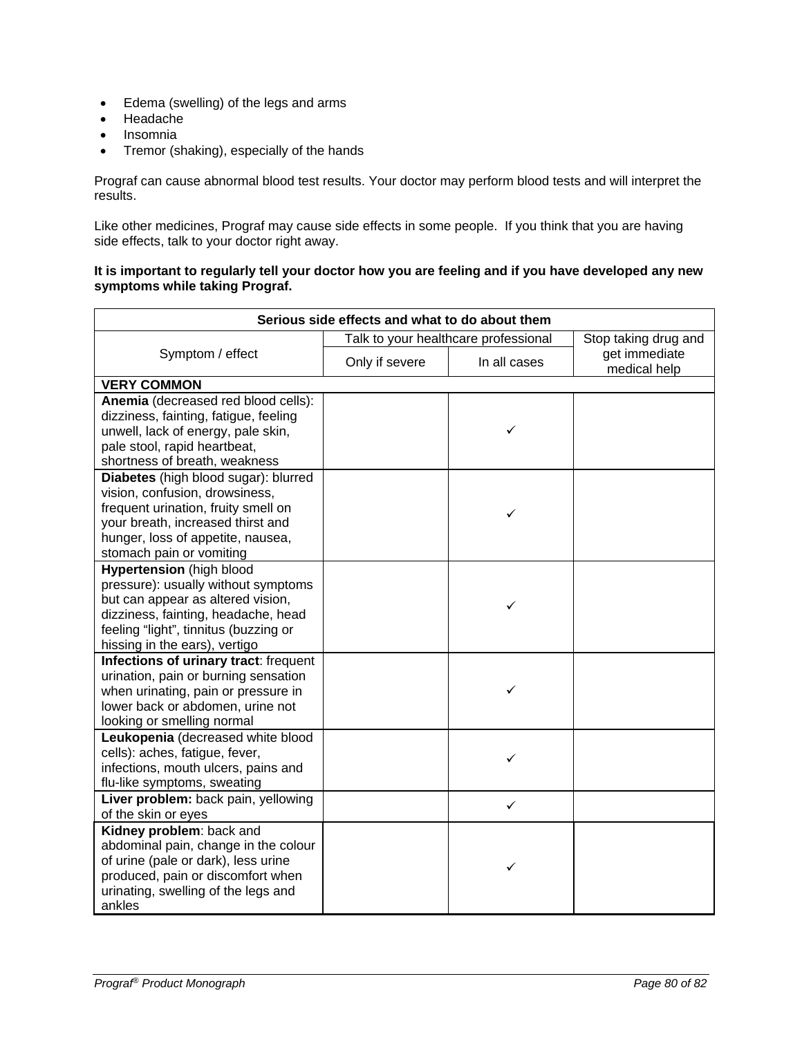- Edema (swelling) of the legs and arms
- Headache
- Insomnia
- Tremor (shaking), especially of the hands

Prograf can cause abnormal blood test results. Your doctor may perform blood tests and will interpret the results.

Like other medicines, Prograf may cause side effects in some people. If you think that you are having side effects, talk to your doctor right away.

**It is important to regularly tell your doctor how you are feeling and if you have developed any new symptoms while taking Prograf.**

| Serious side effects and what to do about them | | | |
|---|---|---|---|
| Symptom / effect | Talk to your healthcare professional | | Stop taking drug and get immediate medical help |
| | Only if severe | In all cases | |
| **VERY COMMON** | | | |
| **Anemia** (decreased red blood cells): dizziness, fainting, fatigue, feeling unwell, lack of energy, pale skin, pale stool, rapid heartbeat, shortness of breath, weakness | | ✓ | |
| **Diabetes** (high blood sugar): blurred vision, confusion, drowsiness, frequent urination, fruity smell on your breath, increased thirst and hunger, loss of appetite, nausea, stomach pain or vomiting | | ✓ | |
| **Hypertension** (high blood pressure): usually without symptoms but can appear as altered vision, dizziness, fainting, headache, head feeling “light”, tinnitus (buzzing or hissing in the ears), vertigo | | ✓ | |
| **Infections of urinary tract**: frequent urination, pain or burning sensation when urinating, pain or pressure in lower back or abdomen, urine not looking or smelling normal | | ✓ | |
| **Leukopenia** (decreased white blood cells): aches, fatigue, fever, infections, mouth ulcers, pains and flu-like symptoms, sweating | | ✓ | |
| **Liver problem:** back pain, yellowing of the skin or eyes | | ✓ | |
| **Kidney problem**: back and abdominal pain, change in the colour of urine (pale or dark), less urine produced, pain or discomfort when urinating, swelling of the legs and ankles | | ✓ | |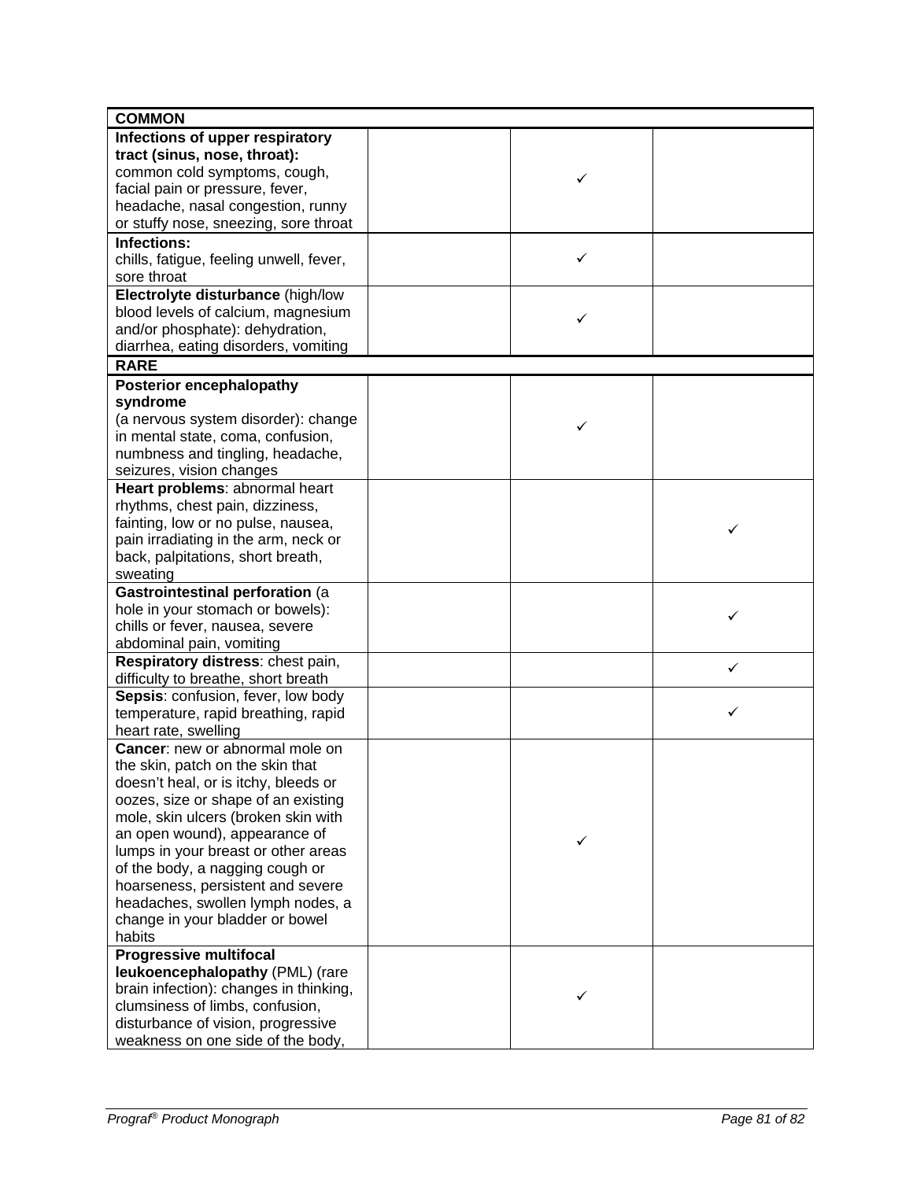| | | | |
|---|---|---|---|
| **COMMON** | | | |
| **Infections of upper respiratory tract (sinus, nose, throat):** common cold symptoms, cough, facial pain or pressure, fever, headache, nasal congestion, runny or stuffy nose, sneezing, sore throat | | ✓ | |
| **Infections:** chills, fatigue, feeling unwell, fever, sore throat | | ✓ | |
| **Electrolyte disturbance** (high/low blood levels of calcium, magnesium and/or phosphate): dehydration, diarrhea, eating disorders, vomiting | | ✓ | |
| **RARE** | | | |
| **Posterior encephalopathy syndrome** (a nervous system disorder): change in mental state, coma, confusion, numbness and tingling, headache, seizures, vision changes | | ✓ | |
| **Heart problems**: abnormal heart rhythms, chest pain, dizziness, fainting, low or no pulse, nausea, pain irradiating in the arm, neck or back, palpitations, short breath, sweating | | | ✓ |
| **Gastrointestinal perforation** (a hole in your stomach or bowels): chills or fever, nausea, severe abdominal pain, vomiting | | | ✓ |
| **Respiratory distress**: chest pain, difficulty to breathe, short breath | | | ✓ |
| **Sepsis**: confusion, fever, low body temperature, rapid breathing, rapid heart rate, swelling | | | ✓ |
| **Cancer**: new or abnormal mole on the skin, patch on the skin that doesn't heal, or is itchy, bleeds or oozes, size or shape of an existing mole, skin ulcers (broken skin with an open wound), appearance of lumps in your breast or other areas of the body, a nagging cough or hoarseness, persistent and severe headaches, swollen lymph nodes, a change in your bladder or bowel habits | | ✓ | |
| **Progressive multifocal leukoencephalopathy** (PML) (rare brain infection): changes in thinking, clumsiness of limbs, confusion, disturbance of vision, progressive weakness on one side of the body, | | ✓ | |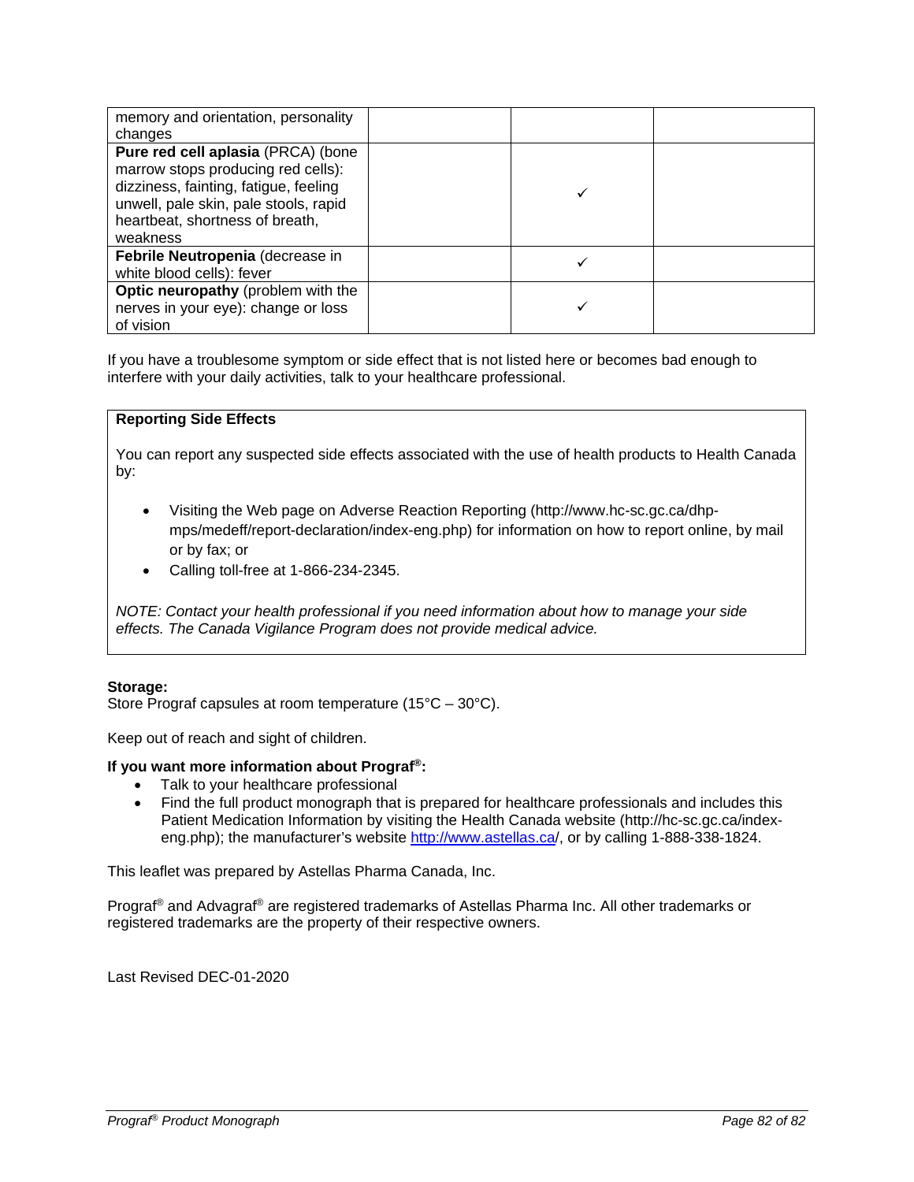| | | | |
|---|---|---|---|
| memory and orientation, personality changes | | | |
| **Pure red cell aplasia** (PRCA) (bone marrow stops producing red cells): dizziness, fainting, fatigue, feeling unwell, pale skin, pale stools, rapid heartbeat, shortness of breath, weakness | | ✓ | |
| **Febrile Neutropenia** (decrease in white blood cells): fever | | ✓ | |
| **Optic neuropathy** (problem with the nerves in your eye): change or loss of vision | | ✓ | |

If you have a troublesome symptom or side effect that is not listed here or becomes bad enough to interfere with your daily activities, talk to your healthcare professional.

**Reporting Side Effects**

You can report any suspected side effects associated with the use of health products to Health Canada by:

- Visiting the Web page on Adverse Reaction Reporting (http://www.hc-sc.gc.ca/dhp-mps/medeff/report-declaration/index-eng.php) for information on how to report online, by mail or by fax; or
- Calling toll-free at 1-866-234-2345.

*NOTE: Contact your health professional if you need information about how to manage your side effects. The Canada Vigilance Program does not provide medical advice.*

**Storage:**
Store Prograf capsules at room temperature (15°C – 30°C).

Keep out of reach and sight of children.

**If you want more information about Prograf®:**

- Talk to your healthcare professional
- Find the full product monograph that is prepared for healthcare professionals and includes this Patient Medication Information by visiting the Health Canada website (http://hc-sc.gc.ca/index-eng.php); the manufacturer's website http://www.astellas.ca/, or by calling 1-888-338-1824.

This leaflet was prepared by Astellas Pharma Canada, Inc.

Prograf® and Advagraf® are registered trademarks of Astellas Pharma Inc. All other trademarks or registered trademarks are the property of their respective owners.

Last Revised DEC-01-2020